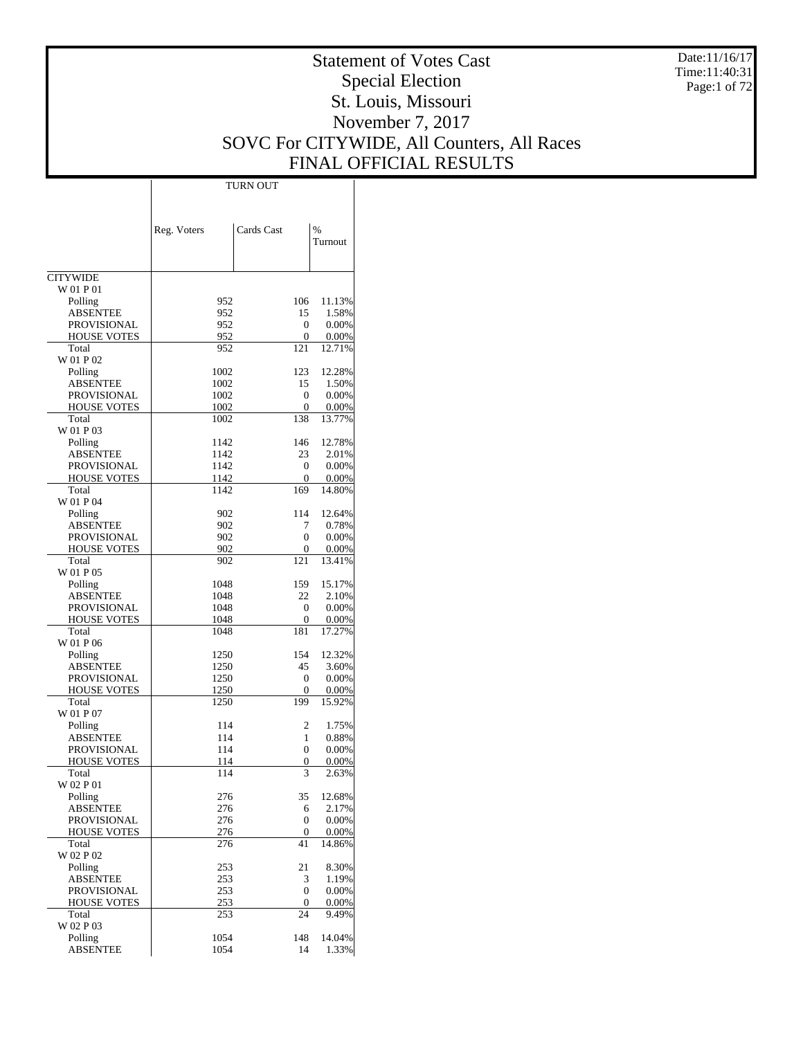# Statement of Votes Cast
## Special Election
## St. Louis, Missouri
## November 7, 2017
## SOVC For CITYWIDE, All Counters, All Races
## FINAL OFFICIAL RESULTS

Date:11/16/17
Time:11:40:31

| | TURN OUT | | |
|---|---|---|---|
| | Reg. Voters | Cards Cast | % Turnout |
| CITYWIDE | | | |
| W 01 P 01 | | | |
| Polling | 952 | 106 | 11.13% |
| ABSENTEE | 952 | 15 | 1.58% |
| PROVISIONAL | 952 | 0 | 0.00% |
| HOUSE VOTES | 952 | 0 | 0.00% |
| Total | 952 | 121 | 12.71% |
| W 01 P 02 | | | |
| Polling | 1002 | 123 | 12.28% |
| ABSENTEE | 1002 | 15 | 1.50% |
| PROVISIONAL | 1002 | 0 | 0.00% |
| HOUSE VOTES | 1002 | 0 | 0.00% |
| Total | 1002 | 138 | 13.77% |
| W 01 P 03 | | | |
| Polling | 1142 | 146 | 12.78% |
| ABSENTEE | 1142 | 23 | 2.01% |
| PROVISIONAL | 1142 | 0 | 0.00% |
| HOUSE VOTES | 1142 | 0 | 0.00% |
| Total | 1142 | 169 | 14.80% |
| W 01 P 04 | | | |
| Polling | 902 | 114 | 12.64% |
| ABSENTEE | 902 | 7 | 0.78% |
| PROVISIONAL | 902 | 0 | 0.00% |
| HOUSE VOTES | 902 | 0 | 0.00% |
| Total | 902 | 121 | 13.41% |
| W 01 P 05 | | | |
| Polling | 1048 | 159 | 15.17% |
| ABSENTEE | 1048 | 22 | 2.10% |
| PROVISIONAL | 1048 | 0 | 0.00% |
| HOUSE VOTES | 1048 | 0 | 0.00% |
| Total | 1048 | 181 | 17.27% |
| W 01 P 06 | | | |
| Polling | 1250 | 154 | 12.32% |
| ABSENTEE | 1250 | 45 | 3.60% |
| PROVISIONAL | 1250 | 0 | 0.00% |
| HOUSE VOTES | 1250 | 0 | 0.00% |
| Total | 1250 | 199 | 15.92% |
| W 01 P 07 | | | |
| Polling | 114 | 2 | 1.75% |
| ABSENTEE | 114 | 1 | 0.88% |
| PROVISIONAL | 114 | 0 | 0.00% |
| HOUSE VOTES | 114 | 0 | 0.00% |
| Total | 114 | 3 | 2.63% |
| W 02 P 01 | | | |
| Polling | 276 | 35 | 12.68% |
| ABSENTEE | 276 | 6 | 2.17% |
| PROVISIONAL | 276 | 0 | 0.00% |
| HOUSE VOTES | 276 | 0 | 0.00% |
| Total | 276 | 41 | 14.86% |
| W 02 P 02 | | | |
| Polling | 253 | 21 | 8.30% |
| ABSENTEE | 253 | 3 | 1.19% |
| PROVISIONAL | 253 | 0 | 0.00% |
| HOUSE VOTES | 253 | 0 | 0.00% |
| Total | 253 | 24 | 9.49% |
| W 02 P 03 | | | |
| Polling | 1054 | 148 | 14.04% |
| ABSENTEE | 1054 | 14 | 1.33% |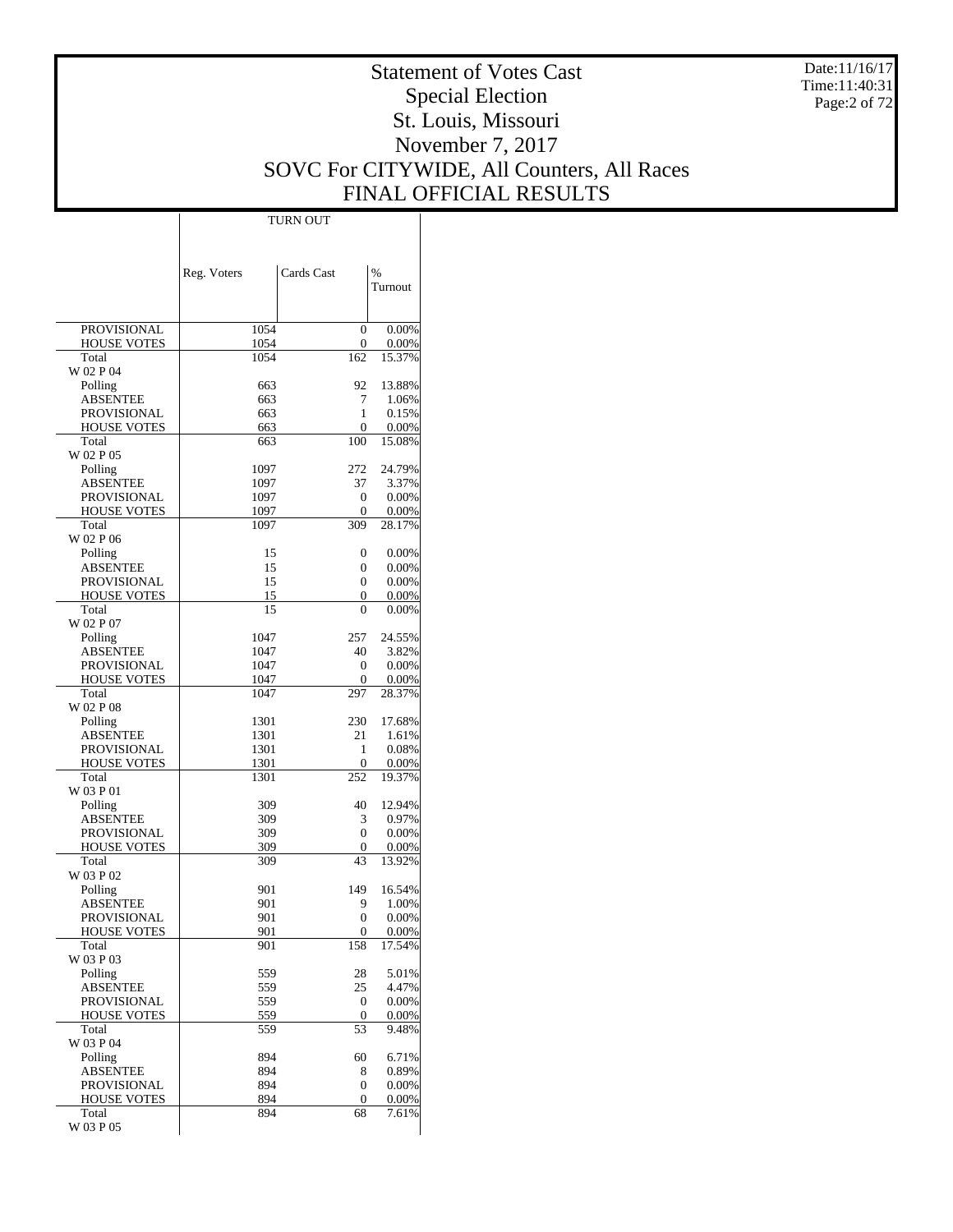# Statement of Votes Cast
## Special Election
## St. Louis, Missouri
## November 7, 2017
## SOVC For CITYWIDE, All Counters, All Races
## FINAL OFFICIAL RESULTS

Date:11/16/17
Time:11:40:31

| | TURN OUT | | |
|---|---|---|---|
| | Reg. Voters | Cards Cast | % Turnout |
| PROVISIONAL | 1054 | 0 | 0.00% |
| HOUSE VOTES | 1054 | 0 | 0.00% |
| Total | 1054 | 162 | 15.37% |
| W 02 P 04 | | | |
| Polling | 663 | 92 | 13.88% |
| ABSENTEE | 663 | 7 | 1.06% |
| PROVISIONAL | 663 | 1 | 0.15% |
| HOUSE VOTES | 663 | 0 | 0.00% |
| Total | 663 | 100 | 15.08% |
| W 02 P 05 | | | |
| Polling | 1097 | 272 | 24.79% |
| ABSENTEE | 1097 | 37 | 3.37% |
| PROVISIONAL | 1097 | 0 | 0.00% |
| HOUSE VOTES | 1097 | 0 | 0.00% |
| Total | 1097 | 309 | 28.17% |
| W 02 P 06 | | | |
| Polling | 15 | 0 | 0.00% |
| ABSENTEE | 15 | 0 | 0.00% |
| PROVISIONAL | 15 | 0 | 0.00% |
| HOUSE VOTES | 15 | 0 | 0.00% |
| Total | 15 | 0 | 0.00% |
| W 02 P 07 | | | |
| Polling | 1047 | 257 | 24.55% |
| ABSENTEE | 1047 | 40 | 3.82% |
| PROVISIONAL | 1047 | 0 | 0.00% |
| HOUSE VOTES | 1047 | 0 | 0.00% |
| Total | 1047 | 297 | 28.37% |
| W 02 P 08 | | | |
| Polling | 1301 | 230 | 17.68% |
| ABSENTEE | 1301 | 21 | 1.61% |
| PROVISIONAL | 1301 | 1 | 0.08% |
| HOUSE VOTES | 1301 | 0 | 0.00% |
| Total | 1301 | 252 | 19.37% |
| W 03 P 01 | | | |
| Polling | 309 | 40 | 12.94% |
| ABSENTEE | 309 | 3 | 0.97% |
| PROVISIONAL | 309 | 0 | 0.00% |
| HOUSE VOTES | 309 | 0 | 0.00% |
| Total | 309 | 43 | 13.92% |
| W 03 P 02 | | | |
| Polling | 901 | 149 | 16.54% |
| ABSENTEE | 901 | 9 | 1.00% |
| PROVISIONAL | 901 | 0 | 0.00% |
| HOUSE VOTES | 901 | 0 | 0.00% |
| Total | 901 | 158 | 17.54% |
| W 03 P 03 | | | |
| Polling | 559 | 28 | 5.01% |
| ABSENTEE | 559 | 25 | 4.47% |
| PROVISIONAL | 559 | 0 | 0.00% |
| HOUSE VOTES | 559 | 0 | 0.00% |
| Total | 559 | 53 | 9.48% |
| W 03 P 04 | | | |
| Polling | 894 | 60 | 6.71% |
| ABSENTEE | 894 | 8 | 0.89% |
| PROVISIONAL | 894 | 0 | 0.00% |
| HOUSE VOTES | 894 | 0 | 0.00% |
| Total | 894 | 68 | 7.61% |
| W 03 P 05 | | | |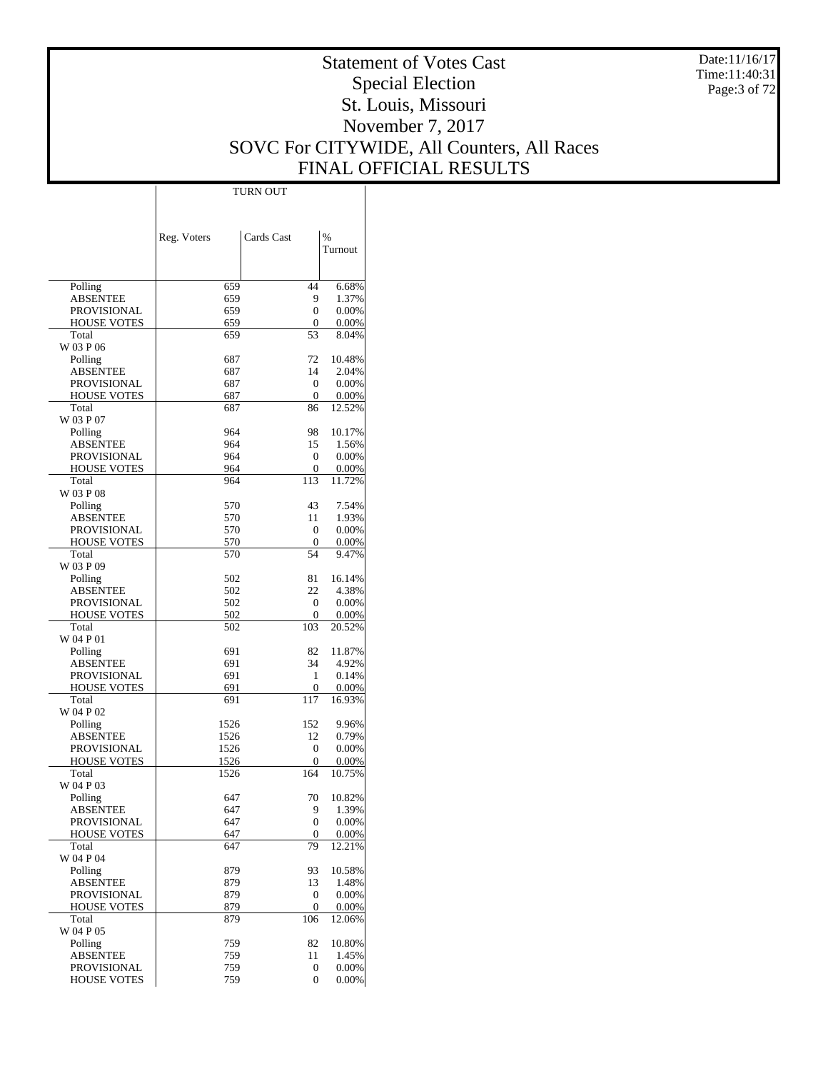# Statement of Votes Cast
## Special Election
## St. Louis, Missouri
## November 7, 2017
## SOVC For CITYWIDE, All Counters, All Races
## FINAL OFFICIAL RESULTS

Date:11/16/17
Time:11:40:31

| | TURN OUT | | |
|---|---|---|---|
| | Reg. Voters | Cards Cast | % Turnout |
| Polling | 659 | 44 | 6.68% |
| ABSENTEE | 659 | 9 | 1.37% |
| PROVISIONAL | 659 | 0 | 0.00% |
| HOUSE VOTES | 659 | 0 | 0.00% |
| Total | 659 | 53 | 8.04% |
| W 03 P 06 | | | |
| Polling | 687 | 72 | 10.48% |
| ABSENTEE | 687 | 14 | 2.04% |
| PROVISIONAL | 687 | 0 | 0.00% |
| HOUSE VOTES | 687 | 0 | 0.00% |
| Total | 687 | 86 | 12.52% |
| W 03 P 07 | | | |
| Polling | 964 | 98 | 10.17% |
| ABSENTEE | 964 | 15 | 1.56% |
| PROVISIONAL | 964 | 0 | 0.00% |
| HOUSE VOTES | 964 | 0 | 0.00% |
| Total | 964 | 113 | 11.72% |
| W 03 P 08 | | | |
| Polling | 570 | 43 | 7.54% |
| ABSENTEE | 570 | 11 | 1.93% |
| PROVISIONAL | 570 | 0 | 0.00% |
| HOUSE VOTES | 570 | 0 | 0.00% |
| Total | 570 | 54 | 9.47% |
| W 03 P 09 | | | |
| Polling | 502 | 81 | 16.14% |
| ABSENTEE | 502 | 22 | 4.38% |
| PROVISIONAL | 502 | 0 | 0.00% |
| HOUSE VOTES | 502 | 0 | 0.00% |
| Total | 502 | 103 | 20.52% |
| W 04 P 01 | | | |
| Polling | 691 | 82 | 11.87% |
| ABSENTEE | 691 | 34 | 4.92% |
| PROVISIONAL | 691 | 1 | 0.14% |
| HOUSE VOTES | 691 | 0 | 0.00% |
| Total | 691 | 117 | 16.93% |
| W 04 P 02 | | | |
| Polling | 1526 | 152 | 9.96% |
| ABSENTEE | 1526 | 12 | 0.79% |
| PROVISIONAL | 1526 | 0 | 0.00% |
| HOUSE VOTES | 1526 | 0 | 0.00% |
| Total | 1526 | 164 | 10.75% |
| W 04 P 03 | | | |
| Polling | 647 | 70 | 10.82% |
| ABSENTEE | 647 | 9 | 1.39% |
| PROVISIONAL | 647 | 0 | 0.00% |
| HOUSE VOTES | 647 | 0 | 0.00% |
| Total | 647 | 79 | 12.21% |
| W 04 P 04 | | | |
| Polling | 879 | 93 | 10.58% |
| ABSENTEE | 879 | 13 | 1.48% |
| PROVISIONAL | 879 | 0 | 0.00% |
| HOUSE VOTES | 879 | 0 | 0.00% |
| Total | 879 | 106 | 12.06% |
| W 04 P 05 | | | |
| Polling | 759 | 82 | 10.80% |
| ABSENTEE | 759 | 11 | 1.45% |
| PROVISIONAL | 759 | 0 | 0.00% |
| HOUSE VOTES | 759 | 0 | 0.00% |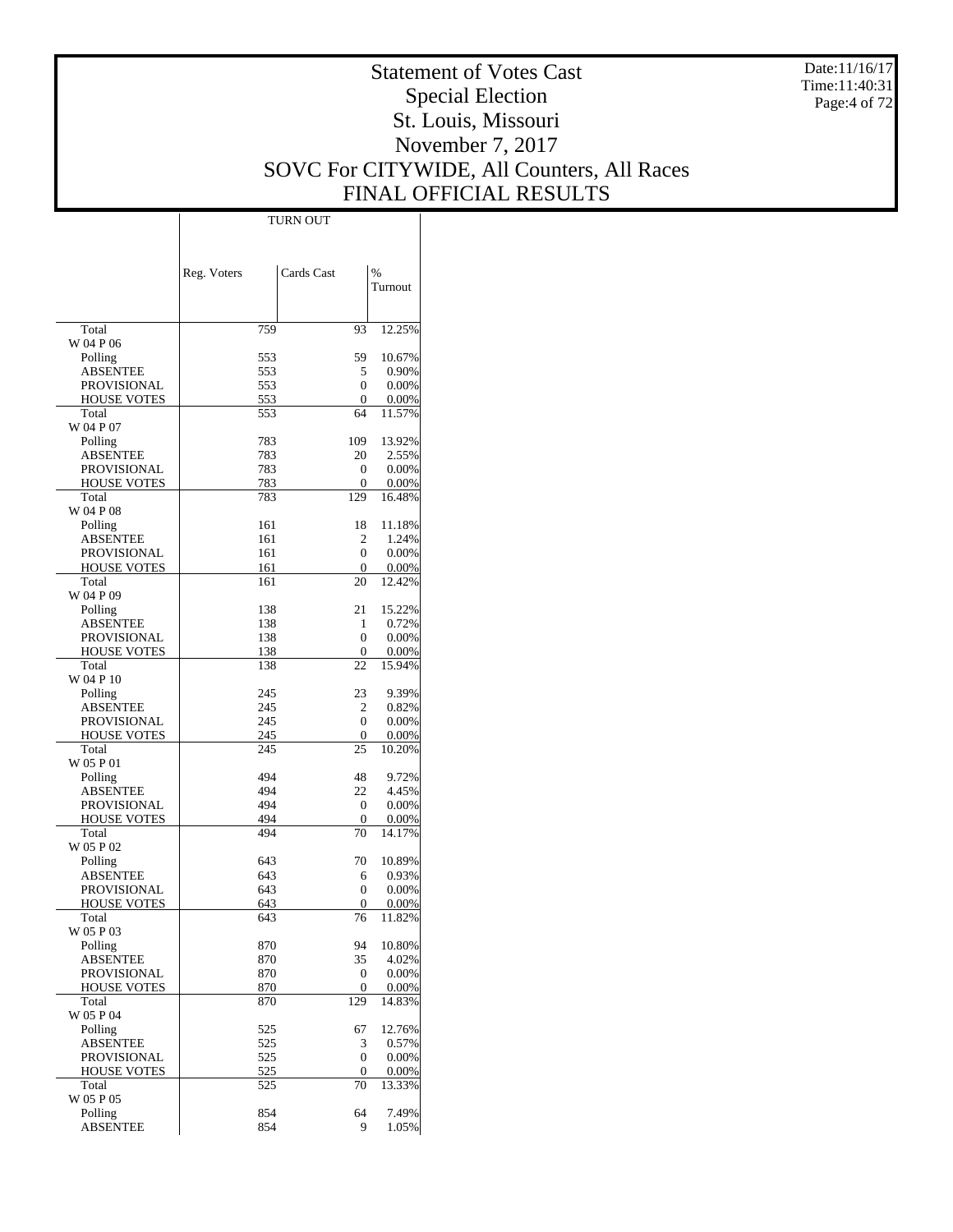# Statement of Votes Cast
## Special Election
## St. Louis, Missouri
## November 7, 2017
## SOVC For CITYWIDE, All Counters, All Races
## FINAL OFFICIAL RESULTS

Date:11/16/17
Time:11:40:31

| | TURN OUT | | |
|---|---|---|---|
| | Reg. Voters | Cards Cast | % Turnout |
| Total | 759 | 93 | 12.25% |
| W 04 P 06 | | | |
| Polling | 553 | 59 | 10.67% |
| ABSENTEE | 553 | 5 | 0.90% |
| PROVISIONAL | 553 | 0 | 0.00% |
| HOUSE VOTES | 553 | 0 | 0.00% |
| Total | 553 | 64 | 11.57% |
| W 04 P 07 | | | |
| Polling | 783 | 109 | 13.92% |
| ABSENTEE | 783 | 20 | 2.55% |
| PROVISIONAL | 783 | 0 | 0.00% |
| HOUSE VOTES | 783 | 0 | 0.00% |
| Total | 783 | 129 | 16.48% |
| W 04 P 08 | | | |
| Polling | 161 | 18 | 11.18% |
| ABSENTEE | 161 | 2 | 1.24% |
| PROVISIONAL | 161 | 0 | 0.00% |
| HOUSE VOTES | 161 | 0 | 0.00% |
| Total | 161 | 20 | 12.42% |
| W 04 P 09 | | | |
| Polling | 138 | 21 | 15.22% |
| ABSENTEE | 138 | 1 | 0.72% |
| PROVISIONAL | 138 | 0 | 0.00% |
| HOUSE VOTES | 138 | 0 | 0.00% |
| Total | 138 | 22 | 15.94% |
| W 04 P 10 | | | |
| Polling | 245 | 23 | 9.39% |
| ABSENTEE | 245 | 2 | 0.82% |
| PROVISIONAL | 245 | 0 | 0.00% |
| HOUSE VOTES | 245 | 0 | 0.00% |
| Total | 245 | 25 | 10.20% |
| W 05 P 01 | | | |
| Polling | 494 | 48 | 9.72% |
| ABSENTEE | 494 | 22 | 4.45% |
| PROVISIONAL | 494 | 0 | 0.00% |
| HOUSE VOTES | 494 | 0 | 0.00% |
| Total | 494 | 70 | 14.17% |
| W 05 P 02 | | | |
| Polling | 643 | 70 | 10.89% |
| ABSENTEE | 643 | 6 | 0.93% |
| PROVISIONAL | 643 | 0 | 0.00% |
| HOUSE VOTES | 643 | 0 | 0.00% |
| Total | 643 | 76 | 11.82% |
| W 05 P 03 | | | |
| Polling | 870 | 94 | 10.80% |
| ABSENTEE | 870 | 35 | 4.02% |
| PROVISIONAL | 870 | 0 | 0.00% |
| HOUSE VOTES | 870 | 0 | 0.00% |
| Total | 870 | 129 | 14.83% |
| W 05 P 04 | | | |
| Polling | 525 | 67 | 12.76% |
| ABSENTEE | 525 | 3 | 0.57% |
| PROVISIONAL | 525 | 0 | 0.00% |
| HOUSE VOTES | 525 | 0 | 0.00% |
| Total | 525 | 70 | 13.33% |
| W 05 P 05 | | | |
| Polling | 854 | 64 | 7.49% |
| ABSENTEE | 854 | 9 | 1.05% |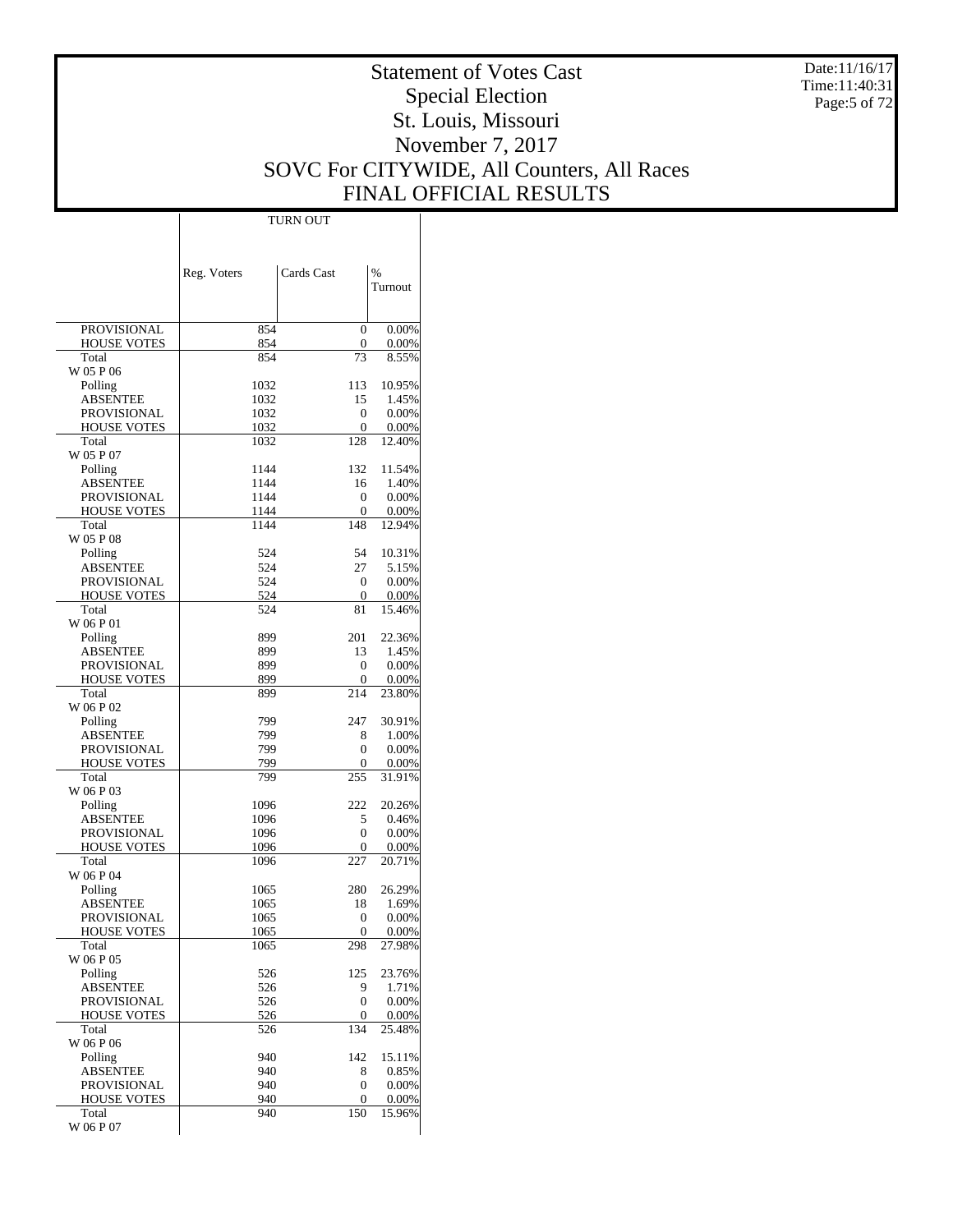# Statement of Votes Cast
## Special Election
## St. Louis, Missouri
## November 7, 2017
## SOVC For CITYWIDE, All Counters, All Races
## FINAL OFFICIAL RESULTS

Date:11/16/17
Time:11:40:31

| | TURN OUT | | |
|---|---|---|---|
| | Reg. Voters | Cards Cast | % Turnout |
| PROVISIONAL | 854 | 0 | 0.00% |
| HOUSE VOTES | 854 | 0 | 0.00% |
| Total | 854 | 73 | 8.55% |
| W 05 P 06 | | | |
| Polling | 1032 | 113 | 10.95% |
| ABSENTEE | 1032 | 15 | 1.45% |
| PROVISIONAL | 1032 | 0 | 0.00% |
| HOUSE VOTES | 1032 | 0 | 0.00% |
| Total | 1032 | 128 | 12.40% |
| W 05 P 07 | | | |
| Polling | 1144 | 132 | 11.54% |
| ABSENTEE | 1144 | 16 | 1.40% |
| PROVISIONAL | 1144 | 0 | 0.00% |
| HOUSE VOTES | 1144 | 0 | 0.00% |
| Total | 1144 | 148 | 12.94% |
| W 05 P 08 | | | |
| Polling | 524 | 54 | 10.31% |
| ABSENTEE | 524 | 27 | 5.15% |
| PROVISIONAL | 524 | 0 | 0.00% |
| HOUSE VOTES | 524 | 0 | 0.00% |
| Total | 524 | 81 | 15.46% |
| W 06 P 01 | | | |
| Polling | 899 | 201 | 22.36% |
| ABSENTEE | 899 | 13 | 1.45% |
| PROVISIONAL | 899 | 0 | 0.00% |
| HOUSE VOTES | 899 | 0 | 0.00% |
| Total | 899 | 214 | 23.80% |
| W 06 P 02 | | | |
| Polling | 799 | 247 | 30.91% |
| ABSENTEE | 799 | 8 | 1.00% |
| PROVISIONAL | 799 | 0 | 0.00% |
| HOUSE VOTES | 799 | 0 | 0.00% |
| Total | 799 | 255 | 31.91% |
| W 06 P 03 | | | |
| Polling | 1096 | 222 | 20.26% |
| ABSENTEE | 1096 | 5 | 0.46% |
| PROVISIONAL | 1096 | 0 | 0.00% |
| HOUSE VOTES | 1096 | 0 | 0.00% |
| Total | 1096 | 227 | 20.71% |
| W 06 P 04 | | | |
| Polling | 1065 | 280 | 26.29% |
| ABSENTEE | 1065 | 18 | 1.69% |
| PROVISIONAL | 1065 | 0 | 0.00% |
| HOUSE VOTES | 1065 | 0 | 0.00% |
| Total | 1065 | 298 | 27.98% |
| W 06 P 05 | | | |
| Polling | 526 | 125 | 23.76% |
| ABSENTEE | 526 | 9 | 1.71% |
| PROVISIONAL | 526 | 0 | 0.00% |
| HOUSE VOTES | 526 | 0 | 0.00% |
| Total | 526 | 134 | 25.48% |
| W 06 P 06 | | | |
| Polling | 940 | 142 | 15.11% |
| ABSENTEE | 940 | 8 | 0.85% |
| PROVISIONAL | 940 | 0 | 0.00% |
| HOUSE VOTES | 940 | 0 | 0.00% |
| Total | 940 | 150 | 15.96% |
| W 06 P 07 | | | |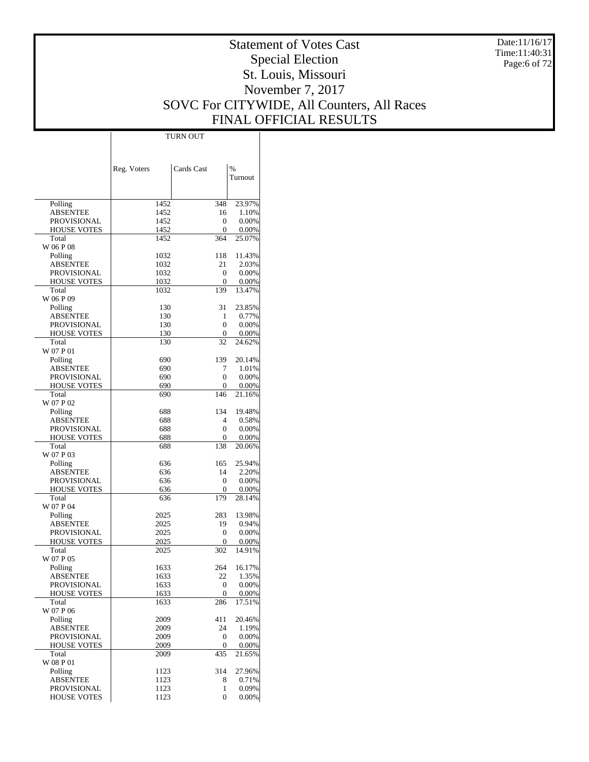# Statement of Votes Cast
## Special Election
## St. Louis, Missouri
## November 7, 2017
## SOVC For CITYWIDE, All Counters, All Races
## FINAL OFFICIAL RESULTS

Date:11/16/17
Time:11:40:31

| | TURN OUT | | |
|---|---|---|---|
| | Reg. Voters | Cards Cast | % Turnout |
| Polling | 1452 | 348 | 23.97% |
| ABSENTEE | 1452 | 16 | 1.10% |
| PROVISIONAL | 1452 | 0 | 0.00% |
| HOUSE VOTES | 1452 | 0 | 0.00% |
| Total | 1452 | 364 | 25.07% |
| W 06 P 08 | | | |
| Polling | 1032 | 118 | 11.43% |
| ABSENTEE | 1032 | 21 | 2.03% |
| PROVISIONAL | 1032 | 0 | 0.00% |
| HOUSE VOTES | 1032 | 0 | 0.00% |
| Total | 1032 | 139 | 13.47% |
| W 06 P 09 | | | |
| Polling | 130 | 31 | 23.85% |
| ABSENTEE | 130 | 1 | 0.77% |
| PROVISIONAL | 130 | 0 | 0.00% |
| HOUSE VOTES | 130 | 0 | 0.00% |
| Total | 130 | 32 | 24.62% |
| W 07 P 01 | | | |
| Polling | 690 | 139 | 20.14% |
| ABSENTEE | 690 | 7 | 1.01% |
| PROVISIONAL | 690 | 0 | 0.00% |
| HOUSE VOTES | 690 | 0 | 0.00% |
| Total | 690 | 146 | 21.16% |
| W 07 P 02 | | | |
| Polling | 688 | 134 | 19.48% |
| ABSENTEE | 688 | 4 | 0.58% |
| PROVISIONAL | 688 | 0 | 0.00% |
| HOUSE VOTES | 688 | 0 | 0.00% |
| Total | 688 | 138 | 20.06% |
| W 07 P 03 | | | |
| Polling | 636 | 165 | 25.94% |
| ABSENTEE | 636 | 14 | 2.20% |
| PROVISIONAL | 636 | 0 | 0.00% |
| HOUSE VOTES | 636 | 0 | 0.00% |
| Total | 636 | 179 | 28.14% |
| W 07 P 04 | | | |
| Polling | 2025 | 283 | 13.98% |
| ABSENTEE | 2025 | 19 | 0.94% |
| PROVISIONAL | 2025 | 0 | 0.00% |
| HOUSE VOTES | 2025 | 0 | 0.00% |
| Total | 2025 | 302 | 14.91% |
| W 07 P 05 | | | |
| Polling | 1633 | 264 | 16.17% |
| ABSENTEE | 1633 | 22 | 1.35% |
| PROVISIONAL | 1633 | 0 | 0.00% |
| HOUSE VOTES | 1633 | 0 | 0.00% |
| Total | 1633 | 286 | 17.51% |
| W 07 P 06 | | | |
| Polling | 2009 | 411 | 20.46% |
| ABSENTEE | 2009 | 24 | 1.19% |
| PROVISIONAL | 2009 | 0 | 0.00% |
| HOUSE VOTES | 2009 | 0 | 0.00% |
| Total | 2009 | 435 | 21.65% |
| W 08 P 01 | | | |
| Polling | 1123 | 314 | 27.96% |
| ABSENTEE | 1123 | 8 | 0.71% |
| PROVISIONAL | 1123 | 1 | 0.09% |
| HOUSE VOTES | 1123 | 0 | 0.00% |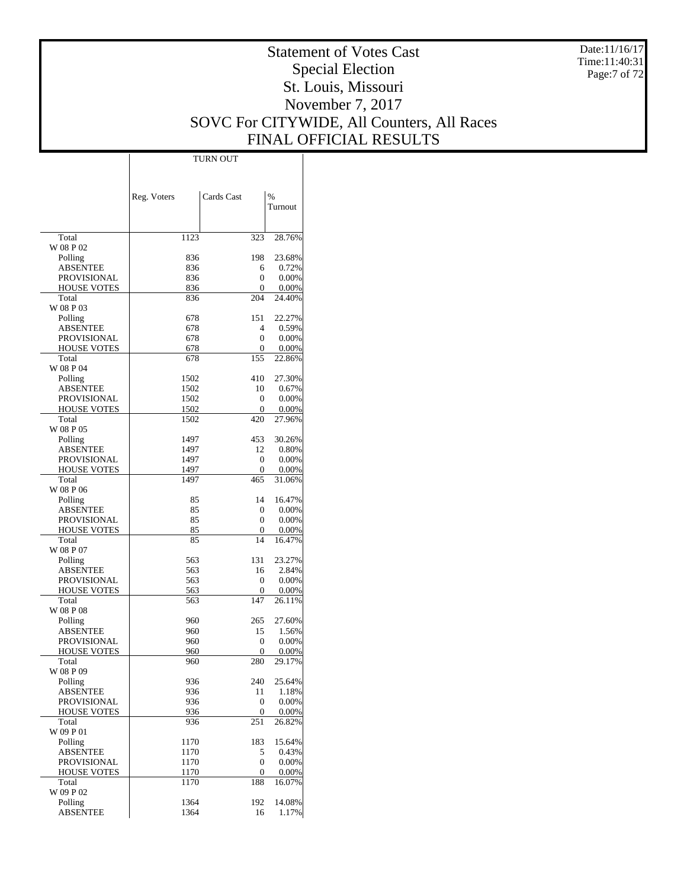# Statement of Votes Cast
## Special Election
## St. Louis, Missouri
## November 7, 2017
## SOVC For CITYWIDE, All Counters, All Races
## FINAL OFFICIAL RESULTS

Date:11/16/17
Time:11:40:31

| | TURN OUT | | |
|---|---|---|---|
| | Reg. Voters | Cards Cast | % Turnout |
| Total | 1123 | 323 | 28.76% |
| W 08 P 02 | | | |
| Polling | 836 | 198 | 23.68% |
| ABSENTEE | 836 | 6 | 0.72% |
| PROVISIONAL | 836 | 0 | 0.00% |
| HOUSE VOTES | 836 | 0 | 0.00% |
| Total | 836 | 204 | 24.40% |
| W 08 P 03 | | | |
| Polling | 678 | 151 | 22.27% |
| ABSENTEE | 678 | 4 | 0.59% |
| PROVISIONAL | 678 | 0 | 0.00% |
| HOUSE VOTES | 678 | 0 | 0.00% |
| Total | 678 | 155 | 22.86% |
| W 08 P 04 | | | |
| Polling | 1502 | 410 | 27.30% |
| ABSENTEE | 1502 | 10 | 0.67% |
| PROVISIONAL | 1502 | 0 | 0.00% |
| HOUSE VOTES | 1502 | 0 | 0.00% |
| Total | 1502 | 420 | 27.96% |
| W 08 P 05 | | | |
| Polling | 1497 | 453 | 30.26% |
| ABSENTEE | 1497 | 12 | 0.80% |
| PROVISIONAL | 1497 | 0 | 0.00% |
| HOUSE VOTES | 1497 | 0 | 0.00% |
| Total | 1497 | 465 | 31.06% |
| W 08 P 06 | | | |
| Polling | 85 | 14 | 16.47% |
| ABSENTEE | 85 | 0 | 0.00% |
| PROVISIONAL | 85 | 0 | 0.00% |
| HOUSE VOTES | 85 | 0 | 0.00% |
| Total | 85 | 14 | 16.47% |
| W 08 P 07 | | | |
| Polling | 563 | 131 | 23.27% |
| ABSENTEE | 563 | 16 | 2.84% |
| PROVISIONAL | 563 | 0 | 0.00% |
| HOUSE VOTES | 563 | 0 | 0.00% |
| Total | 563 | 147 | 26.11% |
| W 08 P 08 | | | |
| Polling | 960 | 265 | 27.60% |
| ABSENTEE | 960 | 15 | 1.56% |
| PROVISIONAL | 960 | 0 | 0.00% |
| HOUSE VOTES | 960 | 0 | 0.00% |
| Total | 960 | 280 | 29.17% |
| W 08 P 09 | | | |
| Polling | 936 | 240 | 25.64% |
| ABSENTEE | 936 | 11 | 1.18% |
| PROVISIONAL | 936 | 0 | 0.00% |
| HOUSE VOTES | 936 | 0 | 0.00% |
| Total | 936 | 251 | 26.82% |
| W 09 P 01 | | | |
| Polling | 1170 | 183 | 15.64% |
| ABSENTEE | 1170 | 5 | 0.43% |
| PROVISIONAL | 1170 | 0 | 0.00% |
| HOUSE VOTES | 1170 | 0 | 0.00% |
| Total | 1170 | 188 | 16.07% |
| W 09 P 02 | | | |
| Polling | 1364 | 192 | 14.08% |
| ABSENTEE | 1364 | 16 | 1.17% |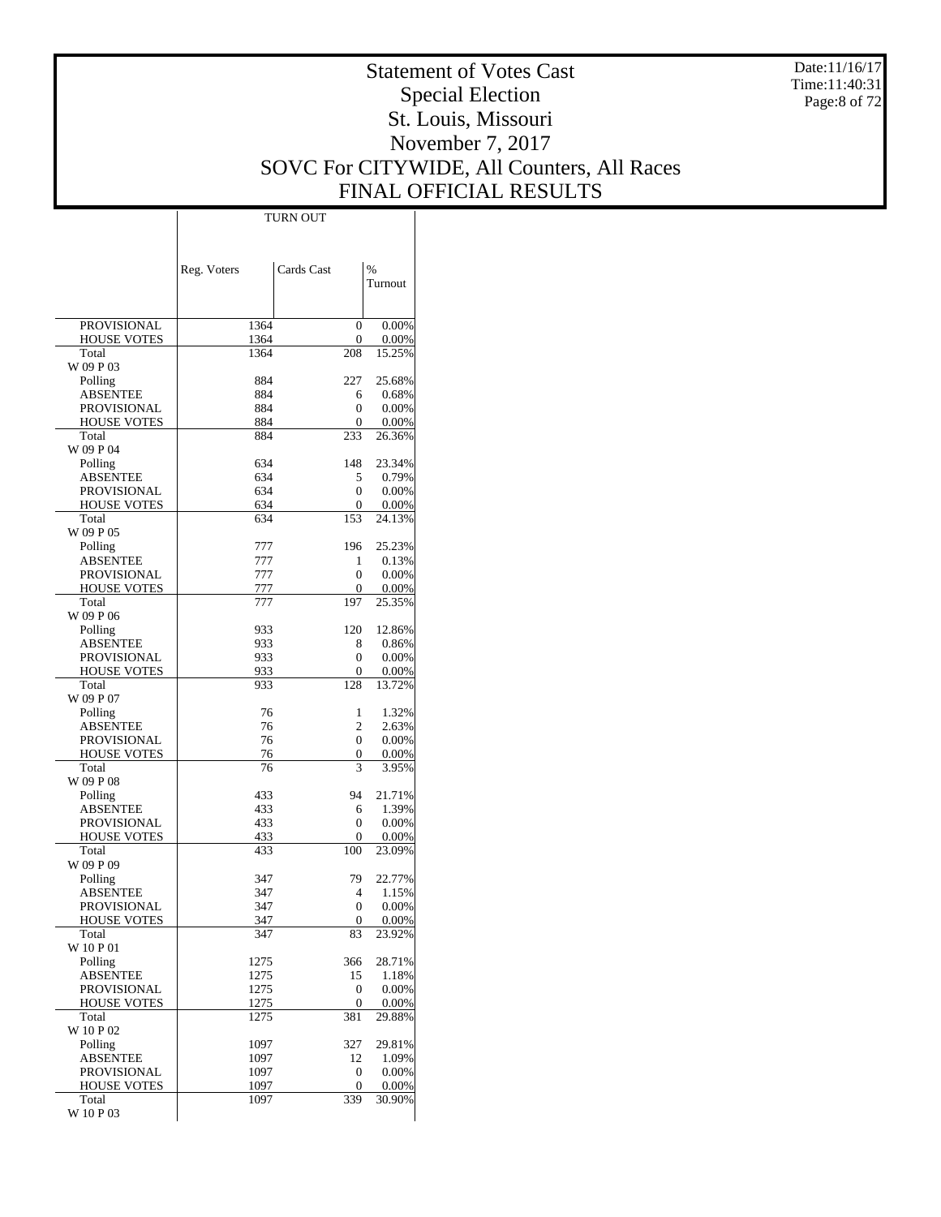# Statement of Votes Cast
## Special Election
## St. Louis, Missouri
## November 7, 2017
## SOVC For CITYWIDE, All Counters, All Races
## FINAL OFFICIAL RESULTS

Date:11/16/17
Time:11:40:31

| | TURN OUT | | |
|---|---|---|---|
| | Reg. Voters | Cards Cast | % Turnout |
| PROVISIONAL | 1364 | 0 | 0.00% |
| HOUSE VOTES | 1364 | 0 | 0.00% |
| Total | 1364 | 208 | 15.25% |
| W 09 P 03 | | | |
| Polling | 884 | 227 | 25.68% |
| ABSENTEE | 884 | 6 | 0.68% |
| PROVISIONAL | 884 | 0 | 0.00% |
| HOUSE VOTES | 884 | 0 | 0.00% |
| Total | 884 | 233 | 26.36% |
| W 09 P 04 | | | |
| Polling | 634 | 148 | 23.34% |
| ABSENTEE | 634 | 5 | 0.79% |
| PROVISIONAL | 634 | 0 | 0.00% |
| HOUSE VOTES | 634 | 0 | 0.00% |
| Total | 634 | 153 | 24.13% |
| W 09 P 05 | | | |
| Polling | 777 | 196 | 25.23% |
| ABSENTEE | 777 | 1 | 0.13% |
| PROVISIONAL | 777 | 0 | 0.00% |
| HOUSE VOTES | 777 | 0 | 0.00% |
| Total | 777 | 197 | 25.35% |
| W 09 P 06 | | | |
| Polling | 933 | 120 | 12.86% |
| ABSENTEE | 933 | 8 | 0.86% |
| PROVISIONAL | 933 | 0 | 0.00% |
| HOUSE VOTES | 933 | 0 | 0.00% |
| Total | 933 | 128 | 13.72% |
| W 09 P 07 | | | |
| Polling | 76 | 1 | 1.32% |
| ABSENTEE | 76 | 2 | 2.63% |
| PROVISIONAL | 76 | 0 | 0.00% |
| HOUSE VOTES | 76 | 0 | 0.00% |
| Total | 76 | 3 | 3.95% |
| W 09 P 08 | | | |
| Polling | 433 | 94 | 21.71% |
| ABSENTEE | 433 | 6 | 1.39% |
| PROVISIONAL | 433 | 0 | 0.00% |
| HOUSE VOTES | 433 | 0 | 0.00% |
| Total | 433 | 100 | 23.09% |
| W 09 P 09 | | | |
| Polling | 347 | 79 | 22.77% |
| ABSENTEE | 347 | 4 | 1.15% |
| PROVISIONAL | 347 | 0 | 0.00% |
| HOUSE VOTES | 347 | 0 | 0.00% |
| Total | 347 | 83 | 23.92% |
| W 10 P 01 | | | |
| Polling | 1275 | 366 | 28.71% |
| ABSENTEE | 1275 | 15 | 1.18% |
| PROVISIONAL | 1275 | 0 | 0.00% |
| HOUSE VOTES | 1275 | 0 | 0.00% |
| Total | 1275 | 381 | 29.88% |
| W 10 P 02 | | | |
| Polling | 1097 | 327 | 29.81% |
| ABSENTEE | 1097 | 12 | 1.09% |
| PROVISIONAL | 1097 | 0 | 0.00% |
| HOUSE VOTES | 1097 | 0 | 0.00% |
| Total | 1097 | 339 | 30.90% |
| W 10 P 03 | | | |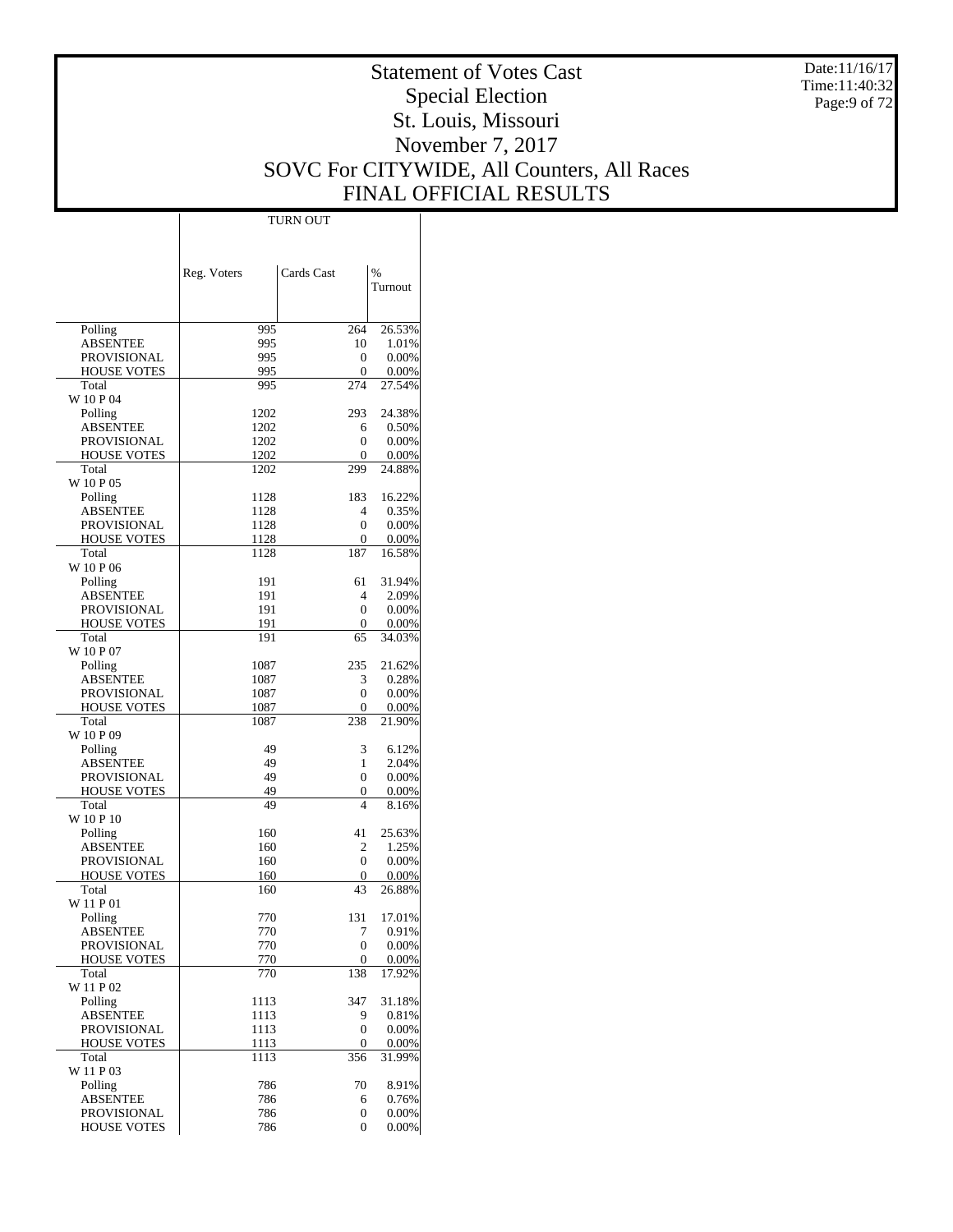# Statement of Votes Cast
## Special Election
## St. Louis, Missouri
## November 7, 2017
## SOVC For CITYWIDE, All Counters, All Races
## FINAL OFFICIAL RESULTS

Date:11/16/17
Time:11:40:32

| | TURN OUT | | |
|---|---|---|---|
| | Reg. Voters | Cards Cast | % Turnout |
| Polling | 995 | 264 | 26.53% |
| ABSENTEE | 995 | 10 | 1.01% |
| PROVISIONAL | 995 | 0 | 0.00% |
| HOUSE VOTES | 995 | 0 | 0.00% |
| Total | 995 | 274 | 27.54% |
| W 10 P 04 | | | |
| Polling | 1202 | 293 | 24.38% |
| ABSENTEE | 1202 | 6 | 0.50% |
| PROVISIONAL | 1202 | 0 | 0.00% |
| HOUSE VOTES | 1202 | 0 | 0.00% |
| Total | 1202 | 299 | 24.88% |
| W 10 P 05 | | | |
| Polling | 1128 | 183 | 16.22% |
| ABSENTEE | 1128 | 4 | 0.35% |
| PROVISIONAL | 1128 | 0 | 0.00% |
| HOUSE VOTES | 1128 | 0 | 0.00% |
| Total | 1128 | 187 | 16.58% |
| W 10 P 06 | | | |
| Polling | 191 | 61 | 31.94% |
| ABSENTEE | 191 | 4 | 2.09% |
| PROVISIONAL | 191 | 0 | 0.00% |
| HOUSE VOTES | 191 | 0 | 0.00% |
| Total | 191 | 65 | 34.03% |
| W 10 P 07 | | | |
| Polling | 1087 | 235 | 21.62% |
| ABSENTEE | 1087 | 3 | 0.28% |
| PROVISIONAL | 1087 | 0 | 0.00% |
| HOUSE VOTES | 1087 | 0 | 0.00% |
| Total | 1087 | 238 | 21.90% |
| W 10 P 09 | | | |
| Polling | 49 | 3 | 6.12% |
| ABSENTEE | 49 | 1 | 2.04% |
| PROVISIONAL | 49 | 0 | 0.00% |
| HOUSE VOTES | 49 | 0 | 0.00% |
| Total | 49 | 4 | 8.16% |
| W 10 P 10 | | | |
| Polling | 160 | 41 | 25.63% |
| ABSENTEE | 160 | 2 | 1.25% |
| PROVISIONAL | 160 | 0 | 0.00% |
| HOUSE VOTES | 160 | 0 | 0.00% |
| Total | 160 | 43 | 26.88% |
| W 11 P 01 | | | |
| Polling | 770 | 131 | 17.01% |
| ABSENTEE | 770 | 7 | 0.91% |
| PROVISIONAL | 770 | 0 | 0.00% |
| HOUSE VOTES | 770 | 0 | 0.00% |
| Total | 770 | 138 | 17.92% |
| W 11 P 02 | | | |
| Polling | 1113 | 347 | 31.18% |
| ABSENTEE | 1113 | 9 | 0.81% |
| PROVISIONAL | 1113 | 0 | 0.00% |
| HOUSE VOTES | 1113 | 0 | 0.00% |
| Total | 1113 | 356 | 31.99% |
| W 11 P 03 | | | |
| Polling | 786 | 70 | 8.91% |
| ABSENTEE | 786 | 6 | 0.76% |
| PROVISIONAL | 786 | 0 | 0.00% |
| HOUSE VOTES | 786 | 0 | 0.00% |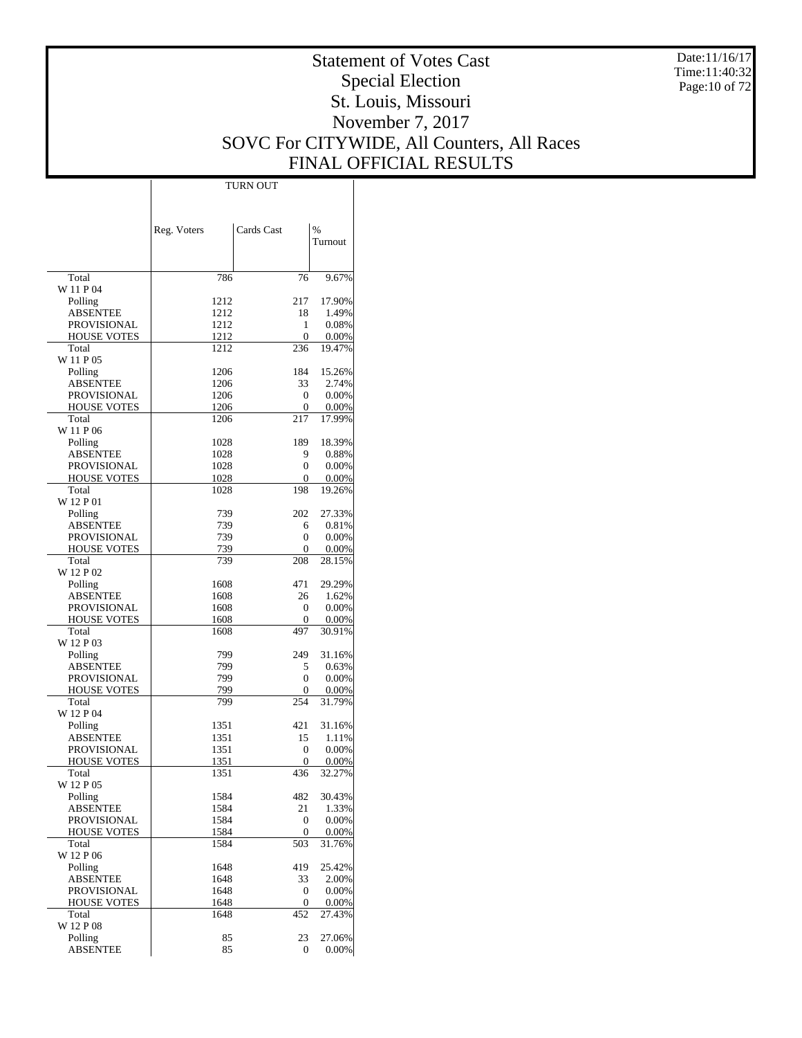# Statement of Votes Cast
## Special Election
## St. Louis, Missouri
## November 7, 2017
## SOVC For CITYWIDE, All Counters, All Races
## FINAL OFFICIAL RESULTS

Date:11/16/17
Time:11:40:32

| | TURN OUT | | |
|---|---|---|---|
| | Reg. Voters | Cards Cast | % Turnout |
| Total | 786 | 76 | 9.67% |
| W 11 P 04 | | | |
| Polling | 1212 | 217 | 17.90% |
| ABSENTEE | 1212 | 18 | 1.49% |
| PROVISIONAL | 1212 | 1 | 0.08% |
| HOUSE VOTES | 1212 | 0 | 0.00% |
| Total | 1212 | 236 | 19.47% |
| W 11 P 05 | | | |
| Polling | 1206 | 184 | 15.26% |
| ABSENTEE | 1206 | 33 | 2.74% |
| PROVISIONAL | 1206 | 0 | 0.00% |
| HOUSE VOTES | 1206 | 0 | 0.00% |
| Total | 1206 | 217 | 17.99% |
| W 11 P 06 | | | |
| Polling | 1028 | 189 | 18.39% |
| ABSENTEE | 1028 | 9 | 0.88% |
| PROVISIONAL | 1028 | 0 | 0.00% |
| HOUSE VOTES | 1028 | 0 | 0.00% |
| Total | 1028 | 198 | 19.26% |
| W 12 P 01 | | | |
| Polling | 739 | 202 | 27.33% |
| ABSENTEE | 739 | 6 | 0.81% |
| PROVISIONAL | 739 | 0 | 0.00% |
| HOUSE VOTES | 739 | 0 | 0.00% |
| Total | 739 | 208 | 28.15% |
| W 12 P 02 | | | |
| Polling | 1608 | 471 | 29.29% |
| ABSENTEE | 1608 | 26 | 1.62% |
| PROVISIONAL | 1608 | 0 | 0.00% |
| HOUSE VOTES | 1608 | 0 | 0.00% |
| Total | 1608 | 497 | 30.91% |
| W 12 P 03 | | | |
| Polling | 799 | 249 | 31.16% |
| ABSENTEE | 799 | 5 | 0.63% |
| PROVISIONAL | 799 | 0 | 0.00% |
| HOUSE VOTES | 799 | 0 | 0.00% |
| Total | 799 | 254 | 31.79% |
| W 12 P 04 | | | |
| Polling | 1351 | 421 | 31.16% |
| ABSENTEE | 1351 | 15 | 1.11% |
| PROVISIONAL | 1351 | 0 | 0.00% |
| HOUSE VOTES | 1351 | 0 | 0.00% |
| Total | 1351 | 436 | 32.27% |
| W 12 P 05 | | | |
| Polling | 1584 | 482 | 30.43% |
| ABSENTEE | 1584 | 21 | 1.33% |
| PROVISIONAL | 1584 | 0 | 0.00% |
| HOUSE VOTES | 1584 | 0 | 0.00% |
| Total | 1584 | 503 | 31.76% |
| W 12 P 06 | | | |
| Polling | 1648 | 419 | 25.42% |
| ABSENTEE | 1648 | 33 | 2.00% |
| PROVISIONAL | 1648 | 0 | 0.00% |
| HOUSE VOTES | 1648 | 0 | 0.00% |
| Total | 1648 | 452 | 27.43% |
| W 12 P 08 | | | |
| Polling | 85 | 23 | 27.06% |
| ABSENTEE | 85 | 0 | 0.00% |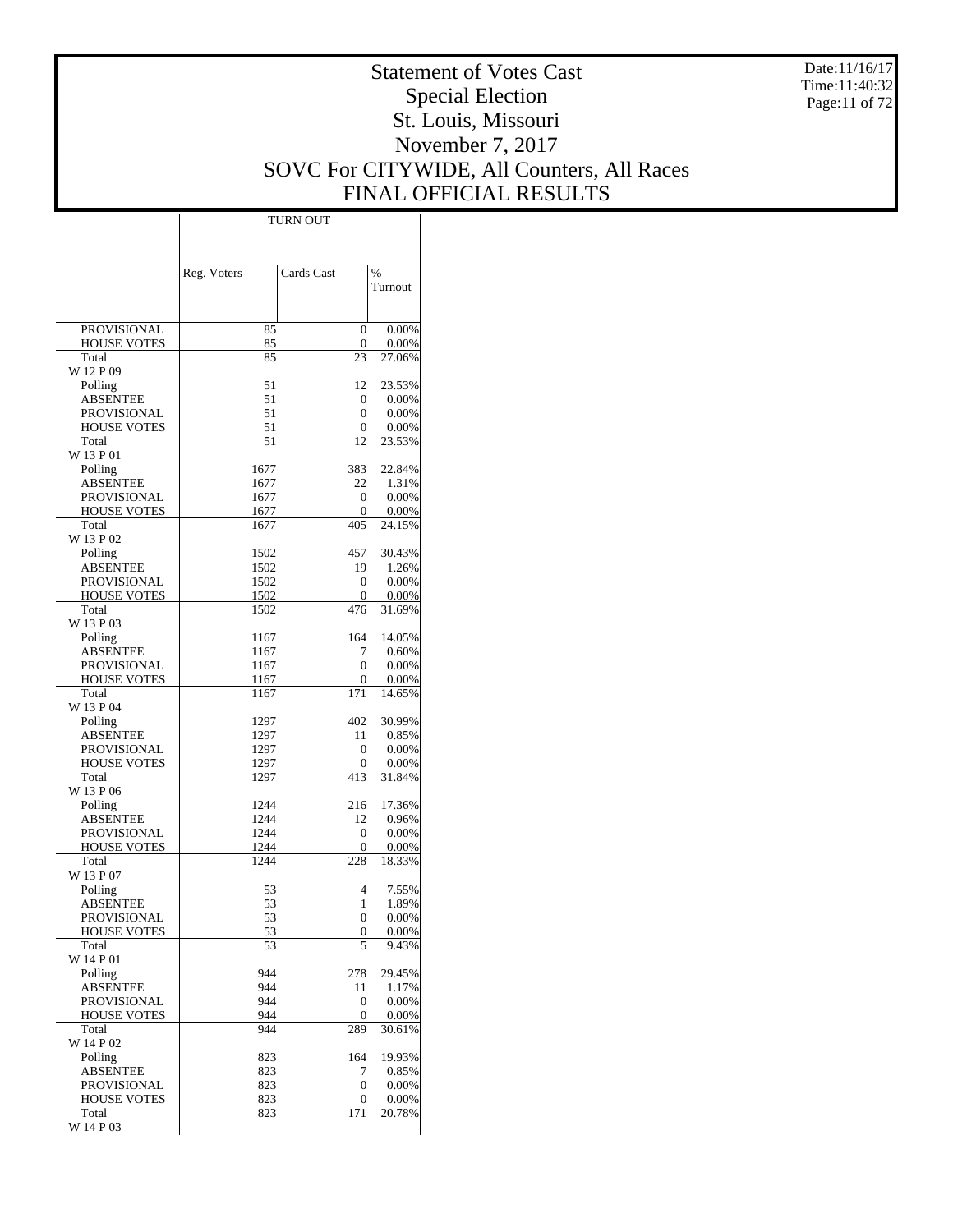# Statement of Votes Cast
## Special Election
## St. Louis, Missouri
## November 7, 2017
## SOVC For CITYWIDE, All Counters, All Races
## FINAL OFFICIAL RESULTS

Date:11/16/17
Time:11:40:32

| | TURN OUT | | |
|---|---|---|---|
| | Reg. Voters | Cards Cast | % Turnout |
| PROVISIONAL | 85 | 0 | 0.00% |
| HOUSE VOTES | 85 | 0 | 0.00% |
| Total | 85 | 23 | 27.06% |
| W 12 P 09 | | | |
| Polling | 51 | 12 | 23.53% |
| ABSENTEE | 51 | 0 | 0.00% |
| PROVISIONAL | 51 | 0 | 0.00% |
| HOUSE VOTES | 51 | 0 | 0.00% |
| Total | 51 | 12 | 23.53% |
| W 13 P 01 | | | |
| Polling | 1677 | 383 | 22.84% |
| ABSENTEE | 1677 | 22 | 1.31% |
| PROVISIONAL | 1677 | 0 | 0.00% |
| HOUSE VOTES | 1677 | 0 | 0.00% |
| Total | 1677 | 405 | 24.15% |
| W 13 P 02 | | | |
| Polling | 1502 | 457 | 30.43% |
| ABSENTEE | 1502 | 19 | 1.26% |
| PROVISIONAL | 1502 | 0 | 0.00% |
| HOUSE VOTES | 1502 | 0 | 0.00% |
| Total | 1502 | 476 | 31.69% |
| W 13 P 03 | | | |
| Polling | 1167 | 164 | 14.05% |
| ABSENTEE | 1167 | 7 | 0.60% |
| PROVISIONAL | 1167 | 0 | 0.00% |
| HOUSE VOTES | 1167 | 0 | 0.00% |
| Total | 1167 | 171 | 14.65% |
| W 13 P 04 | | | |
| Polling | 1297 | 402 | 30.99% |
| ABSENTEE | 1297 | 11 | 0.85% |
| PROVISIONAL | 1297 | 0 | 0.00% |
| HOUSE VOTES | 1297 | 0 | 0.00% |
| Total | 1297 | 413 | 31.84% |
| W 13 P 06 | | | |
| Polling | 1244 | 216 | 17.36% |
| ABSENTEE | 1244 | 12 | 0.96% |
| PROVISIONAL | 1244 | 0 | 0.00% |
| HOUSE VOTES | 1244 | 0 | 0.00% |
| Total | 1244 | 228 | 18.33% |
| W 13 P 07 | | | |
| Polling | 53 | 4 | 7.55% |
| ABSENTEE | 53 | 1 | 1.89% |
| PROVISIONAL | 53 | 0 | 0.00% |
| HOUSE VOTES | 53 | 0 | 0.00% |
| Total | 53 | 5 | 9.43% |
| W 14 P 01 | | | |
| Polling | 944 | 278 | 29.45% |
| ABSENTEE | 944 | 11 | 1.17% |
| PROVISIONAL | 944 | 0 | 0.00% |
| HOUSE VOTES | 944 | 0 | 0.00% |
| Total | 944 | 289 | 30.61% |
| W 14 P 02 | | | |
| Polling | 823 | 164 | 19.93% |
| ABSENTEE | 823 | 7 | 0.85% |
| PROVISIONAL | 823 | 0 | 0.00% |
| HOUSE VOTES | 823 | 0 | 0.00% |
| Total | 823 | 171 | 20.78% |
| W 14 P 03 | | | |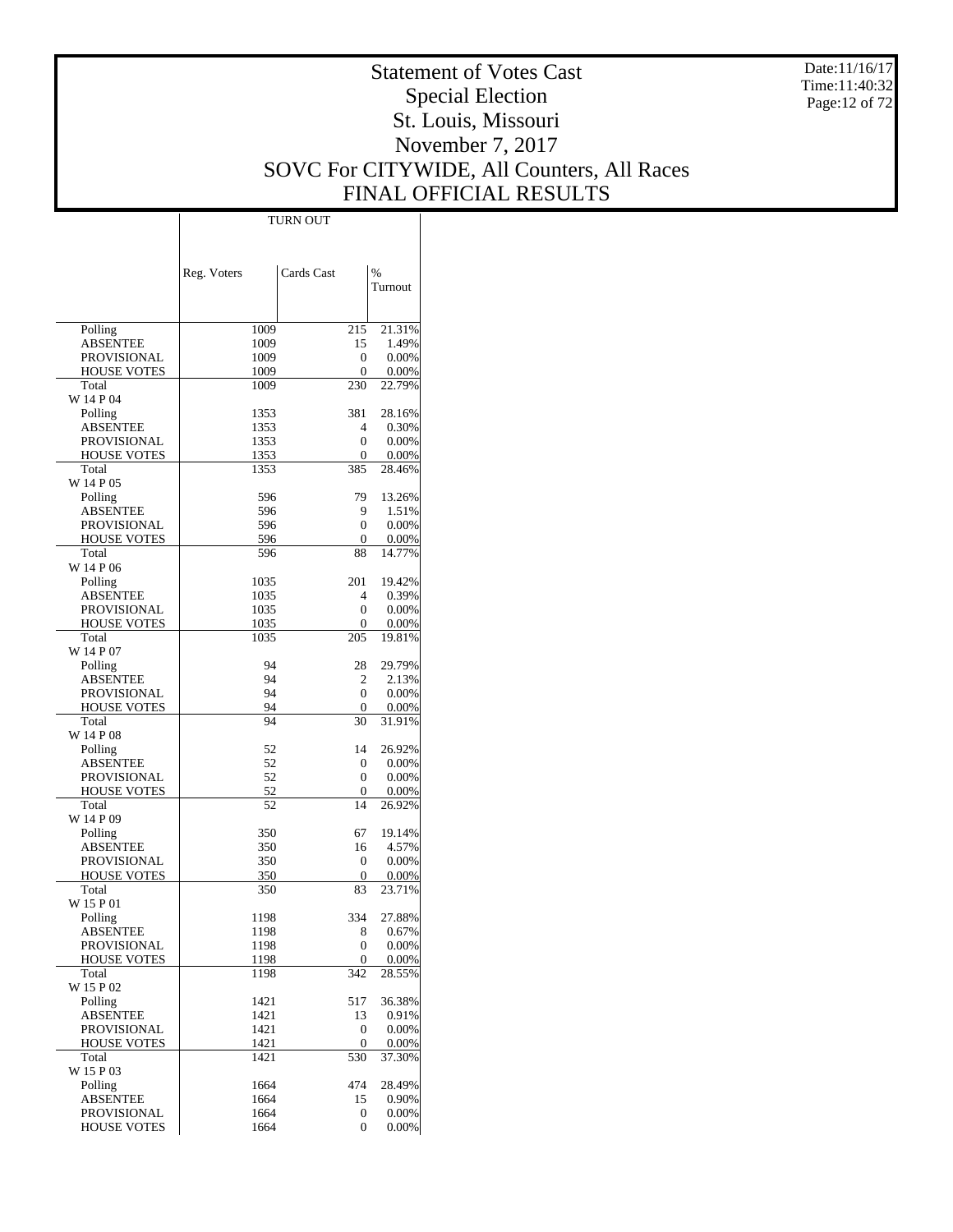# Statement of Votes Cast
## Special Election
## St. Louis, Missouri
## November 7, 2017
## SOVC For CITYWIDE, All Counters, All Races
## FINAL OFFICIAL RESULTS

Date:11/16/17
Time:11:40:32

| | TURN OUT | | |
|---|---|---|---|
| | Reg. Voters | Cards Cast | % Turnout |
| Polling | 1009 | 215 | 21.31% |
| ABSENTEE | 1009 | 15 | 1.49% |
| PROVISIONAL | 1009 | 0 | 0.00% |
| HOUSE VOTES | 1009 | 0 | 0.00% |
| Total | 1009 | 230 | 22.79% |
| W 14 P 04 | | | |
| Polling | 1353 | 381 | 28.16% |
| ABSENTEE | 1353 | 4 | 0.30% |
| PROVISIONAL | 1353 | 0 | 0.00% |
| HOUSE VOTES | 1353 | 0 | 0.00% |
| Total | 1353 | 385 | 28.46% |
| W 14 P 05 | | | |
| Polling | 596 | 79 | 13.26% |
| ABSENTEE | 596 | 9 | 1.51% |
| PROVISIONAL | 596 | 0 | 0.00% |
| HOUSE VOTES | 596 | 0 | 0.00% |
| Total | 596 | 88 | 14.77% |
| W 14 P 06 | | | |
| Polling | 1035 | 201 | 19.42% |
| ABSENTEE | 1035 | 4 | 0.39% |
| PROVISIONAL | 1035 | 0 | 0.00% |
| HOUSE VOTES | 1035 | 0 | 0.00% |
| Total | 1035 | 205 | 19.81% |
| W 14 P 07 | | | |
| Polling | 94 | 28 | 29.79% |
| ABSENTEE | 94 | 2 | 2.13% |
| PROVISIONAL | 94 | 0 | 0.00% |
| HOUSE VOTES | 94 | 0 | 0.00% |
| Total | 94 | 30 | 31.91% |
| W 14 P 08 | | | |
| Polling | 52 | 14 | 26.92% |
| ABSENTEE | 52 | 0 | 0.00% |
| PROVISIONAL | 52 | 0 | 0.00% |
| HOUSE VOTES | 52 | 0 | 0.00% |
| Total | 52 | 14 | 26.92% |
| W 14 P 09 | | | |
| Polling | 350 | 67 | 19.14% |
| ABSENTEE | 350 | 16 | 4.57% |
| PROVISIONAL | 350 | 0 | 0.00% |
| HOUSE VOTES | 350 | 0 | 0.00% |
| Total | 350 | 83 | 23.71% |
| W 15 P 01 | | | |
| Polling | 1198 | 334 | 27.88% |
| ABSENTEE | 1198 | 8 | 0.67% |
| PROVISIONAL | 1198 | 0 | 0.00% |
| HOUSE VOTES | 1198 | 0 | 0.00% |
| Total | 1198 | 342 | 28.55% |
| W 15 P 02 | | | |
| Polling | 1421 | 517 | 36.38% |
| ABSENTEE | 1421 | 13 | 0.91% |
| PROVISIONAL | 1421 | 0 | 0.00% |
| HOUSE VOTES | 1421 | 0 | 0.00% |
| Total | 1421 | 530 | 37.30% |
| W 15 P 03 | | | |
| Polling | 1664 | 474 | 28.49% |
| ABSENTEE | 1664 | 15 | 0.90% |
| PROVISIONAL | 1664 | 0 | 0.00% |
| HOUSE VOTES | 1664 | 0 | 0.00% |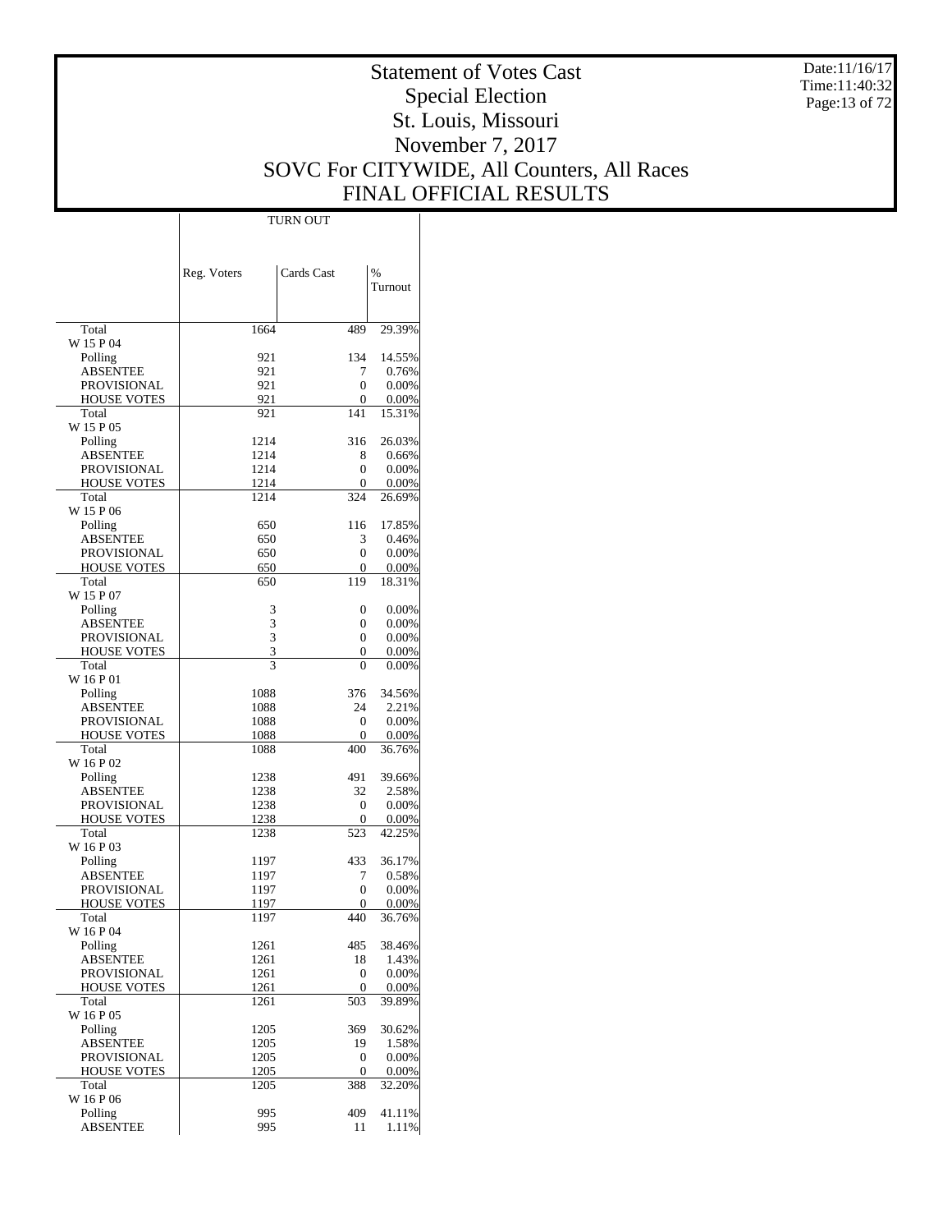# Statement of Votes Cast
## Special Election
## St. Louis, Missouri
## November 7, 2017
## SOVC For CITYWIDE, All Counters, All Races
## FINAL OFFICIAL RESULTS

Date:11/16/17
Time:11:40:32

| | TURN OUT | | |
|---|---|---|---|
| | Reg. Voters | Cards Cast | % Turnout |
| Total | 1664 | 489 | 29.39% |
| W 15 P 04 | | | |
| Polling | 921 | 134 | 14.55% |
| ABSENTEE | 921 | 7 | 0.76% |
| PROVISIONAL | 921 | 0 | 0.00% |
| HOUSE VOTES | 921 | 0 | 0.00% |
| Total | 921 | 141 | 15.31% |
| W 15 P 05 | | | |
| Polling | 1214 | 316 | 26.03% |
| ABSENTEE | 1214 | 8 | 0.66% |
| PROVISIONAL | 1214 | 0 | 0.00% |
| HOUSE VOTES | 1214 | 0 | 0.00% |
| Total | 1214 | 324 | 26.69% |
| W 15 P 06 | | | |
| Polling | 650 | 116 | 17.85% |
| ABSENTEE | 650 | 3 | 0.46% |
| PROVISIONAL | 650 | 0 | 0.00% |
| HOUSE VOTES | 650 | 0 | 0.00% |
| Total | 650 | 119 | 18.31% |
| W 15 P 07 | | | |
| Polling | 3 | 0 | 0.00% |
| ABSENTEE | 3 | 0 | 0.00% |
| PROVISIONAL | 3 | 0 | 0.00% |
| HOUSE VOTES | 3 | 0 | 0.00% |
| Total | 3 | 0 | 0.00% |
| W 16 P 01 | | | |
| Polling | 1088 | 376 | 34.56% |
| ABSENTEE | 1088 | 24 | 2.21% |
| PROVISIONAL | 1088 | 0 | 0.00% |
| HOUSE VOTES | 1088 | 0 | 0.00% |
| Total | 1088 | 400 | 36.76% |
| W 16 P 02 | | | |
| Polling | 1238 | 491 | 39.66% |
| ABSENTEE | 1238 | 32 | 2.58% |
| PROVISIONAL | 1238 | 0 | 0.00% |
| HOUSE VOTES | 1238 | 0 | 0.00% |
| Total | 1238 | 523 | 42.25% |
| W 16 P 03 | | | |
| Polling | 1197 | 433 | 36.17% |
| ABSENTEE | 1197 | 7 | 0.58% |
| PROVISIONAL | 1197 | 0 | 0.00% |
| HOUSE VOTES | 1197 | 0 | 0.00% |
| Total | 1197 | 440 | 36.76% |
| W 16 P 04 | | | |
| Polling | 1261 | 485 | 38.46% |
| ABSENTEE | 1261 | 18 | 1.43% |
| PROVISIONAL | 1261 | 0 | 0.00% |
| HOUSE VOTES | 1261 | 0 | 0.00% |
| Total | 1261 | 503 | 39.89% |
| W 16 P 05 | | | |
| Polling | 1205 | 369 | 30.62% |
| ABSENTEE | 1205 | 19 | 1.58% |
| PROVISIONAL | 1205 | 0 | 0.00% |
| HOUSE VOTES | 1205 | 0 | 0.00% |
| Total | 1205 | 388 | 32.20% |
| W 16 P 06 | | | |
| Polling | 995 | 409 | 41.11% |
| ABSENTEE | 995 | 11 | 1.11% |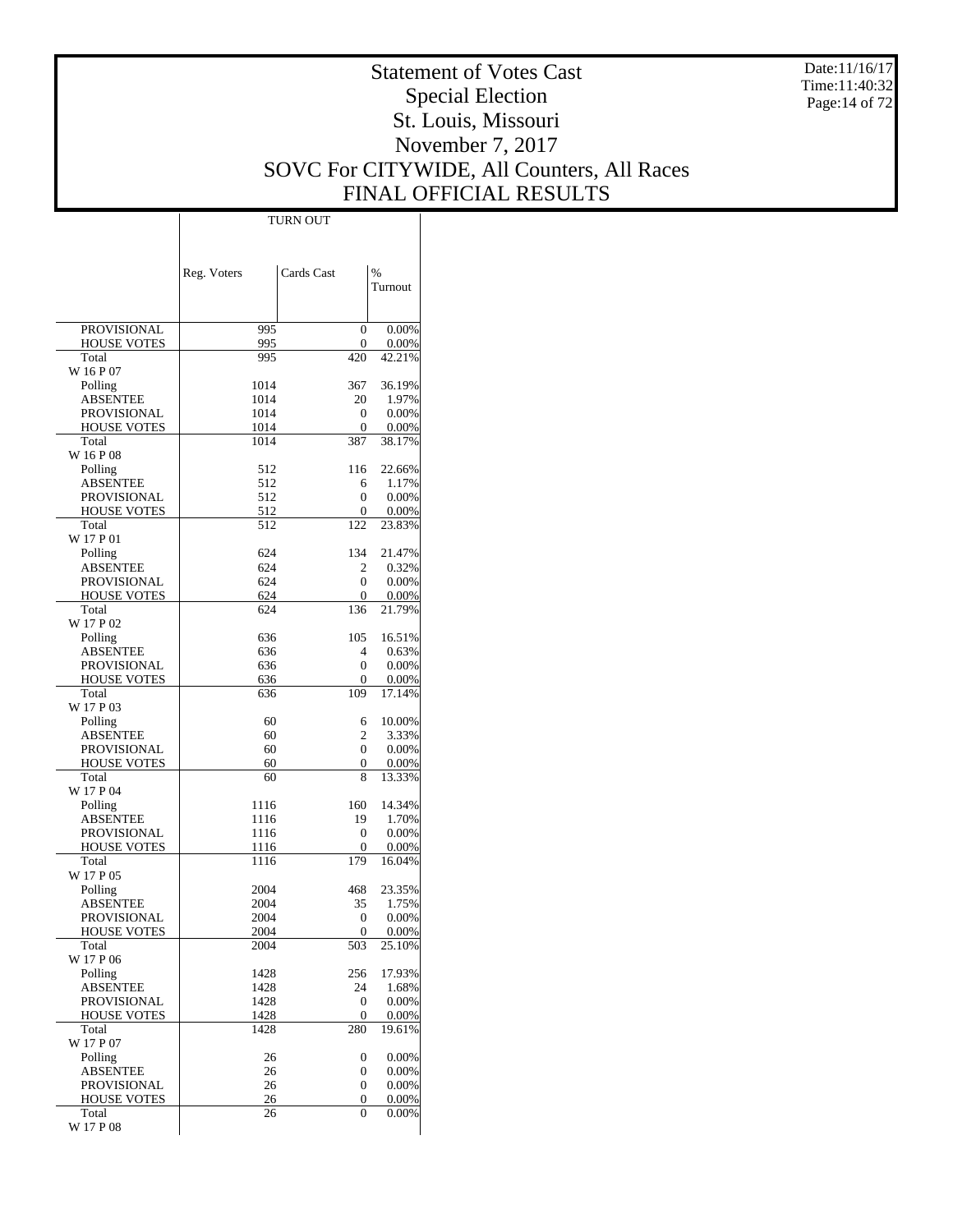# Statement of Votes Cast
## Special Election
## St. Louis, Missouri
## November 7, 2017
## SOVC For CITYWIDE, All Counters, All Races
## FINAL OFFICIAL RESULTS

Date:11/16/17
Time:11:40:32

| | TURN OUT | | |
|---|---|---|---|
| | Reg. Voters | Cards Cast | % Turnout |
| PROVISIONAL | 995 | 0 | 0.00% |
| HOUSE VOTES | 995 | 0 | 0.00% |
| Total | 995 | 420 | 42.21% |
| W 16 P 07 | | | |
| Polling | 1014 | 367 | 36.19% |
| ABSENTEE | 1014 | 20 | 1.97% |
| PROVISIONAL | 1014 | 0 | 0.00% |
| HOUSE VOTES | 1014 | 0 | 0.00% |
| Total | 1014 | 387 | 38.17% |
| W 16 P 08 | | | |
| Polling | 512 | 116 | 22.66% |
| ABSENTEE | 512 | 6 | 1.17% |
| PROVISIONAL | 512 | 0 | 0.00% |
| HOUSE VOTES | 512 | 0 | 0.00% |
| Total | 512 | 122 | 23.83% |
| W 17 P 01 | | | |
| Polling | 624 | 134 | 21.47% |
| ABSENTEE | 624 | 2 | 0.32% |
| PROVISIONAL | 624 | 0 | 0.00% |
| HOUSE VOTES | 624 | 0 | 0.00% |
| Total | 624 | 136 | 21.79% |
| W 17 P 02 | | | |
| Polling | 636 | 105 | 16.51% |
| ABSENTEE | 636 | 4 | 0.63% |
| PROVISIONAL | 636 | 0 | 0.00% |
| HOUSE VOTES | 636 | 0 | 0.00% |
| Total | 636 | 109 | 17.14% |
| W 17 P 03 | | | |
| Polling | 60 | 6 | 10.00% |
| ABSENTEE | 60 | 2 | 3.33% |
| PROVISIONAL | 60 | 0 | 0.00% |
| HOUSE VOTES | 60 | 0 | 0.00% |
| Total | 60 | 8 | 13.33% |
| W 17 P 04 | | | |
| Polling | 1116 | 160 | 14.34% |
| ABSENTEE | 1116 | 19 | 1.70% |
| PROVISIONAL | 1116 | 0 | 0.00% |
| HOUSE VOTES | 1116 | 0 | 0.00% |
| Total | 1116 | 179 | 16.04% |
| W 17 P 05 | | | |
| Polling | 2004 | 468 | 23.35% |
| ABSENTEE | 2004 | 35 | 1.75% |
| PROVISIONAL | 2004 | 0 | 0.00% |
| HOUSE VOTES | 2004 | 0 | 0.00% |
| Total | 2004 | 503 | 25.10% |
| W 17 P 06 | | | |
| Polling | 1428 | 256 | 17.93% |
| ABSENTEE | 1428 | 24 | 1.68% |
| PROVISIONAL | 1428 | 0 | 0.00% |
| HOUSE VOTES | 1428 | 0 | 0.00% |
| Total | 1428 | 280 | 19.61% |
| W 17 P 07 | | | |
| Polling | 26 | 0 | 0.00% |
| ABSENTEE | 26 | 0 | 0.00% |
| PROVISIONAL | 26 | 0 | 0.00% |
| HOUSE VOTES | 26 | 0 | 0.00% |
| Total | 26 | 0 | 0.00% |
| W 17 P 08 | | | |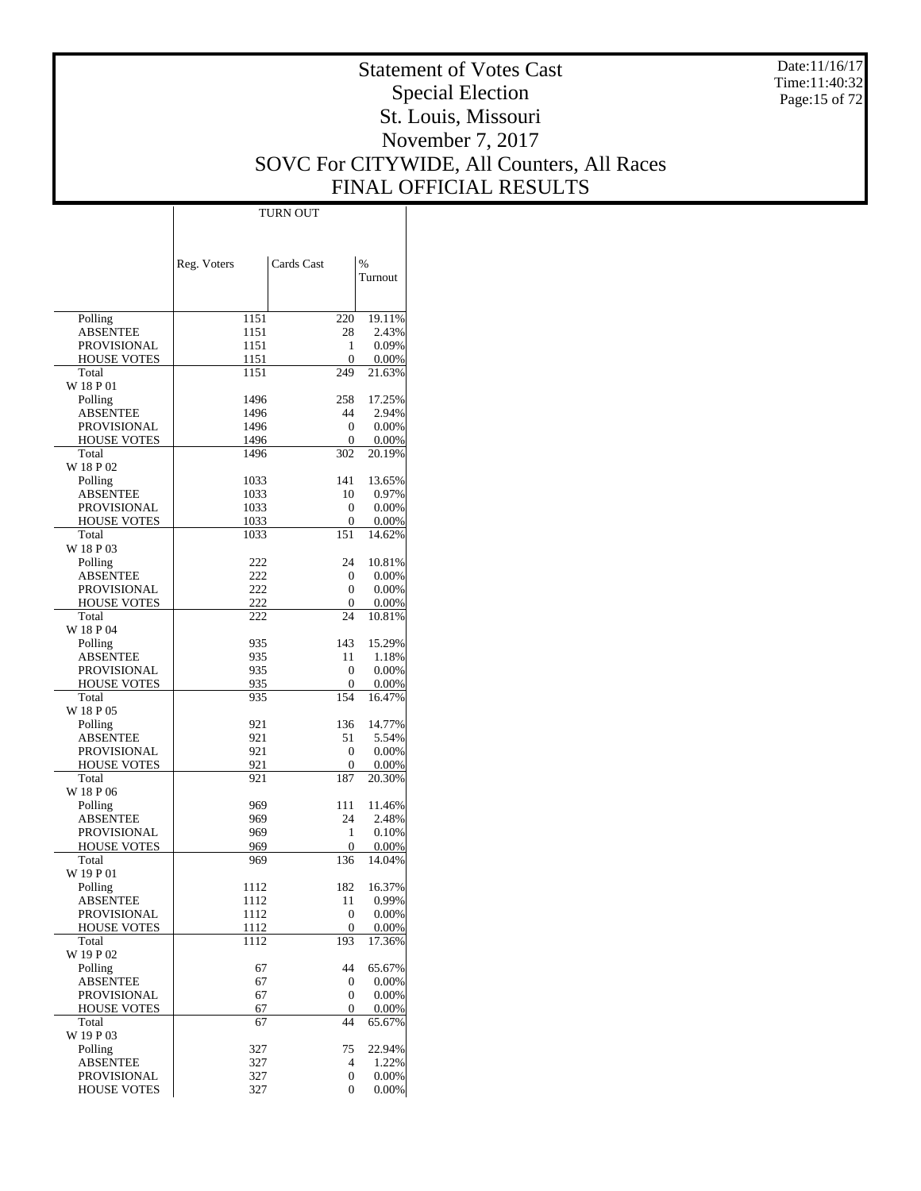# Statement of Votes Cast
## Special Election
## St. Louis, Missouri
## November 7, 2017
## SOVC For CITYWIDE, All Counters, All Races
## FINAL OFFICIAL RESULTS

Date:11/16/17
Time:11:40:32

| | TURN OUT | | |
|---|---|---|---|
| | Reg. Voters | Cards Cast | % Turnout |
| Polling | 1151 | 220 | 19.11% |
| ABSENTEE | 1151 | 28 | 2.43% |
| PROVISIONAL | 1151 | 1 | 0.09% |
| HOUSE VOTES | 1151 | 0 | 0.00% |
| Total | 1151 | 249 | 21.63% |
| W 18 P 01 | | | |
| Polling | 1496 | 258 | 17.25% |
| ABSENTEE | 1496 | 44 | 2.94% |
| PROVISIONAL | 1496 | 0 | 0.00% |
| HOUSE VOTES | 1496 | 0 | 0.00% |
| Total | 1496 | 302 | 20.19% |
| W 18 P 02 | | | |
| Polling | 1033 | 141 | 13.65% |
| ABSENTEE | 1033 | 10 | 0.97% |
| PROVISIONAL | 1033 | 0 | 0.00% |
| HOUSE VOTES | 1033 | 0 | 0.00% |
| Total | 1033 | 151 | 14.62% |
| W 18 P 03 | | | |
| Polling | 222 | 24 | 10.81% |
| ABSENTEE | 222 | 0 | 0.00% |
| PROVISIONAL | 222 | 0 | 0.00% |
| HOUSE VOTES | 222 | 0 | 0.00% |
| Total | 222 | 24 | 10.81% |
| W 18 P 04 | | | |
| Polling | 935 | 143 | 15.29% |
| ABSENTEE | 935 | 11 | 1.18% |
| PROVISIONAL | 935 | 0 | 0.00% |
| HOUSE VOTES | 935 | 0 | 0.00% |
| Total | 935 | 154 | 16.47% |
| W 18 P 05 | | | |
| Polling | 921 | 136 | 14.77% |
| ABSENTEE | 921 | 51 | 5.54% |
| PROVISIONAL | 921 | 0 | 0.00% |
| HOUSE VOTES | 921 | 0 | 0.00% |
| Total | 921 | 187 | 20.30% |
| W 18 P 06 | | | |
| Polling | 969 | 111 | 11.46% |
| ABSENTEE | 969 | 24 | 2.48% |
| PROVISIONAL | 969 | 1 | 0.10% |
| HOUSE VOTES | 969 | 0 | 0.00% |
| Total | 969 | 136 | 14.04% |
| W 19 P 01 | | | |
| Polling | 1112 | 182 | 16.37% |
| ABSENTEE | 1112 | 11 | 0.99% |
| PROVISIONAL | 1112 | 0 | 0.00% |
| HOUSE VOTES | 1112 | 0 | 0.00% |
| Total | 1112 | 193 | 17.36% |
| W 19 P 02 | | | |
| Polling | 67 | 44 | 65.67% |
| ABSENTEE | 67 | 0 | 0.00% |
| PROVISIONAL | 67 | 0 | 0.00% |
| HOUSE VOTES | 67 | 0 | 0.00% |
| Total | 67 | 44 | 65.67% |
| W 19 P 03 | | | |
| Polling | 327 | 75 | 22.94% |
| ABSENTEE | 327 | 4 | 1.22% |
| PROVISIONAL | 327 | 0 | 0.00% |
| HOUSE VOTES | 327 | 0 | 0.00% |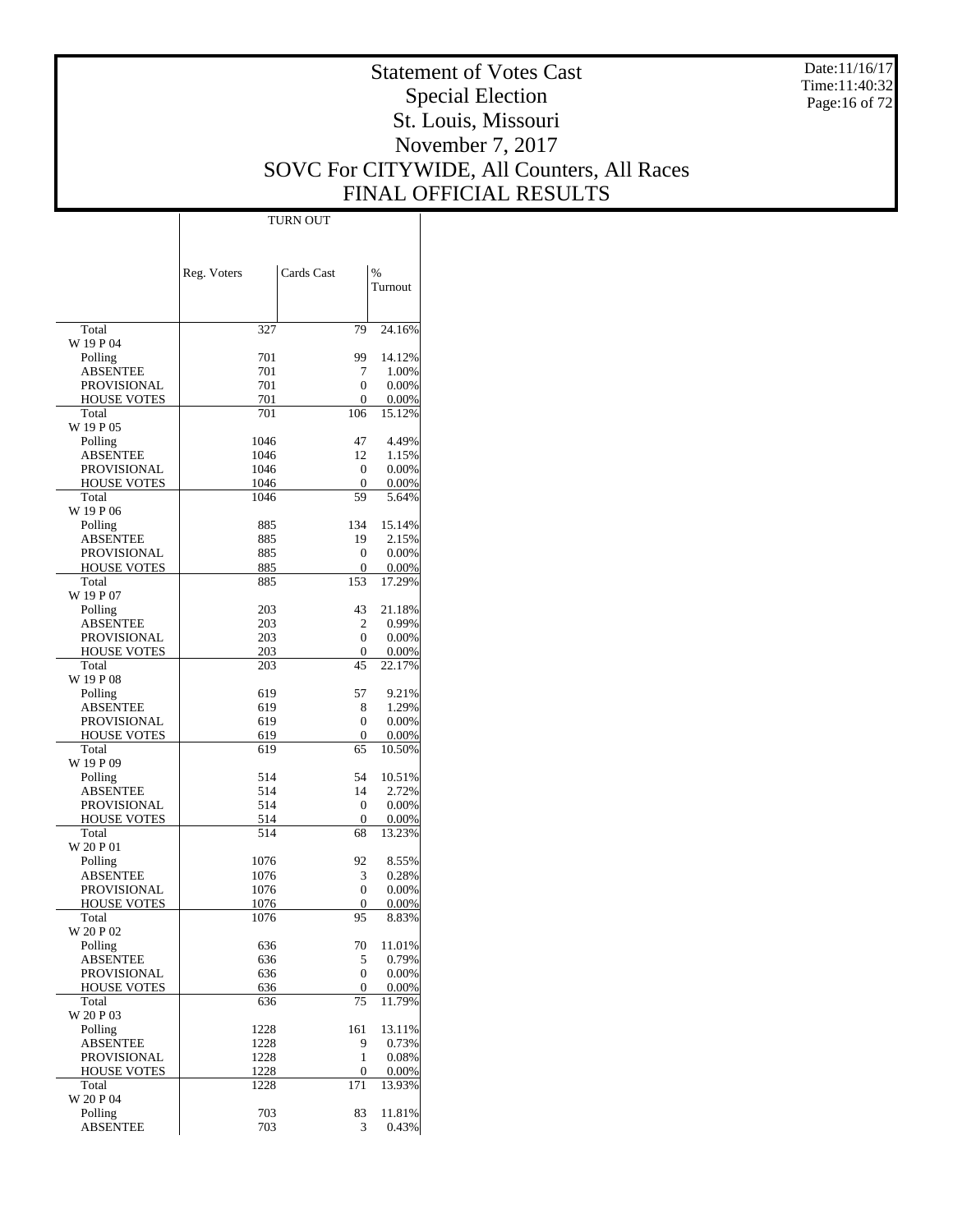# Statement of Votes Cast
## Special Election
## St. Louis, Missouri
## November 7, 2017
## SOVC For CITYWIDE, All Counters, All Races
## FINAL OFFICIAL RESULTS

Date:11/16/17
Time:11:40:32

| | TURN OUT | | |
|---|---|---|---|
| | Reg. Voters | Cards Cast | % Turnout |
| Total | 327 | 79 | 24.16% |
| W 19 P 04 | | | |
| Polling | 701 | 99 | 14.12% |
| ABSENTEE | 701 | 7 | 1.00% |
| PROVISIONAL | 701 | 0 | 0.00% |
| HOUSE VOTES | 701 | 0 | 0.00% |
| Total | 701 | 106 | 15.12% |
| W 19 P 05 | | | |
| Polling | 1046 | 47 | 4.49% |
| ABSENTEE | 1046 | 12 | 1.15% |
| PROVISIONAL | 1046 | 0 | 0.00% |
| HOUSE VOTES | 1046 | 0 | 0.00% |
| Total | 1046 | 59 | 5.64% |
| W 19 P 06 | | | |
| Polling | 885 | 134 | 15.14% |
| ABSENTEE | 885 | 19 | 2.15% |
| PROVISIONAL | 885 | 0 | 0.00% |
| HOUSE VOTES | 885 | 0 | 0.00% |
| Total | 885 | 153 | 17.29% |
| W 19 P 07 | | | |
| Polling | 203 | 43 | 21.18% |
| ABSENTEE | 203 | 2 | 0.99% |
| PROVISIONAL | 203 | 0 | 0.00% |
| HOUSE VOTES | 203 | 0 | 0.00% |
| Total | 203 | 45 | 22.17% |
| W 19 P 08 | | | |
| Polling | 619 | 57 | 9.21% |
| ABSENTEE | 619 | 8 | 1.29% |
| PROVISIONAL | 619 | 0 | 0.00% |
| HOUSE VOTES | 619 | 0 | 0.00% |
| Total | 619 | 65 | 10.50% |
| W 19 P 09 | | | |
| Polling | 514 | 54 | 10.51% |
| ABSENTEE | 514 | 14 | 2.72% |
| PROVISIONAL | 514 | 0 | 0.00% |
| HOUSE VOTES | 514 | 0 | 0.00% |
| Total | 514 | 68 | 13.23% |
| W 20 P 01 | | | |
| Polling | 1076 | 92 | 8.55% |
| ABSENTEE | 1076 | 3 | 0.28% |
| PROVISIONAL | 1076 | 0 | 0.00% |
| HOUSE VOTES | 1076 | 0 | 0.00% |
| Total | 1076 | 95 | 8.83% |
| W 20 P 02 | | | |
| Polling | 636 | 70 | 11.01% |
| ABSENTEE | 636 | 5 | 0.79% |
| PROVISIONAL | 636 | 0 | 0.00% |
| HOUSE VOTES | 636 | 0 | 0.00% |
| Total | 636 | 75 | 11.79% |
| W 20 P 03 | | | |
| Polling | 1228 | 161 | 13.11% |
| ABSENTEE | 1228 | 9 | 0.73% |
| PROVISIONAL | 1228 | 1 | 0.08% |
| HOUSE VOTES | 1228 | 0 | 0.00% |
| Total | 1228 | 171 | 13.93% |
| W 20 P 04 | | | |
| Polling | 703 | 83 | 11.81% |
| ABSENTEE | 703 | 3 | 0.43% |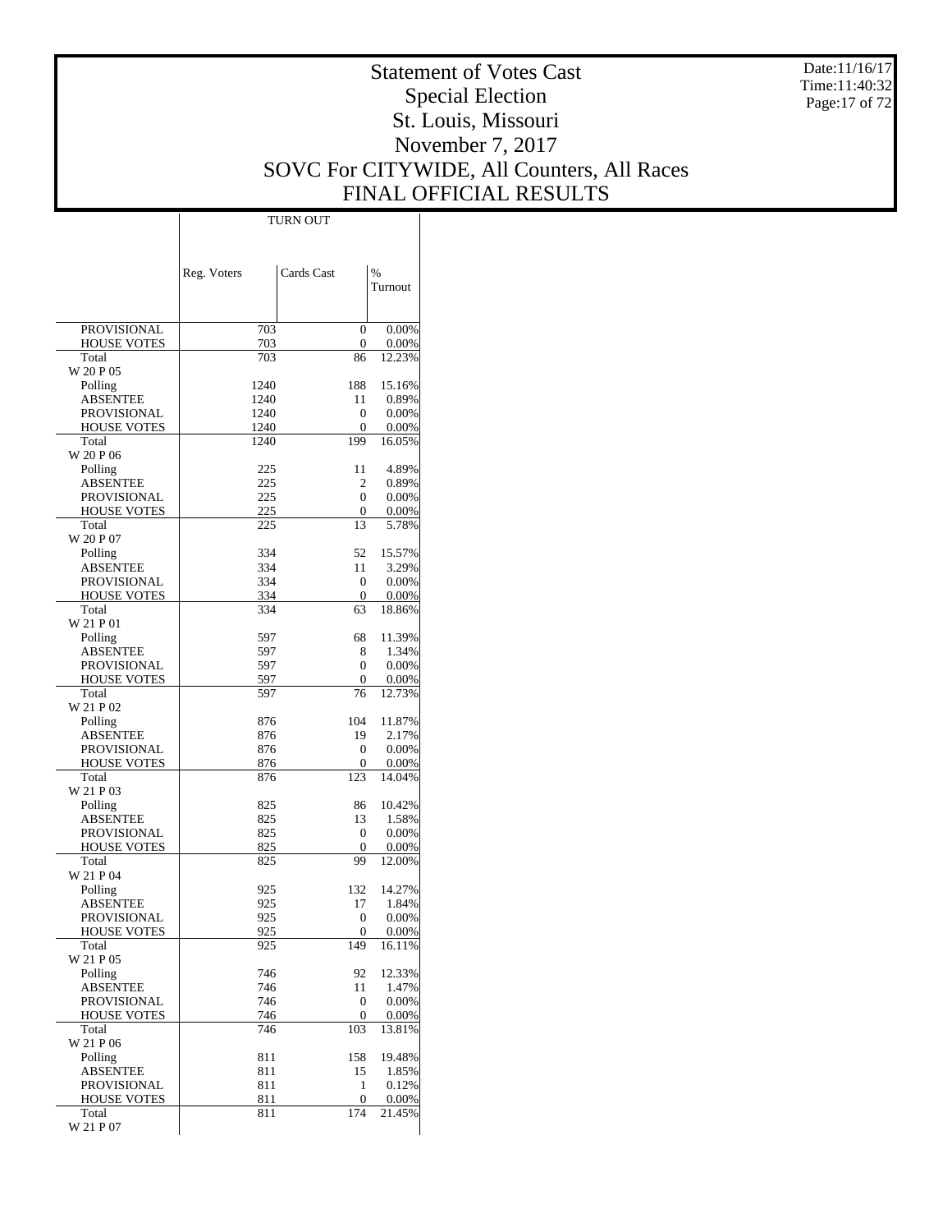# Statement of Votes Cast
## Special Election
## St. Louis, Missouri
## November 7, 2017
## SOVC For CITYWIDE, All Counters, All Races
## FINAL OFFICIAL RESULTS

Date:11/16/17
Time:11:40:32

| | TURN OUT | | |
|---|---|---|---|
| | Reg. Voters | Cards Cast | % Turnout |
| PROVISIONAL | 703 | 0 | 0.00% |
| HOUSE VOTES | 703 | 0 | 0.00% |
| Total | 703 | 86 | 12.23% |
| W 20 P 05 | | | |
| Polling | 1240 | 188 | 15.16% |
| ABSENTEE | 1240 | 11 | 0.89% |
| PROVISIONAL | 1240 | 0 | 0.00% |
| HOUSE VOTES | 1240 | 0 | 0.00% |
| Total | 1240 | 199 | 16.05% |
| W 20 P 06 | | | |
| Polling | 225 | 11 | 4.89% |
| ABSENTEE | 225 | 2 | 0.89% |
| PROVISIONAL | 225 | 0 | 0.00% |
| HOUSE VOTES | 225 | 0 | 0.00% |
| Total | 225 | 13 | 5.78% |
| W 20 P 07 | | | |
| Polling | 334 | 52 | 15.57% |
| ABSENTEE | 334 | 11 | 3.29% |
| PROVISIONAL | 334 | 0 | 0.00% |
| HOUSE VOTES | 334 | 0 | 0.00% |
| Total | 334 | 63 | 18.86% |
| W 21 P 01 | | | |
| Polling | 597 | 68 | 11.39% |
| ABSENTEE | 597 | 8 | 1.34% |
| PROVISIONAL | 597 | 0 | 0.00% |
| HOUSE VOTES | 597 | 0 | 0.00% |
| Total | 597 | 76 | 12.73% |
| W 21 P 02 | | | |
| Polling | 876 | 104 | 11.87% |
| ABSENTEE | 876 | 19 | 2.17% |
| PROVISIONAL | 876 | 0 | 0.00% |
| HOUSE VOTES | 876 | 0 | 0.00% |
| Total | 876 | 123 | 14.04% |
| W 21 P 03 | | | |
| Polling | 825 | 86 | 10.42% |
| ABSENTEE | 825 | 13 | 1.58% |
| PROVISIONAL | 825 | 0 | 0.00% |
| HOUSE VOTES | 825 | 0 | 0.00% |
| Total | 825 | 99 | 12.00% |
| W 21 P 04 | | | |
| Polling | 925 | 132 | 14.27% |
| ABSENTEE | 925 | 17 | 1.84% |
| PROVISIONAL | 925 | 0 | 0.00% |
| HOUSE VOTES | 925 | 0 | 0.00% |
| Total | 925 | 149 | 16.11% |
| W 21 P 05 | | | |
| Polling | 746 | 92 | 12.33% |
| ABSENTEE | 746 | 11 | 1.47% |
| PROVISIONAL | 746 | 0 | 0.00% |
| HOUSE VOTES | 746 | 0 | 0.00% |
| Total | 746 | 103 | 13.81% |
| W 21 P 06 | | | |
| Polling | 811 | 158 | 19.48% |
| ABSENTEE | 811 | 15 | 1.85% |
| PROVISIONAL | 811 | 1 | 0.12% |
| HOUSE VOTES | 811 | 0 | 0.00% |
| Total | 811 | 174 | 21.45% |
| W 21 P 07 | | | |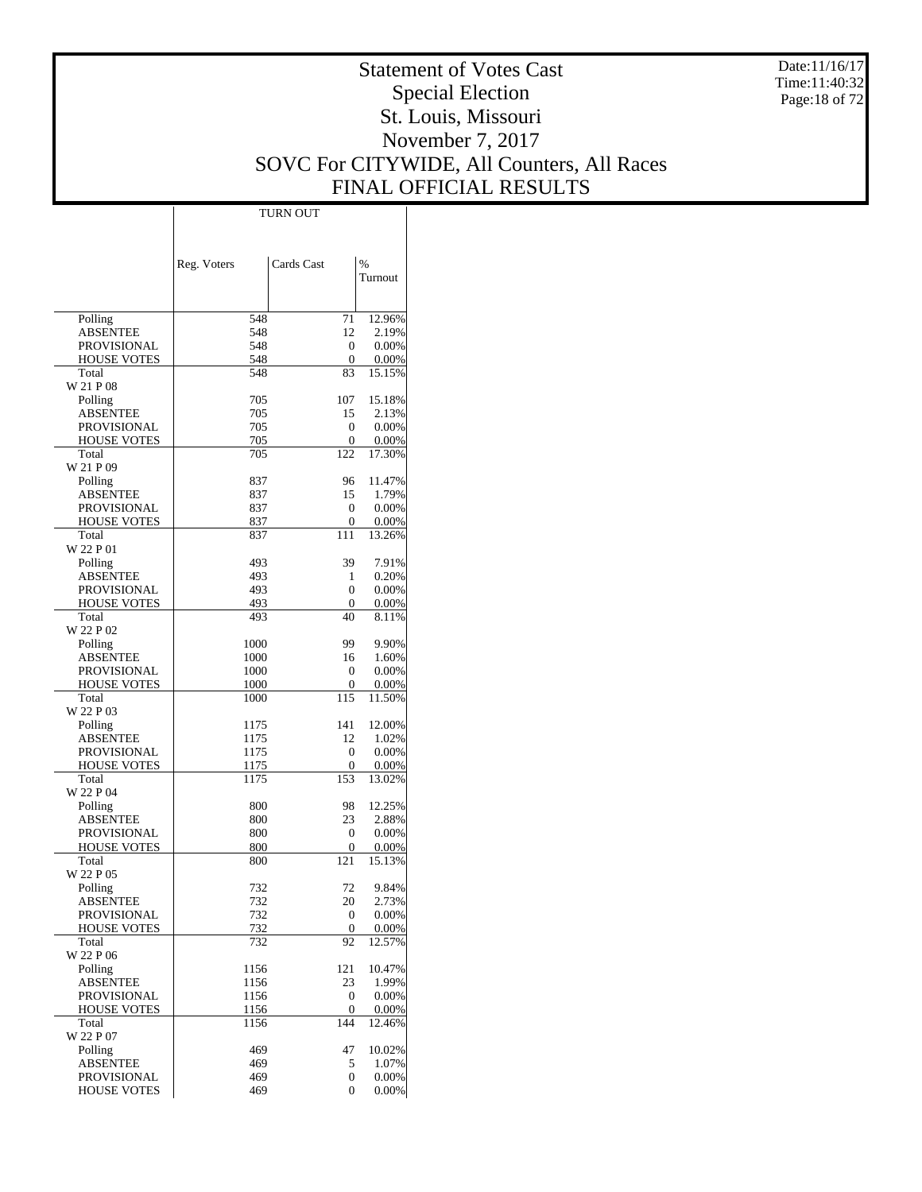# Statement of Votes Cast
## Special Election
## St. Louis, Missouri
## November 7, 2017
## SOVC For CITYWIDE, All Counters, All Races
## FINAL OFFICIAL RESULTS

Date:11/16/17
Time:11:40:32

| | TURN OUT | | |
|---|---|---|---|
| | Reg. Voters | Cards Cast | % Turnout |
| Polling | 548 | 71 | 12.96% |
| ABSENTEE | 548 | 12 | 2.19% |
| PROVISIONAL | 548 | 0 | 0.00% |
| HOUSE VOTES | 548 | 0 | 0.00% |
| Total | 548 | 83 | 15.15% |
| W 21 P 08 | | | |
| Polling | 705 | 107 | 15.18% |
| ABSENTEE | 705 | 15 | 2.13% |
| PROVISIONAL | 705 | 0 | 0.00% |
| HOUSE VOTES | 705 | 0 | 0.00% |
| Total | 705 | 122 | 17.30% |
| W 21 P 09 | | | |
| Polling | 837 | 96 | 11.47% |
| ABSENTEE | 837 | 15 | 1.79% |
| PROVISIONAL | 837 | 0 | 0.00% |
| HOUSE VOTES | 837 | 0 | 0.00% |
| Total | 837 | 111 | 13.26% |
| W 22 P 01 | | | |
| Polling | 493 | 39 | 7.91% |
| ABSENTEE | 493 | 1 | 0.20% |
| PROVISIONAL | 493 | 0 | 0.00% |
| HOUSE VOTES | 493 | 0 | 0.00% |
| Total | 493 | 40 | 8.11% |
| W 22 P 02 | | | |
| Polling | 1000 | 99 | 9.90% |
| ABSENTEE | 1000 | 16 | 1.60% |
| PROVISIONAL | 1000 | 0 | 0.00% |
| HOUSE VOTES | 1000 | 0 | 0.00% |
| Total | 1000 | 115 | 11.50% |
| W 22 P 03 | | | |
| Polling | 1175 | 141 | 12.00% |
| ABSENTEE | 1175 | 12 | 1.02% |
| PROVISIONAL | 1175 | 0 | 0.00% |
| HOUSE VOTES | 1175 | 0 | 0.00% |
| Total | 1175 | 153 | 13.02% |
| W 22 P 04 | | | |
| Polling | 800 | 98 | 12.25% |
| ABSENTEE | 800 | 23 | 2.88% |
| PROVISIONAL | 800 | 0 | 0.00% |
| HOUSE VOTES | 800 | 0 | 0.00% |
| Total | 800 | 121 | 15.13% |
| W 22 P 05 | | | |
| Polling | 732 | 72 | 9.84% |
| ABSENTEE | 732 | 20 | 2.73% |
| PROVISIONAL | 732 | 0 | 0.00% |
| HOUSE VOTES | 732 | 0 | 0.00% |
| Total | 732 | 92 | 12.57% |
| W 22 P 06 | | | |
| Polling | 1156 | 121 | 10.47% |
| ABSENTEE | 1156 | 23 | 1.99% |
| PROVISIONAL | 1156 | 0 | 0.00% |
| HOUSE VOTES | 1156 | 0 | 0.00% |
| Total | 1156 | 144 | 12.46% |
| W 22 P 07 | | | |
| Polling | 469 | 47 | 10.02% |
| ABSENTEE | 469 | 5 | 1.07% |
| PROVISIONAL | 469 | 0 | 0.00% |
| HOUSE VOTES | 469 | 0 | 0.00% |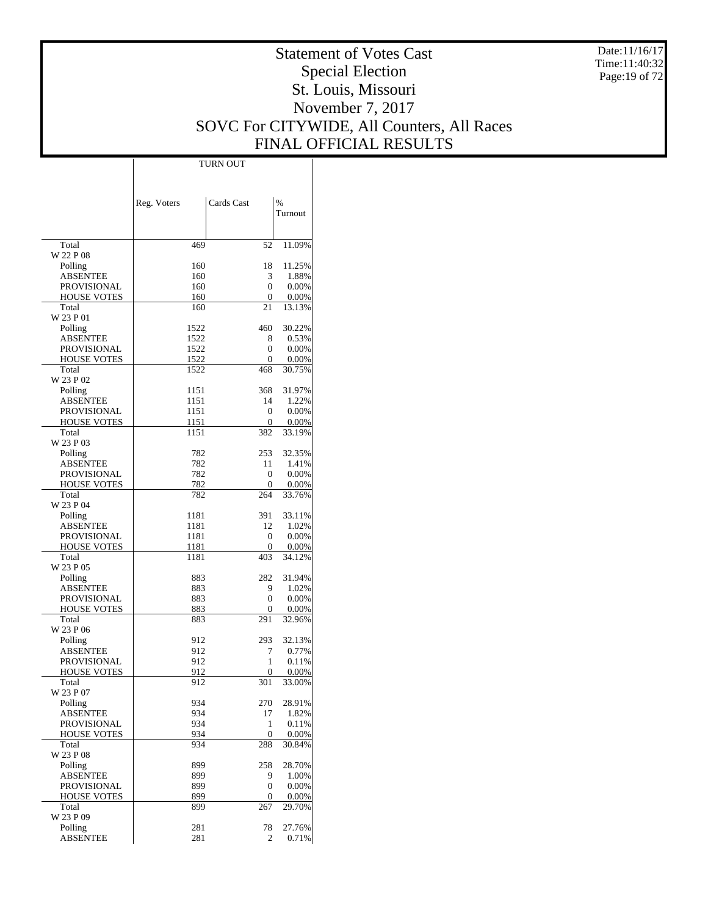# Statement of Votes Cast
## Special Election
## St. Louis, Missouri
## November 7, 2017
## SOVC For CITYWIDE, All Counters, All Races
## FINAL OFFICIAL RESULTS

Date:11/16/17
Time:11:40:32

| | TURN OUT | | |
|---|---|---|---|
| | Reg. Voters | Cards Cast | % Turnout |
| Total | 469 | 52 | 11.09% |
| W 22 P 08 | | | |
| Polling | 160 | 18 | 11.25% |
| ABSENTEE | 160 | 3 | 1.88% |
| PROVISIONAL | 160 | 0 | 0.00% |
| HOUSE VOTES | 160 | 0 | 0.00% |
| Total | 160 | 21 | 13.13% |
| W 23 P 01 | | | |
| Polling | 1522 | 460 | 30.22% |
| ABSENTEE | 1522 | 8 | 0.53% |
| PROVISIONAL | 1522 | 0 | 0.00% |
| HOUSE VOTES | 1522 | 0 | 0.00% |
| Total | 1522 | 468 | 30.75% |
| W 23 P 02 | | | |
| Polling | 1151 | 368 | 31.97% |
| ABSENTEE | 1151 | 14 | 1.22% |
| PROVISIONAL | 1151 | 0 | 0.00% |
| HOUSE VOTES | 1151 | 0 | 0.00% |
| Total | 1151 | 382 | 33.19% |
| W 23 P 03 | | | |
| Polling | 782 | 253 | 32.35% |
| ABSENTEE | 782 | 11 | 1.41% |
| PROVISIONAL | 782 | 0 | 0.00% |
| HOUSE VOTES | 782 | 0 | 0.00% |
| Total | 782 | 264 | 33.76% |
| W 23 P 04 | | | |
| Polling | 1181 | 391 | 33.11% |
| ABSENTEE | 1181 | 12 | 1.02% |
| PROVISIONAL | 1181 | 0 | 0.00% |
| HOUSE VOTES | 1181 | 0 | 0.00% |
| Total | 1181 | 403 | 34.12% |
| W 23 P 05 | | | |
| Polling | 883 | 282 | 31.94% |
| ABSENTEE | 883 | 9 | 1.02% |
| PROVISIONAL | 883 | 0 | 0.00% |
| HOUSE VOTES | 883 | 0 | 0.00% |
| Total | 883 | 291 | 32.96% |
| W 23 P 06 | | | |
| Polling | 912 | 293 | 32.13% |
| ABSENTEE | 912 | 7 | 0.77% |
| PROVISIONAL | 912 | 1 | 0.11% |
| HOUSE VOTES | 912 | 0 | 0.00% |
| Total | 912 | 301 | 33.00% |
| W 23 P 07 | | | |
| Polling | 934 | 270 | 28.91% |
| ABSENTEE | 934 | 17 | 1.82% |
| PROVISIONAL | 934 | 1 | 0.11% |
| HOUSE VOTES | 934 | 0 | 0.00% |
| Total | 934 | 288 | 30.84% |
| W 23 P 08 | | | |
| Polling | 899 | 258 | 28.70% |
| ABSENTEE | 899 | 9 | 1.00% |
| PROVISIONAL | 899 | 0 | 0.00% |
| HOUSE VOTES | 899 | 0 | 0.00% |
| Total | 899 | 267 | 29.70% |
| W 23 P 09 | | | |
| Polling | 281 | 78 | 27.76% |
| ABSENTEE | 281 | 2 | 0.71% |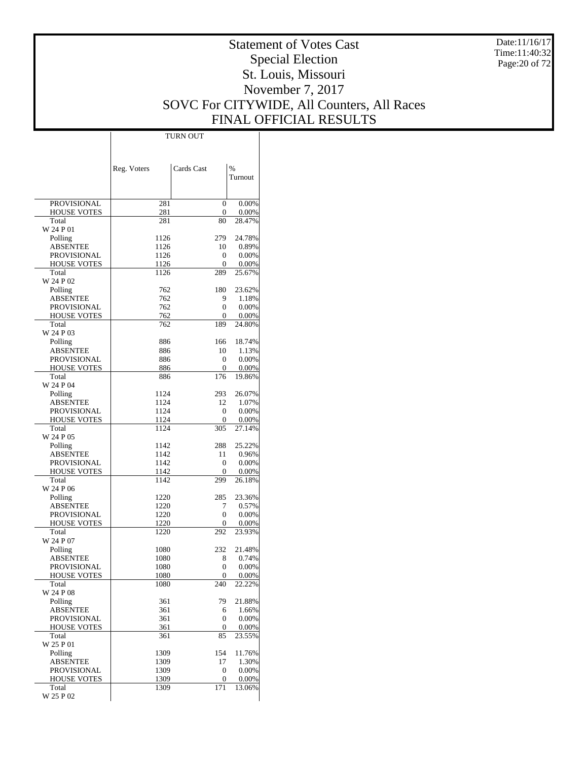# Statement of Votes Cast
## Special Election
## St. Louis, Missouri
## November 7, 2017
## SOVC For CITYWIDE, All Counters, All Races
## FINAL OFFICIAL RESULTS

Date:11/16/17
Time:11:40:32

| | TURN OUT | | |
|---|---|---|---|
| | Reg. Voters | Cards Cast | % Turnout |
| PROVISIONAL | 281 | 0 | 0.00% |
| HOUSE VOTES | 281 | 0 | 0.00% |
| Total | 281 | 80 | 28.47% |
| W 24 P 01 | | | |
| Polling | 1126 | 279 | 24.78% |
| ABSENTEE | 1126 | 10 | 0.89% |
| PROVISIONAL | 1126 | 0 | 0.00% |
| HOUSE VOTES | 1126 | 0 | 0.00% |
| Total | 1126 | 289 | 25.67% |
| W 24 P 02 | | | |
| Polling | 762 | 180 | 23.62% |
| ABSENTEE | 762 | 9 | 1.18% |
| PROVISIONAL | 762 | 0 | 0.00% |
| HOUSE VOTES | 762 | 0 | 0.00% |
| Total | 762 | 189 | 24.80% |
| W 24 P 03 | | | |
| Polling | 886 | 166 | 18.74% |
| ABSENTEE | 886 | 10 | 1.13% |
| PROVISIONAL | 886 | 0 | 0.00% |
| HOUSE VOTES | 886 | 0 | 0.00% |
| Total | 886 | 176 | 19.86% |
| W 24 P 04 | | | |
| Polling | 1124 | 293 | 26.07% |
| ABSENTEE | 1124 | 12 | 1.07% |
| PROVISIONAL | 1124 | 0 | 0.00% |
| HOUSE VOTES | 1124 | 0 | 0.00% |
| Total | 1124 | 305 | 27.14% |
| W 24 P 05 | | | |
| Polling | 1142 | 288 | 25.22% |
| ABSENTEE | 1142 | 11 | 0.96% |
| PROVISIONAL | 1142 | 0 | 0.00% |
| HOUSE VOTES | 1142 | 0 | 0.00% |
| Total | 1142 | 299 | 26.18% |
| W 24 P 06 | | | |
| Polling | 1220 | 285 | 23.36% |
| ABSENTEE | 1220 | 7 | 0.57% |
| PROVISIONAL | 1220 | 0 | 0.00% |
| HOUSE VOTES | 1220 | 0 | 0.00% |
| Total | 1220 | 292 | 23.93% |
| W 24 P 07 | | | |
| Polling | 1080 | 232 | 21.48% |
| ABSENTEE | 1080 | 8 | 0.74% |
| PROVISIONAL | 1080 | 0 | 0.00% |
| HOUSE VOTES | 1080 | 0 | 0.00% |
| Total | 1080 | 240 | 22.22% |
| W 24 P 08 | | | |
| Polling | 361 | 79 | 21.88% |
| ABSENTEE | 361 | 6 | 1.66% |
| PROVISIONAL | 361 | 0 | 0.00% |
| HOUSE VOTES | 361 | 0 | 0.00% |
| Total | 361 | 85 | 23.55% |
| W 25 P 01 | | | |
| Polling | 1309 | 154 | 11.76% |
| ABSENTEE | 1309 | 17 | 1.30% |
| PROVISIONAL | 1309 | 0 | 0.00% |
| HOUSE VOTES | 1309 | 0 | 0.00% |
| Total | 1309 | 171 | 13.06% |
| W 25 P 02 | | | |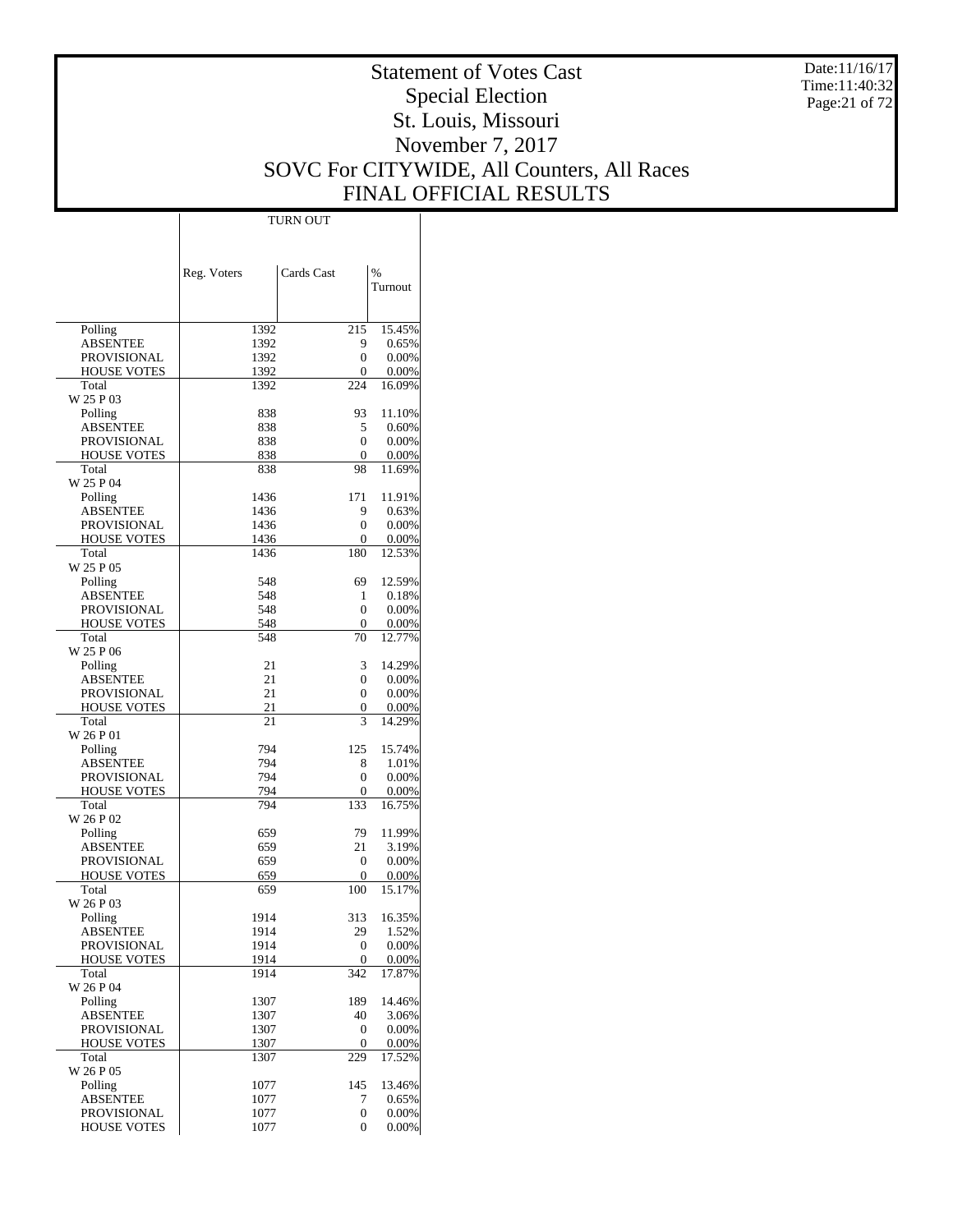# Statement of Votes Cast
## Special Election
## St. Louis, Missouri
## November 7, 2017
## SOVC For CITYWIDE, All Counters, All Races
## FINAL OFFICIAL RESULTS

Date:11/16/17
Time:11:40:32

| | TURN OUT | | |
|---|---|---|---|
| | Reg. Voters | Cards Cast | % Turnout |
| Polling | 1392 | 215 | 15.45% |
| ABSENTEE | 1392 | 9 | 0.65% |
| PROVISIONAL | 1392 | 0 | 0.00% |
| HOUSE VOTES | 1392 | 0 | 0.00% |
| Total | 1392 | 224 | 16.09% |
| W 25 P 03 | | | |
| Polling | 838 | 93 | 11.10% |
| ABSENTEE | 838 | 5 | 0.60% |
| PROVISIONAL | 838 | 0 | 0.00% |
| HOUSE VOTES | 838 | 0 | 0.00% |
| Total | 838 | 98 | 11.69% |
| W 25 P 04 | | | |
| Polling | 1436 | 171 | 11.91% |
| ABSENTEE | 1436 | 9 | 0.63% |
| PROVISIONAL | 1436 | 0 | 0.00% |
| HOUSE VOTES | 1436 | 0 | 0.00% |
| Total | 1436 | 180 | 12.53% |
| W 25 P 05 | | | |
| Polling | 548 | 69 | 12.59% |
| ABSENTEE | 548 | 1 | 0.18% |
| PROVISIONAL | 548 | 0 | 0.00% |
| HOUSE VOTES | 548 | 0 | 0.00% |
| Total | 548 | 70 | 12.77% |
| W 25 P 06 | | | |
| Polling | 21 | 3 | 14.29% |
| ABSENTEE | 21 | 0 | 0.00% |
| PROVISIONAL | 21 | 0 | 0.00% |
| HOUSE VOTES | 21 | 0 | 0.00% |
| Total | 21 | 3 | 14.29% |
| W 26 P 01 | | | |
| Polling | 794 | 125 | 15.74% |
| ABSENTEE | 794 | 8 | 1.01% |
| PROVISIONAL | 794 | 0 | 0.00% |
| HOUSE VOTES | 794 | 0 | 0.00% |
| Total | 794 | 133 | 16.75% |
| W 26 P 02 | | | |
| Polling | 659 | 79 | 11.99% |
| ABSENTEE | 659 | 21 | 3.19% |
| PROVISIONAL | 659 | 0 | 0.00% |
| HOUSE VOTES | 659 | 0 | 0.00% |
| Total | 659 | 100 | 15.17% |
| W 26 P 03 | | | |
| Polling | 1914 | 313 | 16.35% |
| ABSENTEE | 1914 | 29 | 1.52% |
| PROVISIONAL | 1914 | 0 | 0.00% |
| HOUSE VOTES | 1914 | 0 | 0.00% |
| Total | 1914 | 342 | 17.87% |
| W 26 P 04 | | | |
| Polling | 1307 | 189 | 14.46% |
| ABSENTEE | 1307 | 40 | 3.06% |
| PROVISIONAL | 1307 | 0 | 0.00% |
| HOUSE VOTES | 1307 | 0 | 0.00% |
| Total | 1307 | 229 | 17.52% |
| W 26 P 05 | | | |
| Polling | 1077 | 145 | 13.46% |
| ABSENTEE | 1077 | 7 | 0.65% |
| PROVISIONAL | 1077 | 0 | 0.00% |
| HOUSE VOTES | 1077 | 0 | 0.00% |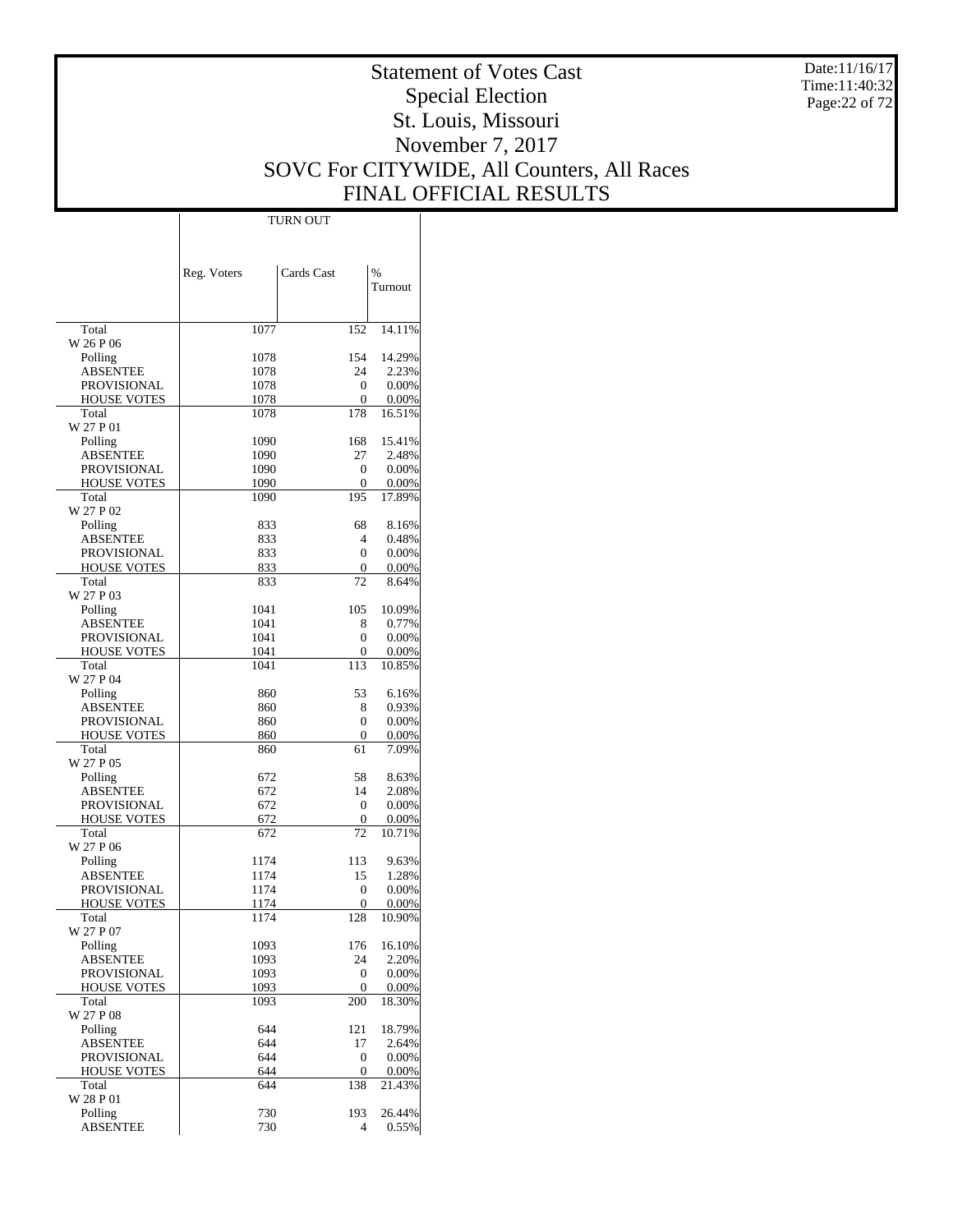# Statement of Votes Cast
## Special Election
## St. Louis, Missouri
## November 7, 2017
## SOVC For CITYWIDE, All Counters, All Races
## FINAL OFFICIAL RESULTS

Date:11/16/17
Time:11:40:32

| | TURN OUT | | |
|---|---|---|---|
| | Reg. Voters | Cards Cast | % Turnout |
| Total | 1077 | 152 | 14.11% |
| W 26 P 06 | | | |
| Polling | 1078 | 154 | 14.29% |
| ABSENTEE | 1078 | 24 | 2.23% |
| PROVISIONAL | 1078 | 0 | 0.00% |
| HOUSE VOTES | 1078 | 0 | 0.00% |
| Total | 1078 | 178 | 16.51% |
| W 27 P 01 | | | |
| Polling | 1090 | 168 | 15.41% |
| ABSENTEE | 1090 | 27 | 2.48% |
| PROVISIONAL | 1090 | 0 | 0.00% |
| HOUSE VOTES | 1090 | 0 | 0.00% |
| Total | 1090 | 195 | 17.89% |
| W 27 P 02 | | | |
| Polling | 833 | 68 | 8.16% |
| ABSENTEE | 833 | 4 | 0.48% |
| PROVISIONAL | 833 | 0 | 0.00% |
| HOUSE VOTES | 833 | 0 | 0.00% |
| Total | 833 | 72 | 8.64% |
| W 27 P 03 | | | |
| Polling | 1041 | 105 | 10.09% |
| ABSENTEE | 1041 | 8 | 0.77% |
| PROVISIONAL | 1041 | 0 | 0.00% |
| HOUSE VOTES | 1041 | 0 | 0.00% |
| Total | 1041 | 113 | 10.85% |
| W 27 P 04 | | | |
| Polling | 860 | 53 | 6.16% |
| ABSENTEE | 860 | 8 | 0.93% |
| PROVISIONAL | 860 | 0 | 0.00% |
| HOUSE VOTES | 860 | 0 | 0.00% |
| Total | 860 | 61 | 7.09% |
| W 27 P 05 | | | |
| Polling | 672 | 58 | 8.63% |
| ABSENTEE | 672 | 14 | 2.08% |
| PROVISIONAL | 672 | 0 | 0.00% |
| HOUSE VOTES | 672 | 0 | 0.00% |
| Total | 672 | 72 | 10.71% |
| W 27 P 06 | | | |
| Polling | 1174 | 113 | 9.63% |
| ABSENTEE | 1174 | 15 | 1.28% |
| PROVISIONAL | 1174 | 0 | 0.00% |
| HOUSE VOTES | 1174 | 0 | 0.00% |
| Total | 1174 | 128 | 10.90% |
| W 27 P 07 | | | |
| Polling | 1093 | 176 | 16.10% |
| ABSENTEE | 1093 | 24 | 2.20% |
| PROVISIONAL | 1093 | 0 | 0.00% |
| HOUSE VOTES | 1093 | 0 | 0.00% |
| Total | 1093 | 200 | 18.30% |
| W 27 P 08 | | | |
| Polling | 644 | 121 | 18.79% |
| ABSENTEE | 644 | 17 | 2.64% |
| PROVISIONAL | 644 | 0 | 0.00% |
| HOUSE VOTES | 644 | 0 | 0.00% |
| Total | 644 | 138 | 21.43% |
| W 28 P 01 | | | |
| Polling | 730 | 193 | 26.44% |
| ABSENTEE | 730 | 4 | 0.55% |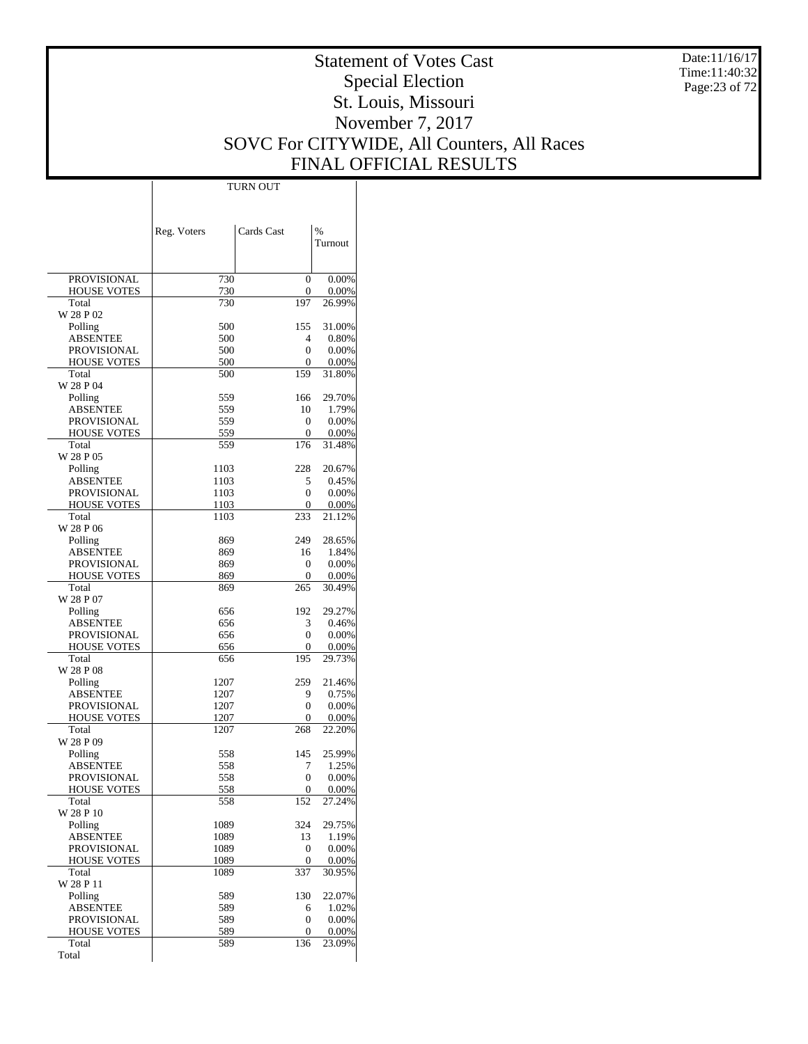# Statement of Votes Cast
## Special Election
## St. Louis, Missouri
## November 7, 2017
## SOVC For CITYWIDE, All Counters, All Races
## FINAL OFFICIAL RESULTS

Date:11/16/17
Time:11:40:32

| | TURN OUT | | |
|---|---|---|---|
| | Reg. Voters | Cards Cast | % Turnout |
| PROVISIONAL | 730 | 0 | 0.00% |
| HOUSE VOTES | 730 | 0 | 0.00% |
| Total | 730 | 197 | 26.99% |
| W 28 P 02 | | | |
| Polling | 500 | 155 | 31.00% |
| ABSENTEE | 500 | 4 | 0.80% |
| PROVISIONAL | 500 | 0 | 0.00% |
| HOUSE VOTES | 500 | 0 | 0.00% |
| Total | 500 | 159 | 31.80% |
| W 28 P 04 | | | |
| Polling | 559 | 166 | 29.70% |
| ABSENTEE | 559 | 10 | 1.79% |
| PROVISIONAL | 559 | 0 | 0.00% |
| HOUSE VOTES | 559 | 0 | 0.00% |
| Total | 559 | 176 | 31.48% |
| W 28 P 05 | | | |
| Polling | 1103 | 228 | 20.67% |
| ABSENTEE | 1103 | 5 | 0.45% |
| PROVISIONAL | 1103 | 0 | 0.00% |
| HOUSE VOTES | 1103 | 0 | 0.00% |
| Total | 1103 | 233 | 21.12% |
| W 28 P 06 | | | |
| Polling | 869 | 249 | 28.65% |
| ABSENTEE | 869 | 16 | 1.84% |
| PROVISIONAL | 869 | 0 | 0.00% |
| HOUSE VOTES | 869 | 0 | 0.00% |
| Total | 869 | 265 | 30.49% |
| W 28 P 07 | | | |
| Polling | 656 | 192 | 29.27% |
| ABSENTEE | 656 | 3 | 0.46% |
| PROVISIONAL | 656 | 0 | 0.00% |
| HOUSE VOTES | 656 | 0 | 0.00% |
| Total | 656 | 195 | 29.73% |
| W 28 P 08 | | | |
| Polling | 1207 | 259 | 21.46% |
| ABSENTEE | 1207 | 9 | 0.75% |
| PROVISIONAL | 1207 | 0 | 0.00% |
| HOUSE VOTES | 1207 | 0 | 0.00% |
| Total | 1207 | 268 | 22.20% |
| W 28 P 09 | | | |
| Polling | 558 | 145 | 25.99% |
| ABSENTEE | 558 | 7 | 1.25% |
| PROVISIONAL | 558 | 0 | 0.00% |
| HOUSE VOTES | 558 | 0 | 0.00% |
| Total | 558 | 152 | 27.24% |
| W 28 P 10 | | | |
| Polling | 1089 | 324 | 29.75% |
| ABSENTEE | 1089 | 13 | 1.19% |
| PROVISIONAL | 1089 | 0 | 0.00% |
| HOUSE VOTES | 1089 | 0 | 0.00% |
| Total | 1089 | 337 | 30.95% |
| W 28 P 11 | | | |
| Polling | 589 | 130 | 22.07% |
| ABSENTEE | 589 | 6 | 1.02% |
| PROVISIONAL | 589 | 0 | 0.00% |
| HOUSE VOTES | 589 | 0 | 0.00% |
| Total | 589 | 136 | 23.09% |
| Total | | | |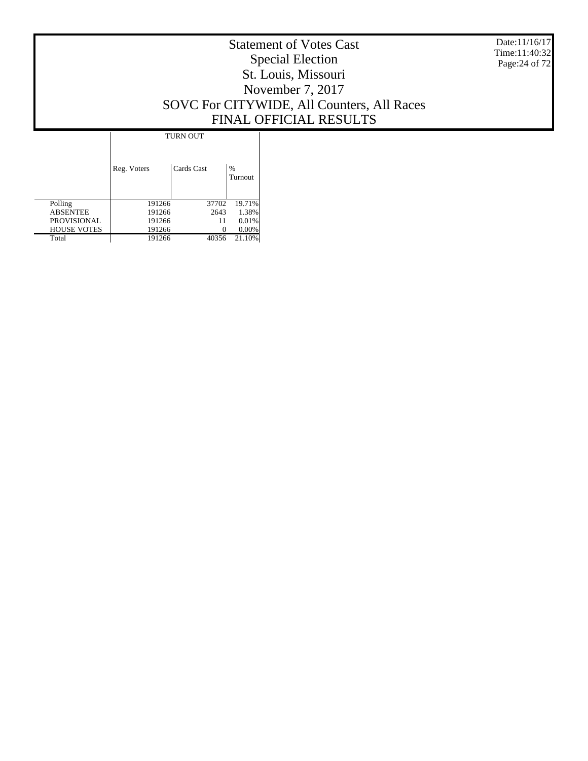# Statement of Votes Cast
## Special Election
## St. Louis, Missouri
## November 7, 2017
## SOVC For CITYWIDE, All Counters, All Races
## FINAL OFFICIAL RESULTS

Date:11/16/17
Time:11:40:32

| | TURN OUT | | |
|---|---|---|---|
| | Reg. Voters | Cards Cast | % Turnout |
| Polling | 191266 | 37702 | 19.71% |
| ABSENTEE | 191266 | 2643 | 1.38% |
| PROVISIONAL | 191266 | 11 | 0.01% |
| HOUSE VOTES | 191266 | 0 | 0.00% |
| Total | 191266 | 40356 | 21.10% |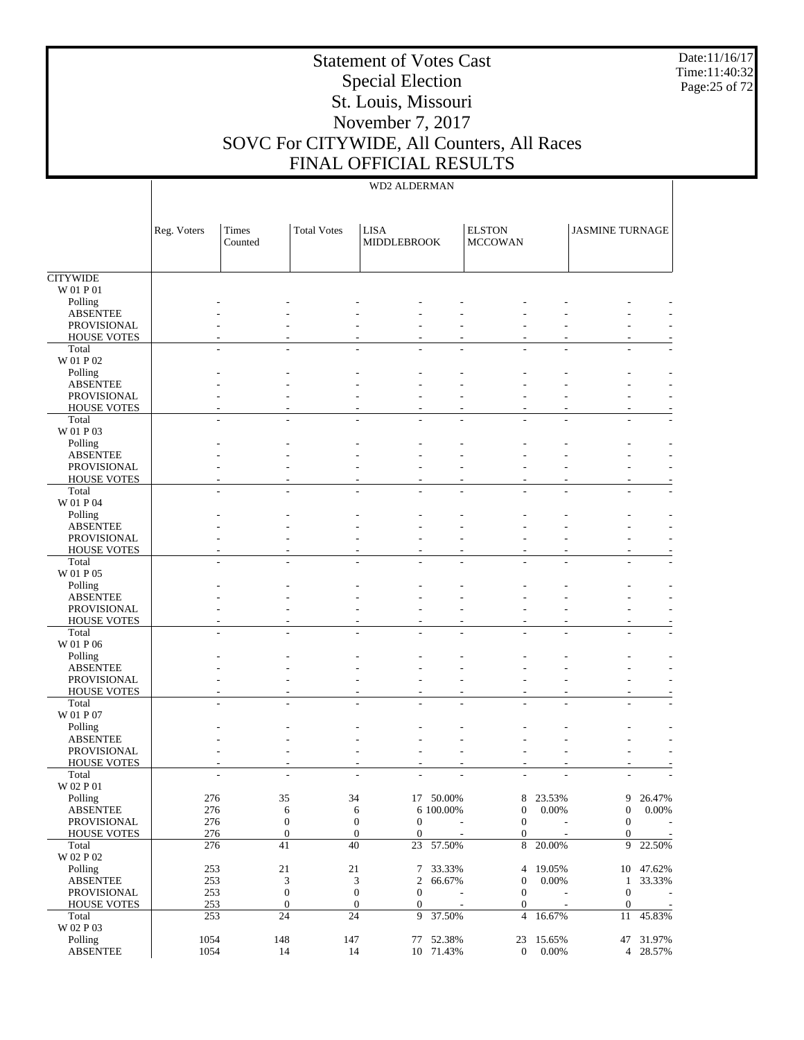# Statement of Votes Cast
## Special Election
## St. Louis, Missouri
## November 7, 2017
## SOVC For CITYWIDE, All Counters, All Races
## FINAL OFFICIAL RESULTS

Date:11/16/17
Time:11:40:32

WD2 ALDERMAN

| | Reg. Voters | Times Counted | Total Votes | LISA MIDDLEBROOK | | ELSTON MCCOWAN | | JASMINE TURNAGE | |
|---|---|---|---|---|---|---|---|---|---|
| CITYWIDE | | | | | | | | | |
| W 01 P 01 | | | | | | | | | |
| Polling | - | - | - | - | - | - | - | - | - |
| ABSENTEE | - | - | - | - | - | - | - | - | - |
| PROVISIONAL | - | - | - | - | - | - | - | - | - |
| HOUSE VOTES | - | - | - | - | - | - | - | - | - |
| Total | - | - | - | - | - | - | - | - | - |
| W 01 P 02 | | | | | | | | | |
| Polling | - | - | - | - | - | - | - | - | - |
| ABSENTEE | - | - | - | - | - | - | - | - | - |
| PROVISIONAL | - | - | - | - | - | - | - | - | - |
| HOUSE VOTES | - | - | - | - | - | - | - | - | - |
| Total | - | - | - | - | - | - | - | - | - |
| W 01 P 03 | | | | | | | | | |
| Polling | - | - | - | - | - | - | - | - | - |
| ABSENTEE | - | - | - | - | - | - | - | - | - |
| PROVISIONAL | - | - | - | - | - | - | - | - | - |
| HOUSE VOTES | - | - | - | - | - | - | - | - | - |
| Total | - | - | - | - | - | - | - | - | - |
| W 01 P 04 | | | | | | | | | |
| Polling | - | - | - | - | - | - | - | - | - |
| ABSENTEE | - | - | - | - | - | - | - | - | - |
| PROVISIONAL | - | - | - | - | - | - | - | - | - |
| HOUSE VOTES | - | - | - | - | - | - | - | - | - |
| Total | - | - | - | - | - | - | - | - | - |
| W 01 P 05 | | | | | | | | | |
| Polling | - | - | - | - | - | - | - | - | - |
| ABSENTEE | - | - | - | - | - | - | - | - | - |
| PROVISIONAL | - | - | - | - | - | - | - | - | - |
| HOUSE VOTES | - | - | - | - | - | - | - | - | - |
| Total | - | - | - | - | - | - | - | - | - |
| W 01 P 06 | | | | | | | | | |
| Polling | - | - | - | - | - | - | - | - | - |
| ABSENTEE | - | - | - | - | - | - | - | - | - |
| PROVISIONAL | - | - | - | - | - | - | - | - | - |
| HOUSE VOTES | - | - | - | - | - | - | - | - | - |
| Total | - | - | - | - | - | - | - | - | - |
| W 01 P 07 | | | | | | | | | |
| Polling | - | - | - | - | - | - | - | - | - |
| ABSENTEE | - | - | - | - | - | - | - | - | - |
| PROVISIONAL | - | - | - | - | - | - | - | - | - |
| HOUSE VOTES | - | - | - | - | - | - | - | - | - |
| Total | - | - | - | - | - | - | - | - | - |
| W 02 P 01 | | | | | | | | | |
| Polling | 276 | 35 | 34 | 17 | 50.00% | 8 | 23.53% | 9 | 26.47% |
| ABSENTEE | 276 | 6 | 6 | 6 | 100.00% | 0 | 0.00% | 0 | 0.00% |
| PROVISIONAL | 276 | 0 | 0 | 0 | - | 0 | - | 0 | - |
| HOUSE VOTES | 276 | 0 | 0 | 0 | - | 0 | - | 0 | - |
| Total | 276 | 41 | 40 | 23 | 57.50% | 8 | 20.00% | 9 | 22.50% |
| W 02 P 02 | | | | | | | | | |
| Polling | 253 | 21 | 21 | 7 | 33.33% | 4 | 19.05% | 10 | 47.62% |
| ABSENTEE | 253 | 3 | 3 | 2 | 66.67% | 0 | 0.00% | 1 | 33.33% |
| PROVISIONAL | 253 | 0 | 0 | 0 | - | 0 | - | 0 | - |
| HOUSE VOTES | 253 | 0 | 0 | 0 | - | 0 | - | 0 | - |
| Total | 253 | 24 | 24 | 9 | 37.50% | 4 | 16.67% | 11 | 45.83% |
| W 02 P 03 | | | | | | | | | |
| Polling | 1054 | 148 | 147 | 77 | 52.38% | 23 | 15.65% | 47 | 31.97% |
| ABSENTEE | 1054 | 14 | 14 | 10 | 71.43% | 0 | 0.00% | 4 | 28.57% |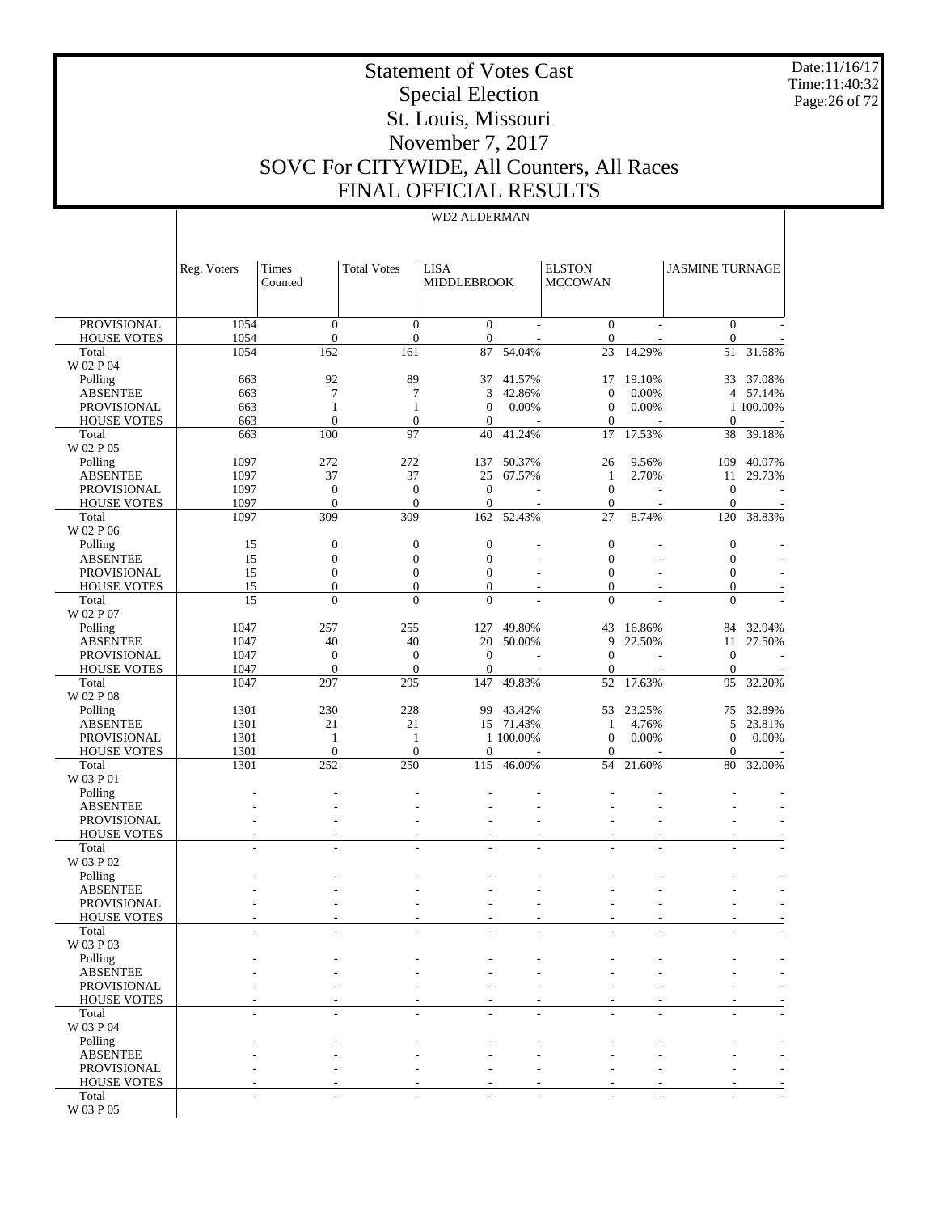# Statement of Votes Cast
## Special Election
## St. Louis, Missouri
## November 7, 2017
## SOVC For CITYWIDE, All Counters, All Races
## FINAL OFFICIAL RESULTS

Date:11/16/17
Time:11:40:32

WD2 ALDERMAN

| | Reg. Voters | Times Counted | Total Votes | LISA MIDDLEBROOK | | ELSTON MCCOWAN | | JASMINE TURNAGE | |
|---|---|---|---|---|---|---|---|---|---|
| PROVISIONAL | 1054 | 0 | 0 | 0 | - | 0 | - | 0 | - |
| HOUSE VOTES | 1054 | 0 | 0 | 0 | - | 0 | - | 0 | - |
| Total | 1054 | 162 | 161 | 87 | 54.04% | 23 | 14.29% | 51 | 31.68% |
| W 02 P 04 | | | | | | | | | |
| Polling | 663 | 92 | 89 | 37 | 41.57% | 17 | 19.10% | 33 | 37.08% |
| ABSENTEE | 663 | 7 | 7 | 3 | 42.86% | 0 | 0.00% | 4 | 57.14% |
| PROVISIONAL | 663 | 1 | 1 | 0 | 0.00% | 0 | 0.00% | 1 | 100.00% |
| HOUSE VOTES | 663 | 0 | 0 | 0 | - | 0 | - | 0 | - |
| Total | 663 | 100 | 97 | 40 | 41.24% | 17 | 17.53% | 38 | 39.18% |
| W 02 P 05 | | | | | | | | | |
| Polling | 1097 | 272 | 272 | 137 | 50.37% | 26 | 9.56% | 109 | 40.07% |
| ABSENTEE | 1097 | 37 | 37 | 25 | 67.57% | 1 | 2.70% | 11 | 29.73% |
| PROVISIONAL | 1097 | 0 | 0 | 0 | - | 0 | - | 0 | - |
| HOUSE VOTES | 1097 | 0 | 0 | 0 | - | 0 | - | 0 | - |
| Total | 1097 | 309 | 309 | 162 | 52.43% | 27 | 8.74% | 120 | 38.83% |
| W 02 P 06 | | | | | | | | | |
| Polling | 15 | 0 | 0 | 0 | - | 0 | - | 0 | - |
| ABSENTEE | 15 | 0 | 0 | 0 | - | 0 | - | 0 | - |
| PROVISIONAL | 15 | 0 | 0 | 0 | - | 0 | - | 0 | - |
| HOUSE VOTES | 15 | 0 | 0 | 0 | - | 0 | - | 0 | - |
| Total | 15 | 0 | 0 | 0 | - | 0 | - | 0 | - |
| W 02 P 07 | | | | | | | | | |
| Polling | 1047 | 257 | 255 | 127 | 49.80% | 43 | 16.86% | 84 | 32.94% |
| ABSENTEE | 1047 | 40 | 40 | 20 | 50.00% | 9 | 22.50% | 11 | 27.50% |
| PROVISIONAL | 1047 | 0 | 0 | 0 | - | 0 | - | 0 | - |
| HOUSE VOTES | 1047 | 0 | 0 | 0 | - | 0 | - | 0 | - |
| Total | 1047 | 297 | 295 | 147 | 49.83% | 52 | 17.63% | 95 | 32.20% |
| W 02 P 08 | | | | | | | | | |
| Polling | 1301 | 230 | 228 | 99 | 43.42% | 53 | 23.25% | 75 | 32.89% |
| ABSENTEE | 1301 | 21 | 21 | 15 | 71.43% | 1 | 4.76% | 5 | 23.81% |
| PROVISIONAL | 1301 | 1 | 1 | 1 | 100.00% | 0 | 0.00% | 0 | 0.00% |
| HOUSE VOTES | 1301 | 0 | 0 | 0 | - | 0 | - | 0 | - |
| Total | 1301 | 252 | 250 | 115 | 46.00% | 54 | 21.60% | 80 | 32.00% |
| W 03 P 01 | | | | | | | | | |
| Polling | - | - | - | - | - | - | - | - | - |
| ABSENTEE | - | - | - | - | - | - | - | - | - |
| PROVISIONAL | - | - | - | - | - | - | - | - | - |
| HOUSE VOTES | - | - | - | - | - | - | - | - | - |
| Total | - | - | - | - | - | - | - | - | - |
| W 03 P 02 | | | | | | | | | |
| Polling | - | - | - | - | - | - | - | - | - |
| ABSENTEE | - | - | - | - | - | - | - | - | - |
| PROVISIONAL | - | - | - | - | - | - | - | - | - |
| HOUSE VOTES | - | - | - | - | - | - | - | - | - |
| Total | - | - | - | - | - | - | - | - | - |
| W 03 P 03 | | | | | | | | | |
| Polling | - | - | - | - | - | - | - | - | - |
| ABSENTEE | - | - | - | - | - | - | - | - | - |
| PROVISIONAL | - | - | - | - | - | - | - | - | - |
| HOUSE VOTES | - | - | - | - | - | - | - | - | - |
| Total | - | - | - | - | - | - | - | - | - |
| W 03 P 04 | | | | | | | | | |
| Polling | - | - | - | - | - | - | - | - | - |
| ABSENTEE | - | - | - | - | - | - | - | - | - |
| PROVISIONAL | - | - | - | - | - | - | - | - | - |
| HOUSE VOTES | - | - | - | - | - | - | - | - | - |
| Total | - | - | - | - | - | - | - | - | - |
| W 03 P 05 | | | | | | | | | |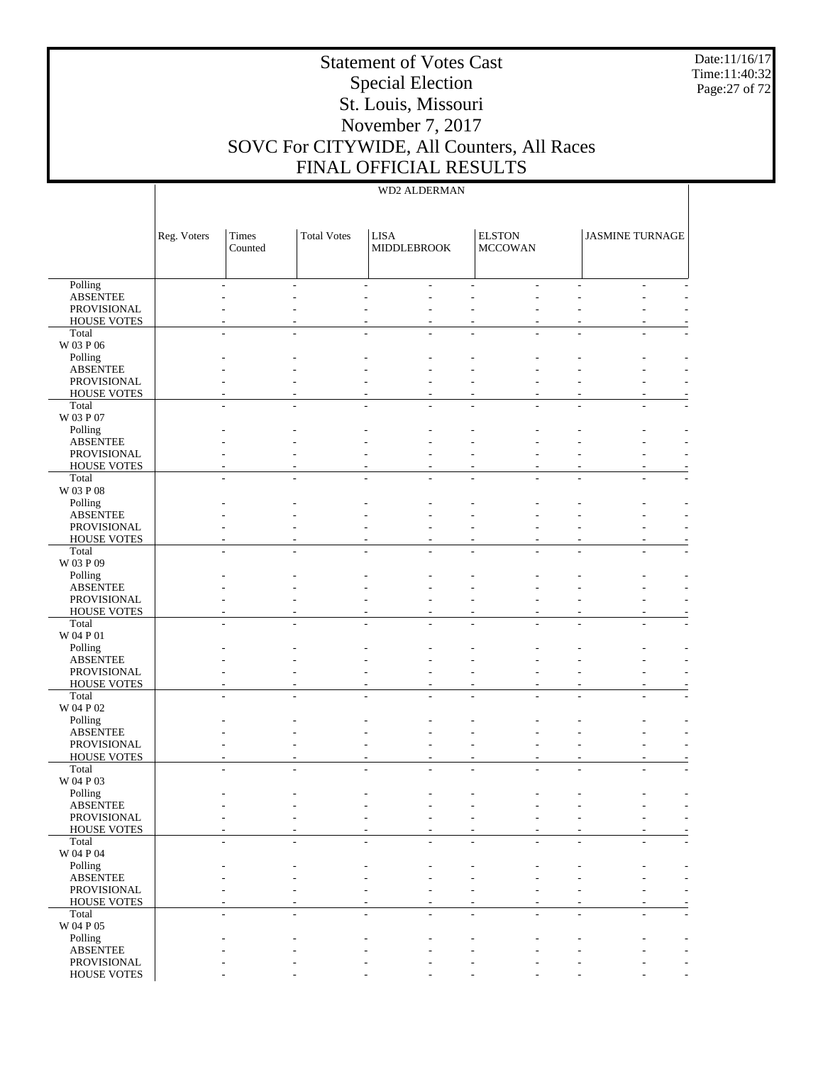WD2 ALDERMAN

| | Reg. Voters | Times Counted | Total Votes | LISA MIDDLEBROOK | | ELSTON MCCOWAN | | JASMINE TURNAGE | |
|---|---|---|---|---|---|---|---|---|---|
| Polling | - | - | - | - | - | - | - | - | - |
| ABSENTEE | - | - | - | - | - | - | - | - | - |
| PROVISIONAL | - | - | - | - | - | - | - | - | - |
| HOUSE VOTES | - | - | - | - | - | - | - | - | - |
| Total | - | - | - | - | - | - | - | - | - |
| W 03 P 06 | | | | | | | | | |
| Polling | - | - | - | - | - | - | - | - | - |
| ABSENTEE | - | - | - | - | - | - | - | - | - |
| PROVISIONAL | - | - | - | - | - | - | - | - | - |
| HOUSE VOTES | - | - | - | - | - | - | - | - | - |
| Total | - | - | - | - | - | - | - | - | - |
| W 03 P 07 | | | | | | | | | |
| Polling | - | - | - | - | - | - | - | - | - |
| ABSENTEE | - | - | - | - | - | - | - | - | - |
| PROVISIONAL | - | - | - | - | - | - | - | - | - |
| HOUSE VOTES | - | - | - | - | - | - | - | - | - |
| Total | - | - | - | - | - | - | - | - | - |
| W 03 P 08 | | | | | | | | | |
| Polling | - | - | - | - | - | - | - | - | - |
| ABSENTEE | - | - | - | - | - | - | - | - | - |
| PROVISIONAL | - | - | - | - | - | - | - | - | - |
| HOUSE VOTES | - | - | - | - | - | - | - | - | - |
| Total | - | - | - | - | - | - | - | - | - |
| W 03 P 09 | | | | | | | | | |
| Polling | - | - | - | - | - | - | - | - | - |
| ABSENTEE | - | - | - | - | - | - | - | - | - |
| PROVISIONAL | - | - | - | - | - | - | - | - | - |
| HOUSE VOTES | - | - | - | - | - | - | - | - | - |
| Total | - | - | - | - | - | - | - | - | - |
| W 04 P 01 | | | | | | | | | |
| Polling | - | - | - | - | - | - | - | - | - |
| ABSENTEE | - | - | - | - | - | - | - | - | - |
| PROVISIONAL | - | - | - | - | - | - | - | - | - |
| HOUSE VOTES | - | - | - | - | - | - | - | - | - |
| Total | - | - | - | - | - | - | - | - | - |
| W 04 P 02 | | | | | | | | | |
| Polling | - | - | - | - | - | - | - | - | - |
| ABSENTEE | - | - | - | - | - | - | - | - | - |
| PROVISIONAL | - | - | - | - | - | - | - | - | - |
| HOUSE VOTES | - | - | - | - | - | - | - | - | - |
| Total | - | - | - | - | - | - | - | - | - |
| W 04 P 03 | | | | | | | | | |
| Polling | - | - | - | - | - | - | - | - | - |
| ABSENTEE | - | - | - | - | - | - | - | - | - |
| PROVISIONAL | - | - | - | - | - | - | - | - | - |
| HOUSE VOTES | - | - | - | - | - | - | - | - | - |
| Total | - | - | - | - | - | - | - | - | - |
| W 04 P 04 | | | | | | | | | |
| Polling | - | - | - | - | - | - | - | - | - |
| ABSENTEE | - | - | - | - | - | - | - | - | - |
| PROVISIONAL | - | - | - | - | - | - | - | - | - |
| HOUSE VOTES | - | - | - | - | - | - | - | - | - |
| Total | - | - | - | - | - | - | - | - | - |
| W 04 P 05 | | | | | | | | | |
| Polling | - | - | - | - | - | - | - | - | - |
| ABSENTEE | - | - | - | - | - | - | - | - | - |
| PROVISIONAL | - | - | - | - | - | - | - | - | - |
| HOUSE VOTES | - | - | - | - | - | - | - | - | - |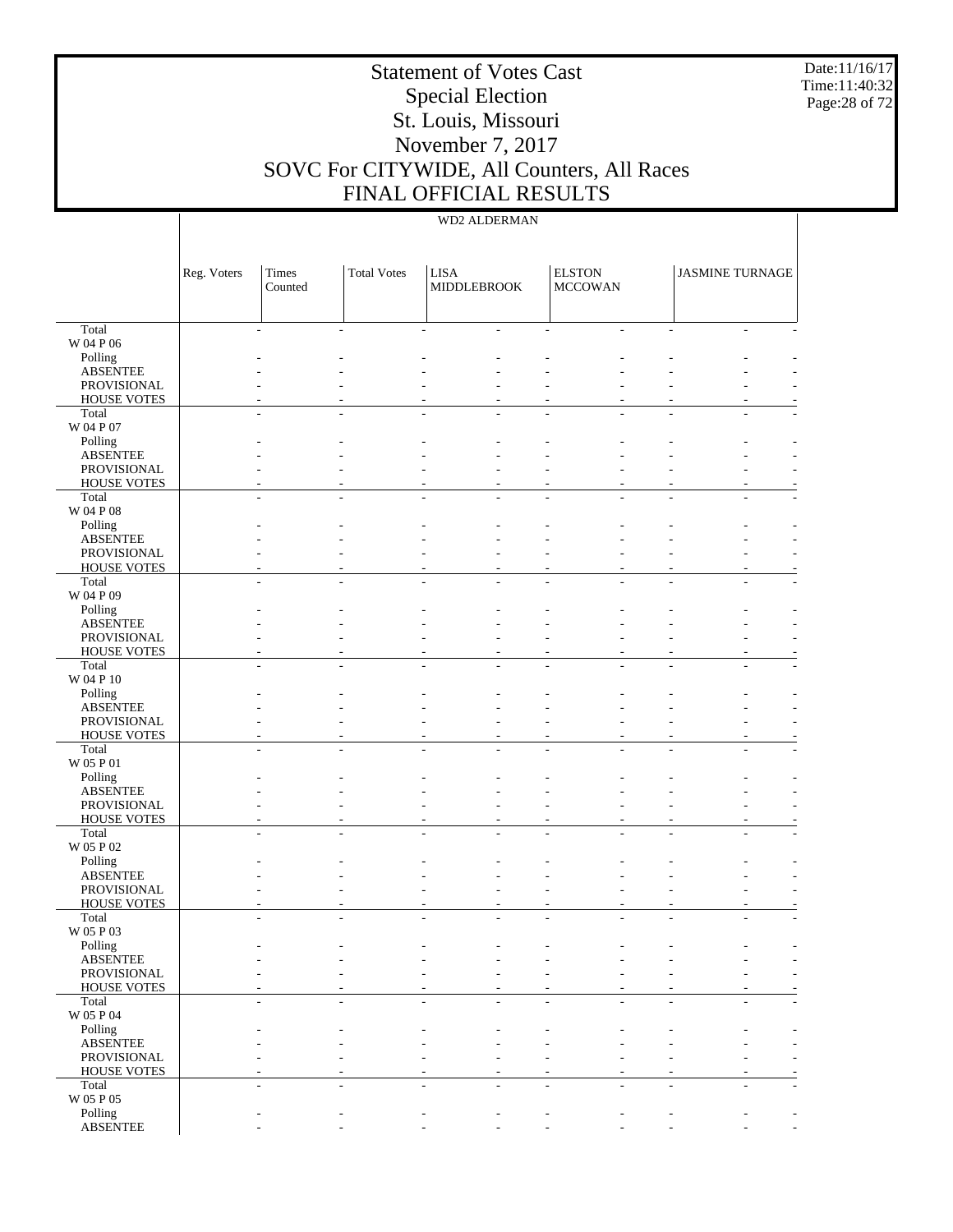# Statement of Votes Cast
## Special Election
## St. Louis, Missouri
## November 7, 2017
## SOVC For CITYWIDE, All Counters, All Races
## FINAL OFFICIAL RESULTS

| | WD2 ALDERMAN | | | | | | | | |
|---|---|---|---|---|---|---|---|---|---|
| | Reg. Voters | Times Counted | Total Votes | LISA MIDDLEBROOK | | ELSTON MCCOWAN | | JASMINE TURNAGE | |
| Total | - | - | - | - | - | - | - | - | - |
| W 04 P 06 | | | | | | | | | |
| Polling | - | - | - | - | - | - | - | - | - |
| ABSENTEE | - | - | - | - | - | - | - | - | - |
| PROVISIONAL | - | - | - | - | - | - | - | - | - |
| HOUSE VOTES | - | - | - | - | - | - | - | - | - |
| Total | - | - | - | - | - | - | - | - | - |
| W 04 P 07 | | | | | | | | | |
| Polling | - | - | - | - | - | - | - | - | - |
| ABSENTEE | - | - | - | - | - | - | - | - | - |
| PROVISIONAL | - | - | - | - | - | - | - | - | - |
| HOUSE VOTES | - | - | - | - | - | - | - | - | - |
| Total | - | - | - | - | - | - | - | - | - |
| W 04 P 08 | | | | | | | | | |
| Polling | - | - | - | - | - | - | - | - | - |
| ABSENTEE | - | - | - | - | - | - | - | - | - |
| PROVISIONAL | - | - | - | - | - | - | - | - | - |
| HOUSE VOTES | - | - | - | - | - | - | - | - | - |
| Total | - | - | - | - | - | - | - | - | - |
| W 04 P 09 | | | | | | | | | |
| Polling | - | - | - | - | - | - | - | - | - |
| ABSENTEE | - | - | - | - | - | - | - | - | - |
| PROVISIONAL | - | - | - | - | - | - | - | - | - |
| HOUSE VOTES | - | - | - | - | - | - | - | - | - |
| Total | - | - | - | - | - | - | - | - | - |
| W 04 P 10 | | | | | | | | | |
| Polling | - | - | - | - | - | - | - | - | - |
| ABSENTEE | - | - | - | - | - | - | - | - | - |
| PROVISIONAL | - | - | - | - | - | - | - | - | - |
| HOUSE VOTES | - | - | - | - | - | - | - | - | - |
| Total | - | - | - | - | - | - | - | - | - |
| W 05 P 01 | | | | | | | | | |
| Polling | - | - | - | - | - | - | - | - | - |
| ABSENTEE | - | - | - | - | - | - | - | - | - |
| PROVISIONAL | - | - | - | - | - | - | - | - | - |
| HOUSE VOTES | - | - | - | - | - | - | - | - | - |
| Total | - | - | - | - | - | - | - | - | - |
| W 05 P 02 | | | | | | | | | |
| Polling | - | - | - | - | - | - | - | - | - |
| ABSENTEE | - | - | - | - | - | - | - | - | - |
| PROVISIONAL | - | - | - | - | - | - | - | - | - |
| HOUSE VOTES | - | - | - | - | - | - | - | - | - |
| Total | - | - | - | - | - | - | - | - | - |
| W 05 P 03 | | | | | | | | | |
| Polling | - | - | - | - | - | - | - | - | - |
| ABSENTEE | - | - | - | - | - | - | - | - | - |
| PROVISIONAL | - | - | - | - | - | - | - | - | - |
| HOUSE VOTES | - | - | - | - | - | - | - | - | - |
| Total | - | - | - | - | - | - | - | - | - |
| W 05 P 04 | | | | | | | | | |
| Polling | - | - | - | - | - | - | - | - | - |
| ABSENTEE | - | - | - | - | - | - | - | - | - |
| PROVISIONAL | - | - | - | - | - | - | - | - | - |
| HOUSE VOTES | - | - | - | - | - | - | - | - | - |
| Total | - | - | - | - | - | - | - | - | - |
| W 05 P 05 | | | | | | | | | |
| Polling | - | - | - | - | - | - | - | - | - |
| ABSENTEE | - | - | - | - | - | - | - | - | - |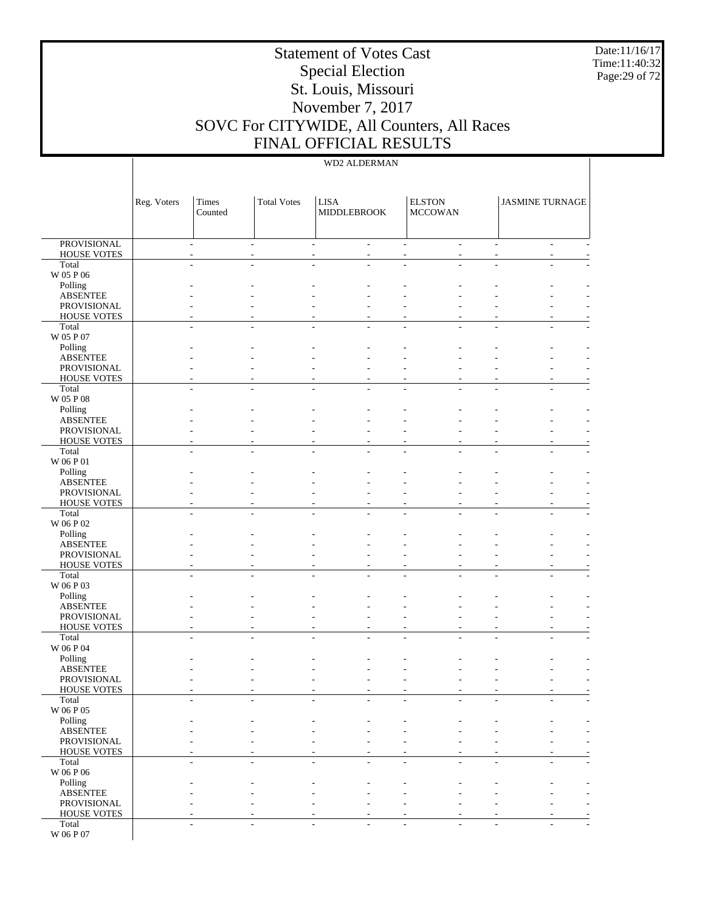# Statement of Votes Cast
## Special Election
## St. Louis, Missouri
## November 7, 2017
## SOVC For CITYWIDE, All Counters, All Races
## FINAL OFFICIAL RESULTS

Date:11/16/17
Time:11:40:32

| | WD2 ALDERMAN | | | | | | | | | |
|---|---|---|---|---|---|---|---|---|---|---|
| | Reg. Voters | Times Counted | Total Votes | LISA MIDDLEBROOK | | ELSTON MCCOWAN | | JASMINE TURNAGE | | |
| PROVISIONAL | - | - | - | - | - | - | - | - | - | - |
| HOUSE VOTES | - | - | - | - | - | - | - | - | - | - |
| Total | - | - | - | - | - | - | - | - | - | - |
| W 05 P 06 | | | | | | | | | | |
| Polling | - | - | - | - | - | - | - | - | - | - |
| ABSENTEE | - | - | - | - | - | - | - | - | - | - |
| PROVISIONAL | - | - | - | - | - | - | - | - | - | - |
| HOUSE VOTES | - | - | - | - | - | - | - | - | - | - |
| Total | - | - | - | - | - | - | - | - | - | - |
| W 05 P 07 | | | | | | | | | | |
| Polling | - | - | - | - | - | - | - | - | - | - |
| ABSENTEE | - | - | - | - | - | - | - | - | - | - |
| PROVISIONAL | - | - | - | - | - | - | - | - | - | - |
| HOUSE VOTES | - | - | - | - | - | - | - | - | - | - |
| Total | - | - | - | - | - | - | - | - | - | - |
| W 05 P 08 | | | | | | | | | | |
| Polling | - | - | - | - | - | - | - | - | - | - |
| ABSENTEE | - | - | - | - | - | - | - | - | - | - |
| PROVISIONAL | - | - | - | - | - | - | - | - | - | - |
| HOUSE VOTES | - | - | - | - | - | - | - | - | - | - |
| Total | - | - | - | - | - | - | - | - | - | - |
| W 06 P 01 | | | | | | | | | | |
| Polling | - | - | - | - | - | - | - | - | - | - |
| ABSENTEE | - | - | - | - | - | - | - | - | - | - |
| PROVISIONAL | - | - | - | - | - | - | - | - | - | - |
| HOUSE VOTES | - | - | - | - | - | - | - | - | - | - |
| Total | - | - | - | - | - | - | - | - | - | - |
| W 06 P 02 | | | | | | | | | | |
| Polling | - | - | - | - | - | - | - | - | - | - |
| ABSENTEE | - | - | - | - | - | - | - | - | - | - |
| PROVISIONAL | - | - | - | - | - | - | - | - | - | - |
| HOUSE VOTES | - | - | - | - | - | - | - | - | - | - |
| Total | - | - | - | - | - | - | - | - | - | - |
| W 06 P 03 | | | | | | | | | | |
| Polling | - | - | - | - | - | - | - | - | - | - |
| ABSENTEE | - | - | - | - | - | - | - | - | - | - |
| PROVISIONAL | - | - | - | - | - | - | - | - | - | - |
| HOUSE VOTES | - | - | - | - | - | - | - | - | - | - |
| Total | - | - | - | - | - | - | - | - | - | - |
| W 06 P 04 | | | | | | | | | | |
| Polling | - | - | - | - | - | - | - | - | - | - |
| ABSENTEE | - | - | - | - | - | - | - | - | - | - |
| PROVISIONAL | - | - | - | - | - | - | - | - | - | - |
| HOUSE VOTES | - | - | - | - | - | - | - | - | - | - |
| Total | - | - | - | - | - | - | - | - | - | - |
| W 06 P 05 | | | | | | | | | | |
| Polling | - | - | - | - | - | - | - | - | - | - |
| ABSENTEE | - | - | - | - | - | - | - | - | - | - |
| PROVISIONAL | - | - | - | - | - | - | - | - | - | - |
| HOUSE VOTES | - | - | - | - | - | - | - | - | - | - |
| Total | - | - | - | - | - | - | - | - | - | - |
| W 06 P 06 | | | | | | | | | | |
| Polling | - | - | - | - | - | - | - | - | - | - |
| ABSENTEE | - | - | - | - | - | - | - | - | - | - |
| PROVISIONAL | - | - | - | - | - | - | - | - | - | - |
| HOUSE VOTES | - | - | - | - | - | - | - | - | - | - |
| Total | - | - | - | - | - | - | - | - | - | - |
| W 06 P 07 | | | | | | | | | | |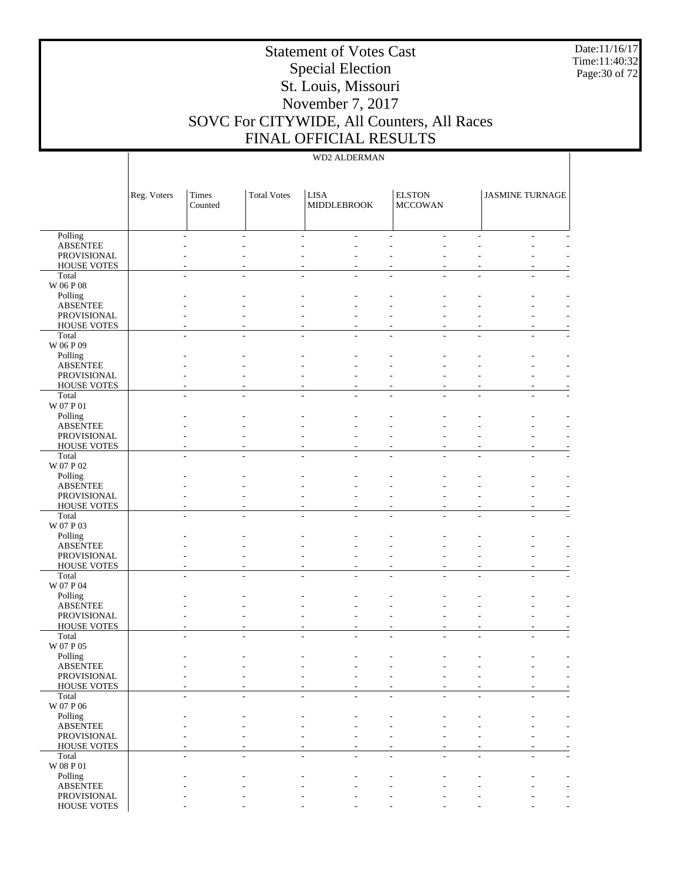# Statement of Votes Cast
## Special Election
## St. Louis, Missouri
## November 7, 2017
## SOVC For CITYWIDE, All Counters, All Races
## FINAL OFFICIAL RESULTS

Date:11/16/17
Time:11:40:32

| | WD2 ALDERMAN | | | | | | | | | |
|---|---|---|---|---|---|---|---|---|---|---|
| | Reg. Voters | Times Counted | Total Votes | LISA MIDDLEBROOK | | ELSTON MCCOWAN | | JASMINE TURNAGE | | |
| Polling | - | - | - | - | - | - | - | - | - | |
| ABSENTEE | - | - | - | - | - | - | - | - | - | |
| PROVISIONAL | - | - | - | - | - | - | - | - | - | |
| HOUSE VOTES | - | - | - | - | - | - | - | - | - | |
| Total | - | - | - | - | - | - | - | - | - | |
| W 06 P 08 | | | | | | | | | | |
| Polling | - | - | - | - | - | - | - | - | - | |
| ABSENTEE | - | - | - | - | - | - | - | - | - | |
| PROVISIONAL | - | - | - | - | - | - | - | - | - | |
| HOUSE VOTES | - | - | - | - | - | - | - | - | - | |
| Total | - | - | - | - | - | - | - | - | - | |
| W 06 P 09 | | | | | | | | | | |
| Polling | - | - | - | - | - | - | - | - | - | |
| ABSENTEE | - | - | - | - | - | - | - | - | - | |
| PROVISIONAL | - | - | - | - | - | - | - | - | - | |
| HOUSE VOTES | - | - | - | - | - | - | - | - | - | |
| Total | - | - | - | - | - | - | - | - | - | |
| W 07 P 01 | | | | | | | | | | |
| Polling | - | - | - | - | - | - | - | - | - | |
| ABSENTEE | - | - | - | - | - | - | - | - | - | |
| PROVISIONAL | - | - | - | - | - | - | - | - | - | |
| HOUSE VOTES | - | - | - | - | - | - | - | - | - | |
| Total | - | - | - | - | - | - | - | - | - | |
| W 07 P 02 | | | | | | | | | | |
| Polling | - | - | - | - | - | - | - | - | - | |
| ABSENTEE | - | - | - | - | - | - | - | - | - | |
| PROVISIONAL | - | - | - | - | - | - | - | - | - | |
| HOUSE VOTES | - | - | - | - | - | - | - | - | - | |
| Total | - | - | - | - | - | - | - | - | - | |
| W 07 P 03 | | | | | | | | | | |
| Polling | - | - | - | - | - | - | - | - | - | |
| ABSENTEE | - | - | - | - | - | - | - | - | - | |
| PROVISIONAL | - | - | - | - | - | - | - | - | - | |
| HOUSE VOTES | - | - | - | - | - | - | - | - | - | |
| Total | - | - | - | - | - | - | - | - | - | |
| W 07 P 04 | | | | | | | | | | |
| Polling | - | - | - | - | - | - | - | - | - | |
| ABSENTEE | - | - | - | - | - | - | - | - | - | |
| PROVISIONAL | - | - | - | - | - | - | - | - | - | |
| HOUSE VOTES | - | - | - | - | - | - | - | - | - | |
| Total | - | - | - | - | - | - | - | - | - | |
| W 07 P 05 | | | | | | | | | | |
| Polling | - | - | - | - | - | - | - | - | - | |
| ABSENTEE | - | - | - | - | - | - | - | - | - | |
| PROVISIONAL | - | - | - | - | - | - | - | - | - | |
| HOUSE VOTES | - | - | - | - | - | - | - | - | - | |
| Total | - | - | - | - | - | - | - | - | - | |
| W 07 P 06 | | | | | | | | | | |
| Polling | - | - | - | - | - | - | - | - | - | |
| ABSENTEE | - | - | - | - | - | - | - | - | - | |
| PROVISIONAL | - | - | - | - | - | - | - | - | - | |
| HOUSE VOTES | - | - | - | - | - | - | - | - | - | |
| Total | - | - | - | - | - | - | - | - | - | |
| W 08 P 01 | | | | | | | | | | |
| Polling | - | - | - | - | - | - | - | - | - | |
| ABSENTEE | - | - | - | - | - | - | - | - | - | |
| PROVISIONAL | - | - | - | - | - | - | - | - | - | |
| HOUSE VOTES | - | - | - | - | - | - | - | - | - | |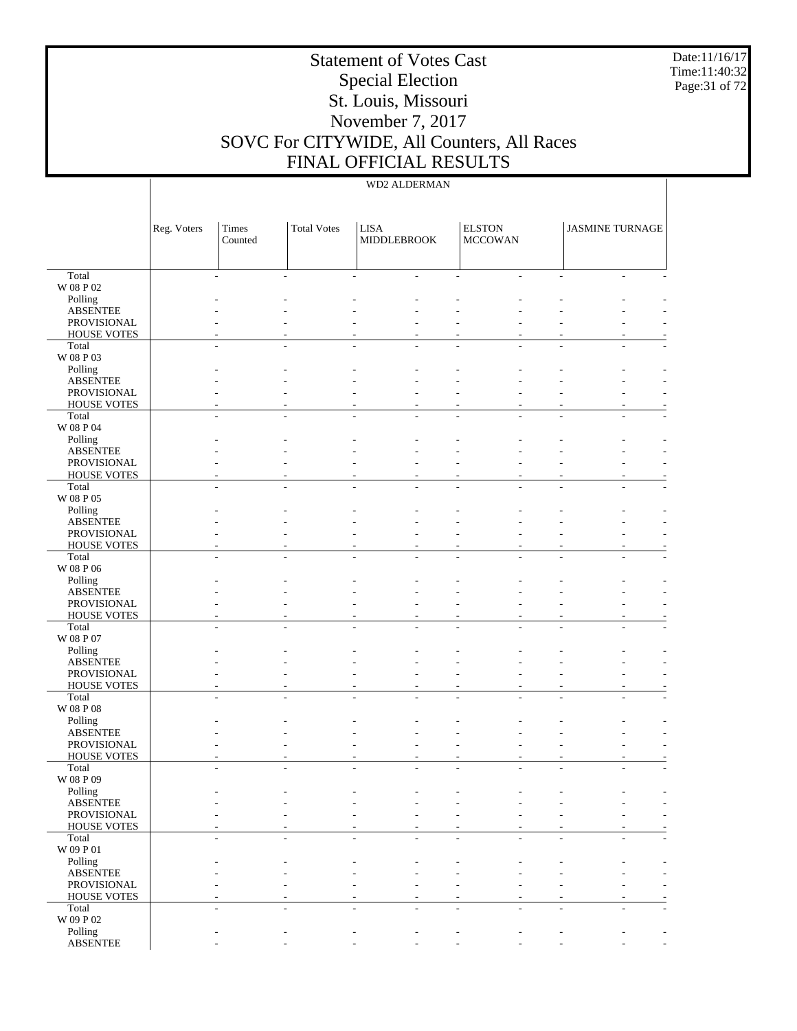# Statement of Votes Cast
## Special Election
## St. Louis, Missouri
## November 7, 2017
## SOVC For CITYWIDE, All Counters, All Races
## FINAL OFFICIAL RESULTS

| | WD2 ALDERMAN | | | | | | | | |
|---|---|---|---|---|---|---|---|---|---|
| | Reg. Voters | Times Counted | Total Votes | LISA MIDDLEBROOK | | ELSTON MCCOWAN | | JASMINE TURNAGE | |
| Total | - | - | - | - | - | - | - | - | - |
| W 08 P 02 | | | | | | | | | |
| Polling | - | - | - | - | - | - | - | - | - |
| ABSENTEE | - | - | - | - | - | - | - | - | - |
| PROVISIONAL | - | - | - | - | - | - | - | - | - |
| HOUSE VOTES | - | - | - | - | - | - | - | - | - |
| Total | - | - | - | - | - | - | - | - | - |
| W 08 P 03 | | | | | | | | | |
| Polling | - | - | - | - | - | - | - | - | - |
| ABSENTEE | - | - | - | - | - | - | - | - | - |
| PROVISIONAL | - | - | - | - | - | - | - | - | - |
| HOUSE VOTES | - | - | - | - | - | - | - | - | - |
| Total | - | - | - | - | - | - | - | - | - |
| W 08 P 04 | | | | | | | | | |
| Polling | - | - | - | - | - | - | - | - | - |
| ABSENTEE | - | - | - | - | - | - | - | - | - |
| PROVISIONAL | - | - | - | - | - | - | - | - | - |
| HOUSE VOTES | - | - | - | - | - | - | - | - | - |
| Total | - | - | - | - | - | - | - | - | - |
| W 08 P 05 | | | | | | | | | |
| Polling | - | - | - | - | - | - | - | - | - |
| ABSENTEE | - | - | - | - | - | - | - | - | - |
| PROVISIONAL | - | - | - | - | - | - | - | - | - |
| HOUSE VOTES | - | - | - | - | - | - | - | - | - |
| Total | - | - | - | - | - | - | - | - | - |
| W 08 P 06 | | | | | | | | | |
| Polling | - | - | - | - | - | - | - | - | - |
| ABSENTEE | - | - | - | - | - | - | - | - | - |
| PROVISIONAL | - | - | - | - | - | - | - | - | - |
| HOUSE VOTES | - | - | - | - | - | - | - | - | - |
| Total | - | - | - | - | - | - | - | - | - |
| W 08 P 07 | | | | | | | | | |
| Polling | - | - | - | - | - | - | - | - | - |
| ABSENTEE | - | - | - | - | - | - | - | - | - |
| PROVISIONAL | - | - | - | - | - | - | - | - | - |
| HOUSE VOTES | - | - | - | - | - | - | - | - | - |
| Total | - | - | - | - | - | - | - | - | - |
| W 08 P 08 | | | | | | | | | |
| Polling | - | - | - | - | - | - | - | - | - |
| ABSENTEE | - | - | - | - | - | - | - | - | - |
| PROVISIONAL | - | - | - | - | - | - | - | - | - |
| HOUSE VOTES | - | - | - | - | - | - | - | - | - |
| Total | - | - | - | - | - | - | - | - | - |
| W 08 P 09 | | | | | | | | | |
| Polling | - | - | - | - | - | - | - | - | - |
| ABSENTEE | - | - | - | - | - | - | - | - | - |
| PROVISIONAL | - | - | - | - | - | - | - | - | - |
| HOUSE VOTES | - | - | - | - | - | - | - | - | - |
| Total | - | - | - | - | - | - | - | - | - |
| W 09 P 01 | | | | | | | | | |
| Polling | - | - | - | - | - | - | - | - | - |
| ABSENTEE | - | - | - | - | - | - | - | - | - |
| PROVISIONAL | - | - | - | - | - | - | - | - | - |
| HOUSE VOTES | - | - | - | - | - | - | - | - | - |
| Total | - | - | - | - | - | - | - | - | - |
| W 09 P 02 | | | | | | | | | |
| Polling | - | - | - | - | - | - | - | - | - |
| ABSENTEE | - | - | - | - | - | - | - | - | - |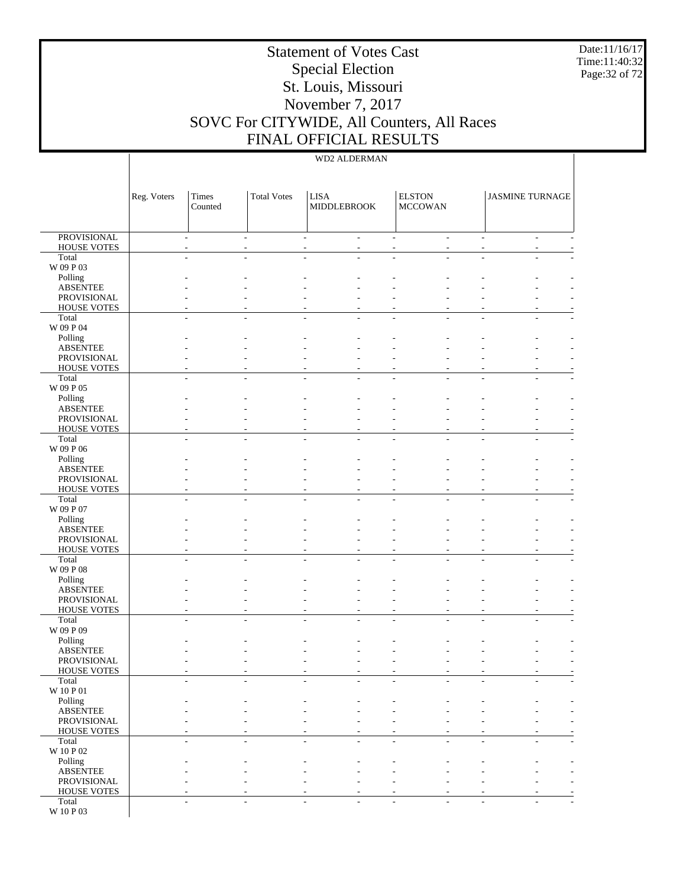# Statement of Votes Cast
## Special Election
## St. Louis, Missouri
## November 7, 2017
## SOVC For CITYWIDE, All Counters, All Races
## FINAL OFFICIAL RESULTS

Date:11/16/17
Time:11:40:32

| | WD2 ALDERMAN | | | | | | | | | |
|---|---|---|---|---|---|---|---|---|---|---|
| | Reg. Voters | Times Counted | Total Votes | LISA MIDDLEBROOK | | ELSTON MCCOWAN | | JASMINE TURNAGE | | |
| PROVISIONAL | - | - | - | - | - | - | - | - | - | |
| HOUSE VOTES | - | - | - | - | - | - | - | - | - | |
| Total | - | - | - | - | - | - | - | - | - | |
| W 09 P 03 | | | | | | | | | | |
| Polling | - | - | - | - | - | - | - | - | - | |
| ABSENTEE | - | - | - | - | - | - | - | - | - | |
| PROVISIONAL | - | - | - | - | - | - | - | - | - | |
| HOUSE VOTES | - | - | - | - | - | - | - | - | - | |
| Total | - | - | - | - | - | - | - | - | - | |
| W 09 P 04 | | | | | | | | | | |
| Polling | - | - | - | - | - | - | - | - | - | |
| ABSENTEE | - | - | - | - | - | - | - | - | - | |
| PROVISIONAL | - | - | - | - | - | - | - | - | - | |
| HOUSE VOTES | - | - | - | - | - | - | - | - | - | |
| Total | - | - | - | - | - | - | - | - | - | |
| W 09 P 05 | | | | | | | | | | |
| Polling | - | - | - | - | - | - | - | - | - | |
| ABSENTEE | - | - | - | - | - | - | - | - | - | |
| PROVISIONAL | - | - | - | - | - | - | - | - | - | |
| HOUSE VOTES | - | - | - | - | - | - | - | - | - | |
| Total | - | - | - | - | - | - | - | - | - | |
| W 09 P 06 | | | | | | | | | | |
| Polling | - | - | - | - | - | - | - | - | - | |
| ABSENTEE | - | - | - | - | - | - | - | - | - | |
| PROVISIONAL | - | - | - | - | - | - | - | - | - | |
| HOUSE VOTES | - | - | - | - | - | - | - | - | - | |
| Total | - | - | - | - | - | - | - | - | - | |
| W 09 P 07 | | | | | | | | | | |
| Polling | - | - | - | - | - | - | - | - | - | |
| ABSENTEE | - | - | - | - | - | - | - | - | - | |
| PROVISIONAL | - | - | - | - | - | - | - | - | - | |
| HOUSE VOTES | - | - | - | - | - | - | - | - | - | |
| Total | - | - | - | - | - | - | - | - | - | |
| W 09 P 08 | | | | | | | | | | |
| Polling | - | - | - | - | - | - | - | - | - | |
| ABSENTEE | - | - | - | - | - | - | - | - | - | |
| PROVISIONAL | - | - | - | - | - | - | - | - | - | |
| HOUSE VOTES | - | - | - | - | - | - | - | - | - | |
| Total | - | - | - | - | - | - | - | - | - | |
| W 09 P 09 | | | | | | | | | | |
| Polling | - | - | - | - | - | - | - | - | - | |
| ABSENTEE | - | - | - | - | - | - | - | - | - | |
| PROVISIONAL | - | - | - | - | - | - | - | - | - | |
| HOUSE VOTES | - | - | - | - | - | - | - | - | - | |
| Total | - | - | - | - | - | - | - | - | - | |
| W 10 P 01 | | | | | | | | | | |
| Polling | - | - | - | - | - | - | - | - | - | |
| ABSENTEE | - | - | - | - | - | - | - | - | - | |
| PROVISIONAL | - | - | - | - | - | - | - | - | - | |
| HOUSE VOTES | - | - | - | - | - | - | - | - | - | |
| Total | - | - | - | - | - | - | - | - | - | |
| W 10 P 02 | | | | | | | | | | |
| Polling | - | - | - | - | - | - | - | - | - | |
| ABSENTEE | - | - | - | - | - | - | - | - | - | |
| PROVISIONAL | - | - | - | - | - | - | - | - | - | |
| HOUSE VOTES | - | - | - | - | - | - | - | - | - | |
| Total | - | - | - | - | - | - | - | - | - | |
| W 10 P 03 | | | | | | | | | | |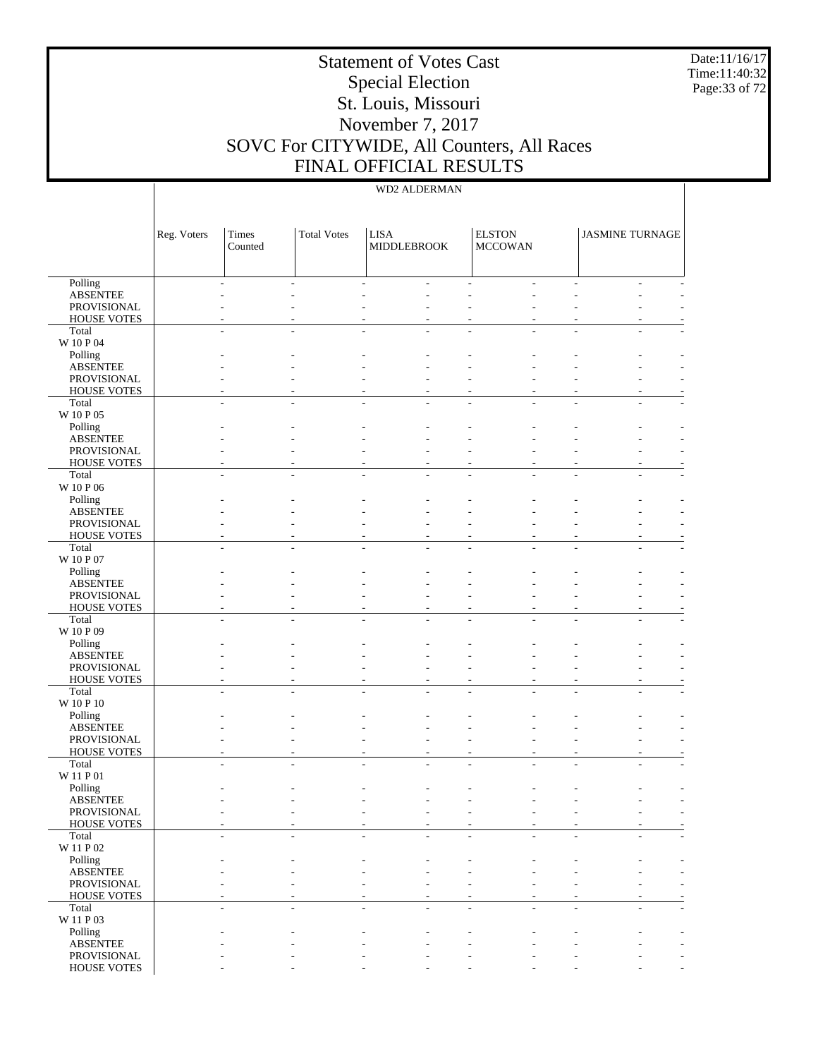# Statement of Votes Cast
## Special Election
## St. Louis, Missouri
## November 7, 2017
## SOVC For CITYWIDE, All Counters, All Races
## FINAL OFFICIAL RESULTS

Date:11/16/17
Time:11:40:32

WD2 ALDERMAN

| | Reg. Voters | Times Counted | Total Votes | LISA MIDDLEBROOK | | ELSTON MCCOWAN | | JASMINE TURNAGE | |
|---|---|---|---|---|---|---|---|---|---|
| Polling | - | - | - | - | - | - | - | - | - |
| ABSENTEE | - | - | - | - | - | - | - | - | - |
| PROVISIONAL | - | - | - | - | - | - | - | - | - |
| HOUSE VOTES | - | - | - | - | - | - | - | - | - |
| Total | - | - | - | - | - | - | - | - | - |
| W 10 P 04 | | | | | | | | | |
| Polling | - | - | - | - | - | - | - | - | - |
| ABSENTEE | - | - | - | - | - | - | - | - | - |
| PROVISIONAL | - | - | - | - | - | - | - | - | - |
| HOUSE VOTES | - | - | - | - | - | - | - | - | - |
| Total | - | - | - | - | - | - | - | - | - |
| W 10 P 05 | | | | | | | | | |
| Polling | - | - | - | - | - | - | - | - | - |
| ABSENTEE | - | - | - | - | - | - | - | - | - |
| PROVISIONAL | - | - | - | - | - | - | - | - | - |
| HOUSE VOTES | - | - | - | - | - | - | - | - | - |
| Total | - | - | - | - | - | - | - | - | - |
| W 10 P 06 | | | | | | | | | |
| Polling | - | - | - | - | - | - | - | - | - |
| ABSENTEE | - | - | - | - | - | - | - | - | - |
| PROVISIONAL | - | - | - | - | - | - | - | - | - |
| HOUSE VOTES | - | - | - | - | - | - | - | - | - |
| Total | - | - | - | - | - | - | - | - | - |
| W 10 P 07 | | | | | | | | | |
| Polling | - | - | - | - | - | - | - | - | - |
| ABSENTEE | - | - | - | - | - | - | - | - | - |
| PROVISIONAL | - | - | - | - | - | - | - | - | - |
| HOUSE VOTES | - | - | - | - | - | - | - | - | - |
| Total | - | - | - | - | - | - | - | - | - |
| W 10 P 09 | | | | | | | | | |
| Polling | - | - | - | - | - | - | - | - | - |
| ABSENTEE | - | - | - | - | - | - | - | - | - |
| PROVISIONAL | - | - | - | - | - | - | - | - | - |
| HOUSE VOTES | - | - | - | - | - | - | - | - | - |
| Total | - | - | - | - | - | - | - | - | - |
| W 10 P 10 | | | | | | | | | |
| Polling | - | - | - | - | - | - | - | - | - |
| ABSENTEE | - | - | - | - | - | - | - | - | - |
| PROVISIONAL | - | - | - | - | - | - | - | - | - |
| HOUSE VOTES | - | - | - | - | - | - | - | - | - |
| Total | - | - | - | - | - | - | - | - | - |
| W 11 P 01 | | | | | | | | | |
| Polling | - | - | - | - | - | - | - | - | - |
| ABSENTEE | - | - | - | - | - | - | - | - | - |
| PROVISIONAL | - | - | - | - | - | - | - | - | - |
| HOUSE VOTES | - | - | - | - | - | - | - | - | - |
| Total | - | - | - | - | - | - | - | - | - |
| W 11 P 02 | | | | | | | | | |
| Polling | - | - | - | - | - | - | - | - | - |
| ABSENTEE | - | - | - | - | - | - | - | - | - |
| PROVISIONAL | - | - | - | - | - | - | - | - | - |
| HOUSE VOTES | - | - | - | - | - | - | - | - | - |
| Total | - | - | - | - | - | - | - | - | - |
| W 11 P 03 | | | | | | | | | |
| Polling | - | - | - | - | - | - | - | - | - |
| ABSENTEE | - | - | - | - | - | - | - | - | - |
| PROVISIONAL | - | - | - | - | - | - | - | - | - |
| HOUSE VOTES | - | - | - | - | - | - | - | - | - |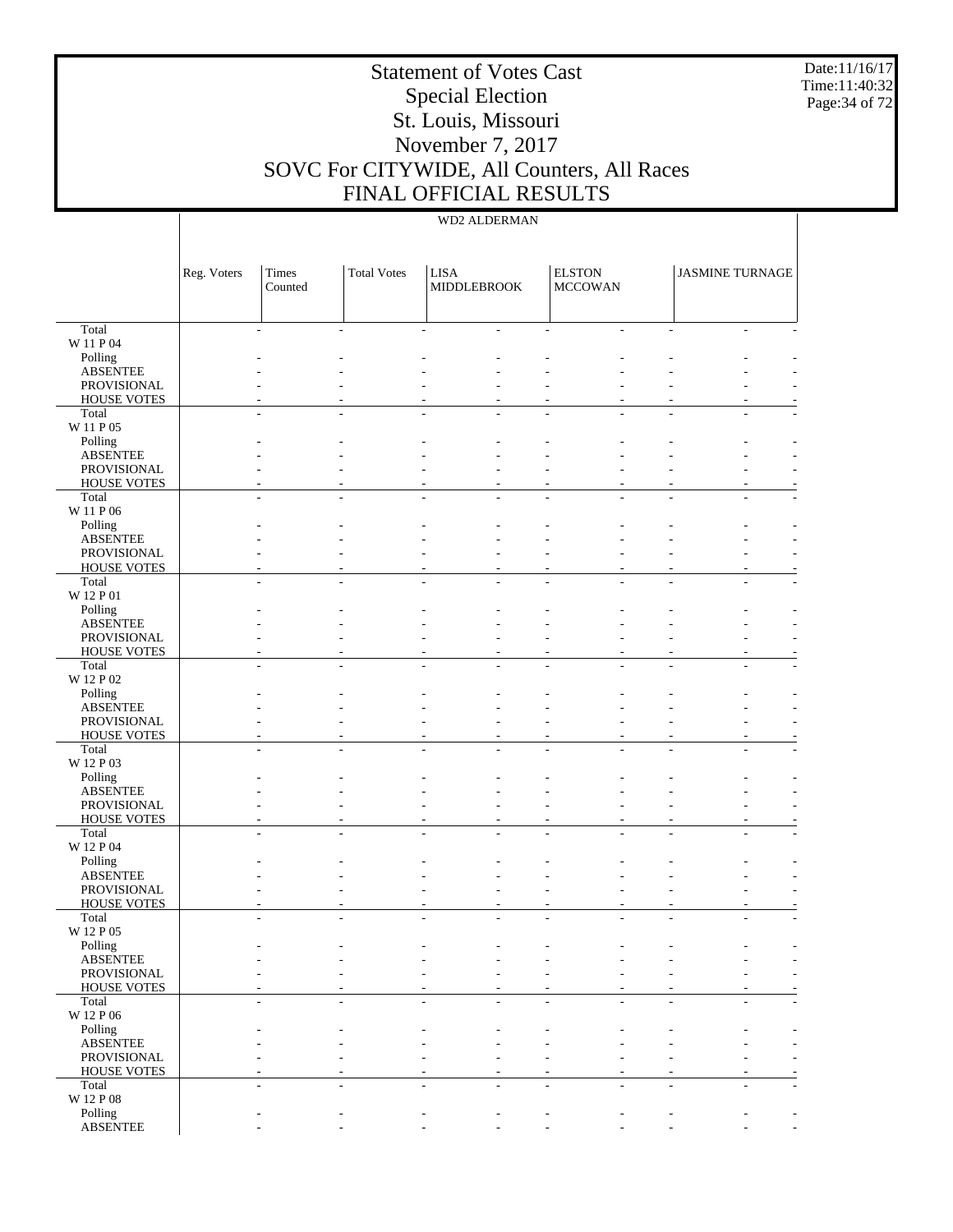# Statement of Votes Cast
## Special Election
## St. Louis, Missouri
## November 7, 2017
## SOVC For CITYWIDE, All Counters, All Races
## FINAL OFFICIAL RESULTS

| | WD2 ALDERMAN | | | | | | | | |
|---|---|---|---|---|---|---|---|---|---|
| | Reg. Voters | Times Counted | Total Votes | LISA MIDDLEBROOK | | ELSTON MCCOWAN | | JASMINE TURNAGE | |
| Total | - | - | - | - | - | - | - | - | - |
| W 11 P 04 | | | | | | | | | |
| Polling | - | - | - | - | - | - | - | - | - |
| ABSENTEE | - | - | - | - | - | - | - | - | - |
| PROVISIONAL | - | - | - | - | - | - | - | - | - |
| HOUSE VOTES | - | - | - | - | - | - | - | - | - |
| Total | - | - | - | - | - | - | - | - | - |
| W 11 P 05 | | | | | | | | | |
| Polling | - | - | - | - | - | - | - | - | - |
| ABSENTEE | - | - | - | - | - | - | - | - | - |
| PROVISIONAL | - | - | - | - | - | - | - | - | - |
| HOUSE VOTES | - | - | - | - | - | - | - | - | - |
| Total | - | - | - | - | - | - | - | - | - |
| W 11 P 06 | | | | | | | | | |
| Polling | - | - | - | - | - | - | - | - | - |
| ABSENTEE | - | - | - | - | - | - | - | - | - |
| PROVISIONAL | - | - | - | - | - | - | - | - | - |
| HOUSE VOTES | - | - | - | - | - | - | - | - | - |
| Total | - | - | - | - | - | - | - | - | - |
| W 12 P 01 | | | | | | | | | |
| Polling | - | - | - | - | - | - | - | - | - |
| ABSENTEE | - | - | - | - | - | - | - | - | - |
| PROVISIONAL | - | - | - | - | - | - | - | - | - |
| HOUSE VOTES | - | - | - | - | - | - | - | - | - |
| Total | - | - | - | - | - | - | - | - | - |
| W 12 P 02 | | | | | | | | | |
| Polling | - | - | - | - | - | - | - | - | - |
| ABSENTEE | - | - | - | - | - | - | - | - | - |
| PROVISIONAL | - | - | - | - | - | - | - | - | - |
| HOUSE VOTES | - | - | - | - | - | - | - | - | - |
| Total | - | - | - | - | - | - | - | - | - |
| W 12 P 03 | | | | | | | | | |
| Polling | - | - | - | - | - | - | - | - | - |
| ABSENTEE | - | - | - | - | - | - | - | - | - |
| PROVISIONAL | - | - | - | - | - | - | - | - | - |
| HOUSE VOTES | - | - | - | - | - | - | - | - | - |
| Total | - | - | - | - | - | - | - | - | - |
| W 12 P 04 | | | | | | | | | |
| Polling | - | - | - | - | - | - | - | - | - |
| ABSENTEE | - | - | - | - | - | - | - | - | - |
| PROVISIONAL | - | - | - | - | - | - | - | - | - |
| HOUSE VOTES | - | - | - | - | - | - | - | - | - |
| Total | - | - | - | - | - | - | - | - | - |
| W 12 P 05 | | | | | | | | | |
| Polling | - | - | - | - | - | - | - | - | - |
| ABSENTEE | - | - | - | - | - | - | - | - | - |
| PROVISIONAL | - | - | - | - | - | - | - | - | - |
| HOUSE VOTES | - | - | - | - | - | - | - | - | - |
| Total | - | - | - | - | - | - | - | - | - |
| W 12 P 06 | | | | | | | | | |
| Polling | - | - | - | - | - | - | - | - | - |
| ABSENTEE | - | - | - | - | - | - | - | - | - |
| PROVISIONAL | - | - | - | - | - | - | - | - | - |
| HOUSE VOTES | - | - | - | - | - | - | - | - | - |
| Total | - | - | - | - | - | - | - | - | - |
| W 12 P 08 | | | | | | | | | |
| Polling | - | - | - | - | - | - | - | - | - |
| ABSENTEE | - | - | - | - | - | - | - | - | - |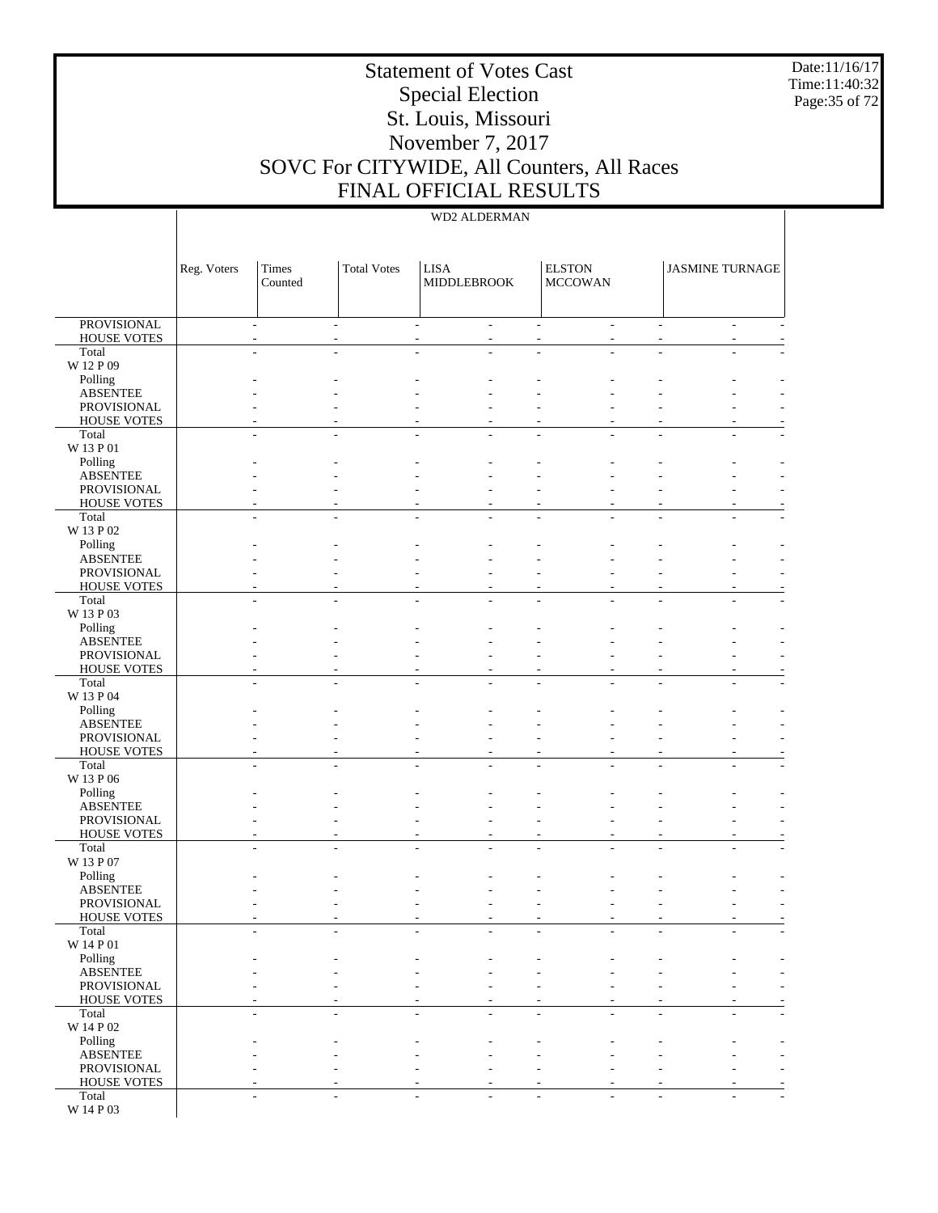# Statement of Votes Cast
## Special Election
## St. Louis, Missouri
## November 7, 2017
## SOVC For CITYWIDE, All Counters, All Races
## FINAL OFFICIAL RESULTS

Date:11/16/17
Time:11:40:32

| | WD2 ALDERMAN | | | | | | | | | |
|---|---|---|---|---|---|---|---|---|---|---|
| | Reg. Voters | Times Counted | Total Votes | LISA MIDDLEBROOK | | ELSTON MCCOWAN | | JASMINE TURNAGE | | |
| PROVISIONAL | | - | - | - | - | - | - | - | - | - |
| HOUSE VOTES | | - | - | - | - | - | - | - | - | - |
| Total | | - | - | - | - | - | - | - | - | - |
| W 12 P 09 | | | | | | | | | | |
| Polling | | - | - | - | - | - | - | - | - | - |
| ABSENTEE | | - | - | - | - | - | - | - | - | - |
| PROVISIONAL | | - | - | - | - | - | - | - | - | - |
| HOUSE VOTES | | - | - | - | - | - | - | - | - | - |
| Total | | - | - | - | - | - | - | - | - | - |
| W 13 P 01 | | | | | | | | | | |
| Polling | | - | - | - | - | - | - | - | - | - |
| ABSENTEE | | - | - | - | - | - | - | - | - | - |
| PROVISIONAL | | - | - | - | - | - | - | - | - | - |
| HOUSE VOTES | | - | - | - | - | - | - | - | - | - |
| Total | | - | - | - | - | - | - | - | - | - |
| W 13 P 02 | | | | | | | | | | |
| Polling | | - | - | - | - | - | - | - | - | - |
| ABSENTEE | | - | - | - | - | - | - | - | - | - |
| PROVISIONAL | | - | - | - | - | - | - | - | - | - |
| HOUSE VOTES | | - | - | - | - | - | - | - | - | - |
| Total | | - | - | - | - | - | - | - | - | - |
| W 13 P 03 | | | | | | | | | | |
| Polling | | - | - | - | - | - | - | - | - | - |
| ABSENTEE | | - | - | - | - | - | - | - | - | - |
| PROVISIONAL | | - | - | - | - | - | - | - | - | - |
| HOUSE VOTES | | - | - | - | - | - | - | - | - | - |
| Total | | - | - | - | - | - | - | - | - | - |
| W 13 P 04 | | | | | | | | | | |
| Polling | | - | - | - | - | - | - | - | - | - |
| ABSENTEE | | - | - | - | - | - | - | - | - | - |
| PROVISIONAL | | - | - | - | - | - | - | - | - | - |
| HOUSE VOTES | | - | - | - | - | - | - | - | - | - |
| Total | | - | - | - | - | - | - | - | - | - |
| W 13 P 06 | | | | | | | | | | |
| Polling | | - | - | - | - | - | - | - | - | - |
| ABSENTEE | | - | - | - | - | - | - | - | - | - |
| PROVISIONAL | | - | - | - | - | - | - | - | - | - |
| HOUSE VOTES | | - | - | - | - | - | - | - | - | - |
| Total | | - | - | - | - | - | - | - | - | - |
| W 13 P 07 | | | | | | | | | | |
| Polling | | - | - | - | - | - | - | - | - | - |
| ABSENTEE | | - | - | - | - | - | - | - | - | - |
| PROVISIONAL | | - | - | - | - | - | - | - | - | - |
| HOUSE VOTES | | - | - | - | - | - | - | - | - | - |
| Total | | - | - | - | - | - | - | - | - | - |
| W 14 P 01 | | | | | | | | | | |
| Polling | | - | - | - | - | - | - | - | - | - |
| ABSENTEE | | - | - | - | - | - | - | - | - | - |
| PROVISIONAL | | - | - | - | - | - | - | - | - | - |
| HOUSE VOTES | | - | - | - | - | - | - | - | - | - |
| Total | | - | - | - | - | - | - | - | - | - |
| W 14 P 02 | | | | | | | | | | |
| Polling | | - | - | - | - | - | - | - | - | - |
| ABSENTEE | | - | - | - | - | - | - | - | - | - |
| PROVISIONAL | | - | - | - | - | - | - | - | - | - |
| HOUSE VOTES | | - | - | - | - | - | - | - | - | - |
| Total | | - | - | - | - | - | - | - | - | - |
| W 14 P 03 | | | | | | | | | | |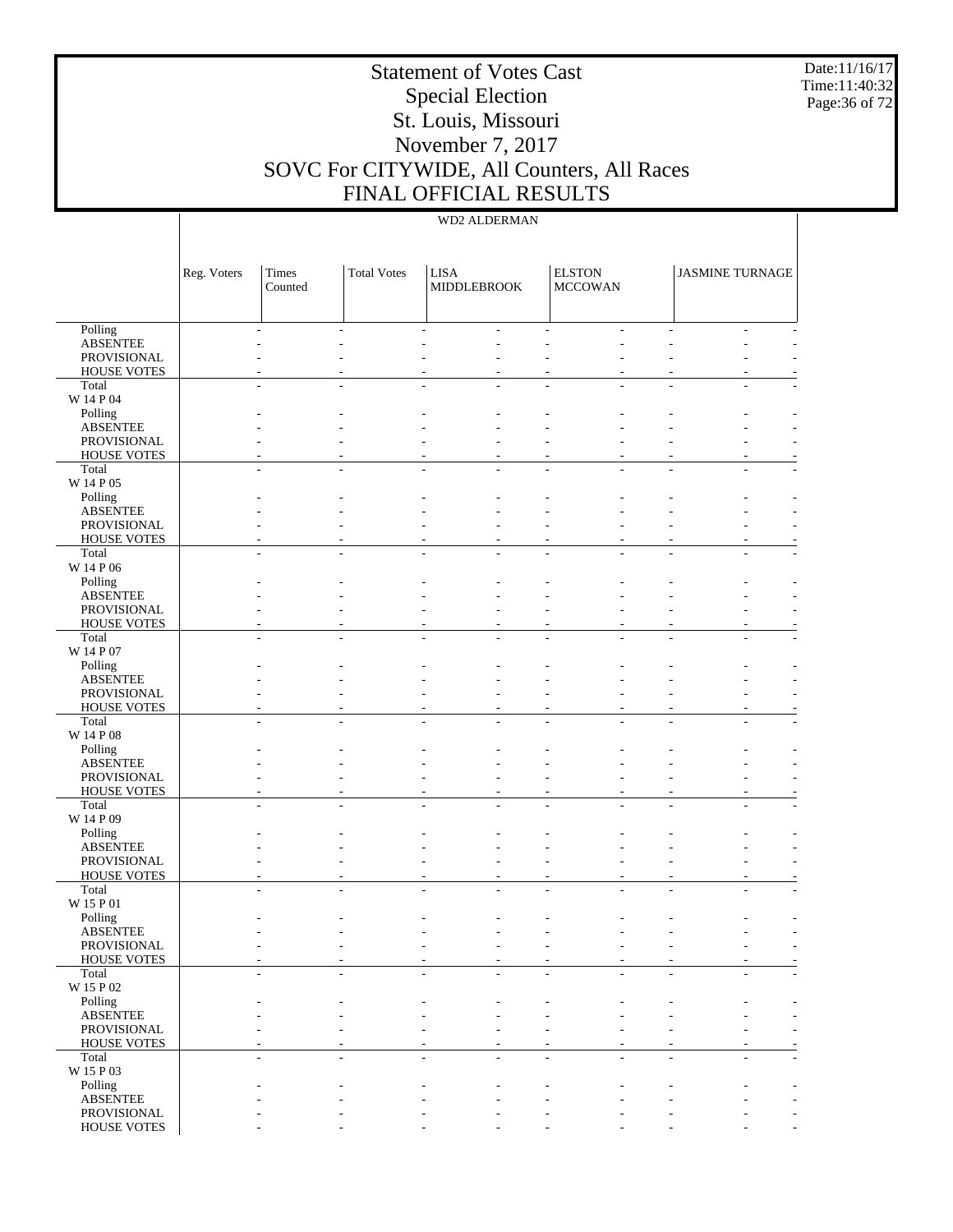WD2 ALDERMAN

| | Reg. Voters | Times Counted | Total Votes | LISA MIDDLEBROOK | | ELSTON MCCOWAN | | JASMINE TURNAGE | |
|---|---|---|---|---|---|---|---|---|---|
| Polling | - | - | - | - | - | - | - | - | - |
| ABSENTEE | - | - | - | - | - | - | - | - | - |
| PROVISIONAL | - | - | - | - | - | - | - | - | - |
| HOUSE VOTES | - | - | - | - | - | - | - | - | - |
| Total | - | - | - | - | - | - | - | - | - |
| W 14 P 04 | | | | | | | | | |
| Polling | - | - | - | - | - | - | - | - | - |
| ABSENTEE | - | - | - | - | - | - | - | - | - |
| PROVISIONAL | - | - | - | - | - | - | - | - | - |
| HOUSE VOTES | - | - | - | - | - | - | - | - | - |
| Total | - | - | - | - | - | - | - | - | - |
| W 14 P 05 | | | | | | | | | |
| Polling | - | - | - | - | - | - | - | - | - |
| ABSENTEE | - | - | - | - | - | - | - | - | - |
| PROVISIONAL | - | - | - | - | - | - | - | - | - |
| HOUSE VOTES | - | - | - | - | - | - | - | - | - |
| Total | - | - | - | - | - | - | - | - | - |
| W 14 P 06 | | | | | | | | | |
| Polling | - | - | - | - | - | - | - | - | - |
| ABSENTEE | - | - | - | - | - | - | - | - | - |
| PROVISIONAL | - | - | - | - | - | - | - | - | - |
| HOUSE VOTES | - | - | - | - | - | - | - | - | - |
| Total | - | - | - | - | - | - | - | - | - |
| W 14 P 07 | | | | | | | | | |
| Polling | - | - | - | - | - | - | - | - | - |
| ABSENTEE | - | - | - | - | - | - | - | - | - |
| PROVISIONAL | - | - | - | - | - | - | - | - | - |
| HOUSE VOTES | - | - | - | - | - | - | - | - | - |
| Total | - | - | - | - | - | - | - | - | - |
| W 14 P 08 | | | | | | | | | |
| Polling | - | - | - | - | - | - | - | - | - |
| ABSENTEE | - | - | - | - | - | - | - | - | - |
| PROVISIONAL | - | - | - | - | - | - | - | - | - |
| HOUSE VOTES | - | - | - | - | - | - | - | - | - |
| Total | - | - | - | - | - | - | - | - | - |
| W 14 P 09 | | | | | | | | | |
| Polling | - | - | - | - | - | - | - | - | - |
| ABSENTEE | - | - | - | - | - | - | - | - | - |
| PROVISIONAL | - | - | - | - | - | - | - | - | - |
| HOUSE VOTES | - | - | - | - | - | - | - | - | - |
| Total | - | - | - | - | - | - | - | - | - |
| W 15 P 01 | | | | | | | | | |
| Polling | - | - | - | - | - | - | - | - | - |
| ABSENTEE | - | - | - | - | - | - | - | - | - |
| PROVISIONAL | - | - | - | - | - | - | - | - | - |
| HOUSE VOTES | - | - | - | - | - | - | - | - | - |
| Total | - | - | - | - | - | - | - | - | - |
| W 15 P 02 | | | | | | | | | |
| Polling | - | - | - | - | - | - | - | - | - |
| ABSENTEE | - | - | - | - | - | - | - | - | - |
| PROVISIONAL | - | - | - | - | - | - | - | - | - |
| HOUSE VOTES | - | - | - | - | - | - | - | - | - |
| Total | - | - | - | - | - | - | - | - | - |
| W 15 P 03 | | | | | | | | | |
| Polling | - | - | - | - | - | - | - | - | - |
| ABSENTEE | - | - | - | - | - | - | - | - | - |
| PROVISIONAL | - | - | - | - | - | - | - | - | - |
| HOUSE VOTES | - | - | - | - | - | - | - | - | - |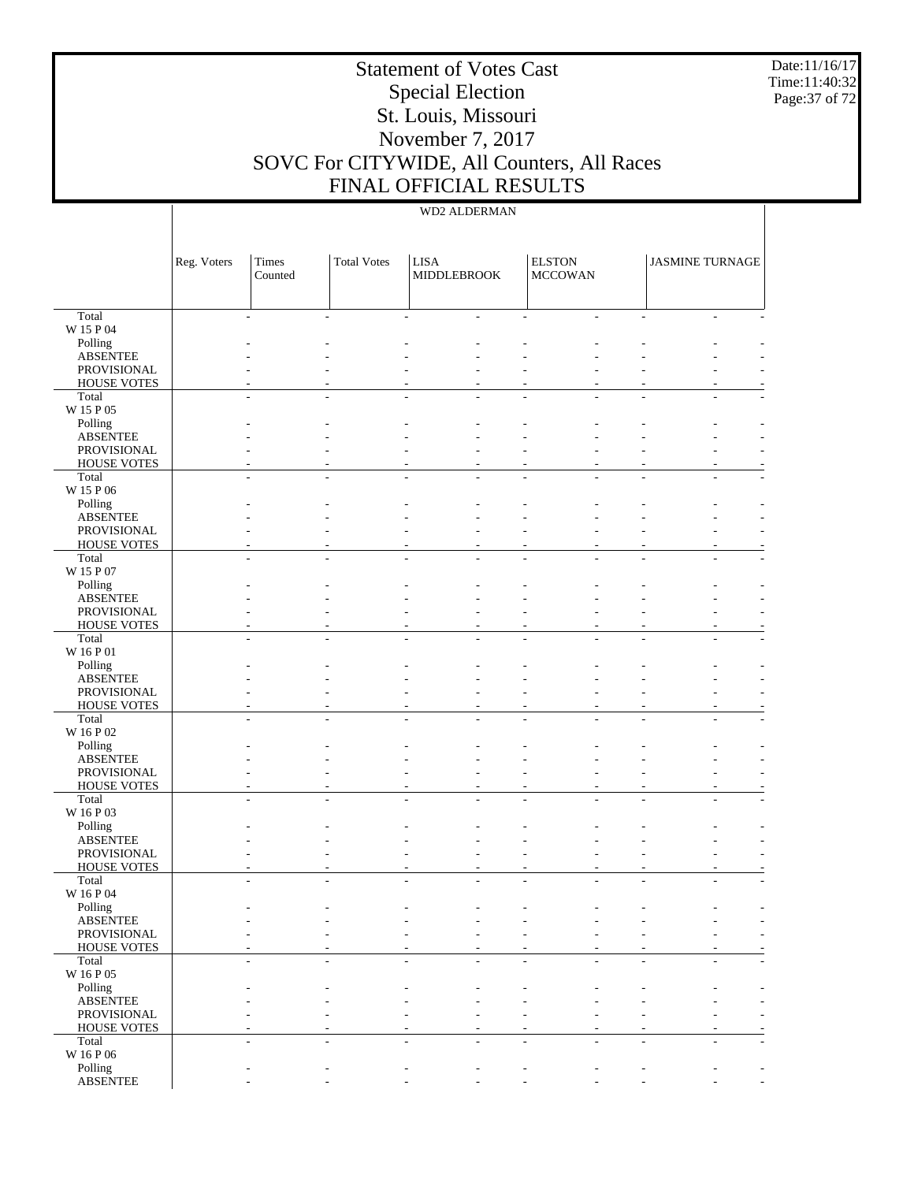| | WD2 ALDERMAN | | | | | | | | |
|---|---|---|---|---|---|---|---|---|---|
| | Reg. Voters | Times Counted | Total Votes | LISA MIDDLEBROOK | | ELSTON MCCOWAN | | JASMINE TURNAGE | |
| Total | - | - | - | - | - | - | - | - | - |
| W 15 P 04 | | | | | | | | | |
| Polling | - | - | - | - | - | - | - | - | - |
| ABSENTEE | - | - | - | - | - | - | - | - | - |
| PROVISIONAL | - | - | - | - | - | - | - | - | - |
| HOUSE VOTES | - | - | - | - | - | - | - | - | - |
| Total | - | - | - | - | - | - | - | - | - |
| W 15 P 05 | | | | | | | | | |
| Polling | - | - | - | - | - | - | - | - | - |
| ABSENTEE | - | - | - | - | - | - | - | - | - |
| PROVISIONAL | - | - | - | - | - | - | - | - | - |
| HOUSE VOTES | - | - | - | - | - | - | - | - | - |
| Total | - | - | - | - | - | - | - | - | - |
| W 15 P 06 | | | | | | | | | |
| Polling | - | - | - | - | - | - | - | - | - |
| ABSENTEE | - | - | - | - | - | - | - | - | - |
| PROVISIONAL | - | - | - | - | - | - | - | - | - |
| HOUSE VOTES | - | - | - | - | - | - | - | - | - |
| Total | - | - | - | - | - | - | - | - | - |
| W 15 P 07 | | | | | | | | | |
| Polling | - | - | - | - | - | - | - | - | - |
| ABSENTEE | - | - | - | - | - | - | - | - | - |
| PROVISIONAL | - | - | - | - | - | - | - | - | - |
| HOUSE VOTES | - | - | - | - | - | - | - | - | - |
| Total | - | - | - | - | - | - | - | - | - |
| W 16 P 01 | | | | | | | | | |
| Polling | - | - | - | - | - | - | - | - | - |
| ABSENTEE | - | - | - | - | - | - | - | - | - |
| PROVISIONAL | - | - | - | - | - | - | - | - | - |
| HOUSE VOTES | - | - | - | - | - | - | - | - | - |
| Total | - | - | - | - | - | - | - | - | - |
| W 16 P 02 | | | | | | | | | |
| Polling | - | - | - | - | - | - | - | - | - |
| ABSENTEE | - | - | - | - | - | - | - | - | - |
| PROVISIONAL | - | - | - | - | - | - | - | - | - |
| HOUSE VOTES | - | - | - | - | - | - | - | - | - |
| Total | - | - | - | - | - | - | - | - | - |
| W 16 P 03 | | | | | | | | | |
| Polling | - | - | - | - | - | - | - | - | - |
| ABSENTEE | - | - | - | - | - | - | - | - | - |
| PROVISIONAL | - | - | - | - | - | - | - | - | - |
| HOUSE VOTES | - | - | - | - | - | - | - | - | - |
| Total | - | - | - | - | - | - | - | - | - |
| W 16 P 04 | | | | | | | | | |
| Polling | - | - | - | - | - | - | - | - | - |
| ABSENTEE | - | - | - | - | - | - | - | - | - |
| PROVISIONAL | - | - | - | - | - | - | - | - | - |
| HOUSE VOTES | - | - | - | - | - | - | - | - | - |
| Total | - | - | - | - | - | - | - | - | - |
| W 16 P 05 | | | | | | | | | |
| Polling | - | - | - | - | - | - | - | - | - |
| ABSENTEE | - | - | - | - | - | - | - | - | - |
| PROVISIONAL | - | - | - | - | - | - | - | - | - |
| HOUSE VOTES | - | - | - | - | - | - | - | - | - |
| Total | - | - | - | - | - | - | - | - | - |
| W 16 P 06 | | | | | | | | | |
| Polling | - | - | - | - | - | - | - | - | - |
| ABSENTEE | - | - | - | - | - | - | - | - | - |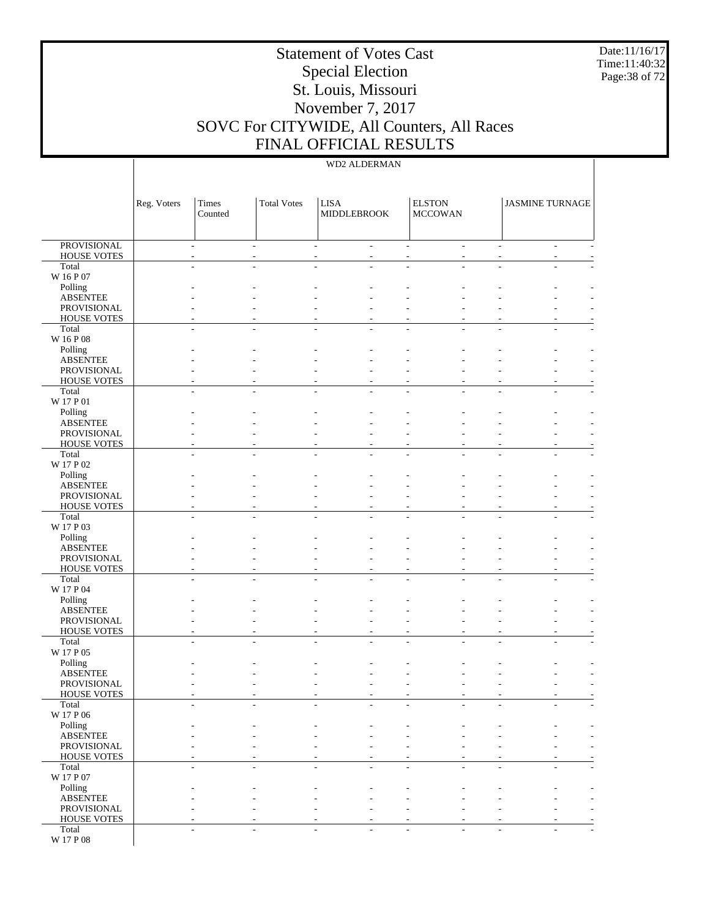# Statement of Votes Cast
## Special Election
## St. Louis, Missouri
## November 7, 2017
## SOVC For CITYWIDE, All Counters, All Races
## FINAL OFFICIAL RESULTS

Date:11/16/17
Time:11:40:32

WD2 ALDERMAN

| | Reg. Voters | Times Counted | Total Votes | LISA MIDDLEBROOK | | ELSTON MCCOWAN | | JASMINE TURNAGE | |
|---|---|---|---|---|---|---|---|---|---|
| PROVISIONAL | - | - | - | - | - | - | - | - | - |
| HOUSE VOTES | - | - | - | - | - | - | - | - | - |
| Total | - | - | - | - | - | - | - | - | - |
| W 16 P 07 | | | | | | | | | |
| Polling | - | - | - | - | - | - | - | - | - |
| ABSENTEE | - | - | - | - | - | - | - | - | - |
| PROVISIONAL | - | - | - | - | - | - | - | - | - |
| HOUSE VOTES | - | - | - | - | - | - | - | - | - |
| Total | - | - | - | - | - | - | - | - | - |
| W 16 P 08 | | | | | | | | | |
| Polling | - | - | - | - | - | - | - | - | - |
| ABSENTEE | - | - | - | - | - | - | - | - | - |
| PROVISIONAL | - | - | - | - | - | - | - | - | - |
| HOUSE VOTES | - | - | - | - | - | - | - | - | - |
| Total | - | - | - | - | - | - | - | - | - |
| W 17 P 01 | | | | | | | | | |
| Polling | - | - | - | - | - | - | - | - | - |
| ABSENTEE | - | - | - | - | - | - | - | - | - |
| PROVISIONAL | - | - | - | - | - | - | - | - | - |
| HOUSE VOTES | - | - | - | - | - | - | - | - | - |
| Total | - | - | - | - | - | - | - | - | - |
| W 17 P 02 | | | | | | | | | |
| Polling | - | - | - | - | - | - | - | - | - |
| ABSENTEE | - | - | - | - | - | - | - | - | - |
| PROVISIONAL | - | - | - | - | - | - | - | - | - |
| HOUSE VOTES | - | - | - | - | - | - | - | - | - |
| Total | - | - | - | - | - | - | - | - | - |
| W 17 P 03 | | | | | | | | | |
| Polling | - | - | - | - | - | - | - | - | - |
| ABSENTEE | - | - | - | - | - | - | - | - | - |
| PROVISIONAL | - | - | - | - | - | - | - | - | - |
| HOUSE VOTES | - | - | - | - | - | - | - | - | - |
| Total | - | - | - | - | - | - | - | - | - |
| W 17 P 04 | | | | | | | | | |
| Polling | - | - | - | - | - | - | - | - | - |
| ABSENTEE | - | - | - | - | - | - | - | - | - |
| PROVISIONAL | - | - | - | - | - | - | - | - | - |
| HOUSE VOTES | - | - | - | - | - | - | - | - | - |
| Total | - | - | - | - | - | - | - | - | - |
| W 17 P 05 | | | | | | | | | |
| Polling | - | - | - | - | - | - | - | - | - |
| ABSENTEE | - | - | - | - | - | - | - | - | - |
| PROVISIONAL | - | - | - | - | - | - | - | - | - |
| HOUSE VOTES | - | - | - | - | - | - | - | - | - |
| Total | - | - | - | - | - | - | - | - | - |
| W 17 P 06 | | | | | | | | | |
| Polling | - | - | - | - | - | - | - | - | - |
| ABSENTEE | - | - | - | - | - | - | - | - | - |
| PROVISIONAL | - | - | - | - | - | - | - | - | - |
| HOUSE VOTES | - | - | - | - | - | - | - | - | - |
| Total | - | - | - | - | - | - | - | - | - |
| W 17 P 07 | | | | | | | | | |
| Polling | - | - | - | - | - | - | - | - | - |
| ABSENTEE | - | - | - | - | - | - | - | - | - |
| PROVISIONAL | - | - | - | - | - | - | - | - | - |
| HOUSE VOTES | - | - | - | - | - | - | - | - | - |
| Total | - | - | - | - | - | - | - | - | - |
| W 17 P 08 | | | | | | | | | |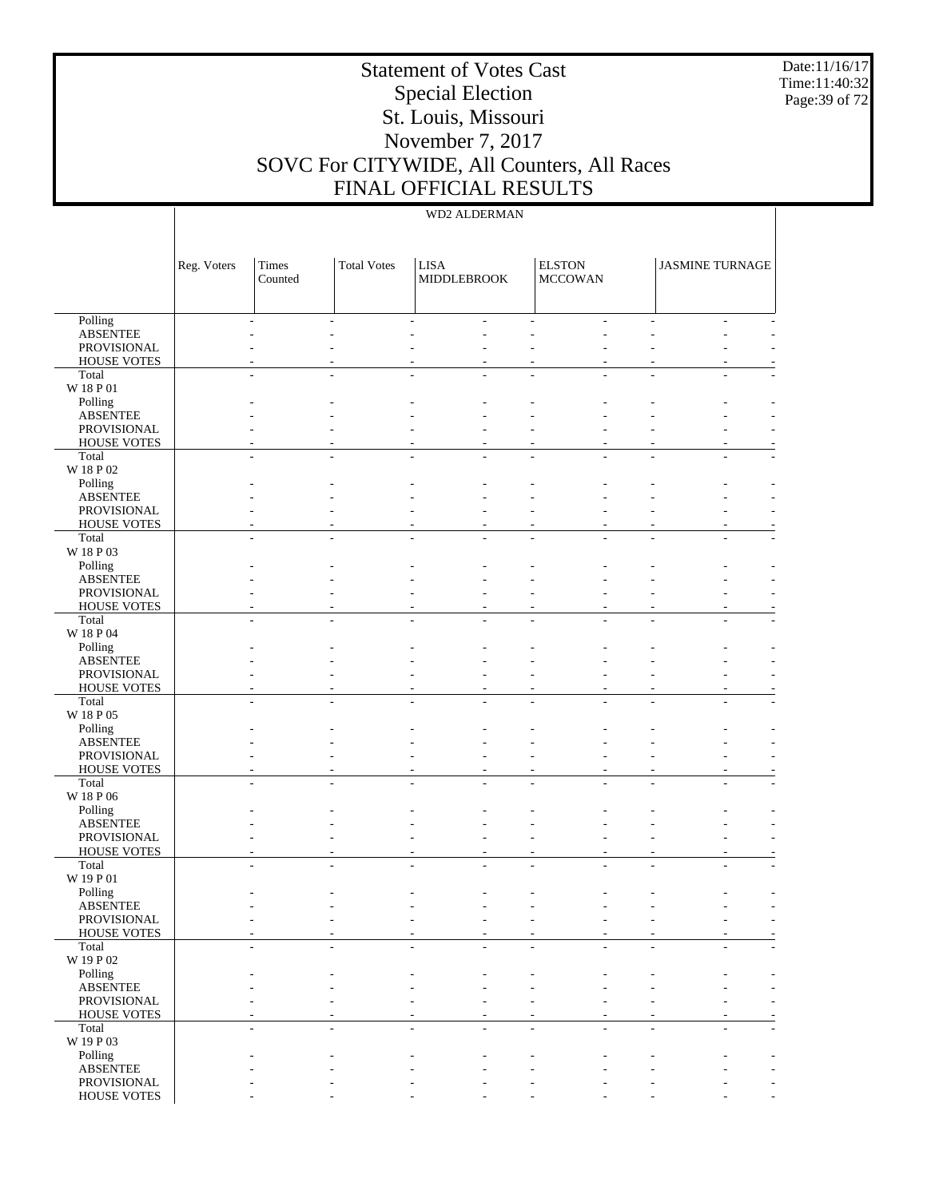# Statement of Votes Cast
## Special Election
## St. Louis, Missouri
## November 7, 2017
## SOVC For CITYWIDE, All Counters, All Races
## FINAL OFFICIAL RESULTS

Date:11/16/17
Time:11:40:32

| | WD2 ALDERMAN | | | | | | | | | |
|---|---|---|---|---|---|---|---|---|---|---|
| | Reg. Voters | Times Counted | Total Votes | LISA MIDDLEBROOK | | ELSTON MCCOWAN | | JASMINE TURNAGE | | |
| Polling | - | - | - | - | - | - | - | - | - | |
| ABSENTEE | - | - | - | - | - | - | - | - | - | |
| PROVISIONAL | - | - | - | - | - | - | - | - | - | |
| HOUSE VOTES | - | - | - | - | - | - | - | - | - | |
| Total | - | - | - | - | - | - | - | - | - | |
| W 18 P 01 | | | | | | | | | | |
| Polling | - | - | - | - | - | - | - | - | - | |
| ABSENTEE | - | - | - | - | - | - | - | - | - | |
| PROVISIONAL | - | - | - | - | - | - | - | - | - | |
| HOUSE VOTES | - | - | - | - | - | - | - | - | - | |
| Total | - | - | - | - | - | - | - | - | - | |
| W 18 P 02 | | | | | | | | | | |
| Polling | - | - | - | - | - | - | - | - | - | |
| ABSENTEE | - | - | - | - | - | - | - | - | - | |
| PROVISIONAL | - | - | - | - | - | - | - | - | - | |
| HOUSE VOTES | - | - | - | - | - | - | - | - | - | |
| Total | - | - | - | - | - | - | - | - | - | |
| W 18 P 03 | | | | | | | | | | |
| Polling | - | - | - | - | - | - | - | - | - | |
| ABSENTEE | - | - | - | - | - | - | - | - | - | |
| PROVISIONAL | - | - | - | - | - | - | - | - | - | |
| HOUSE VOTES | - | - | - | - | - | - | - | - | - | |
| Total | - | - | - | - | - | - | - | - | - | |
| W 18 P 04 | | | | | | | | | | |
| Polling | - | - | - | - | - | - | - | - | - | |
| ABSENTEE | - | - | - | - | - | - | - | - | - | |
| PROVISIONAL | - | - | - | - | - | - | - | - | - | |
| HOUSE VOTES | - | - | - | - | - | - | - | - | - | |
| Total | - | - | - | - | - | - | - | - | - | |
| W 18 P 05 | | | | | | | | | | |
| Polling | - | - | - | - | - | - | - | - | - | |
| ABSENTEE | - | - | - | - | - | - | - | - | - | |
| PROVISIONAL | - | - | - | - | - | - | - | - | - | |
| HOUSE VOTES | - | - | - | - | - | - | - | - | - | |
| Total | - | - | - | - | - | - | - | - | - | |
| W 18 P 06 | | | | | | | | | | |
| Polling | - | - | - | - | - | - | - | - | - | |
| ABSENTEE | - | - | - | - | - | - | - | - | - | |
| PROVISIONAL | - | - | - | - | - | - | - | - | - | |
| HOUSE VOTES | - | - | - | - | - | - | - | - | - | |
| Total | - | - | - | - | - | - | - | - | - | |
| W 19 P 01 | | | | | | | | | | |
| Polling | - | - | - | - | - | - | - | - | - | |
| ABSENTEE | - | - | - | - | - | - | - | - | - | |
| PROVISIONAL | - | - | - | - | - | - | - | - | - | |
| HOUSE VOTES | - | - | - | - | - | - | - | - | - | |
| Total | - | - | - | - | - | - | - | - | - | |
| W 19 P 02 | | | | | | | | | | |
| Polling | - | - | - | - | - | - | - | - | - | |
| ABSENTEE | - | - | - | - | - | - | - | - | - | |
| PROVISIONAL | - | - | - | - | - | - | - | - | - | |
| HOUSE VOTES | - | - | - | - | - | - | - | - | - | |
| Total | - | - | - | - | - | - | - | - | - | |
| W 19 P 03 | | | | | | | | | | |
| Polling | - | - | - | - | - | - | - | - | - | |
| ABSENTEE | - | - | - | - | - | - | - | - | - | |
| PROVISIONAL | - | - | - | - | - | - | - | - | - | |
| HOUSE VOTES | - | - | - | - | - | - | - | - | - | |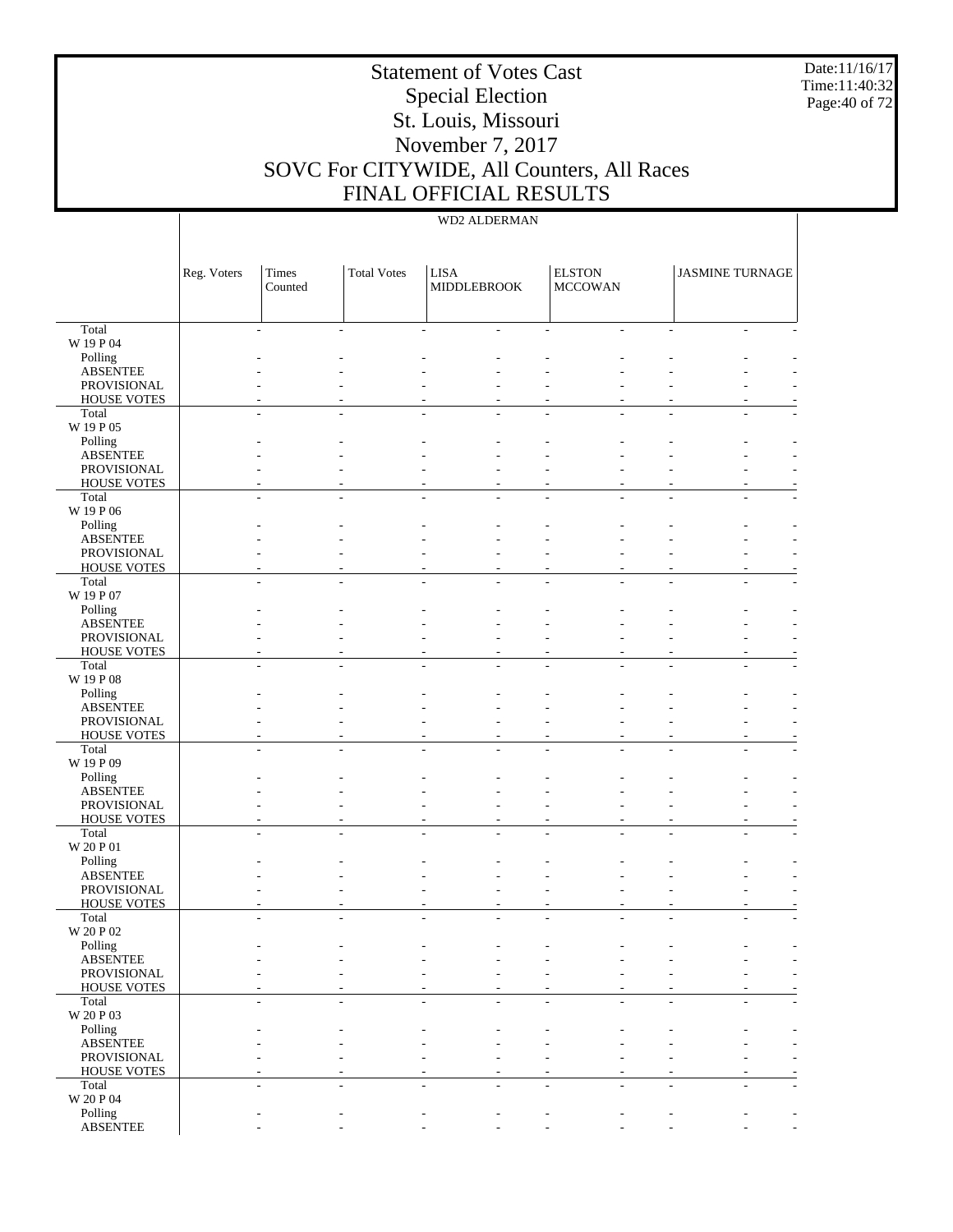# Statement of Votes Cast
## Special Election
## St. Louis, Missouri
## November 7, 2017
## SOVC For CITYWIDE, All Counters, All Races
## FINAL OFFICIAL RESULTS

Date:11/16/17
Time:11:40:32

| | WD2 ALDERMAN | | | | | | | | | |
|---|---|---|---|---|---|---|---|---|---|---|
| | Reg. Voters | Times Counted | Total Votes | LISA MIDDLEBROOK | | ELSTON MCCOWAN | | JASMINE TURNAGE | | |
| Total | - | - | - | - | - | - | - | - | - | |
| W 19 P 04 | | | | | | | | | | |
| Polling | - | - | - | - | - | - | - | - | - | |
| ABSENTEE | - | - | - | - | - | - | - | - | - | |
| PROVISIONAL | - | - | - | - | - | - | - | - | - | |
| HOUSE VOTES | - | - | - | - | - | - | - | - | - | |
| Total | - | - | - | - | - | - | - | - | - | |
| W 19 P 05 | | | | | | | | | | |
| Polling | - | - | - | - | - | - | - | - | - | |
| ABSENTEE | - | - | - | - | - | - | - | - | - | |
| PROVISIONAL | - | - | - | - | - | - | - | - | - | |
| HOUSE VOTES | - | - | - | - | - | - | - | - | - | |
| Total | - | - | - | - | - | - | - | - | - | |
| W 19 P 06 | | | | | | | | | | |
| Polling | - | - | - | - | - | - | - | - | - | |
| ABSENTEE | - | - | - | - | - | - | - | - | - | |
| PROVISIONAL | - | - | - | - | - | - | - | - | - | |
| HOUSE VOTES | - | - | - | - | - | - | - | - | - | |
| Total | - | - | - | - | - | - | - | - | - | |
| W 19 P 07 | | | | | | | | | | |
| Polling | - | - | - | - | - | - | - | - | - | |
| ABSENTEE | - | - | - | - | - | - | - | - | - | |
| PROVISIONAL | - | - | - | - | - | - | - | - | - | |
| HOUSE VOTES | - | - | - | - | - | - | - | - | - | |
| Total | - | - | - | - | - | - | - | - | - | |
| W 19 P 08 | | | | | | | | | | |
| Polling | - | - | - | - | - | - | - | - | - | |
| ABSENTEE | - | - | - | - | - | - | - | - | - | |
| PROVISIONAL | - | - | - | - | - | - | - | - | - | |
| HOUSE VOTES | - | - | - | - | - | - | - | - | - | |
| Total | - | - | - | - | - | - | - | - | - | |
| W 19 P 09 | | | | | | | | | | |
| Polling | - | - | - | - | - | - | - | - | - | |
| ABSENTEE | - | - | - | - | - | - | - | - | - | |
| PROVISIONAL | - | - | - | - | - | - | - | - | - | |
| HOUSE VOTES | - | - | - | - | - | - | - | - | - | |
| Total | - | - | - | - | - | - | - | - | - | |
| W 20 P 01 | | | | | | | | | | |
| Polling | - | - | - | - | - | - | - | - | - | |
| ABSENTEE | - | - | - | - | - | - | - | - | - | |
| PROVISIONAL | - | - | - | - | - | - | - | - | - | |
| HOUSE VOTES | - | - | - | - | - | - | - | - | - | |
| Total | - | - | - | - | - | - | - | - | - | |
| W 20 P 02 | | | | | | | | | | |
| Polling | - | - | - | - | - | - | - | - | - | |
| ABSENTEE | - | - | - | - | - | - | - | - | - | |
| PROVISIONAL | - | - | - | - | - | - | - | - | - | |
| HOUSE VOTES | - | - | - | - | - | - | - | - | - | |
| Total | - | - | - | - | - | - | - | - | - | |
| W 20 P 03 | | | | | | | | | | |
| Polling | - | - | - | - | - | - | - | - | - | |
| ABSENTEE | - | - | - | - | - | - | - | - | - | |
| PROVISIONAL | - | - | - | - | - | - | - | - | - | |
| HOUSE VOTES | - | - | - | - | - | - | - | - | - | |
| Total | - | - | - | - | - | - | - | - | - | |
| W 20 P 04 | | | | | | | | | | |
| Polling | - | - | - | - | - | - | - | - | - | |
| ABSENTEE | - | - | - | - | - | - | - | - | - | |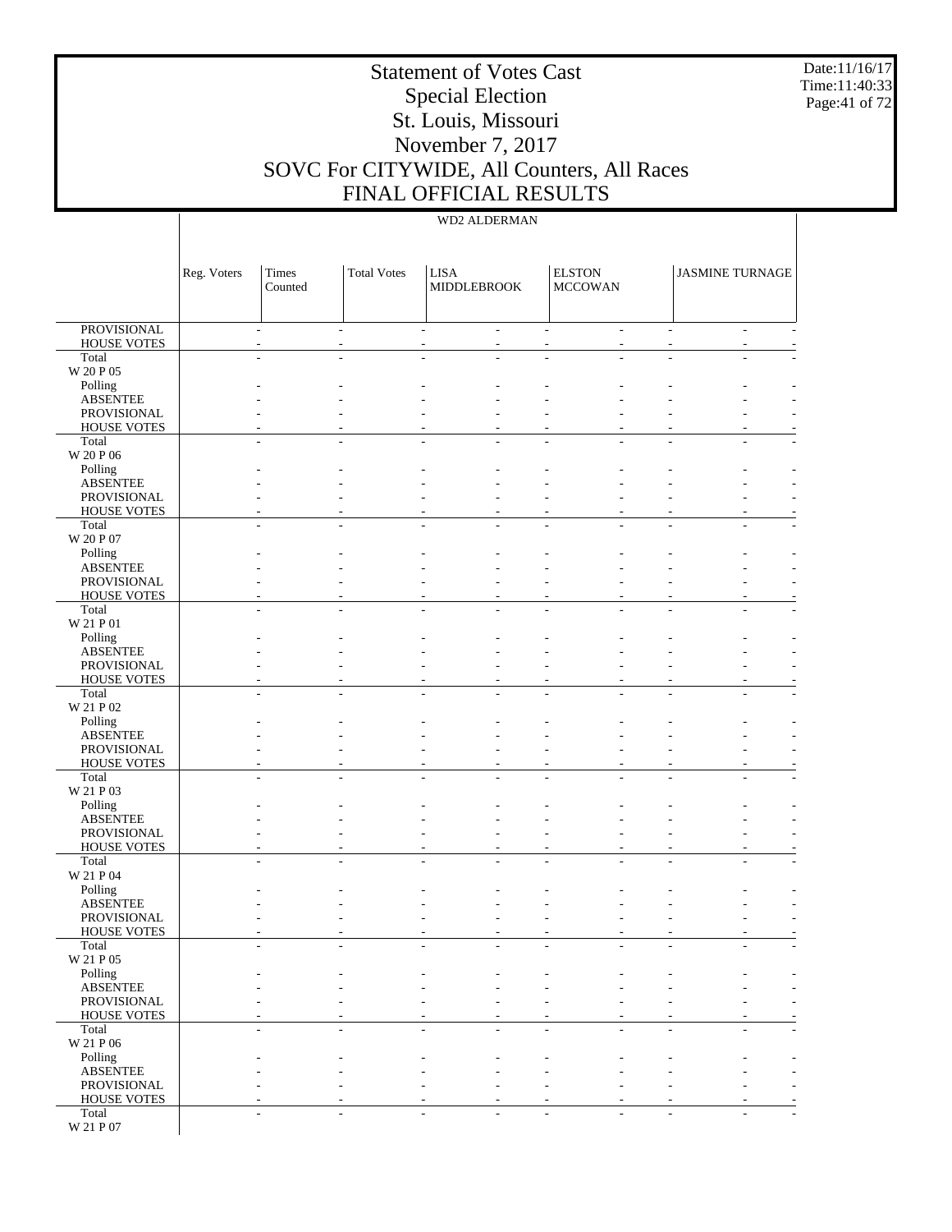# Statement of Votes Cast
## Special Election
## St. Louis, Missouri
## November 7, 2017
## SOVC For CITYWIDE, All Counters, All Races
## FINAL OFFICIAL RESULTS

Date:11/16/17
Time:11:40:33

| | WD2 ALDERMAN | | | | | | | | | |
|---|---|---|---|---|---|---|---|---|---|---|
| | Reg. Voters | Times Counted | Total Votes | LISA MIDDLEBROOK | | ELSTON MCCOWAN | | JASMINE TURNAGE | | |
| PROVISIONAL | - | - | - | - | - | - | - | - | - | - |
| HOUSE VOTES | - | - | - | - | - | - | - | - | - | - |
| Total | - | - | - | - | - | - | - | - | - | - |
| W 20 P 05 | | | | | | | | | | |
| Polling | - | - | - | - | - | - | - | - | - | - |
| ABSENTEE | - | - | - | - | - | - | - | - | - | - |
| PROVISIONAL | - | - | - | - | - | - | - | - | - | - |
| HOUSE VOTES | - | - | - | - | - | - | - | - | - | - |
| Total | - | - | - | - | - | - | - | - | - | - |
| W 20 P 06 | | | | | | | | | | |
| Polling | - | - | - | - | - | - | - | - | - | - |
| ABSENTEE | - | - | - | - | - | - | - | - | - | - |
| PROVISIONAL | - | - | - | - | - | - | - | - | - | - |
| HOUSE VOTES | - | - | - | - | - | - | - | - | - | - |
| Total | - | - | - | - | - | - | - | - | - | - |
| W 20 P 07 | | | | | | | | | | |
| Polling | - | - | - | - | - | - | - | - | - | - |
| ABSENTEE | - | - | - | - | - | - | - | - | - | - |
| PROVISIONAL | - | - | - | - | - | - | - | - | - | - |
| HOUSE VOTES | - | - | - | - | - | - | - | - | - | - |
| Total | - | - | - | - | - | - | - | - | - | - |
| W 21 P 01 | | | | | | | | | | |
| Polling | - | - | - | - | - | - | - | - | - | - |
| ABSENTEE | - | - | - | - | - | - | - | - | - | - |
| PROVISIONAL | - | - | - | - | - | - | - | - | - | - |
| HOUSE VOTES | - | - | - | - | - | - | - | - | - | - |
| Total | - | - | - | - | - | - | - | - | - | - |
| W 21 P 02 | | | | | | | | | | |
| Polling | - | - | - | - | - | - | - | - | - | - |
| ABSENTEE | - | - | - | - | - | - | - | - | - | - |
| PROVISIONAL | - | - | - | - | - | - | - | - | - | - |
| HOUSE VOTES | - | - | - | - | - | - | - | - | - | - |
| Total | - | - | - | - | - | - | - | - | - | - |
| W 21 P 03 | | | | | | | | | | |
| Polling | - | - | - | - | - | - | - | - | - | - |
| ABSENTEE | - | - | - | - | - | - | - | - | - | - |
| PROVISIONAL | - | - | - | - | - | - | - | - | - | - |
| HOUSE VOTES | - | - | - | - | - | - | - | - | - | - |
| Total | - | - | - | - | - | - | - | - | - | - |
| W 21 P 04 | | | | | | | | | | |
| Polling | - | - | - | - | - | - | - | - | - | - |
| ABSENTEE | - | - | - | - | - | - | - | - | - | - |
| PROVISIONAL | - | - | - | - | - | - | - | - | - | - |
| HOUSE VOTES | - | - | - | - | - | - | - | - | - | - |
| Total | - | - | - | - | - | - | - | - | - | - |
| W 21 P 05 | | | | | | | | | | |
| Polling | - | - | - | - | - | - | - | - | - | - |
| ABSENTEE | - | - | - | - | - | - | - | - | - | - |
| PROVISIONAL | - | - | - | - | - | - | - | - | - | - |
| HOUSE VOTES | - | - | - | - | - | - | - | - | - | - |
| Total | - | - | - | - | - | - | - | - | - | - |
| W 21 P 06 | | | | | | | | | | |
| Polling | - | - | - | - | - | - | - | - | - | - |
| ABSENTEE | - | - | - | - | - | - | - | - | - | - |
| PROVISIONAL | - | - | - | - | - | - | - | - | - | - |
| HOUSE VOTES | - | - | - | - | - | - | - | - | - | - |
| Total | - | - | - | - | - | - | - | - | - | - |
| W 21 P 07 | | | | | | | | | | |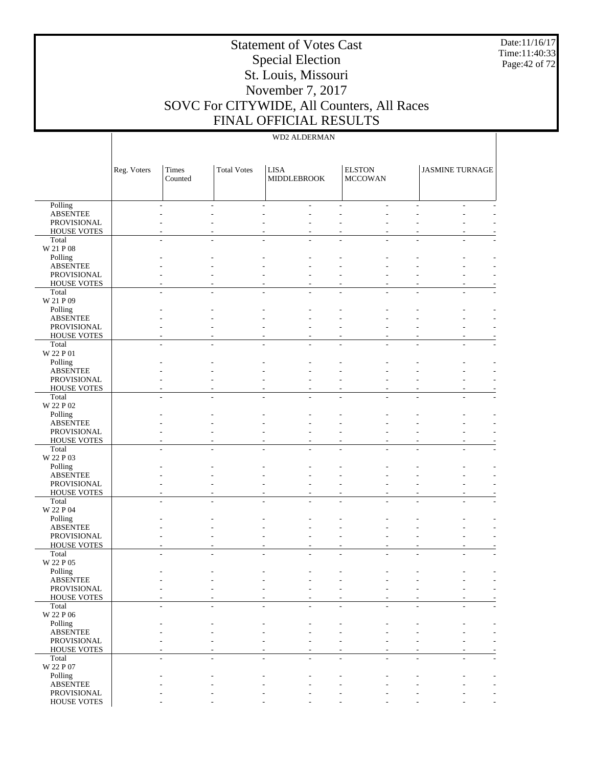# Statement of Votes Cast
## Special Election
## St. Louis, Missouri
## November 7, 2017
## SOVC For CITYWIDE, All Counters, All Races
## FINAL OFFICIAL RESULTS

Date:11/16/17
Time:11:40:33

| | WD2 ALDERMAN | | | | | | | | | |
|---|---|---|---|---|---|---|---|---|---|---|
| | Reg. Voters | Times Counted | Total Votes | LISA MIDDLEBROOK | | ELSTON MCCOWAN | | JASMINE TURNAGE | | |
| Polling | - | - | - | - | - | - | - | - | - | - |
| ABSENTEE | - | - | - | - | - | - | - | - | - | - |
| PROVISIONAL | - | - | - | - | - | - | - | - | - | - |
| HOUSE VOTES | - | - | - | - | - | - | - | - | - | - |
| Total | - | - | - | - | - | - | - | - | - | - |
| W 21 P 08 | | | | | | | | | | |
| Polling | - | - | - | - | - | - | - | - | - | - |
| ABSENTEE | - | - | - | - | - | - | - | - | - | - |
| PROVISIONAL | - | - | - | - | - | - | - | - | - | - |
| HOUSE VOTES | - | - | - | - | - | - | - | - | - | - |
| Total | - | - | - | - | - | - | - | - | - | - |
| W 21 P 09 | | | | | | | | | | |
| Polling | - | - | - | - | - | - | - | - | - | - |
| ABSENTEE | - | - | - | - | - | - | - | - | - | - |
| PROVISIONAL | - | - | - | - | - | - | - | - | - | - |
| HOUSE VOTES | - | - | - | - | - | - | - | - | - | - |
| Total | - | - | - | - | - | - | - | - | - | - |
| W 22 P 01 | | | | | | | | | | |
| Polling | - | - | - | - | - | - | - | - | - | - |
| ABSENTEE | - | - | - | - | - | - | - | - | - | - |
| PROVISIONAL | - | - | - | - | - | - | - | - | - | - |
| HOUSE VOTES | - | - | - | - | - | - | - | - | - | - |
| Total | - | - | - | - | - | - | - | - | - | - |
| W 22 P 02 | | | | | | | | | | |
| Polling | - | - | - | - | - | - | - | - | - | - |
| ABSENTEE | - | - | - | - | - | - | - | - | - | - |
| PROVISIONAL | - | - | - | - | - | - | - | - | - | - |
| HOUSE VOTES | - | - | - | - | - | - | - | - | - | - |
| Total | - | - | - | - | - | - | - | - | - | - |
| W 22 P 03 | | | | | | | | | | |
| Polling | - | - | - | - | - | - | - | - | - | - |
| ABSENTEE | - | - | - | - | - | - | - | - | - | - |
| PROVISIONAL | - | - | - | - | - | - | - | - | - | - |
| HOUSE VOTES | - | - | - | - | - | - | - | - | - | - |
| Total | - | - | - | - | - | - | - | - | - | - |
| W 22 P 04 | | | | | | | | | | |
| Polling | - | - | - | - | - | - | - | - | - | - |
| ABSENTEE | - | - | - | - | - | - | - | - | - | - |
| PROVISIONAL | - | - | - | - | - | - | - | - | - | - |
| HOUSE VOTES | - | - | - | - | - | - | - | - | - | - |
| Total | - | - | - | - | - | - | - | - | - | - |
| W 22 P 05 | | | | | | | | | | |
| Polling | - | - | - | - | - | - | - | - | - | - |
| ABSENTEE | - | - | - | - | - | - | - | - | - | - |
| PROVISIONAL | - | - | - | - | - | - | - | - | - | - |
| HOUSE VOTES | - | - | - | - | - | - | - | - | - | - |
| Total | - | - | - | - | - | - | - | - | - | - |
| W 22 P 06 | | | | | | | | | | |
| Polling | - | - | - | - | - | - | - | - | - | - |
| ABSENTEE | - | - | - | - | - | - | - | - | - | - |
| PROVISIONAL | - | - | - | - | - | - | - | - | - | - |
| HOUSE VOTES | - | - | - | - | - | - | - | - | - | - |
| Total | - | - | - | - | - | - | - | - | - | - |
| W 22 P 07 | | | | | | | | | | |
| Polling | - | - | - | - | - | - | - | - | - | - |
| ABSENTEE | - | - | - | - | - | - | - | - | - | - |
| PROVISIONAL | - | - | - | - | - | - | - | - | - | - |
| HOUSE VOTES | - | - | - | - | - | - | - | - | - | - |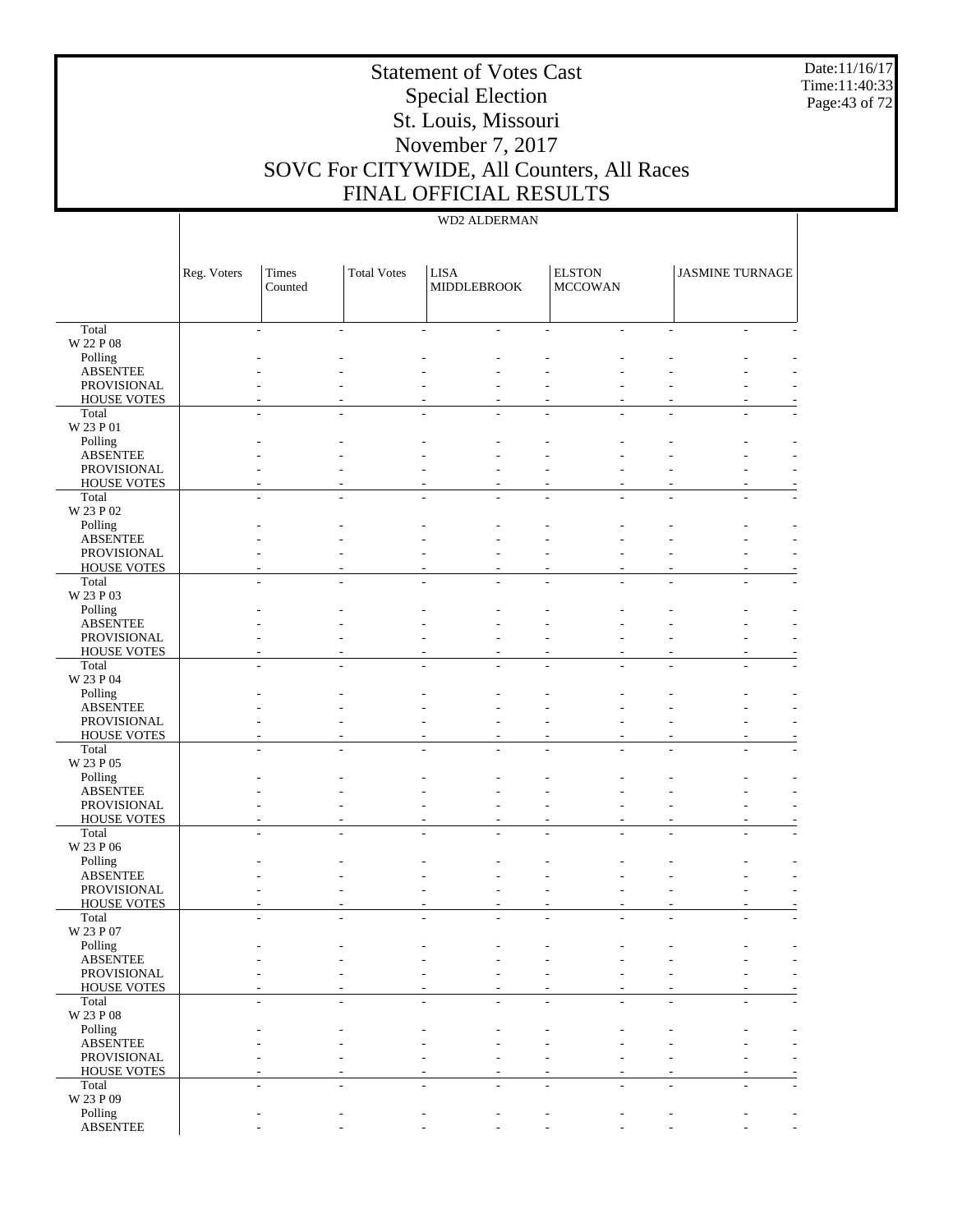# Statement of Votes Cast
## Special Election
## St. Louis, Missouri
## November 7, 2017
## SOVC For CITYWIDE, All Counters, All Races
## FINAL OFFICIAL RESULTS

Date:11/16/17
Time:11:40:33

| | WD2 ALDERMAN | | | | | | | | |
|---|---|---|---|---|---|---|---|---|---|
| | Reg. Voters | Times Counted | Total Votes | LISA MIDDLEBROOK | | ELSTON MCCOWAN | | JASMINE TURNAGE | |
| Total | - | - | - | - | - | - | - | - | - |
| W 22 P 08 | | | | | | | | | |
| Polling | - | - | - | - | - | - | - | - | - |
| ABSENTEE | - | - | - | - | - | - | - | - | - |
| PROVISIONAL | - | - | - | - | - | - | - | - | - |
| HOUSE VOTES | - | - | - | - | - | - | - | - | - |
| Total | - | - | - | - | - | - | - | - | - |
| W 23 P 01 | | | | | | | | | |
| Polling | - | - | - | - | - | - | - | - | - |
| ABSENTEE | - | - | - | - | - | - | - | - | - |
| PROVISIONAL | - | - | - | - | - | - | - | - | - |
| HOUSE VOTES | - | - | - | - | - | - | - | - | - |
| Total | - | - | - | - | - | - | - | - | - |
| W 23 P 02 | | | | | | | | | |
| Polling | - | - | - | - | - | - | - | - | - |
| ABSENTEE | - | - | - | - | - | - | - | - | - |
| PROVISIONAL | - | - | - | - | - | - | - | - | - |
| HOUSE VOTES | - | - | - | - | - | - | - | - | - |
| Total | - | - | - | - | - | - | - | - | - |
| W 23 P 03 | | | | | | | | | |
| Polling | - | - | - | - | - | - | - | - | - |
| ABSENTEE | - | - | - | - | - | - | - | - | - |
| PROVISIONAL | - | - | - | - | - | - | - | - | - |
| HOUSE VOTES | - | - | - | - | - | - | - | - | - |
| Total | - | - | - | - | - | - | - | - | - |
| W 23 P 04 | | | | | | | | | |
| Polling | - | - | - | - | - | - | - | - | - |
| ABSENTEE | - | - | - | - | - | - | - | - | - |
| PROVISIONAL | - | - | - | - | - | - | - | - | - |
| HOUSE VOTES | - | - | - | - | - | - | - | - | - |
| Total | - | - | - | - | - | - | - | - | - |
| W 23 P 05 | | | | | | | | | |
| Polling | - | - | - | - | - | - | - | - | - |
| ABSENTEE | - | - | - | - | - | - | - | - | - |
| PROVISIONAL | - | - | - | - | - | - | - | - | - |
| HOUSE VOTES | - | - | - | - | - | - | - | - | - |
| Total | - | - | - | - | - | - | - | - | - |
| W 23 P 06 | | | | | | | | | |
| Polling | - | - | - | - | - | - | - | - | - |
| ABSENTEE | - | - | - | - | - | - | - | - | - |
| PROVISIONAL | - | - | - | - | - | - | - | - | - |
| HOUSE VOTES | - | - | - | - | - | - | - | - | - |
| Total | - | - | - | - | - | - | - | - | - |
| W 23 P 07 | | | | | | | | | |
| Polling | - | - | - | - | - | - | - | - | - |
| ABSENTEE | - | - | - | - | - | - | - | - | - |
| PROVISIONAL | - | - | - | - | - | - | - | - | - |
| HOUSE VOTES | - | - | - | - | - | - | - | - | - |
| Total | - | - | - | - | - | - | - | - | - |
| W 23 P 08 | | | | | | | | | |
| Polling | - | - | - | - | - | - | - | - | - |
| ABSENTEE | - | - | - | - | - | - | - | - | - |
| PROVISIONAL | - | - | - | - | - | - | - | - | - |
| HOUSE VOTES | - | - | - | - | - | - | - | - | - |
| Total | - | - | - | - | - | - | - | - | - |
| W 23 P 09 | | | | | | | | | |
| Polling | - | - | - | - | - | - | - | - | - |
| ABSENTEE | - | - | - | - | - | - | - | - | - |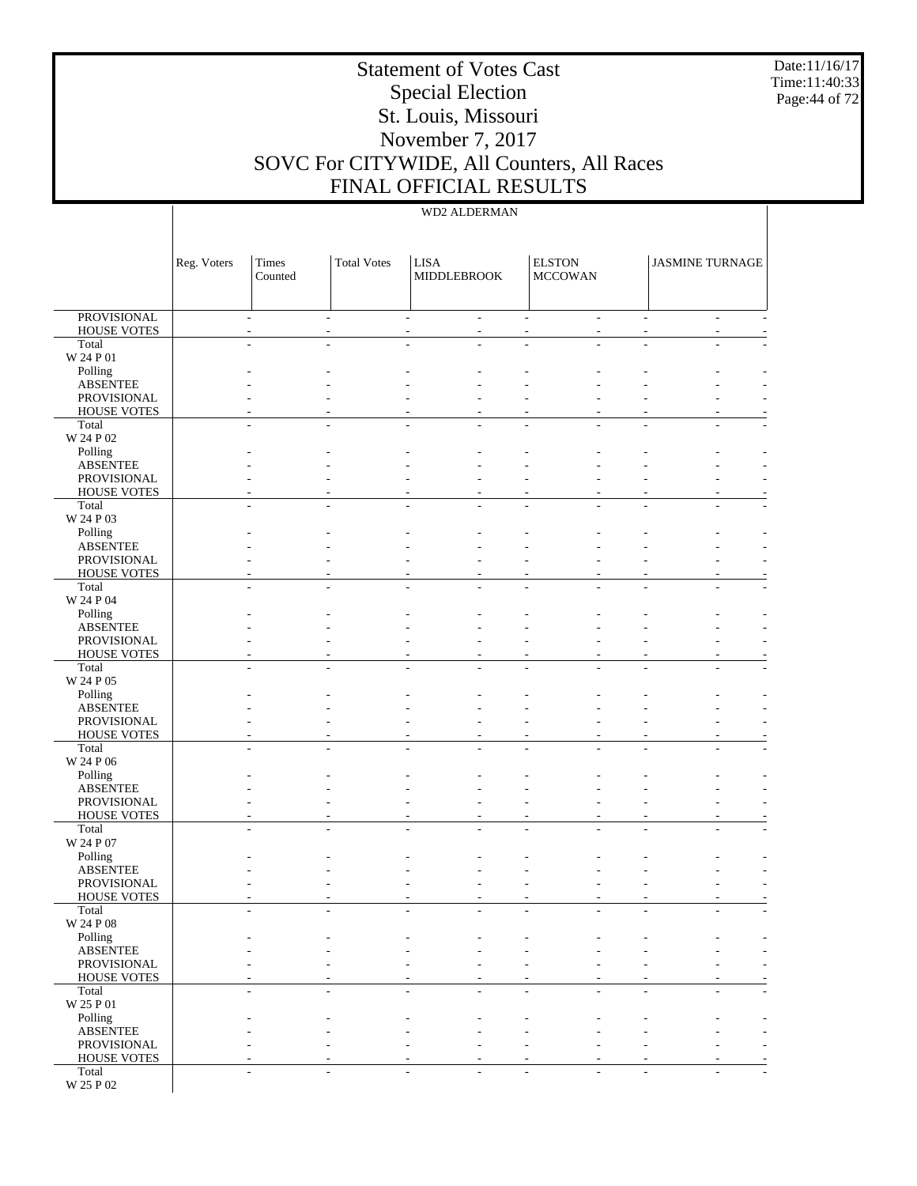WD2 ALDERMAN

| | Reg. Voters | Times Counted | Total Votes | LISA MIDDLEBROOK | | ELSTON MCCOWAN | | JASMINE TURNAGE | |
|---|---|---|---|---|---|---|---|---|---|
| PROVISIONAL | - | - | - | - | - | - | - | - | - |
| HOUSE VOTES | - | - | - | - | - | - | - | - | - |
| Total | - | - | - | - | - | - | - | - | - |
| W 24 P 01 | | | | | | | | | |
| Polling | - | - | - | - | - | - | - | - | - |
| ABSENTEE | - | - | - | - | - | - | - | - | - |
| PROVISIONAL | - | - | - | - | - | - | - | - | - |
| HOUSE VOTES | - | - | - | - | - | - | - | - | - |
| Total | - | - | - | - | - | - | - | - | - |
| W 24 P 02 | | | | | | | | | |
| Polling | - | - | - | - | - | - | - | - | - |
| ABSENTEE | - | - | - | - | - | - | - | - | - |
| PROVISIONAL | - | - | - | - | - | - | - | - | - |
| HOUSE VOTES | - | - | - | - | - | - | - | - | - |
| Total | - | - | - | - | - | - | - | - | - |
| W 24 P 03 | | | | | | | | | |
| Polling | - | - | - | - | - | - | - | - | - |
| ABSENTEE | - | - | - | - | - | - | - | - | - |
| PROVISIONAL | - | - | - | - | - | - | - | - | - |
| HOUSE VOTES | - | - | - | - | - | - | - | - | - |
| Total | - | - | - | - | - | - | - | - | - |
| W 24 P 04 | | | | | | | | | |
| Polling | - | - | - | - | - | - | - | - | - |
| ABSENTEE | - | - | - | - | - | - | - | - | - |
| PROVISIONAL | - | - | - | - | - | - | - | - | - |
| HOUSE VOTES | - | - | - | - | - | - | - | - | - |
| Total | - | - | - | - | - | - | - | - | - |
| W 24 P 05 | | | | | | | | | |
| Polling | - | - | - | - | - | - | - | - | - |
| ABSENTEE | - | - | - | - | - | - | - | - | - |
| PROVISIONAL | - | - | - | - | - | - | - | - | - |
| HOUSE VOTES | - | - | - | - | - | - | - | - | - |
| Total | - | - | - | - | - | - | - | - | - |
| W 24 P 06 | | | | | | | | | |
| Polling | - | - | - | - | - | - | - | - | - |
| ABSENTEE | - | - | - | - | - | - | - | - | - |
| PROVISIONAL | - | - | - | - | - | - | - | - | - |
| HOUSE VOTES | - | - | - | - | - | - | - | - | - |
| Total | - | - | - | - | - | - | - | - | - |
| W 24 P 07 | | | | | | | | | |
| Polling | - | - | - | - | - | - | - | - | - |
| ABSENTEE | - | - | - | - | - | - | - | - | - |
| PROVISIONAL | - | - | - | - | - | - | - | - | - |
| HOUSE VOTES | - | - | - | - | - | - | - | - | - |
| Total | - | - | - | - | - | - | - | - | - |
| W 24 P 08 | | | | | | | | | |
| Polling | - | - | - | - | - | - | - | - | - |
| ABSENTEE | - | - | - | - | - | - | - | - | - |
| PROVISIONAL | - | - | - | - | - | - | - | - | - |
| HOUSE VOTES | - | - | - | - | - | - | - | - | - |
| Total | - | - | - | - | - | - | - | - | - |
| W 25 P 01 | | | | | | | | | |
| Polling | - | - | - | - | - | - | - | - | - |
| ABSENTEE | - | - | - | - | - | - | - | - | - |
| PROVISIONAL | - | - | - | - | - | - | - | - | - |
| HOUSE VOTES | - | - | - | - | - | - | - | - | - |
| Total | - | - | - | - | - | - | - | - | - |
| W 25 P 02 | | | | | | | | | |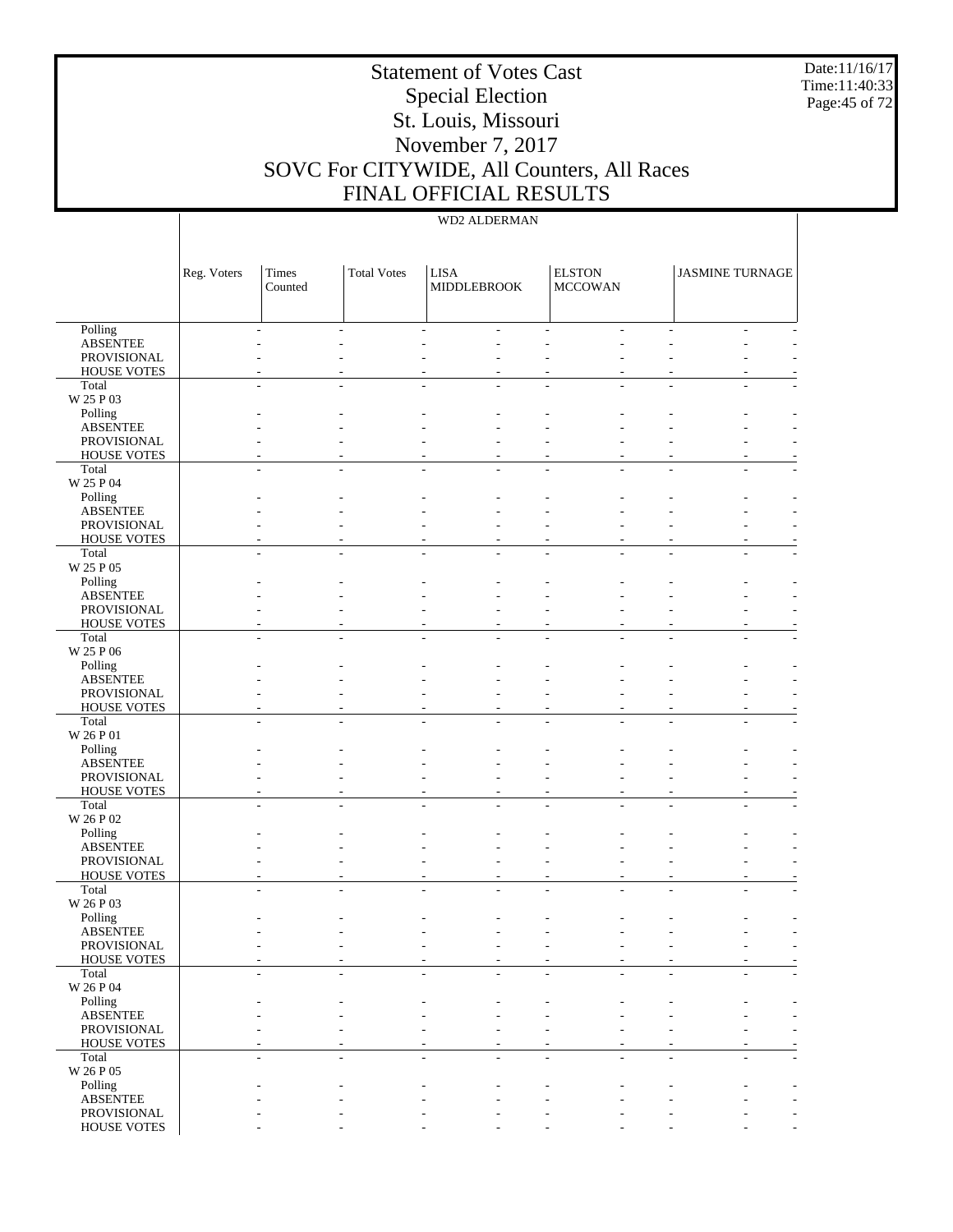# Statement of Votes Cast
## Special Election
## St. Louis, Missouri
## November 7, 2017
## SOVC For CITYWIDE, All Counters, All Races
## FINAL OFFICIAL RESULTS

### WD2 ALDERMAN

| | Reg. Voters | Times Counted | Total Votes | LISA MIDDLEBROOK | | ELSTON MCCOWAN | | JASMINE TURNAGE | |
|---|---|---|---|---|---|---|---|---|---|
| Polling | - | - | - | - | - | - | - | - | - |
| ABSENTEE | - | - | - | - | - | - | - | - | - |
| PROVISIONAL | - | - | - | - | - | - | - | - | - |
| HOUSE VOTES | - | - | - | - | - | - | - | - | - |
| Total | - | - | - | - | - | - | - | - | - |
| W 25 P 03 | | | | | | | | | |
| Polling | - | - | - | - | - | - | - | - | - |
| ABSENTEE | - | - | - | - | - | - | - | - | - |
| PROVISIONAL | - | - | - | - | - | - | - | - | - |
| HOUSE VOTES | - | - | - | - | - | - | - | - | - |
| Total | - | - | - | - | - | - | - | - | - |
| W 25 P 04 | | | | | | | | | |
| Polling | - | - | - | - | - | - | - | - | - |
| ABSENTEE | - | - | - | - | - | - | - | - | - |
| PROVISIONAL | - | - | - | - | - | - | - | - | - |
| HOUSE VOTES | - | - | - | - | - | - | - | - | - |
| Total | - | - | - | - | - | - | - | - | - |
| W 25 P 05 | | | | | | | | | |
| Polling | - | - | - | - | - | - | - | - | - |
| ABSENTEE | - | - | - | - | - | - | - | - | - |
| PROVISIONAL | - | - | - | - | - | - | - | - | - |
| HOUSE VOTES | - | - | - | - | - | - | - | - | - |
| Total | - | - | - | - | - | - | - | - | - |
| W 25 P 06 | | | | | | | | | |
| Polling | - | - | - | - | - | - | - | - | - |
| ABSENTEE | - | - | - | - | - | - | - | - | - |
| PROVISIONAL | - | - | - | - | - | - | - | - | - |
| HOUSE VOTES | - | - | - | - | - | - | - | - | - |
| Total | - | - | - | - | - | - | - | - | - |
| W 26 P 01 | | | | | | | | | |
| Polling | - | - | - | - | - | - | - | - | - |
| ABSENTEE | - | - | - | - | - | - | - | - | - |
| PROVISIONAL | - | - | - | - | - | - | - | - | - |
| HOUSE VOTES | - | - | - | - | - | - | - | - | - |
| Total | - | - | - | - | - | - | - | - | - |
| W 26 P 02 | | | | | | | | | |
| Polling | - | - | - | - | - | - | - | - | - |
| ABSENTEE | - | - | - | - | - | - | - | - | - |
| PROVISIONAL | - | - | - | - | - | - | - | - | - |
| HOUSE VOTES | - | - | - | - | - | - | - | - | - |
| Total | - | - | - | - | - | - | - | - | - |
| W 26 P 03 | | | | | | | | | |
| Polling | - | - | - | - | - | - | - | - | - |
| ABSENTEE | - | - | - | - | - | - | - | - | - |
| PROVISIONAL | - | - | - | - | - | - | - | - | - |
| HOUSE VOTES | - | - | - | - | - | - | - | - | - |
| Total | - | - | - | - | - | - | - | - | - |
| W 26 P 04 | | | | | | | | | |
| Polling | - | - | - | - | - | - | - | - | - |
| ABSENTEE | - | - | - | - | - | - | - | - | - |
| PROVISIONAL | - | - | - | - | - | - | - | - | - |
| HOUSE VOTES | - | - | - | - | - | - | - | - | - |
| Total | - | - | - | - | - | - | - | - | - |
| W 26 P 05 | | | | | | | | | |
| Polling | - | - | - | - | - | - | - | - | - |
| ABSENTEE | - | - | - | - | - | - | - | - | - |
| PROVISIONAL | - | - | - | - | - | - | - | - | - |
| HOUSE VOTES | - | - | - | - | - | - | - | - | - |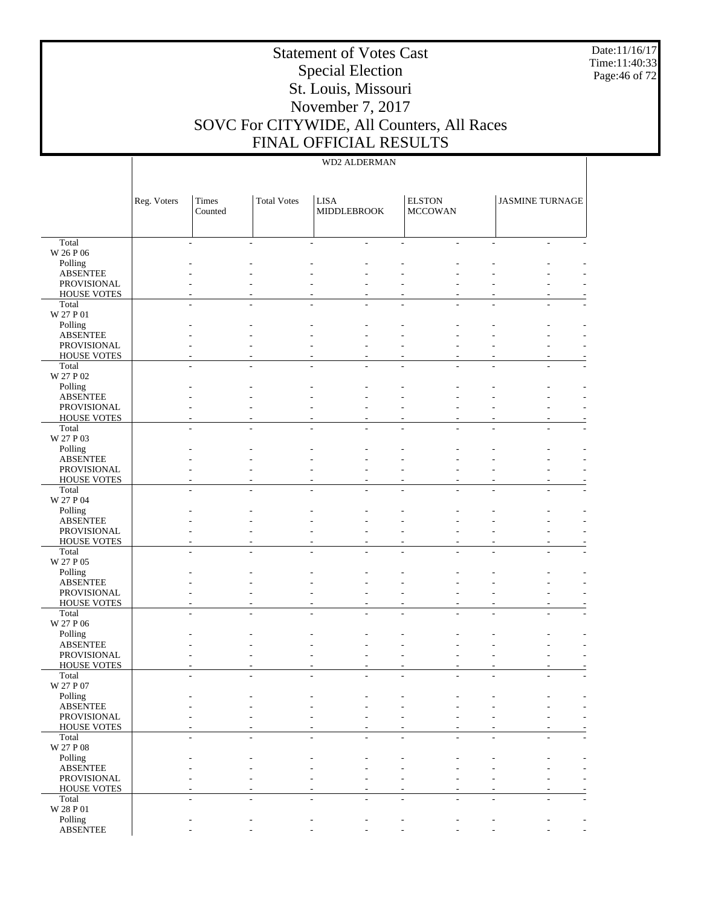## WD2 ALDERMAN

| | Reg. Voters | Times Counted | Total Votes | LISA MIDDLEBROOK | | ELSTON MCCOWAN | | JASMINE TURNAGE | |
|---|---|---|---|---|---|---|---|---|---|
| Total | - | - | - | - | - | - | - | - | - |
| W 26 P 06 | | | | | | | | | |
| Polling | - | - | - | - | - | - | - | - | - |
| ABSENTEE | - | - | - | - | - | - | - | - | - |
| PROVISIONAL | - | - | - | - | - | - | - | - | - |
| HOUSE VOTES | - | - | - | - | - | - | - | - | - |
| Total | - | - | - | - | - | - | - | - | - |
| W 27 P 01 | | | | | | | | | |
| Polling | - | - | - | - | - | - | - | - | - |
| ABSENTEE | - | - | - | - | - | - | - | - | - |
| PROVISIONAL | - | - | - | - | - | - | - | - | - |
| HOUSE VOTES | - | - | - | - | - | - | - | - | - |
| Total | - | - | - | - | - | - | - | - | - |
| W 27 P 02 | | | | | | | | | |
| Polling | - | - | - | - | - | - | - | - | - |
| ABSENTEE | - | - | - | - | - | - | - | - | - |
| PROVISIONAL | - | - | - | - | - | - | - | - | - |
| HOUSE VOTES | - | - | - | - | - | - | - | - | - |
| Total | - | - | - | - | - | - | - | - | - |
| W 27 P 03 | | | | | | | | | |
| Polling | - | - | - | - | - | - | - | - | - |
| ABSENTEE | - | - | - | - | - | - | - | - | - |
| PROVISIONAL | - | - | - | - | - | - | - | - | - |
| HOUSE VOTES | - | - | - | - | - | - | - | - | - |
| Total | - | - | - | - | - | - | - | - | - |
| W 27 P 04 | | | | | | | | | |
| Polling | - | - | - | - | - | - | - | - | - |
| ABSENTEE | - | - | - | - | - | - | - | - | - |
| PROVISIONAL | - | - | - | - | - | - | - | - | - |
| HOUSE VOTES | - | - | - | - | - | - | - | - | - |
| Total | - | - | - | - | - | - | - | - | - |
| W 27 P 05 | | | | | | | | | |
| Polling | - | - | - | - | - | - | - | - | - |
| ABSENTEE | - | - | - | - | - | - | - | - | - |
| PROVISIONAL | - | - | - | - | - | - | - | - | - |
| HOUSE VOTES | - | - | - | - | - | - | - | - | - |
| Total | - | - | - | - | - | - | - | - | - |
| W 27 P 06 | | | | | | | | | |
| Polling | - | - | - | - | - | - | - | - | - |
| ABSENTEE | - | - | - | - | - | - | - | - | - |
| PROVISIONAL | - | - | - | - | - | - | - | - | - |
| HOUSE VOTES | - | - | - | - | - | - | - | - | - |
| Total | - | - | - | - | - | - | - | - | - |
| W 27 P 07 | | | | | | | | | |
| Polling | - | - | - | - | - | - | - | - | - |
| ABSENTEE | - | - | - | - | - | - | - | - | - |
| PROVISIONAL | - | - | - | - | - | - | - | - | - |
| HOUSE VOTES | - | - | - | - | - | - | - | - | - |
| Total | - | - | - | - | - | - | - | - | - |
| W 27 P 08 | | | | | | | | | |
| Polling | - | - | - | - | - | - | - | - | - |
| ABSENTEE | - | - | - | - | - | - | - | - | - |
| PROVISIONAL | - | - | - | - | - | - | - | - | - |
| HOUSE VOTES | - | - | - | - | - | - | - | - | - |
| Total | - | - | - | - | - | - | - | - | - |
| W 28 P 01 | | | | | | | | | |
| Polling | - | - | - | - | - | - | - | - | - |
| ABSENTEE | - | - | - | - | - | - | - | - | - |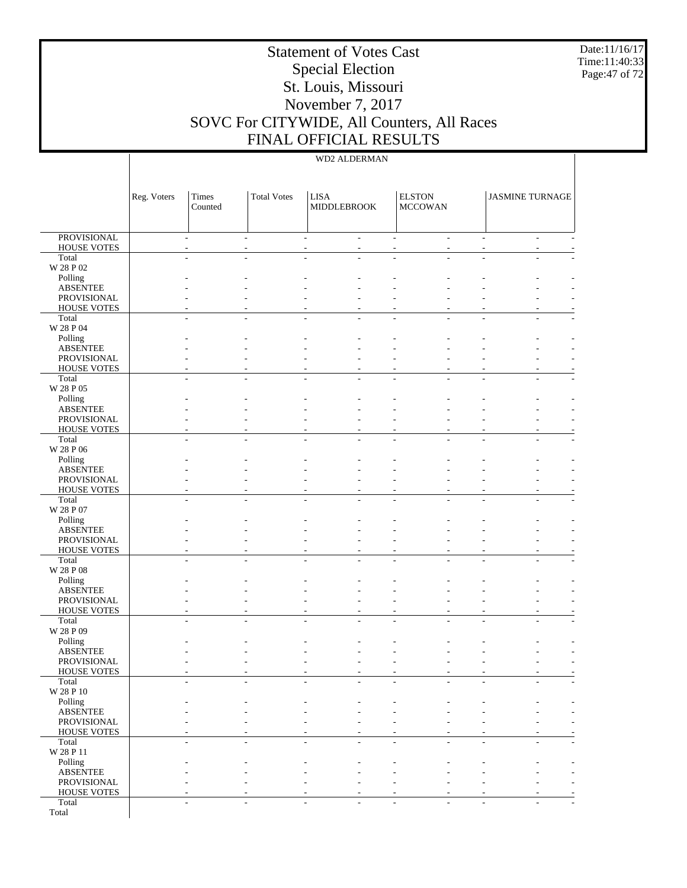# Statement of Votes Cast
## Special Election
## St. Louis, Missouri
## November 7, 2017
## SOVC For CITYWIDE, All Counters, All Races
## FINAL OFFICIAL RESULTS

Date:11/16/17
Time:11:40:33

WD2 ALDERMAN

| | Reg. Voters | Times Counted | Total Votes | LISA MIDDLEBROOK | | ELSTON MCCOWAN | | JASMINE TURNAGE | |
|---|---|---|---|---|---|---|---|---|---|
| PROVISIONAL | - | - | - | - | - | - | - | - | - |
| HOUSE VOTES | - | - | - | - | - | - | - | - | - |
| Total | - | - | - | - | - | - | - | - | - |
| W 28 P 02 | | | | | | | | | |
| Polling | - | - | - | - | - | - | - | - | - |
| ABSENTEE | - | - | - | - | - | - | - | - | - |
| PROVISIONAL | - | - | - | - | - | - | - | - | - |
| HOUSE VOTES | - | - | - | - | - | - | - | - | - |
| Total | - | - | - | - | - | - | - | - | - |
| W 28 P 04 | | | | | | | | | |
| Polling | - | - | - | - | - | - | - | - | - |
| ABSENTEE | - | - | - | - | - | - | - | - | - |
| PROVISIONAL | - | - | - | - | - | - | - | - | - |
| HOUSE VOTES | - | - | - | - | - | - | - | - | - |
| Total | - | - | - | - | - | - | - | - | - |
| W 28 P 05 | | | | | | | | | |
| Polling | - | - | - | - | - | - | - | - | - |
| ABSENTEE | - | - | - | - | - | - | - | - | - |
| PROVISIONAL | - | - | - | - | - | - | - | - | - |
| HOUSE VOTES | - | - | - | - | - | - | - | - | - |
| Total | - | - | - | - | - | - | - | - | - |
| W 28 P 06 | | | | | | | | | |
| Polling | - | - | - | - | - | - | - | - | - |
| ABSENTEE | - | - | - | - | - | - | - | - | - |
| PROVISIONAL | - | - | - | - | - | - | - | - | - |
| HOUSE VOTES | - | - | - | - | - | - | - | - | - |
| Total | - | - | - | - | - | - | - | - | - |
| W 28 P 07 | | | | | | | | | |
| Polling | - | - | - | - | - | - | - | - | - |
| ABSENTEE | - | - | - | - | - | - | - | - | - |
| PROVISIONAL | - | - | - | - | - | - | - | - | - |
| HOUSE VOTES | - | - | - | - | - | - | - | - | - |
| Total | - | - | - | - | - | - | - | - | - |
| W 28 P 08 | | | | | | | | | |
| Polling | - | - | - | - | - | - | - | - | - |
| ABSENTEE | - | - | - | - | - | - | - | - | - |
| PROVISIONAL | - | - | - | - | - | - | - | - | - |
| HOUSE VOTES | - | - | - | - | - | - | - | - | - |
| Total | - | - | - | - | - | - | - | - | - |
| W 28 P 09 | | | | | | | | | |
| Polling | - | - | - | - | - | - | - | - | - |
| ABSENTEE | - | - | - | - | - | - | - | - | - |
| PROVISIONAL | - | - | - | - | - | - | - | - | - |
| HOUSE VOTES | - | - | - | - | - | - | - | - | - |
| Total | - | - | - | - | - | - | - | - | - |
| W 28 P 10 | | | | | | | | | |
| Polling | - | - | - | - | - | - | - | - | - |
| ABSENTEE | - | - | - | - | - | - | - | - | - |
| PROVISIONAL | - | - | - | - | - | - | - | - | - |
| HOUSE VOTES | - | - | - | - | - | - | - | - | - |
| Total | - | - | - | - | - | - | - | - | - |
| W 28 P 11 | | | | | | | | | |
| Polling | - | - | - | - | - | - | - | - | - |
| ABSENTEE | - | - | - | - | - | - | - | - | - |
| PROVISIONAL | - | - | - | - | - | - | - | - | - |
| HOUSE VOTES | - | - | - | - | - | - | - | - | - |
| Total | - | - | - | - | - | - | - | - | - |
| Total | | | | | | | | | |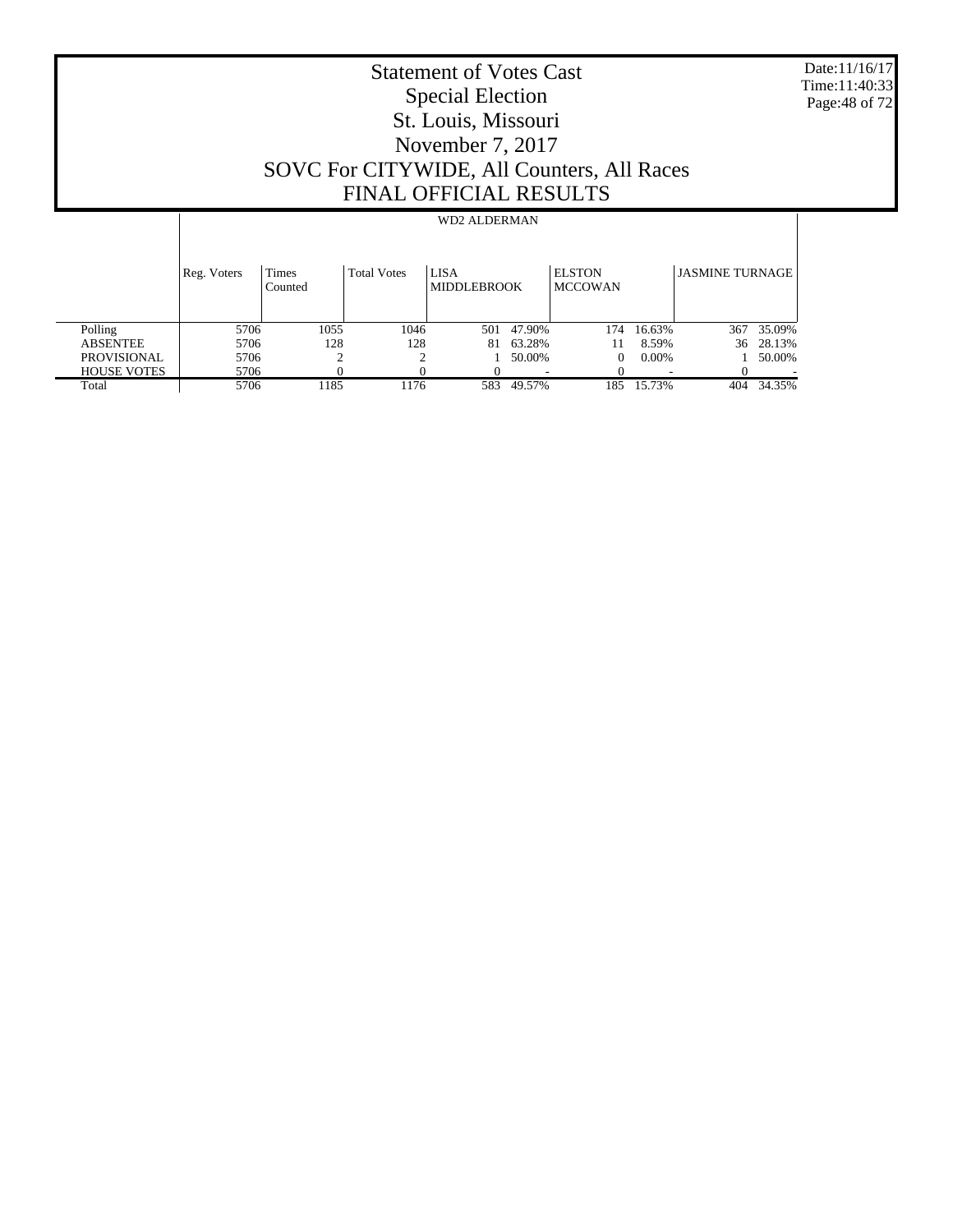# Statement of Votes Cast
## Special Election
## St. Louis, Missouri
## November 7, 2017
## SOVC For CITYWIDE, All Counters, All Races
## FINAL OFFICIAL RESULTS

Date:11/16/17
Time:11:40:33

WD2 ALDERMAN

| | Reg. Voters | Times Counted | Total Votes | LISA MIDDLEBROOK | | ELSTON MCCOWAN | | JASMINE TURNAGE | |
|---|---|---|---|---|---|---|---|---|---|
| Polling | 5706 | 1055 | 1046 | 501 | 47.90% | 174 | 16.63% | 367 | 35.09% |
| ABSENTEE | 5706 | 128 | 128 | 81 | 63.28% | 11 | 8.59% | 36 | 28.13% |
| PROVISIONAL | 5706 | 2 | 2 | 1 | 50.00% | 0 | 0.00% | 1 | 50.00% |
| HOUSE VOTES | 5706 | 0 | 0 | 0 | - | 0 | - | 0 | - |
| Total | 5706 | 1185 | 1176 | 583 | 49.57% | 185 | 15.73% | 404 | 34.35% |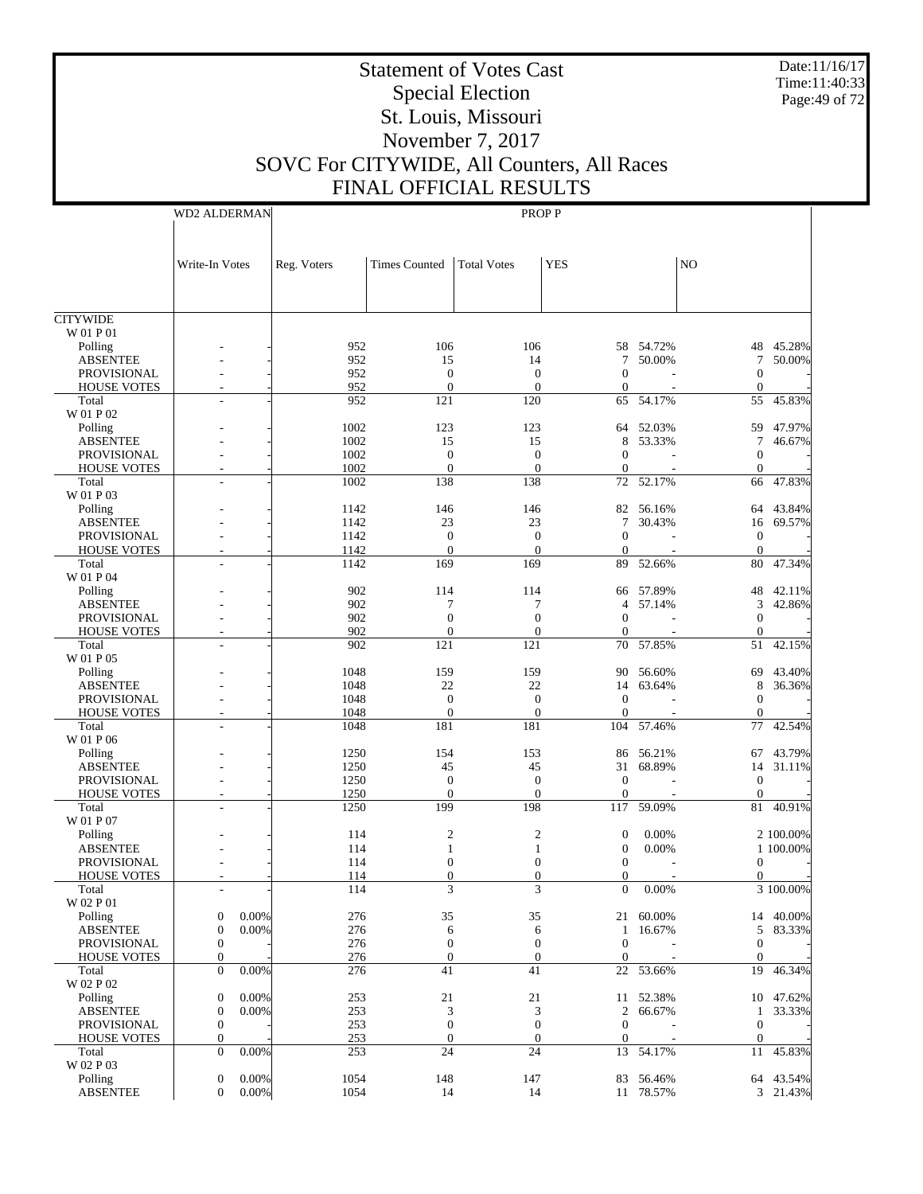# Statement of Votes Cast
## Special Election
## St. Louis, Missouri
## November 7, 2017
## SOVC For CITYWIDE, All Counters, All Races
## FINAL OFFICIAL RESULTS

Date:11/16/17
Time:11:40:33

| | WD2 ALDERMAN | | PROP P | | | | | | |
|---|---|---|---|---|---|---|---|---|---|
| | Write-In Votes | | Reg. Voters | Times Counted | Total Votes | YES | | NO | |
| **CITYWIDE** | | | | | | | | | |
| W 01 P 01 | | | | | | | | | |
| Polling | - | - | 952 | 106 | 106 | 58 | 54.72% | 48 | 45.28% |
| ABSENTEE | - | - | 952 | 15 | 14 | 7 | 50.00% | 7 | 50.00% |
| PROVISIONAL | - | - | 952 | 0 | 0 | 0 | - | 0 | - |
| HOUSE VOTES | - | - | 952 | 0 | 0 | 0 | - | 0 | - |
| Total | - | - | 952 | 121 | 120 | 65 | 54.17% | 55 | 45.83% |
| W 01 P 02 | | | | | | | | | |
| Polling | - | - | 1002 | 123 | 123 | 64 | 52.03% | 59 | 47.97% |
| ABSENTEE | - | - | 1002 | 15 | 15 | 8 | 53.33% | 7 | 46.67% |
| PROVISIONAL | - | - | 1002 | 0 | 0 | 0 | - | 0 | - |
| HOUSE VOTES | - | - | 1002 | 0 | 0 | 0 | - | 0 | - |
| Total | - | - | 1002 | 138 | 138 | 72 | 52.17% | 66 | 47.83% |
| W 01 P 03 | | | | | | | | | |
| Polling | - | - | 1142 | 146 | 146 | 82 | 56.16% | 64 | 43.84% |
| ABSENTEE | - | - | 1142 | 23 | 23 | 7 | 30.43% | 16 | 69.57% |
| PROVISIONAL | - | - | 1142 | 0 | 0 | 0 | - | 0 | - |
| HOUSE VOTES | - | - | 1142 | 0 | 0 | 0 | - | 0 | - |
| Total | - | - | 1142 | 169 | 169 | 89 | 52.66% | 80 | 47.34% |
| W 01 P 04 | | | | | | | | | |
| Polling | - | - | 902 | 114 | 114 | 66 | 57.89% | 48 | 42.11% |
| ABSENTEE | - | - | 902 | 7 | 7 | 4 | 57.14% | 3 | 42.86% |
| PROVISIONAL | - | - | 902 | 0 | 0 | 0 | - | 0 | - |
| HOUSE VOTES | - | - | 902 | 0 | 0 | 0 | - | 0 | - |
| Total | - | - | 902 | 121 | 121 | 70 | 57.85% | 51 | 42.15% |
| W 01 P 05 | | | | | | | | | |
| Polling | - | - | 1048 | 159 | 159 | 90 | 56.60% | 69 | 43.40% |
| ABSENTEE | - | - | 1048 | 22 | 22 | 14 | 63.64% | 8 | 36.36% |
| PROVISIONAL | - | - | 1048 | 0 | 0 | 0 | - | 0 | - |
| HOUSE VOTES | - | - | 1048 | 0 | 0 | 0 | - | 0 | - |
| Total | - | - | 1048 | 181 | 181 | 104 | 57.46% | 77 | 42.54% |
| W 01 P 06 | | | | | | | | | |
| Polling | - | - | 1250 | 154 | 153 | 86 | 56.21% | 67 | 43.79% |
| ABSENTEE | - | - | 1250 | 45 | 45 | 31 | 68.89% | 14 | 31.11% |
| PROVISIONAL | - | - | 1250 | 0 | 0 | 0 | - | 0 | - |
| HOUSE VOTES | - | - | 1250 | 0 | 0 | 0 | - | 0 | - |
| Total | - | - | 1250 | 199 | 198 | 117 | 59.09% | 81 | 40.91% |
| W 01 P 07 | | | | | | | | | |
| Polling | - | - | 114 | 2 | 2 | 0 | 0.00% | 2 | 100.00% |
| ABSENTEE | - | - | 114 | 1 | 1 | 0 | 0.00% | 1 | 100.00% |
| PROVISIONAL | - | - | 114 | 0 | 0 | 0 | - | 0 | - |
| HOUSE VOTES | - | - | 114 | 0 | 0 | 0 | - | 0 | - |
| Total | - | - | 114 | 3 | 3 | 0 | 0.00% | 3 | 100.00% |
| W 02 P 01 | | | | | | | | | |
| Polling | 0 | 0.00% | 276 | 35 | 35 | 21 | 60.00% | 14 | 40.00% |
| ABSENTEE | 0 | 0.00% | 276 | 6 | 6 | 1 | 16.67% | 5 | 83.33% |
| PROVISIONAL | 0 | - | 276 | 0 | 0 | 0 | - | 0 | - |
| HOUSE VOTES | 0 | - | 276 | 0 | 0 | 0 | - | 0 | - |
| Total | 0 | 0.00% | 276 | 41 | 41 | 22 | 53.66% | 19 | 46.34% |
| W 02 P 02 | | | | | | | | | |
| Polling | 0 | 0.00% | 253 | 21 | 21 | 11 | 52.38% | 10 | 47.62% |
| ABSENTEE | 0 | 0.00% | 253 | 3 | 3 | 2 | 66.67% | 1 | 33.33% |
| PROVISIONAL | 0 | - | 253 | 0 | 0 | 0 | - | 0 | - |
| HOUSE VOTES | 0 | - | 253 | 0 | 0 | 0 | - | 0 | - |
| Total | 0 | 0.00% | 253 | 24 | 24 | 13 | 54.17% | 11 | 45.83% |
| W 02 P 03 | | | | | | | | | |
| Polling | 0 | 0.00% | 1054 | 148 | 147 | 83 | 56.46% | 64 | 43.54% |
| ABSENTEE | 0 | 0.00% | 1054 | 14 | 14 | 11 | 78.57% | 3 | 21.43% |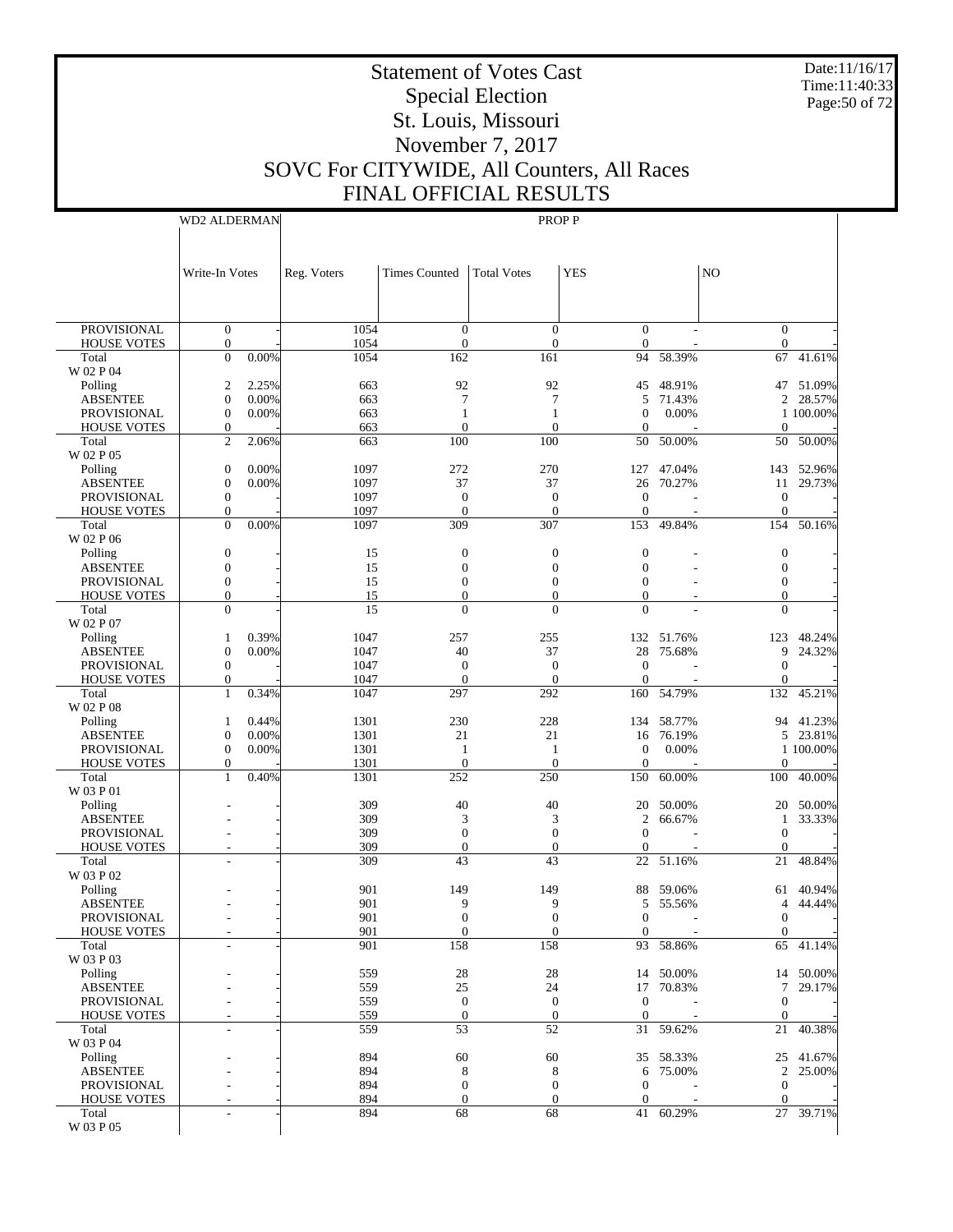# Statement of Votes Cast
## Special Election
## St. Louis, Missouri
## November 7, 2017
## SOVC For CITYWIDE, All Counters, All Races
## FINAL OFFICIAL RESULTS

Date:11/16/17
Time:11:40:33

| | WD2 ALDERMAN | | PROP P | | | | | | |
|---|---|---|---|---|---|---|---|---|---|
| | Write-In Votes | | Reg. Voters | Times Counted | Total Votes | YES | | NO | |
| PROVISIONAL | 0 | - | 1054 | 0 | 0 | 0 | - | 0 | - |
| HOUSE VOTES | 0 | - | 1054 | 0 | 0 | 0 | - | 0 | - |
| Total | 0 | 0.00% | 1054 | 162 | 161 | 94 | 58.39% | 67 | 41.61% |
| W 02 P 04 | | | | | | | | | |
| Polling | 2 | 2.25% | 663 | 92 | 92 | 45 | 48.91% | 47 | 51.09% |
| ABSENTEE | 0 | 0.00% | 663 | 7 | 7 | 5 | 71.43% | 2 | 28.57% |
| PROVISIONAL | 0 | 0.00% | 663 | 1 | 1 | 0 | 0.00% | 1 | 100.00% |
| HOUSE VOTES | 0 | - | 663 | 0 | 0 | 0 | - | 0 | - |
| Total | 2 | 2.06% | 663 | 100 | 100 | 50 | 50.00% | 50 | 50.00% |
| W 02 P 05 | | | | | | | | | |
| Polling | 0 | 0.00% | 1097 | 272 | 270 | 127 | 47.04% | 143 | 52.96% |
| ABSENTEE | 0 | 0.00% | 1097 | 37 | 37 | 26 | 70.27% | 11 | 29.73% |
| PROVISIONAL | 0 | - | 1097 | 0 | 0 | 0 | - | 0 | - |
| HOUSE VOTES | 0 | - | 1097 | 0 | 0 | 0 | - | 0 | - |
| Total | 0 | 0.00% | 1097 | 309 | 307 | 153 | 49.84% | 154 | 50.16% |
| W 02 P 06 | | | | | | | | | |
| Polling | 0 | - | 15 | 0 | 0 | 0 | - | 0 | - |
| ABSENTEE | 0 | - | 15 | 0 | 0 | 0 | - | 0 | - |
| PROVISIONAL | 0 | - | 15 | 0 | 0 | 0 | - | 0 | - |
| HOUSE VOTES | 0 | - | 15 | 0 | 0 | 0 | - | 0 | - |
| Total | 0 | - | 15 | 0 | 0 | 0 | - | 0 | - |
| W 02 P 07 | | | | | | | | | |
| Polling | 1 | 0.39% | 1047 | 257 | 255 | 132 | 51.76% | 123 | 48.24% |
| ABSENTEE | 0 | 0.00% | 1047 | 40 | 37 | 28 | 75.68% | 9 | 24.32% |
| PROVISIONAL | 0 | - | 1047 | 0 | 0 | 0 | - | 0 | - |
| HOUSE VOTES | 0 | - | 1047 | 0 | 0 | 0 | - | 0 | - |
| Total | 1 | 0.34% | 1047 | 297 | 292 | 160 | 54.79% | 132 | 45.21% |
| W 02 P 08 | | | | | | | | | |
| Polling | 1 | 0.44% | 1301 | 230 | 228 | 134 | 58.77% | 94 | 41.23% |
| ABSENTEE | 0 | 0.00% | 1301 | 21 | 21 | 16 | 76.19% | 5 | 23.81% |
| PROVISIONAL | 0 | 0.00% | 1301 | 1 | 1 | 0 | 0.00% | 1 | 100.00% |
| HOUSE VOTES | 0 | - | 1301 | 0 | 0 | 0 | - | 0 | - |
| Total | 1 | 0.40% | 1301 | 252 | 250 | 150 | 60.00% | 100 | 40.00% |
| W 03 P 01 | | | | | | | | | |
| Polling | - | - | 309 | 40 | 40 | 20 | 50.00% | 20 | 50.00% |
| ABSENTEE | - | - | 309 | 3 | 3 | 2 | 66.67% | 1 | 33.33% |
| PROVISIONAL | - | - | 309 | 0 | 0 | 0 | - | 0 | - |
| HOUSE VOTES | - | - | 309 | 0 | 0 | 0 | - | 0 | - |
| Total | - | - | 309 | 43 | 43 | 22 | 51.16% | 21 | 48.84% |
| W 03 P 02 | | | | | | | | | |
| Polling | - | - | 901 | 149 | 149 | 88 | 59.06% | 61 | 40.94% |
| ABSENTEE | - | - | 901 | 9 | 9 | 5 | 55.56% | 4 | 44.44% |
| PROVISIONAL | - | - | 901 | 0 | 0 | 0 | - | 0 | - |
| HOUSE VOTES | - | - | 901 | 0 | 0 | 0 | - | 0 | - |
| Total | - | - | 901 | 158 | 158 | 93 | 58.86% | 65 | 41.14% |
| W 03 P 03 | | | | | | | | | |
| Polling | - | - | 559 | 28 | 28 | 14 | 50.00% | 14 | 50.00% |
| ABSENTEE | - | - | 559 | 25 | 24 | 17 | 70.83% | 7 | 29.17% |
| PROVISIONAL | - | - | 559 | 0 | 0 | 0 | - | 0 | - |
| HOUSE VOTES | - | - | 559 | 0 | 0 | 0 | - | 0 | - |
| Total | - | - | 559 | 53 | 52 | 31 | 59.62% | 21 | 40.38% |
| W 03 P 04 | | | | | | | | | |
| Polling | - | - | 894 | 60 | 60 | 35 | 58.33% | 25 | 41.67% |
| ABSENTEE | - | - | 894 | 8 | 8 | 6 | 75.00% | 2 | 25.00% |
| PROVISIONAL | - | - | 894 | 0 | 0 | 0 | - | 0 | - |
| HOUSE VOTES | - | - | 894 | 0 | 0 | 0 | - | 0 | - |
| Total | - | - | 894 | 68 | 68 | 41 | 60.29% | 27 | 39.71% |
| W 03 P 05 | | | | | | | | | |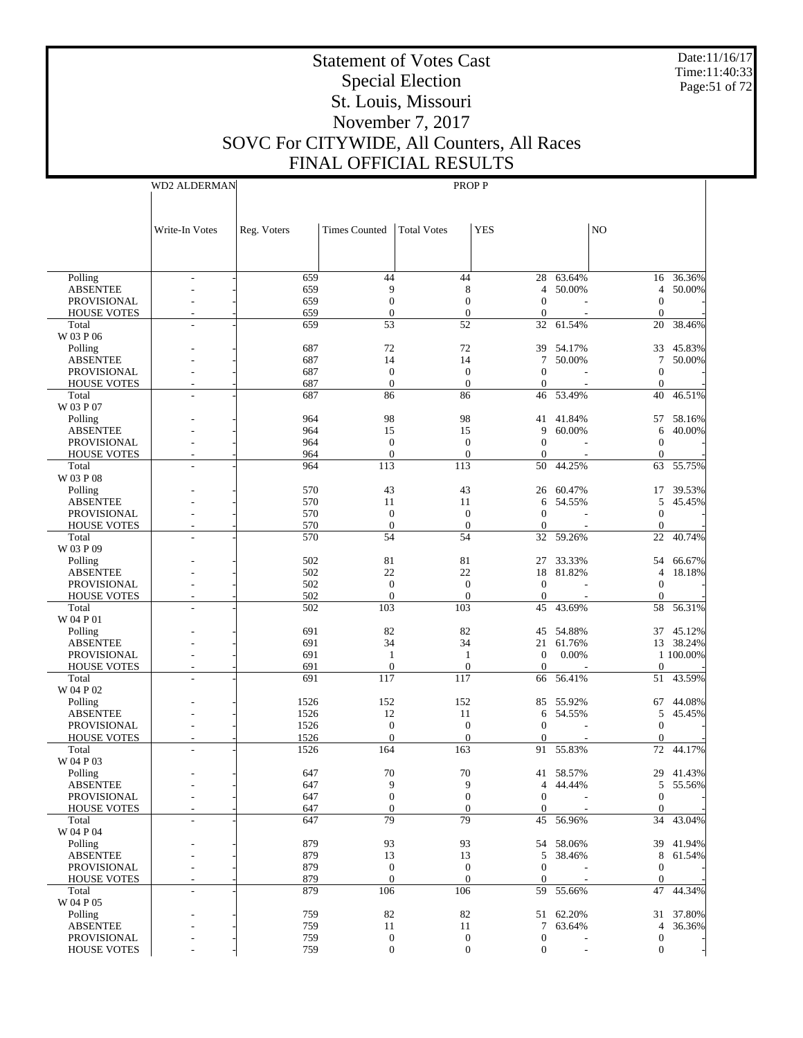# Statement of Votes Cast
## Special Election
## St. Louis, Missouri
## November 7, 2017
## SOVC For CITYWIDE, All Counters, All Races
## FINAL OFFICIAL RESULTS

Date:11/16/17
Time:11:40:33

| | WD2 ALDERMAN | PROP P | | | | | | |
|---|---|---|---|---|---|---|---|---|
| | Write-In Votes | Reg. Voters | Times Counted | Total Votes | YES | | NO | |
| Polling | - | 659 | 44 | 44 | 28 | 63.64% | 16 | 36.36% |
| ABSENTEE | - | 659 | 9 | 8 | 4 | 50.00% | 4 | 50.00% |
| PROVISIONAL | - | 659 | 0 | 0 | 0 | - | 0 | - |
| HOUSE VOTES | - | 659 | 0 | 0 | 0 | - | 0 | - |
| Total | - | 659 | 53 | 52 | 32 | 61.54% | 20 | 38.46% |
| W 03 P 06 | | | | | | | | |
| Polling | - | 687 | 72 | 72 | 39 | 54.17% | 33 | 45.83% |
| ABSENTEE | - | 687 | 14 | 14 | 7 | 50.00% | 7 | 50.00% |
| PROVISIONAL | - | 687 | 0 | 0 | 0 | - | 0 | - |
| HOUSE VOTES | - | 687 | 0 | 0 | 0 | - | 0 | - |
| Total | - | 687 | 86 | 86 | 46 | 53.49% | 40 | 46.51% |
| W 03 P 07 | | | | | | | | |
| Polling | - | 964 | 98 | 98 | 41 | 41.84% | 57 | 58.16% |
| ABSENTEE | - | 964 | 15 | 15 | 9 | 60.00% | 6 | 40.00% |
| PROVISIONAL | - | 964 | 0 | 0 | 0 | - | 0 | - |
| HOUSE VOTES | - | 964 | 0 | 0 | 0 | - | 0 | - |
| Total | - | 964 | 113 | 113 | 50 | 44.25% | 63 | 55.75% |
| W 03 P 08 | | | | | | | | |
| Polling | - | 570 | 43 | 43 | 26 | 60.47% | 17 | 39.53% |
| ABSENTEE | - | 570 | 11 | 11 | 6 | 54.55% | 5 | 45.45% |
| PROVISIONAL | - | 570 | 0 | 0 | 0 | - | 0 | - |
| HOUSE VOTES | - | 570 | 0 | 0 | 0 | - | 0 | - |
| Total | - | 570 | 54 | 54 | 32 | 59.26% | 22 | 40.74% |
| W 03 P 09 | | | | | | | | |
| Polling | - | 502 | 81 | 81 | 27 | 33.33% | 54 | 66.67% |
| ABSENTEE | - | 502 | 22 | 22 | 18 | 81.82% | 4 | 18.18% |
| PROVISIONAL | - | 502 | 0 | 0 | 0 | - | 0 | - |
| HOUSE VOTES | - | 502 | 0 | 0 | 0 | - | 0 | - |
| Total | - | 502 | 103 | 103 | 45 | 43.69% | 58 | 56.31% |
| W 04 P 01 | | | | | | | | |
| Polling | - | 691 | 82 | 82 | 45 | 54.88% | 37 | 45.12% |
| ABSENTEE | - | 691 | 34 | 34 | 21 | 61.76% | 13 | 38.24% |
| PROVISIONAL | - | 691 | 1 | 1 | 0 | 0.00% | 1 | 100.00% |
| HOUSE VOTES | - | 691 | 0 | 0 | 0 | - | 0 | - |
| Total | - | 691 | 117 | 117 | 66 | 56.41% | 51 | 43.59% |
| W 04 P 02 | | | | | | | | |
| Polling | - | 1526 | 152 | 152 | 85 | 55.92% | 67 | 44.08% |
| ABSENTEE | - | 1526 | 12 | 11 | 6 | 54.55% | 5 | 45.45% |
| PROVISIONAL | - | 1526 | 0 | 0 | 0 | - | 0 | - |
| HOUSE VOTES | - | 1526 | 0 | 0 | 0 | - | 0 | - |
| Total | - | 1526 | 164 | 163 | 91 | 55.83% | 72 | 44.17% |
| W 04 P 03 | | | | | | | | |
| Polling | - | 647 | 70 | 70 | 41 | 58.57% | 29 | 41.43% |
| ABSENTEE | - | 647 | 9 | 9 | 4 | 44.44% | 5 | 55.56% |
| PROVISIONAL | - | 647 | 0 | 0 | 0 | - | 0 | - |
| HOUSE VOTES | - | 647 | 0 | 0 | 0 | - | 0 | - |
| Total | - | 647 | 79 | 79 | 45 | 56.96% | 34 | 43.04% |
| W 04 P 04 | | | | | | | | |
| Polling | - | 879 | 93 | 93 | 54 | 58.06% | 39 | 41.94% |
| ABSENTEE | - | 879 | 13 | 13 | 5 | 38.46% | 8 | 61.54% |
| PROVISIONAL | - | 879 | 0 | 0 | 0 | - | 0 | - |
| HOUSE VOTES | - | 879 | 0 | 0 | 0 | - | 0 | - |
| Total | - | 879 | 106 | 106 | 59 | 55.66% | 47 | 44.34% |
| W 04 P 05 | | | | | | | | |
| Polling | - | 759 | 82 | 82 | 51 | 62.20% | 31 | 37.80% |
| ABSENTEE | - | 759 | 11 | 11 | 7 | 63.64% | 4 | 36.36% |
| PROVISIONAL | - | 759 | 0 | 0 | 0 | - | 0 | - |
| HOUSE VOTES | - | 759 | 0 | 0 | 0 | - | 0 | - |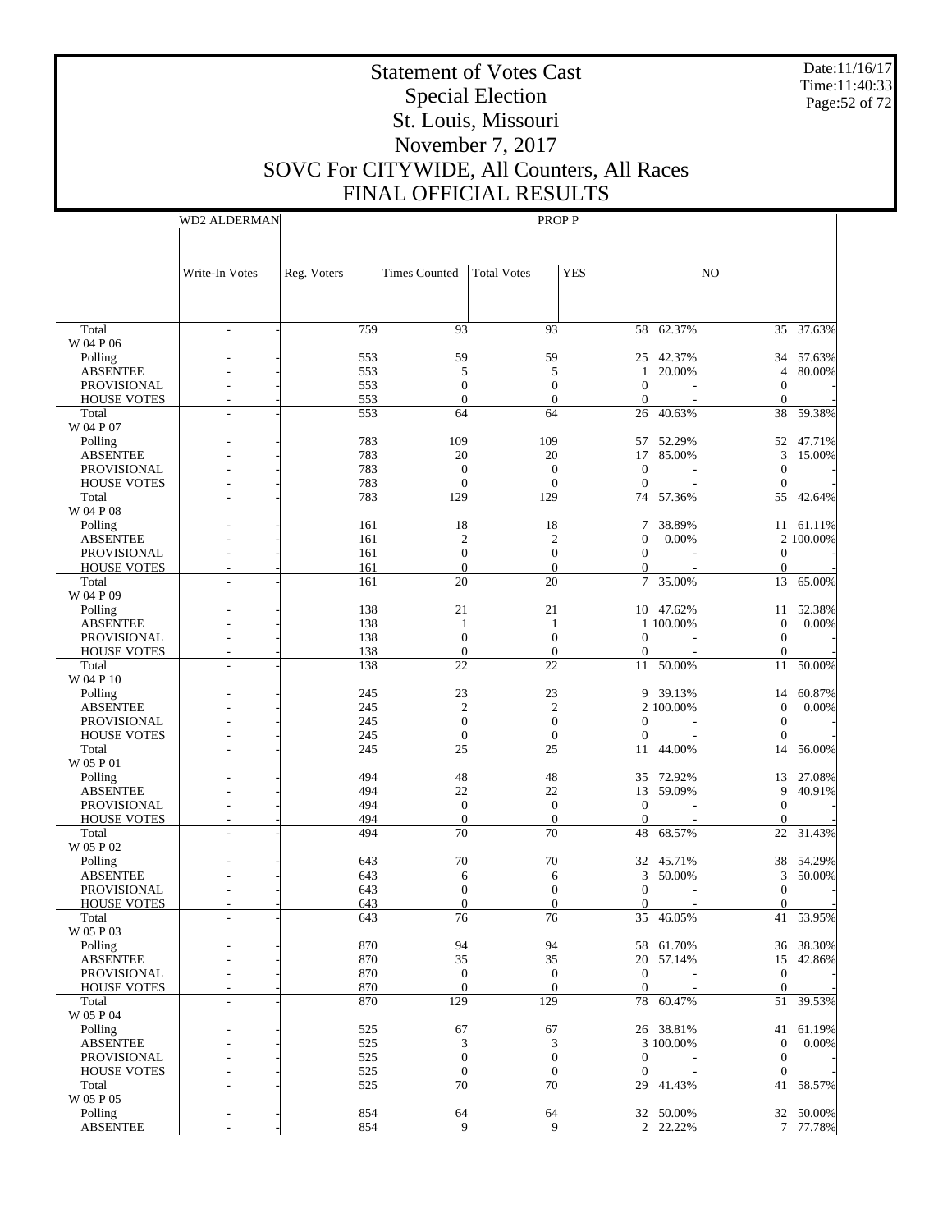# Statement of Votes Cast
## Special Election
## St. Louis, Missouri
## November 7, 2017
## SOVC For CITYWIDE, All Counters, All Races
## FINAL OFFICIAL RESULTS

Date:11/16/17
Time:11:40:33

| | WD2 ALDERMAN | | PROP P | | | | | | |
|---|---|---|---|---|---|---|---|---|---|
| | Write-In Votes | | Reg. Voters | Times Counted | Total Votes | YES | | NO | |
| Total | - | - | 759 | 93 | 93 | 58 | 62.37% | 35 | 37.63% |
| W 04 P 06 | | | | | | | | | |
| Polling | - | - | 553 | 59 | 59 | 25 | 42.37% | 34 | 57.63% |
| ABSENTEE | - | - | 553 | 5 | 5 | 1 | 20.00% | 4 | 80.00% |
| PROVISIONAL | - | - | 553 | 0 | 0 | 0 | - | 0 | - |
| HOUSE VOTES | - | - | 553 | 0 | 0 | 0 | - | 0 | - |
| Total | - | - | 553 | 64 | 64 | 26 | 40.63% | 38 | 59.38% |
| W 04 P 07 | | | | | | | | | |
| Polling | - | - | 783 | 109 | 109 | 57 | 52.29% | 52 | 47.71% |
| ABSENTEE | - | - | 783 | 20 | 20 | 17 | 85.00% | 3 | 15.00% |
| PROVISIONAL | - | - | 783 | 0 | 0 | 0 | - | 0 | - |
| HOUSE VOTES | - | - | 783 | 0 | 0 | 0 | - | 0 | - |
| Total | - | - | 783 | 129 | 129 | 74 | 57.36% | 55 | 42.64% |
| W 04 P 08 | | | | | | | | | |
| Polling | - | - | 161 | 18 | 18 | 7 | 38.89% | 11 | 61.11% |
| ABSENTEE | - | - | 161 | 2 | 2 | 0 | 0.00% | 2 | 100.00% |
| PROVISIONAL | - | - | 161 | 0 | 0 | 0 | - | 0 | - |
| HOUSE VOTES | - | - | 161 | 0 | 0 | 0 | - | 0 | - |
| Total | - | - | 161 | 20 | 20 | 7 | 35.00% | 13 | 65.00% |
| W 04 P 09 | | | | | | | | | |
| Polling | - | - | 138 | 21 | 21 | 10 | 47.62% | 11 | 52.38% |
| ABSENTEE | - | - | 138 | 1 | 1 | 1 | 100.00% | 0 | 0.00% |
| PROVISIONAL | - | - | 138 | 0 | 0 | 0 | - | 0 | - |
| HOUSE VOTES | - | - | 138 | 0 | 0 | 0 | - | 0 | - |
| Total | - | - | 138 | 22 | 22 | 11 | 50.00% | 11 | 50.00% |
| W 04 P 10 | | | | | | | | | |
| Polling | - | - | 245 | 23 | 23 | 9 | 39.13% | 14 | 60.87% |
| ABSENTEE | - | - | 245 | 2 | 2 | 2 | 100.00% | 0 | 0.00% |
| PROVISIONAL | - | - | 245 | 0 | 0 | 0 | - | 0 | - |
| HOUSE VOTES | - | - | 245 | 0 | 0 | 0 | - | 0 | - |
| Total | - | - | 245 | 25 | 25 | 11 | 44.00% | 14 | 56.00% |
| W 05 P 01 | | | | | | | | | |
| Polling | - | - | 494 | 48 | 48 | 35 | 72.92% | 13 | 27.08% |
| ABSENTEE | - | - | 494 | 22 | 22 | 13 | 59.09% | 9 | 40.91% |
| PROVISIONAL | - | - | 494 | 0 | 0 | 0 | - | 0 | - |
| HOUSE VOTES | - | - | 494 | 0 | 0 | 0 | - | 0 | - |
| Total | - | - | 494 | 70 | 70 | 48 | 68.57% | 22 | 31.43% |
| W 05 P 02 | | | | | | | | | |
| Polling | - | - | 643 | 70 | 70 | 32 | 45.71% | 38 | 54.29% |
| ABSENTEE | - | - | 643 | 6 | 6 | 3 | 50.00% | 3 | 50.00% |
| PROVISIONAL | - | - | 643 | 0 | 0 | 0 | - | 0 | - |
| HOUSE VOTES | - | - | 643 | 0 | 0 | 0 | - | 0 | - |
| Total | - | - | 643 | 76 | 76 | 35 | 46.05% | 41 | 53.95% |
| W 05 P 03 | | | | | | | | | |
| Polling | - | - | 870 | 94 | 94 | 58 | 61.70% | 36 | 38.30% |
| ABSENTEE | - | - | 870 | 35 | 35 | 20 | 57.14% | 15 | 42.86% |
| PROVISIONAL | - | - | 870 | 0 | 0 | 0 | - | 0 | - |
| HOUSE VOTES | - | - | 870 | 0 | 0 | 0 | - | 0 | - |
| Total | - | - | 870 | 129 | 129 | 78 | 60.47% | 51 | 39.53% |
| W 05 P 04 | | | | | | | | | |
| Polling | - | - | 525 | 67 | 67 | 26 | 38.81% | 41 | 61.19% |
| ABSENTEE | - | - | 525 | 3 | 3 | 3 | 100.00% | 0 | 0.00% |
| PROVISIONAL | - | - | 525 | 0 | 0 | 0 | - | 0 | - |
| HOUSE VOTES | - | - | 525 | 0 | 0 | 0 | - | 0 | - |
| Total | - | - | 525 | 70 | 70 | 29 | 41.43% | 41 | 58.57% |
| W 05 P 05 | | | | | | | | | |
| Polling | - | - | 854 | 64 | 64 | 32 | 50.00% | 32 | 50.00% |
| ABSENTEE | - | - | 854 | 9 | 9 | 2 | 22.22% | 7 | 77.78% |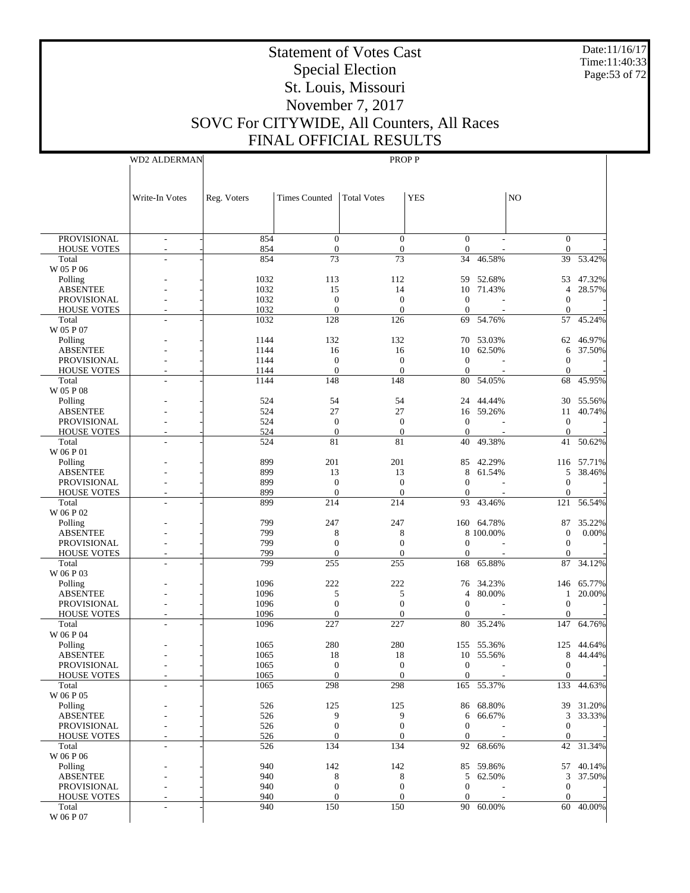# Statement of Votes Cast
## Special Election
## St. Louis, Missouri
## November 7, 2017
## SOVC For CITYWIDE, All Counters, All Races
## FINAL OFFICIAL RESULTS

Date:11/16/17
Time:11:40:33

| | WD2 ALDERMAN | | PROP P | | | | | | |
|---|---|---|---|---|---|---|---|---|---|
| | Write-In Votes | | Reg. Voters | Times Counted | Total Votes | YES | | NO | |
| PROVISIONAL | - | - | 854 | 0 | 0 | 0 | - | 0 | - |
| HOUSE VOTES | - | - | 854 | 0 | 0 | 0 | - | 0 | - |
| Total | - | - | 854 | 73 | 73 | 34 | 46.58% | 39 | 53.42% |
| W 05 P 06 | | | | | | | | | |
| Polling | - | - | 1032 | 113 | 112 | 59 | 52.68% | 53 | 47.32% |
| ABSENTEE | - | - | 1032 | 15 | 14 | 10 | 71.43% | 4 | 28.57% |
| PROVISIONAL | - | - | 1032 | 0 | 0 | 0 | - | 0 | - |
| HOUSE VOTES | - | - | 1032 | 0 | 0 | 0 | - | 0 | - |
| Total | - | - | 1032 | 128 | 126 | 69 | 54.76% | 57 | 45.24% |
| W 05 P 07 | | | | | | | | | |
| Polling | - | - | 1144 | 132 | 132 | 70 | 53.03% | 62 | 46.97% |
| ABSENTEE | - | - | 1144 | 16 | 16 | 10 | 62.50% | 6 | 37.50% |
| PROVISIONAL | - | - | 1144 | 0 | 0 | 0 | - | 0 | - |
| HOUSE VOTES | - | - | 1144 | 0 | 0 | 0 | - | 0 | - |
| Total | - | - | 1144 | 148 | 148 | 80 | 54.05% | 68 | 45.95% |
| W 05 P 08 | | | | | | | | | |
| Polling | - | - | 524 | 54 | 54 | 24 | 44.44% | 30 | 55.56% |
| ABSENTEE | - | - | 524 | 27 | 27 | 16 | 59.26% | 11 | 40.74% |
| PROVISIONAL | - | - | 524 | 0 | 0 | 0 | - | 0 | - |
| HOUSE VOTES | - | - | 524 | 0 | 0 | 0 | - | 0 | - |
| Total | - | - | 524 | 81 | 81 | 40 | 49.38% | 41 | 50.62% |
| W 06 P 01 | | | | | | | | | |
| Polling | - | - | 899 | 201 | 201 | 85 | 42.29% | 116 | 57.71% |
| ABSENTEE | - | - | 899 | 13 | 13 | 8 | 61.54% | 5 | 38.46% |
| PROVISIONAL | - | - | 899 | 0 | 0 | 0 | - | 0 | - |
| HOUSE VOTES | - | - | 899 | 0 | 0 | 0 | - | 0 | - |
| Total | - | - | 899 | 214 | 214 | 93 | 43.46% | 121 | 56.54% |
| W 06 P 02 | | | | | | | | | |
| Polling | - | - | 799 | 247 | 247 | 160 | 64.78% | 87 | 35.22% |
| ABSENTEE | - | - | 799 | 8 | 8 | 8 | 100.00% | 0 | 0.00% |
| PROVISIONAL | - | - | 799 | 0 | 0 | 0 | - | 0 | - |
| HOUSE VOTES | - | - | 799 | 0 | 0 | 0 | - | 0 | - |
| Total | - | - | 799 | 255 | 255 | 168 | 65.88% | 87 | 34.12% |
| W 06 P 03 | | | | | | | | | |
| Polling | - | - | 1096 | 222 | 222 | 76 | 34.23% | 146 | 65.77% |
| ABSENTEE | - | - | 1096 | 5 | 5 | 4 | 80.00% | 1 | 20.00% |
| PROVISIONAL | - | - | 1096 | 0 | 0 | 0 | - | 0 | - |
| HOUSE VOTES | - | - | 1096 | 0 | 0 | 0 | - | 0 | - |
| Total | - | - | 1096 | 227 | 227 | 80 | 35.24% | 147 | 64.76% |
| W 06 P 04 | | | | | | | | | |
| Polling | - | - | 1065 | 280 | 280 | 155 | 55.36% | 125 | 44.64% |
| ABSENTEE | - | - | 1065 | 18 | 18 | 10 | 55.56% | 8 | 44.44% |
| PROVISIONAL | - | - | 1065 | 0 | 0 | 0 | - | 0 | - |
| HOUSE VOTES | - | - | 1065 | 0 | 0 | 0 | - | 0 | - |
| Total | - | - | 1065 | 298 | 298 | 165 | 55.37% | 133 | 44.63% |
| W 06 P 05 | | | | | | | | | |
| Polling | - | - | 526 | 125 | 125 | 86 | 68.80% | 39 | 31.20% |
| ABSENTEE | - | - | 526 | 9 | 9 | 6 | 66.67% | 3 | 33.33% |
| PROVISIONAL | - | - | 526 | 0 | 0 | 0 | - | 0 | - |
| HOUSE VOTES | - | - | 526 | 0 | 0 | 0 | - | 0 | - |
| Total | - | - | 526 | 134 | 134 | 92 | 68.66% | 42 | 31.34% |
| W 06 P 06 | | | | | | | | | |
| Polling | - | - | 940 | 142 | 142 | 85 | 59.86% | 57 | 40.14% |
| ABSENTEE | - | - | 940 | 8 | 8 | 5 | 62.50% | 3 | 37.50% |
| PROVISIONAL | - | - | 940 | 0 | 0 | 0 | - | 0 | - |
| HOUSE VOTES | - | - | 940 | 0 | 0 | 0 | - | 0 | - |
| Total | - | - | 940 | 150 | 150 | 90 | 60.00% | 60 | 40.00% |
| W 06 P 07 | | | | | | | | | |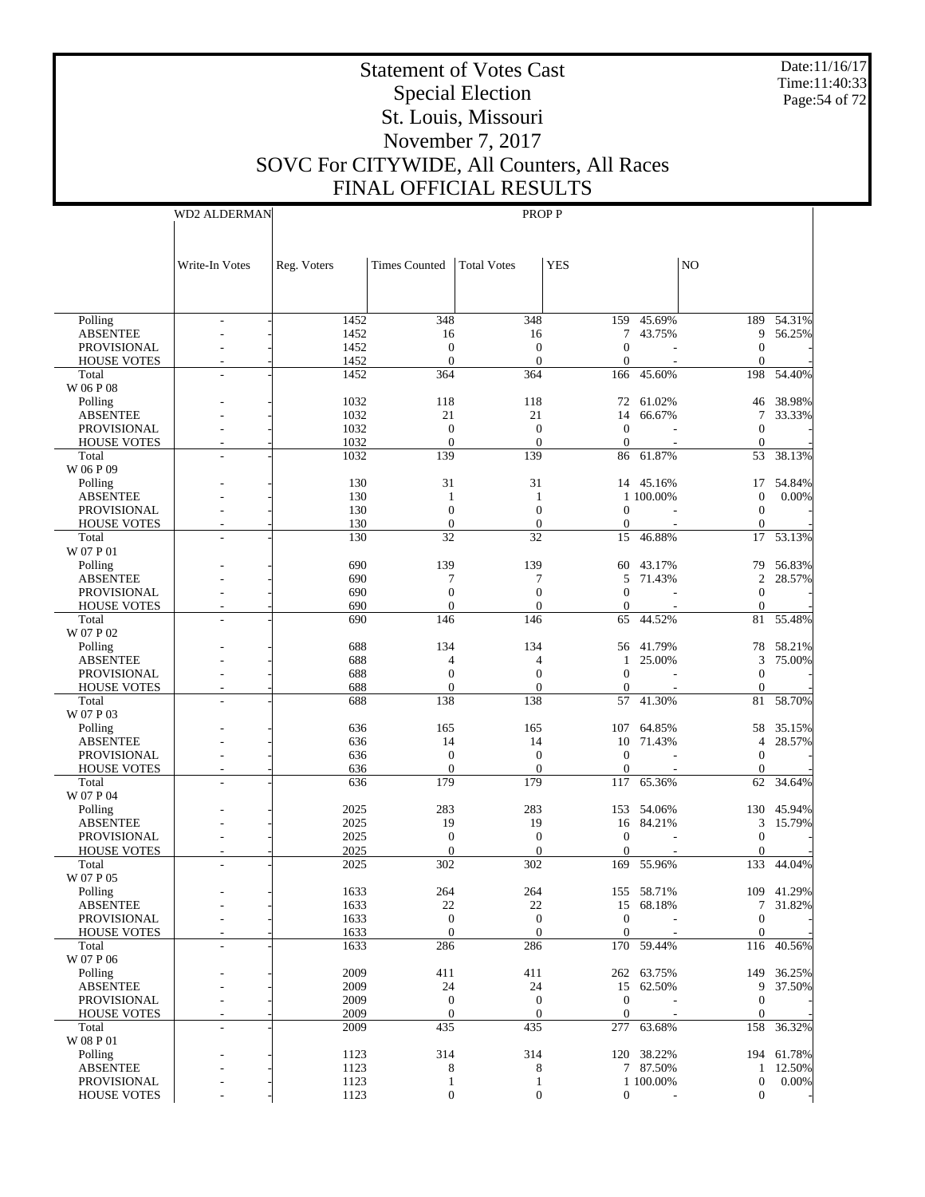# Statement of Votes Cast
## Special Election
## St. Louis, Missouri
## November 7, 2017
## SOVC For CITYWIDE, All Counters, All Races
## FINAL OFFICIAL RESULTS

Date:11/16/17
Time:11:40:33

| | WD2 ALDERMAN | PROP P | | | | | | |
|---|---|---|---|---|---|---|---|---|
| | Write-In Votes | Reg. Voters | Times Counted | Total Votes | YES | | NO | |
| Polling | - | 1452 | 348 | 348 | 159 | 45.69% | 189 | 54.31% |
| ABSENTEE | - | 1452 | 16 | 16 | 7 | 43.75% | 9 | 56.25% |
| PROVISIONAL | - | 1452 | 0 | 0 | 0 | - | 0 | - |
| HOUSE VOTES | - | 1452 | 0 | 0 | 0 | - | 0 | - |
| Total | - | 1452 | 364 | 364 | 166 | 45.60% | 198 | 54.40% |
| W 06 P 08 | | | | | | | | |
| Polling | - | 1032 | 118 | 118 | 72 | 61.02% | 46 | 38.98% |
| ABSENTEE | - | 1032 | 21 | 21 | 14 | 66.67% | 7 | 33.33% |
| PROVISIONAL | - | 1032 | 0 | 0 | 0 | - | 0 | - |
| HOUSE VOTES | - | 1032 | 0 | 0 | 0 | - | 0 | - |
| Total | - | 1032 | 139 | 139 | 86 | 61.87% | 53 | 38.13% |
| W 06 P 09 | | | | | | | | |
| Polling | - | 130 | 31 | 31 | 14 | 45.16% | 17 | 54.84% |
| ABSENTEE | - | 130 | 1 | 1 | 1 | 100.00% | 0 | 0.00% |
| PROVISIONAL | - | 130 | 0 | 0 | 0 | - | 0 | - |
| HOUSE VOTES | - | 130 | 0 | 0 | 0 | - | 0 | - |
| Total | - | 130 | 32 | 32 | 15 | 46.88% | 17 | 53.13% |
| W 07 P 01 | | | | | | | | |
| Polling | - | 690 | 139 | 139 | 60 | 43.17% | 79 | 56.83% |
| ABSENTEE | - | 690 | 7 | 7 | 5 | 71.43% | 2 | 28.57% |
| PROVISIONAL | - | 690 | 0 | 0 | 0 | - | 0 | - |
| HOUSE VOTES | - | 690 | 0 | 0 | 0 | - | 0 | - |
| Total | - | 690 | 146 | 146 | 65 | 44.52% | 81 | 55.48% |
| W 07 P 02 | | | | | | | | |
| Polling | - | 688 | 134 | 134 | 56 | 41.79% | 78 | 58.21% |
| ABSENTEE | - | 688 | 4 | 4 | 1 | 25.00% | 3 | 75.00% |
| PROVISIONAL | - | 688 | 0 | 0 | 0 | - | 0 | - |
| HOUSE VOTES | - | 688 | 0 | 0 | 0 | - | 0 | - |
| Total | - | 688 | 138 | 138 | 57 | 41.30% | 81 | 58.70% |
| W 07 P 03 | | | | | | | | |
| Polling | - | 636 | 165 | 165 | 107 | 64.85% | 58 | 35.15% |
| ABSENTEE | - | 636 | 14 | 14 | 10 | 71.43% | 4 | 28.57% |
| PROVISIONAL | - | 636 | 0 | 0 | 0 | - | 0 | - |
| HOUSE VOTES | - | 636 | 0 | 0 | 0 | - | 0 | - |
| Total | - | 636 | 179 | 179 | 117 | 65.36% | 62 | 34.64% |
| W 07 P 04 | | | | | | | | |
| Polling | - | 2025 | 283 | 283 | 153 | 54.06% | 130 | 45.94% |
| ABSENTEE | - | 2025 | 19 | 19 | 16 | 84.21% | 3 | 15.79% |
| PROVISIONAL | - | 2025 | 0 | 0 | 0 | - | 0 | - |
| HOUSE VOTES | - | 2025 | 0 | 0 | 0 | - | 0 | - |
| Total | - | 2025 | 302 | 302 | 169 | 55.96% | 133 | 44.04% |
| W 07 P 05 | | | | | | | | |
| Polling | - | 1633 | 264 | 264 | 155 | 58.71% | 109 | 41.29% |
| ABSENTEE | - | 1633 | 22 | 22 | 15 | 68.18% | 7 | 31.82% |
| PROVISIONAL | - | 1633 | 0 | 0 | 0 | - | 0 | - |
| HOUSE VOTES | - | 1633 | 0 | 0 | 0 | - | 0 | - |
| Total | - | 1633 | 286 | 286 | 170 | 59.44% | 116 | 40.56% |
| W 07 P 06 | | | | | | | | |
| Polling | - | 2009 | 411 | 411 | 262 | 63.75% | 149 | 36.25% |
| ABSENTEE | - | 2009 | 24 | 24 | 15 | 62.50% | 9 | 37.50% |
| PROVISIONAL | - | 2009 | 0 | 0 | 0 | - | 0 | - |
| HOUSE VOTES | - | 2009 | 0 | 0 | 0 | - | 0 | - |
| Total | - | 2009 | 435 | 435 | 277 | 63.68% | 158 | 36.32% |
| W 08 P 01 | | | | | | | | |
| Polling | - | 1123 | 314 | 314 | 120 | 38.22% | 194 | 61.78% |
| ABSENTEE | - | 1123 | 8 | 8 | 7 | 87.50% | 1 | 12.50% |
| PROVISIONAL | - | 1123 | 1 | 1 | 1 | 100.00% | 0 | 0.00% |
| HOUSE VOTES | - | 1123 | 0 | 0 | 0 | - | 0 | - |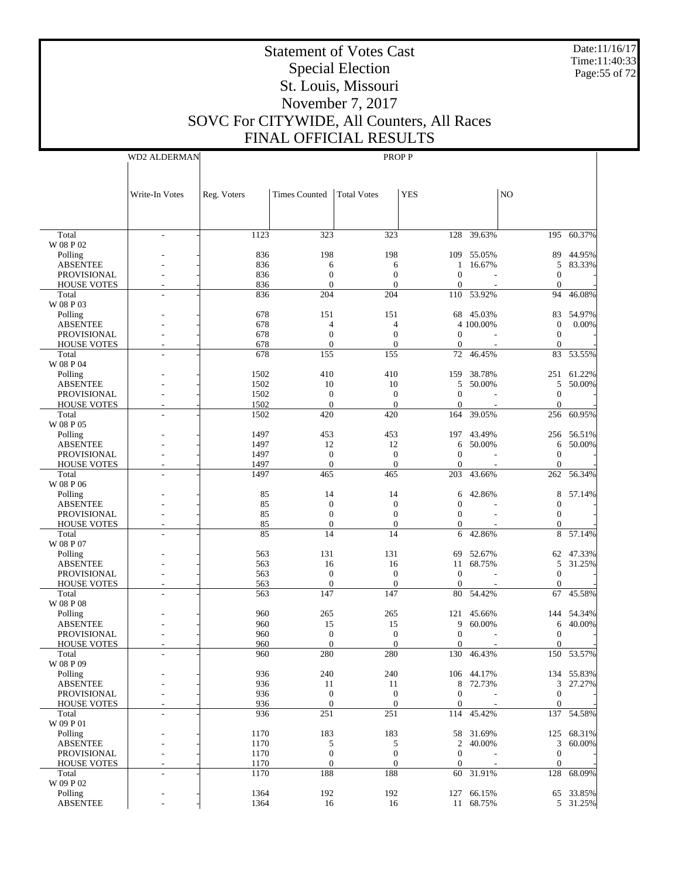# Statement of Votes Cast
## Special Election
## St. Louis, Missouri
## November 7, 2017
## SOVC For CITYWIDE, All Counters, All Races
## FINAL OFFICIAL RESULTS

Date:11/16/17
Time:11:40:33
Page:55 of 72

| | WD2 ALDERMAN | | PROP P | | | | | | |
|---|---|---|---|---|---|---|---|---|---|
| | Write-In Votes | | Reg. Voters | Times Counted | Total Votes | YES | | NO | |
| Total | - | - | 1123 | 323 | 323 | 128 | 39.63% | 195 | 60.37% |
| W 08 P 02 | | | | | | | | | |
| Polling | - | - | 836 | 198 | 198 | 109 | 55.05% | 89 | 44.95% |
| ABSENTEE | - | - | 836 | 6 | 6 | 1 | 16.67% | 5 | 83.33% |
| PROVISIONAL | - | - | 836 | 0 | 0 | 0 | - | 0 | - |
| HOUSE VOTES | - | - | 836 | 0 | 0 | 0 | - | 0 | - |
| Total | - | - | 836 | 204 | 204 | 110 | 53.92% | 94 | 46.08% |
| W 08 P 03 | | | | | | | | | |
| Polling | - | - | 678 | 151 | 151 | 68 | 45.03% | 83 | 54.97% |
| ABSENTEE | - | - | 678 | 4 | 4 | 4 | 100.00% | 0 | 0.00% |
| PROVISIONAL | - | - | 678 | 0 | 0 | 0 | - | 0 | - |
| HOUSE VOTES | - | - | 678 | 0 | 0 | 0 | - | 0 | - |
| Total | - | - | 678 | 155 | 155 | 72 | 46.45% | 83 | 53.55% |
| W 08 P 04 | | | | | | | | | |
| Polling | - | - | 1502 | 410 | 410 | 159 | 38.78% | 251 | 61.22% |
| ABSENTEE | - | - | 1502 | 10 | 10 | 5 | 50.00% | 5 | 50.00% |
| PROVISIONAL | - | - | 1502 | 0 | 0 | 0 | - | 0 | - |
| HOUSE VOTES | - | - | 1502 | 0 | 0 | 0 | - | 0 | - |
| Total | - | - | 1502 | 420 | 420 | 164 | 39.05% | 256 | 60.95% |
| W 08 P 05 | | | | | | | | | |
| Polling | - | - | 1497 | 453 | 453 | 197 | 43.49% | 256 | 56.51% |
| ABSENTEE | - | - | 1497 | 12 | 12 | 6 | 50.00% | 6 | 50.00% |
| PROVISIONAL | - | - | 1497 | 0 | 0 | 0 | - | 0 | - |
| HOUSE VOTES | - | - | 1497 | 0 | 0 | 0 | - | 0 | - |
| Total | - | - | 1497 | 465 | 465 | 203 | 43.66% | 262 | 56.34% |
| W 08 P 06 | | | | | | | | | |
| Polling | - | - | 85 | 14 | 14 | 6 | 42.86% | 8 | 57.14% |
| ABSENTEE | - | - | 85 | 0 | 0 | 0 | - | 0 | - |
| PROVISIONAL | - | - | 85 | 0 | 0 | 0 | - | 0 | - |
| HOUSE VOTES | - | - | 85 | 0 | 0 | 0 | - | 0 | - |
| Total | - | - | 85 | 14 | 14 | 6 | 42.86% | 8 | 57.14% |
| W 08 P 07 | | | | | | | | | |
| Polling | - | - | 563 | 131 | 131 | 69 | 52.67% | 62 | 47.33% |
| ABSENTEE | - | - | 563 | 16 | 16 | 11 | 68.75% | 5 | 31.25% |
| PROVISIONAL | - | - | 563 | 0 | 0 | 0 | - | 0 | - |
| HOUSE VOTES | - | - | 563 | 0 | 0 | 0 | - | 0 | - |
| Total | - | - | 563 | 147 | 147 | 80 | 54.42% | 67 | 45.58% |
| W 08 P 08 | | | | | | | | | |
| Polling | - | - | 960 | 265 | 265 | 121 | 45.66% | 144 | 54.34% |
| ABSENTEE | - | - | 960 | 15 | 15 | 9 | 60.00% | 6 | 40.00% |
| PROVISIONAL | - | - | 960 | 0 | 0 | 0 | - | 0 | - |
| HOUSE VOTES | - | - | 960 | 0 | 0 | 0 | - | 0 | - |
| Total | - | - | 960 | 280 | 280 | 130 | 46.43% | 150 | 53.57% |
| W 08 P 09 | | | | | | | | | |
| Polling | - | - | 936 | 240 | 240 | 106 | 44.17% | 134 | 55.83% |
| ABSENTEE | - | - | 936 | 11 | 11 | 8 | 72.73% | 3 | 27.27% |
| PROVISIONAL | - | - | 936 | 0 | 0 | 0 | - | 0 | - |
| HOUSE VOTES | - | - | 936 | 0 | 0 | 0 | - | 0 | - |
| Total | - | - | 936 | 251 | 251 | 114 | 45.42% | 137 | 54.58% |
| W 09 P 01 | | | | | | | | | |
| Polling | - | - | 1170 | 183 | 183 | 58 | 31.69% | 125 | 68.31% |
| ABSENTEE | - | - | 1170 | 5 | 5 | 2 | 40.00% | 3 | 60.00% |
| PROVISIONAL | - | - | 1170 | 0 | 0 | 0 | - | 0 | - |
| HOUSE VOTES | - | - | 1170 | 0 | 0 | 0 | - | 0 | - |
| Total | - | - | 1170 | 188 | 188 | 60 | 31.91% | 128 | 68.09% |
| W 09 P 02 | | | | | | | | | |
| Polling | - | - | 1364 | 192 | 192 | 127 | 66.15% | 65 | 33.85% |
| ABSENTEE | - | - | 1364 | 16 | 16 | 11 | 68.75% | 5 | 31.25% |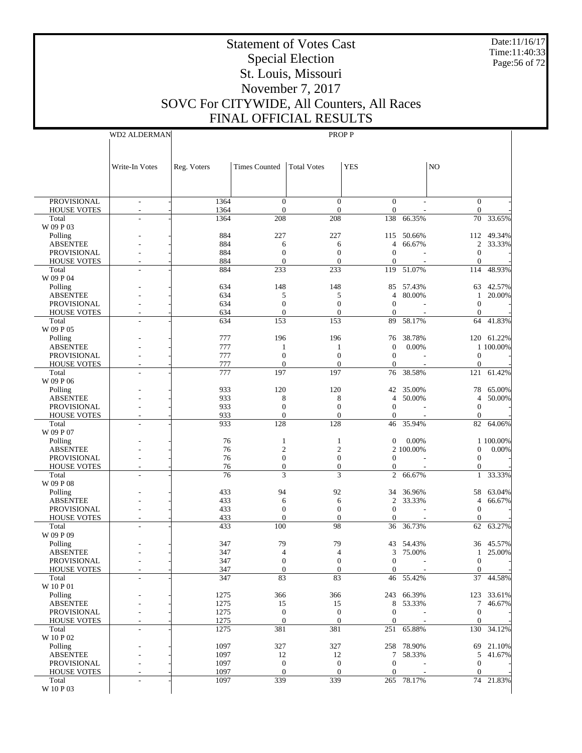# Statement of Votes Cast
## Special Election
## St. Louis, Missouri
## November 7, 2017
## SOVC For CITYWIDE, All Counters, All Races
## FINAL OFFICIAL RESULTS

Date:11/16/17
Time:11:40:33

| | WD2 ALDERMAN | PROP P | | | | | | |
|---|---|---|---|---|---|---|---|---|
| | Write-In Votes | Reg. Voters | Times Counted | Total Votes | YES | | NO | |
| PROVISIONAL | - | 1364 | 0 | 0 | 0 | - | 0 | - |
| HOUSE VOTES | - | 1364 | 0 | 0 | 0 | - | 0 | - |
| Total | - | 1364 | 208 | 208 | 138 | 66.35% | 70 | 33.65% |
| W 09 P 03 | | | | | | | | |
| Polling | - | 884 | 227 | 227 | 115 | 50.66% | 112 | 49.34% |
| ABSENTEE | - | 884 | 6 | 6 | 4 | 66.67% | 2 | 33.33% |
| PROVISIONAL | - | 884 | 0 | 0 | 0 | - | 0 | - |
| HOUSE VOTES | - | 884 | 0 | 0 | 0 | - | 0 | - |
| Total | - | 884 | 233 | 233 | 119 | 51.07% | 114 | 48.93% |
| W 09 P 04 | | | | | | | | |
| Polling | - | 634 | 148 | 148 | 85 | 57.43% | 63 | 42.57% |
| ABSENTEE | - | 634 | 5 | 5 | 4 | 80.00% | 1 | 20.00% |
| PROVISIONAL | - | 634 | 0 | 0 | 0 | - | 0 | - |
| HOUSE VOTES | - | 634 | 0 | 0 | 0 | - | 0 | - |
| Total | - | 634 | 153 | 153 | 89 | 58.17% | 64 | 41.83% |
| W 09 P 05 | | | | | | | | |
| Polling | - | 777 | 196 | 196 | 76 | 38.78% | 120 | 61.22% |
| ABSENTEE | - | 777 | 1 | 1 | 0 | 0.00% | 1 | 100.00% |
| PROVISIONAL | - | 777 | 0 | 0 | 0 | - | 0 | - |
| HOUSE VOTES | - | 777 | 0 | 0 | 0 | - | 0 | - |
| Total | - | 777 | 197 | 197 | 76 | 38.58% | 121 | 61.42% |
| W 09 P 06 | | | | | | | | |
| Polling | - | 933 | 120 | 120 | 42 | 35.00% | 78 | 65.00% |
| ABSENTEE | - | 933 | 8 | 8 | 4 | 50.00% | 4 | 50.00% |
| PROVISIONAL | - | 933 | 0 | 0 | 0 | - | 0 | - |
| HOUSE VOTES | - | 933 | 0 | 0 | 0 | - | 0 | - |
| Total | - | 933 | 128 | 128 | 46 | 35.94% | 82 | 64.06% |
| W 09 P 07 | | | | | | | | |
| Polling | - | 76 | 1 | 1 | 0 | 0.00% | 1 | 100.00% |
| ABSENTEE | - | 76 | 2 | 2 | 2 | 100.00% | 0 | 0.00% |
| PROVISIONAL | - | 76 | 0 | 0 | 0 | - | 0 | - |
| HOUSE VOTES | - | 76 | 0 | 0 | 0 | - | 0 | - |
| Total | - | 76 | 3 | 3 | 2 | 66.67% | 1 | 33.33% |
| W 09 P 08 | | | | | | | | |
| Polling | - | 433 | 94 | 92 | 34 | 36.96% | 58 | 63.04% |
| ABSENTEE | - | 433 | 6 | 6 | 2 | 33.33% | 4 | 66.67% |
| PROVISIONAL | - | 433 | 0 | 0 | 0 | - | 0 | - |
| HOUSE VOTES | - | 433 | 0 | 0 | 0 | - | 0 | - |
| Total | - | 433 | 100 | 98 | 36 | 36.73% | 62 | 63.27% |
| W 09 P 09 | | | | | | | | |
| Polling | - | 347 | 79 | 79 | 43 | 54.43% | 36 | 45.57% |
| ABSENTEE | - | 347 | 4 | 4 | 3 | 75.00% | 1 | 25.00% |
| PROVISIONAL | - | 347 | 0 | 0 | 0 | - | 0 | - |
| HOUSE VOTES | - | 347 | 0 | 0 | 0 | - | 0 | - |
| Total | - | 347 | 83 | 83 | 46 | 55.42% | 37 | 44.58% |
| W 10 P 01 | | | | | | | | |
| Polling | - | 1275 | 366 | 366 | 243 | 66.39% | 123 | 33.61% |
| ABSENTEE | - | 1275 | 15 | 15 | 8 | 53.33% | 7 | 46.67% |
| PROVISIONAL | - | 1275 | 0 | 0 | 0 | - | 0 | - |
| HOUSE VOTES | - | 1275 | 0 | 0 | 0 | - | 0 | - |
| Total | - | 1275 | 381 | 381 | 251 | 65.88% | 130 | 34.12% |
| W 10 P 02 | | | | | | | | |
| Polling | - | 1097 | 327 | 327 | 258 | 78.90% | 69 | 21.10% |
| ABSENTEE | - | 1097 | 12 | 12 | 7 | 58.33% | 5 | 41.67% |
| PROVISIONAL | - | 1097 | 0 | 0 | 0 | - | 0 | - |
| HOUSE VOTES | - | 1097 | 0 | 0 | 0 | - | 0 | - |
| Total | - | 1097 | 339 | 339 | 265 | 78.17% | 74 | 21.83% |
| W 10 P 03 | | | | | | | | |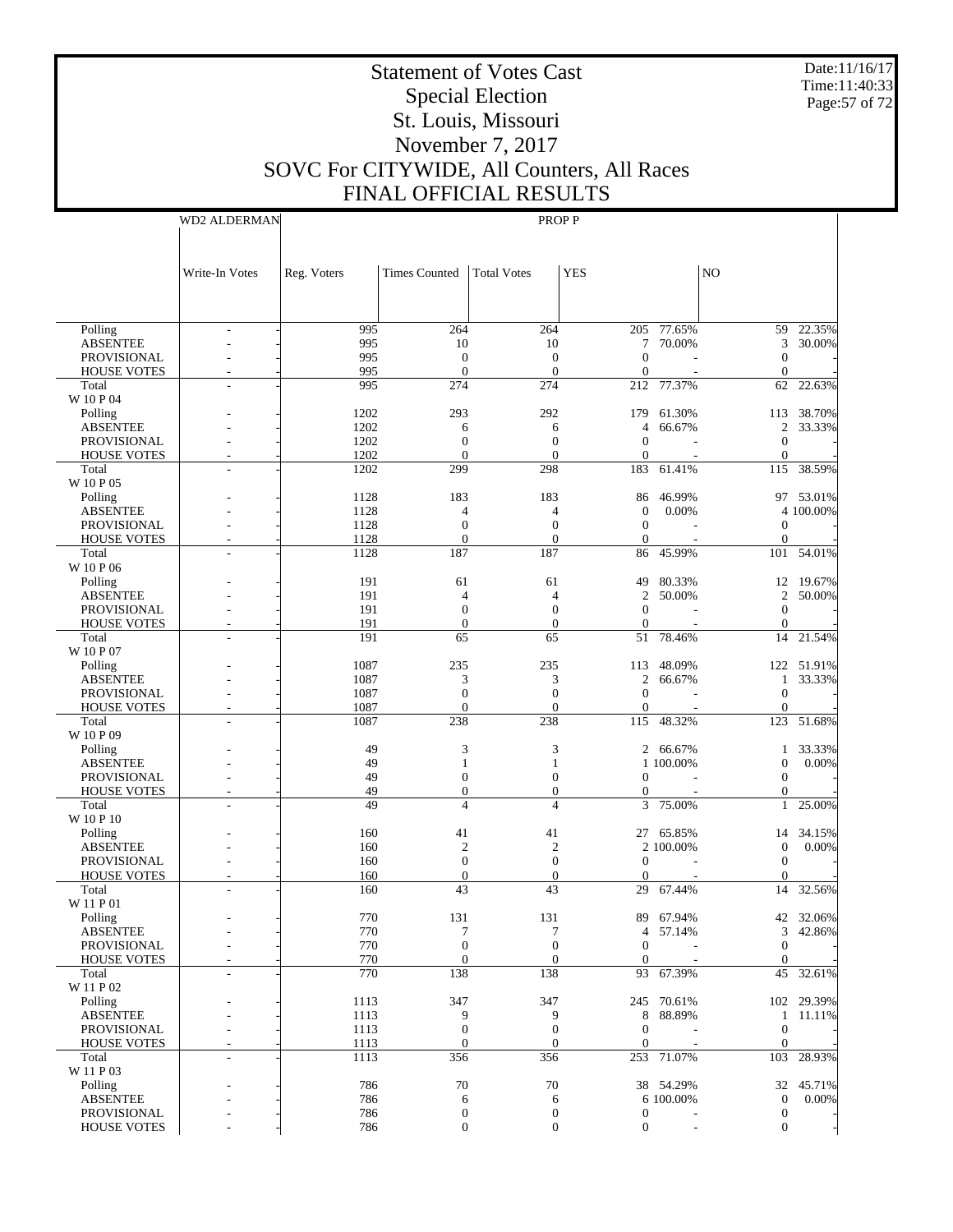# Statement of Votes Cast
## Special Election
## St. Louis, Missouri
## November 7, 2017
## SOVC For CITYWIDE, All Counters, All Races
## FINAL OFFICIAL RESULTS

Date:11/16/17
Time:11:40:33

| | WD2 ALDERMAN | PROP P | | | | | | |
|---|---|---|---|---|---|---|---|---|
| | Write-In Votes | Reg. Voters | Times Counted | Total Votes | YES | | NO | |
| Polling | - | 995 | 264 | 264 | 205 | 77.65% | 59 | 22.35% |
| ABSENTEE | - | 995 | 10 | 10 | 7 | 70.00% | 3 | 30.00% |
| PROVISIONAL | - | 995 | 0 | 0 | 0 | - | 0 | - |
| HOUSE VOTES | - | 995 | 0 | 0 | 0 | - | 0 | - |
| Total | - | 995 | 274 | 274 | 212 | 77.37% | 62 | 22.63% |
| W 10 P 04 | | | | | | | | |
| Polling | - | 1202 | 293 | 292 | 179 | 61.30% | 113 | 38.70% |
| ABSENTEE | - | 1202 | 6 | 6 | 4 | 66.67% | 2 | 33.33% |
| PROVISIONAL | - | 1202 | 0 | 0 | 0 | - | 0 | - |
| HOUSE VOTES | - | 1202 | 0 | 0 | 0 | - | 0 | - |
| Total | - | 1202 | 299 | 298 | 183 | 61.41% | 115 | 38.59% |
| W 10 P 05 | | | | | | | | |
| Polling | - | 1128 | 183 | 183 | 86 | 46.99% | 97 | 53.01% |
| ABSENTEE | - | 1128 | 4 | 4 | 0 | 0.00% | 4 | 100.00% |
| PROVISIONAL | - | 1128 | 0 | 0 | 0 | - | 0 | - |
| HOUSE VOTES | - | 1128 | 0 | 0 | 0 | - | 0 | - |
| Total | - | 1128 | 187 | 187 | 86 | 45.99% | 101 | 54.01% |
| W 10 P 06 | | | | | | | | |
| Polling | - | 191 | 61 | 61 | 49 | 80.33% | 12 | 19.67% |
| ABSENTEE | - | 191 | 4 | 4 | 2 | 50.00% | 2 | 50.00% |
| PROVISIONAL | - | 191 | 0 | 0 | 0 | - | 0 | - |
| HOUSE VOTES | - | 191 | 0 | 0 | 0 | - | 0 | - |
| Total | - | 191 | 65 | 65 | 51 | 78.46% | 14 | 21.54% |
| W 10 P 07 | | | | | | | | |
| Polling | - | 1087 | 235 | 235 | 113 | 48.09% | 122 | 51.91% |
| ABSENTEE | - | 1087 | 3 | 3 | 2 | 66.67% | 1 | 33.33% |
| PROVISIONAL | - | 1087 | 0 | 0 | 0 | - | 0 | - |
| HOUSE VOTES | - | 1087 | 0 | 0 | 0 | - | 0 | - |
| Total | - | 1087 | 238 | 238 | 115 | 48.32% | 123 | 51.68% |
| W 10 P 09 | | | | | | | | |
| Polling | - | 49 | 3 | 3 | 2 | 66.67% | 1 | 33.33% |
| ABSENTEE | - | 49 | 1 | 1 | 1 | 100.00% | 0 | 0.00% |
| PROVISIONAL | - | 49 | 0 | 0 | 0 | - | 0 | - |
| HOUSE VOTES | - | 49 | 0 | 0 | 0 | - | 0 | - |
| Total | - | 49 | 4 | 4 | 3 | 75.00% | 1 | 25.00% |
| W 10 P 10 | | | | | | | | |
| Polling | - | 160 | 41 | 41 | 27 | 65.85% | 14 | 34.15% |
| ABSENTEE | - | 160 | 2 | 2 | 2 | 100.00% | 0 | 0.00% |
| PROVISIONAL | - | 160 | 0 | 0 | 0 | - | 0 | - |
| HOUSE VOTES | - | 160 | 0 | 0 | 0 | - | 0 | - |
| Total | - | 160 | 43 | 43 | 29 | 67.44% | 14 | 32.56% |
| W 11 P 01 | | | | | | | | |
| Polling | - | 770 | 131 | 131 | 89 | 67.94% | 42 | 32.06% |
| ABSENTEE | - | 770 | 7 | 7 | 4 | 57.14% | 3 | 42.86% |
| PROVISIONAL | - | 770 | 0 | 0 | 0 | - | 0 | - |
| HOUSE VOTES | - | 770 | 0 | 0 | 0 | - | 0 | - |
| Total | - | 770 | 138 | 138 | 93 | 67.39% | 45 | 32.61% |
| W 11 P 02 | | | | | | | | |
| Polling | - | 1113 | 347 | 347 | 245 | 70.61% | 102 | 29.39% |
| ABSENTEE | - | 1113 | 9 | 9 | 8 | 88.89% | 1 | 11.11% |
| PROVISIONAL | - | 1113 | 0 | 0 | 0 | - | 0 | - |
| HOUSE VOTES | - | 1113 | 0 | 0 | 0 | - | 0 | - |
| Total | - | 1113 | 356 | 356 | 253 | 71.07% | 103 | 28.93% |
| W 11 P 03 | | | | | | | | |
| Polling | - | 786 | 70 | 70 | 38 | 54.29% | 32 | 45.71% |
| ABSENTEE | - | 786 | 6 | 6 | 6 | 100.00% | 0 | 0.00% |
| PROVISIONAL | - | 786 | 0 | 0 | 0 | - | 0 | - |
| HOUSE VOTES | - | 786 | 0 | 0 | 0 | - | 0 | - |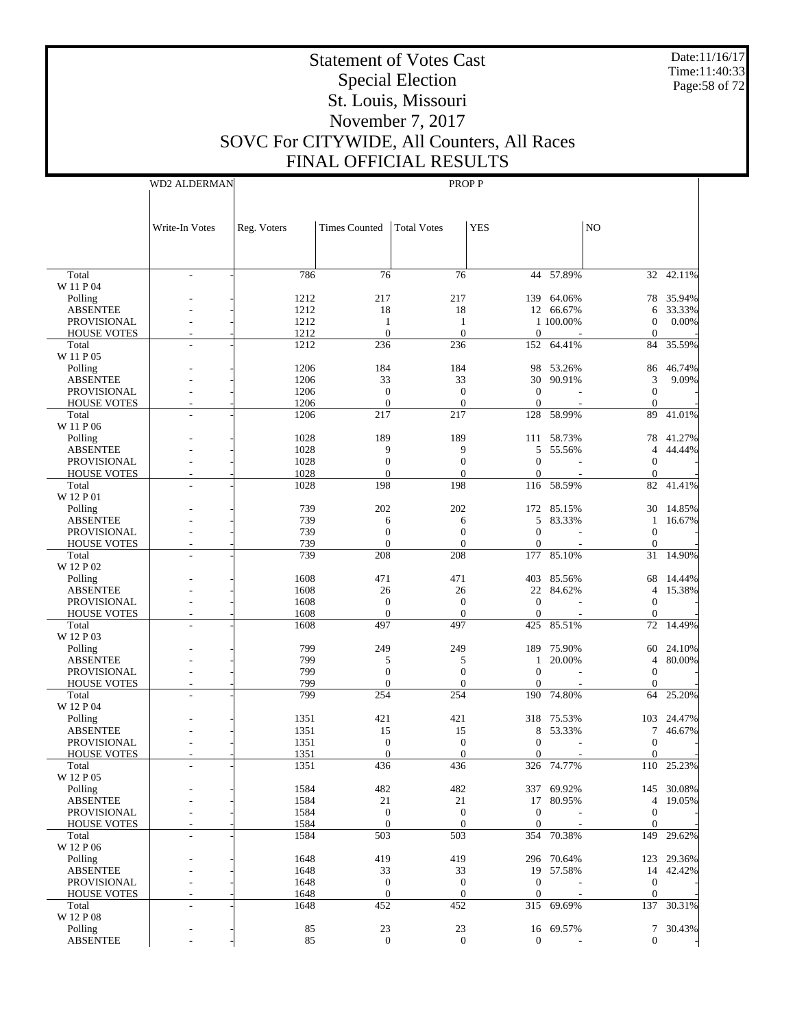# Statement of Votes Cast
## Special Election
## St. Louis, Missouri
## November 7, 2017
## SOVC For CITYWIDE, All Counters, All Races
## FINAL OFFICIAL RESULTS

Date:11/16/17
Time:11:40:33
Page:58 of 72

| | WD2 ALDERMAN | PROP P | | | | | | |
|---|---|---|---|---|---|---|---|---|
| | Write-In Votes | Reg. Voters | Times Counted | Total Votes | YES | | NO | |
| Total | - | 786 | 76 | 76 | 44 | 57.89% | 32 | 42.11% |
| W 11 P 04 | | | | | | | | |
| Polling | - | 1212 | 217 | 217 | 139 | 64.06% | 78 | 35.94% |
| ABSENTEE | - | 1212 | 18 | 18 | 12 | 66.67% | 6 | 33.33% |
| PROVISIONAL | - | 1212 | 1 | 1 | 1 | 100.00% | 0 | 0.00% |
| HOUSE VOTES | - | 1212 | 0 | 0 | 0 | - | 0 | - |
| Total | - | 1212 | 236 | 236 | 152 | 64.41% | 84 | 35.59% |
| W 11 P 05 | | | | | | | | |
| Polling | - | 1206 | 184 | 184 | 98 | 53.26% | 86 | 46.74% |
| ABSENTEE | - | 1206 | 33 | 33 | 30 | 90.91% | 3 | 9.09% |
| PROVISIONAL | - | 1206 | 0 | 0 | 0 | - | 0 | - |
| HOUSE VOTES | - | 1206 | 0 | 0 | 0 | - | 0 | - |
| Total | - | 1206 | 217 | 217 | 128 | 58.99% | 89 | 41.01% |
| W 11 P 06 | | | | | | | | |
| Polling | - | 1028 | 189 | 189 | 111 | 58.73% | 78 | 41.27% |
| ABSENTEE | - | 1028 | 9 | 9 | 5 | 55.56% | 4 | 44.44% |
| PROVISIONAL | - | 1028 | 0 | 0 | 0 | - | 0 | - |
| HOUSE VOTES | - | 1028 | 0 | 0 | 0 | - | 0 | - |
| Total | - | 1028 | 198 | 198 | 116 | 58.59% | 82 | 41.41% |
| W 12 P 01 | | | | | | | | |
| Polling | - | 739 | 202 | 202 | 172 | 85.15% | 30 | 14.85% |
| ABSENTEE | - | 739 | 6 | 6 | 5 | 83.33% | 1 | 16.67% |
| PROVISIONAL | - | 739 | 0 | 0 | 0 | - | 0 | - |
| HOUSE VOTES | - | 739 | 0 | 0 | 0 | - | 0 | - |
| Total | - | 739 | 208 | 208 | 177 | 85.10% | 31 | 14.90% |
| W 12 P 02 | | | | | | | | |
| Polling | - | 1608 | 471 | 471 | 403 | 85.56% | 68 | 14.44% |
| ABSENTEE | - | 1608 | 26 | 26 | 22 | 84.62% | 4 | 15.38% |
| PROVISIONAL | - | 1608 | 0 | 0 | 0 | - | 0 | - |
| HOUSE VOTES | - | 1608 | 0 | 0 | 0 | - | 0 | - |
| Total | - | 1608 | 497 | 497 | 425 | 85.51% | 72 | 14.49% |
| W 12 P 03 | | | | | | | | |
| Polling | - | 799 | 249 | 249 | 189 | 75.90% | 60 | 24.10% |
| ABSENTEE | - | 799 | 5 | 5 | 1 | 20.00% | 4 | 80.00% |
| PROVISIONAL | - | 799 | 0 | 0 | 0 | - | 0 | - |
| HOUSE VOTES | - | 799 | 0 | 0 | 0 | - | 0 | - |
| Total | - | 799 | 254 | 254 | 190 | 74.80% | 64 | 25.20% |
| W 12 P 04 | | | | | | | | |
| Polling | - | 1351 | 421 | 421 | 318 | 75.53% | 103 | 24.47% |
| ABSENTEE | - | 1351 | 15 | 15 | 8 | 53.33% | 7 | 46.67% |
| PROVISIONAL | - | 1351 | 0 | 0 | 0 | - | 0 | - |
| HOUSE VOTES | - | 1351 | 0 | 0 | 0 | - | 0 | - |
| Total | - | 1351 | 436 | 436 | 326 | 74.77% | 110 | 25.23% |
| W 12 P 05 | | | | | | | | |
| Polling | - | 1584 | 482 | 482 | 337 | 69.92% | 145 | 30.08% |
| ABSENTEE | - | 1584 | 21 | 21 | 17 | 80.95% | 4 | 19.05% |
| PROVISIONAL | - | 1584 | 0 | 0 | 0 | - | 0 | - |
| HOUSE VOTES | - | 1584 | 0 | 0 | 0 | - | 0 | - |
| Total | - | 1584 | 503 | 503 | 354 | 70.38% | 149 | 29.62% |
| W 12 P 06 | | | | | | | | |
| Polling | - | 1648 | 419 | 419 | 296 | 70.64% | 123 | 29.36% |
| ABSENTEE | - | 1648 | 33 | 33 | 19 | 57.58% | 14 | 42.42% |
| PROVISIONAL | - | 1648 | 0 | 0 | 0 | - | 0 | - |
| HOUSE VOTES | - | 1648 | 0 | 0 | 0 | - | 0 | - |
| Total | - | 1648 | 452 | 452 | 315 | 69.69% | 137 | 30.31% |
| W 12 P 08 | | | | | | | | |
| Polling | - | 85 | 23 | 23 | 16 | 69.57% | 7 | 30.43% |
| ABSENTEE | - | 85 | 0 | 0 | 0 | - | 0 | - |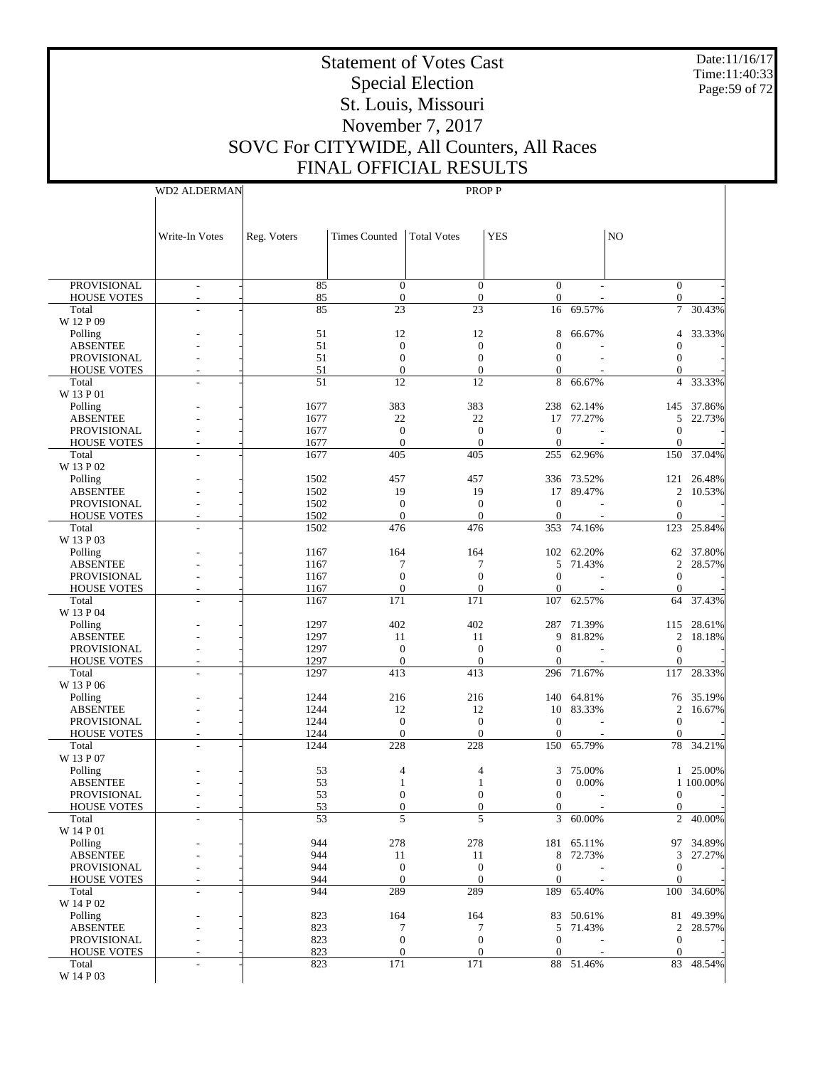# Statement of Votes Cast
## Special Election
## St. Louis, Missouri
## November 7, 2017
## SOVC For CITYWIDE, All Counters, All Races
## FINAL OFFICIAL RESULTS

Date:11/16/17
Time:11:40:33

| | WD2 ALDERMAN | | PROP P | | | | | | |
|---|---|---|---|---|---|---|---|---|---|
| | Write-In Votes | | Reg. Voters | Times Counted | Total Votes | YES | | NO | |
| PROVISIONAL | - | - | 85 | 0 | 0 | 0 | - | 0 | - |
| HOUSE VOTES | - | - | 85 | 0 | 0 | 0 | - | 0 | - |
| Total | - | - | 85 | 23 | 23 | 16 | 69.57% | 7 | 30.43% |
| W 12 P 09 | | | | | | | | | |
| Polling | - | - | 51 | 12 | 12 | 8 | 66.67% | 4 | 33.33% |
| ABSENTEE | - | - | 51 | 0 | 0 | 0 | - | 0 | - |
| PROVISIONAL | - | - | 51 | 0 | 0 | 0 | - | 0 | - |
| HOUSE VOTES | - | - | 51 | 0 | 0 | 0 | - | 0 | - |
| Total | - | - | 51 | 12 | 12 | 8 | 66.67% | 4 | 33.33% |
| W 13 P 01 | | | | | | | | | |
| Polling | - | - | 1677 | 383 | 383 | 238 | 62.14% | 145 | 37.86% |
| ABSENTEE | - | - | 1677 | 22 | 22 | 17 | 77.27% | 5 | 22.73% |
| PROVISIONAL | - | - | 1677 | 0 | 0 | 0 | - | 0 | - |
| HOUSE VOTES | - | - | 1677 | 0 | 0 | 0 | - | 0 | - |
| Total | - | - | 1677 | 405 | 405 | 255 | 62.96% | 150 | 37.04% |
| W 13 P 02 | | | | | | | | | |
| Polling | - | - | 1502 | 457 | 457 | 336 | 73.52% | 121 | 26.48% |
| ABSENTEE | - | - | 1502 | 19 | 19 | 17 | 89.47% | 2 | 10.53% |
| PROVISIONAL | - | - | 1502 | 0 | 0 | 0 | - | 0 | - |
| HOUSE VOTES | - | - | 1502 | 0 | 0 | 0 | - | 0 | - |
| Total | - | - | 1502 | 476 | 476 | 353 | 74.16% | 123 | 25.84% |
| W 13 P 03 | | | | | | | | | |
| Polling | - | - | 1167 | 164 | 164 | 102 | 62.20% | 62 | 37.80% |
| ABSENTEE | - | - | 1167 | 7 | 7 | 5 | 71.43% | 2 | 28.57% |
| PROVISIONAL | - | - | 1167 | 0 | 0 | 0 | - | 0 | - |
| HOUSE VOTES | - | - | 1167 | 0 | 0 | 0 | - | 0 | - |
| Total | - | - | 1167 | 171 | 171 | 107 | 62.57% | 64 | 37.43% |
| W 13 P 04 | | | | | | | | | |
| Polling | - | - | 1297 | 402 | 402 | 287 | 71.39% | 115 | 28.61% |
| ABSENTEE | - | - | 1297 | 11 | 11 | 9 | 81.82% | 2 | 18.18% |
| PROVISIONAL | - | - | 1297 | 0 | 0 | 0 | - | 0 | - |
| HOUSE VOTES | - | - | 1297 | 0 | 0 | 0 | - | 0 | - |
| Total | - | - | 1297 | 413 | 413 | 296 | 71.67% | 117 | 28.33% |
| W 13 P 06 | | | | | | | | | |
| Polling | - | - | 1244 | 216 | 216 | 140 | 64.81% | 76 | 35.19% |
| ABSENTEE | - | - | 1244 | 12 | 12 | 10 | 83.33% | 2 | 16.67% |
| PROVISIONAL | - | - | 1244 | 0 | 0 | 0 | - | 0 | - |
| HOUSE VOTES | - | - | 1244 | 0 | 0 | 0 | - | 0 | - |
| Total | - | - | 1244 | 228 | 228 | 150 | 65.79% | 78 | 34.21% |
| W 13 P 07 | | | | | | | | | |
| Polling | - | - | 53 | 4 | 4 | 3 | 75.00% | 1 | 25.00% |
| ABSENTEE | - | - | 53 | 1 | 1 | 0 | 0.00% | 1 | 100.00% |
| PROVISIONAL | - | - | 53 | 0 | 0 | 0 | - | 0 | - |
| HOUSE VOTES | - | - | 53 | 0 | 0 | 0 | - | 0 | - |
| Total | - | - | 53 | 5 | 5 | 3 | 60.00% | 2 | 40.00% |
| W 14 P 01 | | | | | | | | | |
| Polling | - | - | 944 | 278 | 278 | 181 | 65.11% | 97 | 34.89% |
| ABSENTEE | - | - | 944 | 11 | 11 | 8 | 72.73% | 3 | 27.27% |
| PROVISIONAL | - | - | 944 | 0 | 0 | 0 | - | 0 | - |
| HOUSE VOTES | - | - | 944 | 0 | 0 | 0 | - | 0 | - |
| Total | - | - | 944 | 289 | 289 | 189 | 65.40% | 100 | 34.60% |
| W 14 P 02 | | | | | | | | | |
| Polling | - | - | 823 | 164 | 164 | 83 | 50.61% | 81 | 49.39% |
| ABSENTEE | - | - | 823 | 7 | 7 | 5 | 71.43% | 2 | 28.57% |
| PROVISIONAL | - | - | 823 | 0 | 0 | 0 | - | 0 | - |
| HOUSE VOTES | - | - | 823 | 0 | 0 | 0 | - | 0 | - |
| Total | - | - | 823 | 171 | 171 | 88 | 51.46% | 83 | 48.54% |
| W 14 P 03 | | | | | | | | | |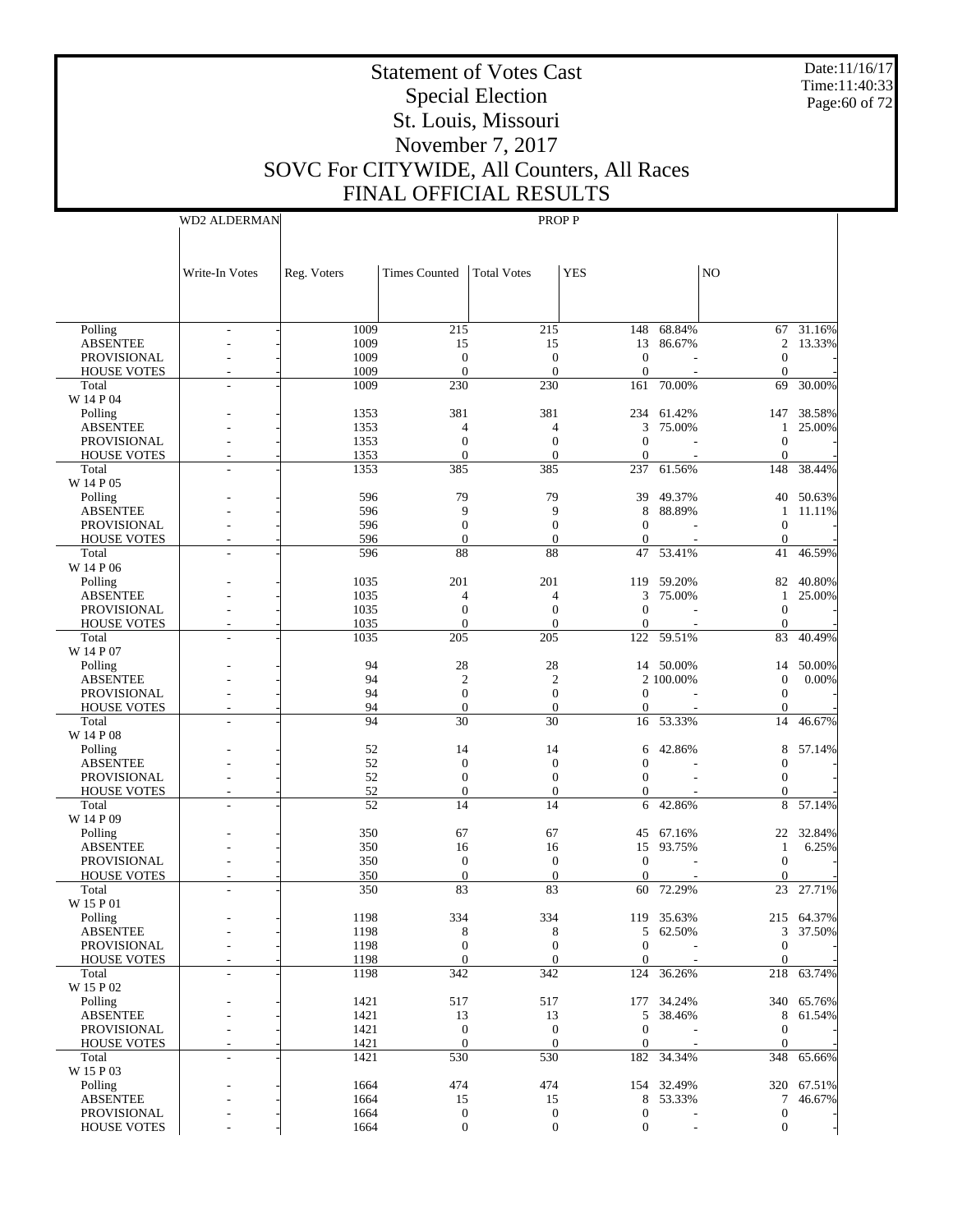# Statement of Votes Cast
## Special Election
## St. Louis, Missouri
## November 7, 2017
## SOVC For CITYWIDE, All Counters, All Races
## FINAL OFFICIAL RESULTS

Date:11/16/17
Time:11:40:33
Page:60 of 72

| | WD2 ALDERMAN | PROP P | | | | | | |
|---|---|---|---|---|---|---|---|---|
| | Write-In Votes | Reg. Voters | Times Counted | Total Votes | YES | | NO | |
| Polling | - | 1009 | 215 | 215 | 148 | 68.84% | 67 | 31.16% |
| ABSENTEE | - | 1009 | 15 | 15 | 13 | 86.67% | 2 | 13.33% |
| PROVISIONAL | - | 1009 | 0 | 0 | 0 | - | 0 | - |
| HOUSE VOTES | - | 1009 | 0 | 0 | 0 | - | 0 | - |
| Total | - | 1009 | 230 | 230 | 161 | 70.00% | 69 | 30.00% |
| W 14 P 04 | | | | | | | | |
| Polling | - | 1353 | 381 | 381 | 234 | 61.42% | 147 | 38.58% |
| ABSENTEE | - | 1353 | 4 | 4 | 3 | 75.00% | 1 | 25.00% |
| PROVISIONAL | - | 1353 | 0 | 0 | 0 | - | 0 | - |
| HOUSE VOTES | - | 1353 | 0 | 0 | 0 | - | 0 | - |
| Total | - | 1353 | 385 | 385 | 237 | 61.56% | 148 | 38.44% |
| W 14 P 05 | | | | | | | | |
| Polling | - | 596 | 79 | 79 | 39 | 49.37% | 40 | 50.63% |
| ABSENTEE | - | 596 | 9 | 9 | 8 | 88.89% | 1 | 11.11% |
| PROVISIONAL | - | 596 | 0 | 0 | 0 | - | 0 | - |
| HOUSE VOTES | - | 596 | 0 | 0 | 0 | - | 0 | - |
| Total | - | 596 | 88 | 88 | 47 | 53.41% | 41 | 46.59% |
| W 14 P 06 | | | | | | | | |
| Polling | - | 1035 | 201 | 201 | 119 | 59.20% | 82 | 40.80% |
| ABSENTEE | - | 1035 | 4 | 4 | 3 | 75.00% | 1 | 25.00% |
| PROVISIONAL | - | 1035 | 0 | 0 | 0 | - | 0 | - |
| HOUSE VOTES | - | 1035 | 0 | 0 | 0 | - | 0 | - |
| Total | - | 1035 | 205 | 205 | 122 | 59.51% | 83 | 40.49% |
| W 14 P 07 | | | | | | | | |
| Polling | - | 94 | 28 | 28 | 14 | 50.00% | 14 | 50.00% |
| ABSENTEE | - | 94 | 2 | 2 | 2 | 100.00% | 0 | 0.00% |
| PROVISIONAL | - | 94 | 0 | 0 | 0 | - | 0 | - |
| HOUSE VOTES | - | 94 | 0 | 0 | 0 | - | 0 | - |
| Total | - | 94 | 30 | 30 | 16 | 53.33% | 14 | 46.67% |
| W 14 P 08 | | | | | | | | |
| Polling | - | 52 | 14 | 14 | 6 | 42.86% | 8 | 57.14% |
| ABSENTEE | - | 52 | 0 | 0 | 0 | - | 0 | - |
| PROVISIONAL | - | 52 | 0 | 0 | 0 | - | 0 | - |
| HOUSE VOTES | - | 52 | 0 | 0 | 0 | - | 0 | - |
| Total | - | 52 | 14 | 14 | 6 | 42.86% | 8 | 57.14% |
| W 14 P 09 | | | | | | | | |
| Polling | - | 350 | 67 | 67 | 45 | 67.16% | 22 | 32.84% |
| ABSENTEE | - | 350 | 16 | 16 | 15 | 93.75% | 1 | 6.25% |
| PROVISIONAL | - | 350 | 0 | 0 | 0 | - | 0 | - |
| HOUSE VOTES | - | 350 | 0 | 0 | 0 | - | 0 | - |
| Total | - | 350 | 83 | 83 | 60 | 72.29% | 23 | 27.71% |
| W 15 P 01 | | | | | | | | |
| Polling | - | 1198 | 334 | 334 | 119 | 35.63% | 215 | 64.37% |
| ABSENTEE | - | 1198 | 8 | 8 | 5 | 62.50% | 3 | 37.50% |
| PROVISIONAL | - | 1198 | 0 | 0 | 0 | - | 0 | - |
| HOUSE VOTES | - | 1198 | 0 | 0 | 0 | - | 0 | - |
| Total | - | 1198 | 342 | 342 | 124 | 36.26% | 218 | 63.74% |
| W 15 P 02 | | | | | | | | |
| Polling | - | 1421 | 517 | 517 | 177 | 34.24% | 340 | 65.76% |
| ABSENTEE | - | 1421 | 13 | 13 | 5 | 38.46% | 8 | 61.54% |
| PROVISIONAL | - | 1421 | 0 | 0 | 0 | - | 0 | - |
| HOUSE VOTES | - | 1421 | 0 | 0 | 0 | - | 0 | - |
| Total | - | 1421 | 530 | 530 | 182 | 34.34% | 348 | 65.66% |
| W 15 P 03 | | | | | | | | |
| Polling | - | 1664 | 474 | 474 | 154 | 32.49% | 320 | 67.51% |
| ABSENTEE | - | 1664 | 15 | 15 | 8 | 53.33% | 7 | 46.67% |
| PROVISIONAL | - | 1664 | 0 | 0 | 0 | - | 0 | - |
| HOUSE VOTES | - | 1664 | 0 | 0 | 0 | - | 0 | - |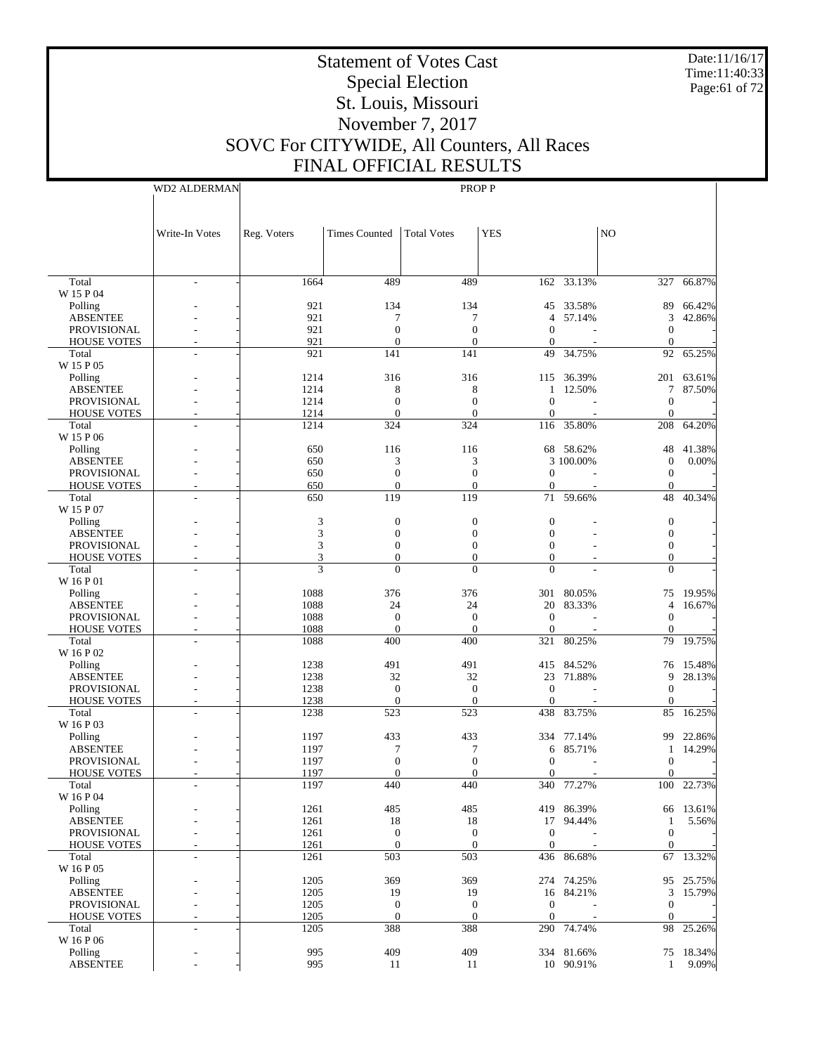# Statement of Votes Cast
## Special Election
## St. Louis, Missouri
## November 7, 2017
## SOVC For CITYWIDE, All Counters, All Races
## FINAL OFFICIAL RESULTS

Date:11/16/17
Time:11:40:33

| | WD2 ALDERMAN | PROP P | | | | | | |
|---|---|---|---|---|---|---|---|---|
| | Write-In Votes | Reg. Voters | Times Counted | Total Votes | YES | | NO | |
| Total | - | 1664 | 489 | 489 | 162 | 33.13% | 327 | 66.87% |
| W 15 P 04 | | | | | | | | |
| Polling | - | 921 | 134 | 134 | 45 | 33.58% | 89 | 66.42% |
| ABSENTEE | - | 921 | 7 | 7 | 4 | 57.14% | 3 | 42.86% |
| PROVISIONAL | - | 921 | 0 | 0 | 0 | - | 0 | - |
| HOUSE VOTES | - | 921 | 0 | 0 | 0 | - | 0 | - |
| Total | - | 921 | 141 | 141 | 49 | 34.75% | 92 | 65.25% |
| W 15 P 05 | | | | | | | | |
| Polling | - | 1214 | 316 | 316 | 115 | 36.39% | 201 | 63.61% |
| ABSENTEE | - | 1214 | 8 | 8 | 1 | 12.50% | 7 | 87.50% |
| PROVISIONAL | - | 1214 | 0 | 0 | 0 | - | 0 | - |
| HOUSE VOTES | - | 1214 | 0 | 0 | 0 | - | 0 | - |
| Total | - | 1214 | 324 | 324 | 116 | 35.80% | 208 | 64.20% |
| W 15 P 06 | | | | | | | | |
| Polling | - | 650 | 116 | 116 | 68 | 58.62% | 48 | 41.38% |
| ABSENTEE | - | 650 | 3 | 3 | 3 | 100.00% | 0 | 0.00% |
| PROVISIONAL | - | 650 | 0 | 0 | 0 | - | 0 | - |
| HOUSE VOTES | - | 650 | 0 | 0 | 0 | - | 0 | - |
| Total | - | 650 | 119 | 119 | 71 | 59.66% | 48 | 40.34% |
| W 15 P 07 | | | | | | | | |
| Polling | - | 3 | 0 | 0 | 0 | - | 0 | - |
| ABSENTEE | - | 3 | 0 | 0 | 0 | - | 0 | - |
| PROVISIONAL | - | 3 | 0 | 0 | 0 | - | 0 | - |
| HOUSE VOTES | - | 3 | 0 | 0 | 0 | - | 0 | - |
| Total | - | 3 | 0 | 0 | 0 | - | 0 | - |
| W 16 P 01 | | | | | | | | |
| Polling | - | 1088 | 376 | 376 | 301 | 80.05% | 75 | 19.95% |
| ABSENTEE | - | 1088 | 24 | 24 | 20 | 83.33% | 4 | 16.67% |
| PROVISIONAL | - | 1088 | 0 | 0 | 0 | - | 0 | - |
| HOUSE VOTES | - | 1088 | 0 | 0 | 0 | - | 0 | - |
| Total | - | 1088 | 400 | 400 | 321 | 80.25% | 79 | 19.75% |
| W 16 P 02 | | | | | | | | |
| Polling | - | 1238 | 491 | 491 | 415 | 84.52% | 76 | 15.48% |
| ABSENTEE | - | 1238 | 32 | 32 | 23 | 71.88% | 9 | 28.13% |
| PROVISIONAL | - | 1238 | 0 | 0 | 0 | - | 0 | - |
| HOUSE VOTES | - | 1238 | 0 | 0 | 0 | - | 0 | - |
| Total | - | 1238 | 523 | 523 | 438 | 83.75% | 85 | 16.25% |
| W 16 P 03 | | | | | | | | |
| Polling | - | 1197 | 433 | 433 | 334 | 77.14% | 99 | 22.86% |
| ABSENTEE | - | 1197 | 7 | 7 | 6 | 85.71% | 1 | 14.29% |
| PROVISIONAL | - | 1197 | 0 | 0 | 0 | - | 0 | - |
| HOUSE VOTES | - | 1197 | 0 | 0 | 0 | - | 0 | - |
| Total | - | 1197 | 440 | 440 | 340 | 77.27% | 100 | 22.73% |
| W 16 P 04 | | | | | | | | |
| Polling | - | 1261 | 485 | 485 | 419 | 86.39% | 66 | 13.61% |
| ABSENTEE | - | 1261 | 18 | 18 | 17 | 94.44% | 1 | 5.56% |
| PROVISIONAL | - | 1261 | 0 | 0 | 0 | - | 0 | - |
| HOUSE VOTES | - | 1261 | 0 | 0 | 0 | - | 0 | - |
| Total | - | 1261 | 503 | 503 | 436 | 86.68% | 67 | 13.32% |
| W 16 P 05 | | | | | | | | |
| Polling | - | 1205 | 369 | 369 | 274 | 74.25% | 95 | 25.75% |
| ABSENTEE | - | 1205 | 19 | 19 | 16 | 84.21% | 3 | 15.79% |
| PROVISIONAL | - | 1205 | 0 | 0 | 0 | - | 0 | - |
| HOUSE VOTES | - | 1205 | 0 | 0 | 0 | - | 0 | - |
| Total | - | 1205 | 388 | 388 | 290 | 74.74% | 98 | 25.26% |
| W 16 P 06 | | | | | | | | |
| Polling | - | 995 | 409 | 409 | 334 | 81.66% | 75 | 18.34% |
| ABSENTEE | - | 995 | 11 | 11 | 10 | 90.91% | 1 | 9.09% |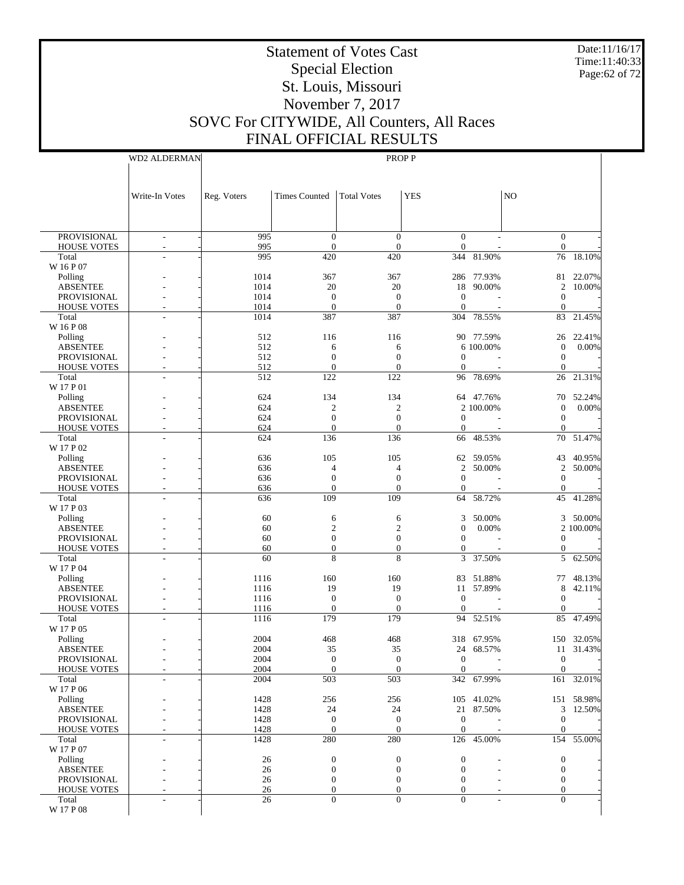# Statement of Votes Cast
## Special Election
## St. Louis, Missouri
## November 7, 2017
## SOVC For CITYWIDE, All Counters, All Races
## FINAL OFFICIAL RESULTS

Date:11/16/17
Time:11:40:33

| | WD2 ALDERMAN | | PROP P | | | | | | |
|---|---|---|---|---|---|---|---|---|---|
| | Write-In Votes | | Reg. Voters | Times Counted | Total Votes | YES | | NO | |
| PROVISIONAL | - | - | 995 | 0 | 0 | 0 | - | 0 | - |
| HOUSE VOTES | - | - | 995 | 0 | 0 | 0 | - | 0 | - |
| Total | - | - | 995 | 420 | 420 | 344 | 81.90% | 76 | 18.10% |
| W 16 P 07 | | | | | | | | | |
| Polling | - | - | 1014 | 367 | 367 | 286 | 77.93% | 81 | 22.07% |
| ABSENTEE | - | - | 1014 | 20 | 20 | 18 | 90.00% | 2 | 10.00% |
| PROVISIONAL | - | - | 1014 | 0 | 0 | 0 | - | 0 | - |
| HOUSE VOTES | - | - | 1014 | 0 | 0 | 0 | - | 0 | - |
| Total | - | - | 1014 | 387 | 387 | 304 | 78.55% | 83 | 21.45% |
| W 16 P 08 | | | | | | | | | |
| Polling | - | - | 512 | 116 | 116 | 90 | 77.59% | 26 | 22.41% |
| ABSENTEE | - | - | 512 | 6 | 6 | 6 | 100.00% | 0 | 0.00% |
| PROVISIONAL | - | - | 512 | 0 | 0 | 0 | - | 0 | - |
| HOUSE VOTES | - | - | 512 | 0 | 0 | 0 | - | 0 | - |
| Total | - | - | 512 | 122 | 122 | 96 | 78.69% | 26 | 21.31% |
| W 17 P 01 | | | | | | | | | |
| Polling | - | - | 624 | 134 | 134 | 64 | 47.76% | 70 | 52.24% |
| ABSENTEE | - | - | 624 | 2 | 2 | 2 | 100.00% | 0 | 0.00% |
| PROVISIONAL | - | - | 624 | 0 | 0 | 0 | - | 0 | - |
| HOUSE VOTES | - | - | 624 | 0 | 0 | 0 | - | 0 | - |
| Total | - | - | 624 | 136 | 136 | 66 | 48.53% | 70 | 51.47% |
| W 17 P 02 | | | | | | | | | |
| Polling | - | - | 636 | 105 | 105 | 62 | 59.05% | 43 | 40.95% |
| ABSENTEE | - | - | 636 | 4 | 4 | 2 | 50.00% | 2 | 50.00% |
| PROVISIONAL | - | - | 636 | 0 | 0 | 0 | - | 0 | - |
| HOUSE VOTES | - | - | 636 | 0 | 0 | 0 | - | 0 | - |
| Total | - | - | 636 | 109 | 109 | 64 | 58.72% | 45 | 41.28% |
| W 17 P 03 | | | | | | | | | |
| Polling | - | - | 60 | 6 | 6 | 3 | 50.00% | 3 | 50.00% |
| ABSENTEE | - | - | 60 | 2 | 2 | 0 | 0.00% | 2 | 100.00% |
| PROVISIONAL | - | - | 60 | 0 | 0 | 0 | - | 0 | - |
| HOUSE VOTES | - | - | 60 | 0 | 0 | 0 | - | 0 | - |
| Total | - | - | 60 | 8 | 8 | 3 | 37.50% | 5 | 62.50% |
| W 17 P 04 | | | | | | | | | |
| Polling | - | - | 1116 | 160 | 160 | 83 | 51.88% | 77 | 48.13% |
| ABSENTEE | - | - | 1116 | 19 | 19 | 11 | 57.89% | 8 | 42.11% |
| PROVISIONAL | - | - | 1116 | 0 | 0 | 0 | - | 0 | - |
| HOUSE VOTES | - | - | 1116 | 0 | 0 | 0 | - | 0 | - |
| Total | - | - | 1116 | 179 | 179 | 94 | 52.51% | 85 | 47.49% |
| W 17 P 05 | | | | | | | | | |
| Polling | - | - | 2004 | 468 | 468 | 318 | 67.95% | 150 | 32.05% |
| ABSENTEE | - | - | 2004 | 35 | 35 | 24 | 68.57% | 11 | 31.43% |
| PROVISIONAL | - | - | 2004 | 0 | 0 | 0 | - | 0 | - |
| HOUSE VOTES | - | - | 2004 | 0 | 0 | 0 | - | 0 | - |
| Total | - | - | 2004 | 503 | 503 | 342 | 67.99% | 161 | 32.01% |
| W 17 P 06 | | | | | | | | | |
| Polling | - | - | 1428 | 256 | 256 | 105 | 41.02% | 151 | 58.98% |
| ABSENTEE | - | - | 1428 | 24 | 24 | 21 | 87.50% | 3 | 12.50% |
| PROVISIONAL | - | - | 1428 | 0 | 0 | 0 | - | 0 | - |
| HOUSE VOTES | - | - | 1428 | 0 | 0 | 0 | - | 0 | - |
| Total | - | - | 1428 | 280 | 280 | 126 | 45.00% | 154 | 55.00% |
| W 17 P 07 | | | | | | | | | |
| Polling | - | - | 26 | 0 | 0 | 0 | - | 0 | - |
| ABSENTEE | - | - | 26 | 0 | 0 | 0 | - | 0 | - |
| PROVISIONAL | - | - | 26 | 0 | 0 | 0 | - | 0 | - |
| HOUSE VOTES | - | - | 26 | 0 | 0 | 0 | - | 0 | - |
| Total | - | - | 26 | 0 | 0 | 0 | - | 0 | - |
| W 17 P 08 | | | | | | | | | |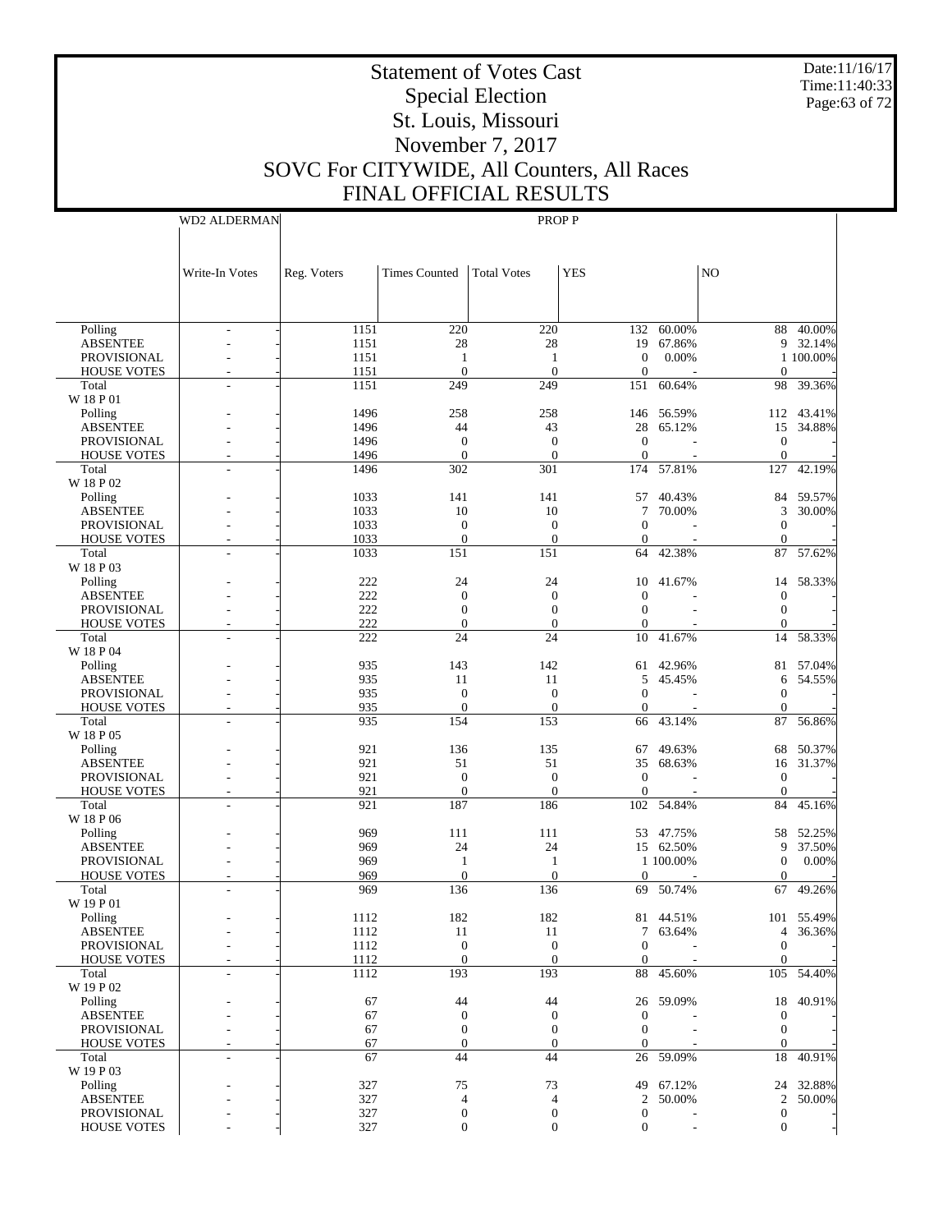# Statement of Votes Cast
## Special Election
## St. Louis, Missouri
## November 7, 2017
## SOVC For CITYWIDE, All Counters, All Races
## FINAL OFFICIAL RESULTS

Date:11/16/17
Time:11:40:33

| | WD2 ALDERMAN | PROP P | | | | | | |
|---|---|---|---|---|---|---|---|---|
| | Write-In Votes | Reg. Voters | Times Counted | Total Votes | YES | | NO | |
| Polling | - | 1151 | 220 | 220 | 132 | 60.00% | 88 | 40.00% |
| ABSENTEE | - | 1151 | 28 | 28 | 19 | 67.86% | 9 | 32.14% |
| PROVISIONAL | - | 1151 | 1 | 1 | 0 | 0.00% | 1 | 100.00% |
| HOUSE VOTES | - | 1151 | 0 | 0 | 0 | - | 0 | - |
| Total | - | 1151 | 249 | 249 | 151 | 60.64% | 98 | 39.36% |
| W 18 P 01 | | | | | | | | |
| Polling | - | 1496 | 258 | 258 | 146 | 56.59% | 112 | 43.41% |
| ABSENTEE | - | 1496 | 44 | 43 | 28 | 65.12% | 15 | 34.88% |
| PROVISIONAL | - | 1496 | 0 | 0 | 0 | - | 0 | - |
| HOUSE VOTES | - | 1496 | 0 | 0 | 0 | - | 0 | - |
| Total | - | 1496 | 302 | 301 | 174 | 57.81% | 127 | 42.19% |
| W 18 P 02 | | | | | | | | |
| Polling | - | 1033 | 141 | 141 | 57 | 40.43% | 84 | 59.57% |
| ABSENTEE | - | 1033 | 10 | 10 | 7 | 70.00% | 3 | 30.00% |
| PROVISIONAL | - | 1033 | 0 | 0 | 0 | - | 0 | - |
| HOUSE VOTES | - | 1033 | 0 | 0 | 0 | - | 0 | - |
| Total | - | 1033 | 151 | 151 | 64 | 42.38% | 87 | 57.62% |
| W 18 P 03 | | | | | | | | |
| Polling | - | 222 | 24 | 24 | 10 | 41.67% | 14 | 58.33% |
| ABSENTEE | - | 222 | 0 | 0 | 0 | - | 0 | - |
| PROVISIONAL | - | 222 | 0 | 0 | 0 | - | 0 | - |
| HOUSE VOTES | - | 222 | 0 | 0 | 0 | - | 0 | - |
| Total | - | 222 | 24 | 24 | 10 | 41.67% | 14 | 58.33% |
| W 18 P 04 | | | | | | | | |
| Polling | - | 935 | 143 | 142 | 61 | 42.96% | 81 | 57.04% |
| ABSENTEE | - | 935 | 11 | 11 | 5 | 45.45% | 6 | 54.55% |
| PROVISIONAL | - | 935 | 0 | 0 | 0 | - | 0 | - |
| HOUSE VOTES | - | 935 | 0 | 0 | 0 | - | 0 | - |
| Total | - | 935 | 154 | 153 | 66 | 43.14% | 87 | 56.86% |
| W 18 P 05 | | | | | | | | |
| Polling | - | 921 | 136 | 135 | 67 | 49.63% | 68 | 50.37% |
| ABSENTEE | - | 921 | 51 | 51 | 35 | 68.63% | 16 | 31.37% |
| PROVISIONAL | - | 921 | 0 | 0 | 0 | - | 0 | - |
| HOUSE VOTES | - | 921 | 0 | 0 | 0 | - | 0 | - |
| Total | - | 921 | 187 | 186 | 102 | 54.84% | 84 | 45.16% |
| W 18 P 06 | | | | | | | | |
| Polling | - | 969 | 111 | 111 | 53 | 47.75% | 58 | 52.25% |
| ABSENTEE | - | 969 | 24 | 24 | 15 | 62.50% | 9 | 37.50% |
| PROVISIONAL | - | 969 | 1 | 1 | 1 | 100.00% | 0 | 0.00% |
| HOUSE VOTES | - | 969 | 0 | 0 | 0 | - | 0 | - |
| Total | - | 969 | 136 | 136 | 69 | 50.74% | 67 | 49.26% |
| W 19 P 01 | | | | | | | | |
| Polling | - | 1112 | 182 | 182 | 81 | 44.51% | 101 | 55.49% |
| ABSENTEE | - | 1112 | 11 | 11 | 7 | 63.64% | 4 | 36.36% |
| PROVISIONAL | - | 1112 | 0 | 0 | 0 | - | 0 | - |
| HOUSE VOTES | - | 1112 | 0 | 0 | 0 | - | 0 | - |
| Total | - | 1112 | 193 | 193 | 88 | 45.60% | 105 | 54.40% |
| W 19 P 02 | | | | | | | | |
| Polling | - | 67 | 44 | 44 | 26 | 59.09% | 18 | 40.91% |
| ABSENTEE | - | 67 | 0 | 0 | 0 | - | 0 | - |
| PROVISIONAL | - | 67 | 0 | 0 | 0 | - | 0 | - |
| HOUSE VOTES | - | 67 | 0 | 0 | 0 | - | 0 | - |
| Total | - | 67 | 44 | 44 | 26 | 59.09% | 18 | 40.91% |
| W 19 P 03 | | | | | | | | |
| Polling | - | 327 | 75 | 73 | 49 | 67.12% | 24 | 32.88% |
| ABSENTEE | - | 327 | 4 | 4 | 2 | 50.00% | 2 | 50.00% |
| PROVISIONAL | - | 327 | 0 | 0 | 0 | - | 0 | - |
| HOUSE VOTES | - | 327 | 0 | 0 | 0 | - | 0 | - |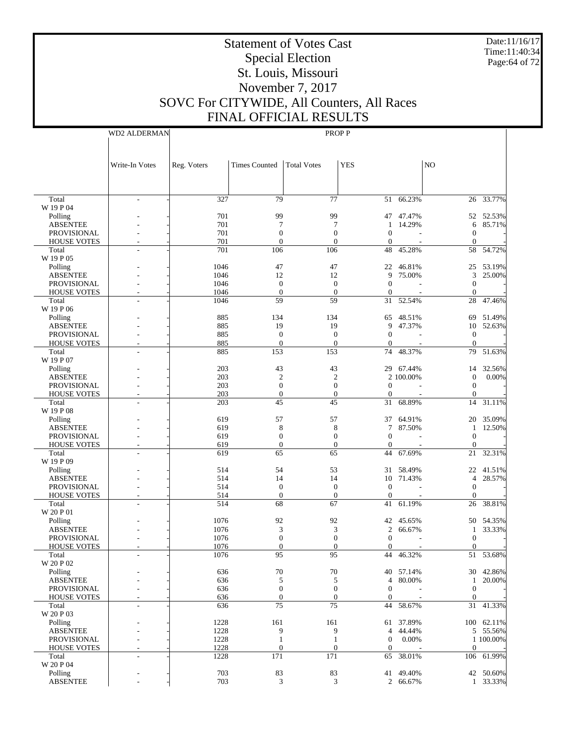# Statement of Votes Cast
## Special Election
## St. Louis, Missouri
## November 7, 2017
## SOVC For CITYWIDE, All Counters, All Races
## FINAL OFFICIAL RESULTS

Date:11/16/17
Time:11:40:34

| | WD2 ALDERMAN | PROP P | | | | | | |
|---|---|---|---|---|---|---|---|---|
| | Write-In Votes | Reg. Voters | Times Counted | Total Votes | YES | | NO | |
| Total | - | 327 | 79 | 77 | 51 | 66.23% | 26 | 33.77% |
| W 19 P 04 | | | | | | | | |
| Polling | - | 701 | 99 | 99 | 47 | 47.47% | 52 | 52.53% |
| ABSENTEE | - | 701 | 7 | 7 | 1 | 14.29% | 6 | 85.71% |
| PROVISIONAL | - | 701 | 0 | 0 | 0 | - | 0 | - |
| HOUSE VOTES | - | 701 | 0 | 0 | 0 | - | 0 | - |
| Total | - | 701 | 106 | 106 | 48 | 45.28% | 58 | 54.72% |
| W 19 P 05 | | | | | | | | |
| Polling | - | 1046 | 47 | 47 | 22 | 46.81% | 25 | 53.19% |
| ABSENTEE | - | 1046 | 12 | 12 | 9 | 75.00% | 3 | 25.00% |
| PROVISIONAL | - | 1046 | 0 | 0 | 0 | - | 0 | - |
| HOUSE VOTES | - | 1046 | 0 | 0 | 0 | - | 0 | - |
| Total | - | 1046 | 59 | 59 | 31 | 52.54% | 28 | 47.46% |
| W 19 P 06 | | | | | | | | |
| Polling | - | 885 | 134 | 134 | 65 | 48.51% | 69 | 51.49% |
| ABSENTEE | - | 885 | 19 | 19 | 9 | 47.37% | 10 | 52.63% |
| PROVISIONAL | - | 885 | 0 | 0 | 0 | - | 0 | - |
| HOUSE VOTES | - | 885 | 0 | 0 | 0 | - | 0 | - |
| Total | - | 885 | 153 | 153 | 74 | 48.37% | 79 | 51.63% |
| W 19 P 07 | | | | | | | | |
| Polling | - | 203 | 43 | 43 | 29 | 67.44% | 14 | 32.56% |
| ABSENTEE | - | 203 | 2 | 2 | 2 | 100.00% | 0 | 0.00% |
| PROVISIONAL | - | 203 | 0 | 0 | 0 | - | 0 | - |
| HOUSE VOTES | - | 203 | 0 | 0 | 0 | - | 0 | - |
| Total | - | 203 | 45 | 45 | 31 | 68.89% | 14 | 31.11% |
| W 19 P 08 | | | | | | | | |
| Polling | - | 619 | 57 | 57 | 37 | 64.91% | 20 | 35.09% |
| ABSENTEE | - | 619 | 8 | 8 | 7 | 87.50% | 1 | 12.50% |
| PROVISIONAL | - | 619 | 0 | 0 | 0 | - | 0 | - |
| HOUSE VOTES | - | 619 | 0 | 0 | 0 | - | 0 | - |
| Total | - | 619 | 65 | 65 | 44 | 67.69% | 21 | 32.31% |
| W 19 P 09 | | | | | | | | |
| Polling | - | 514 | 54 | 53 | 31 | 58.49% | 22 | 41.51% |
| ABSENTEE | - | 514 | 14 | 14 | 10 | 71.43% | 4 | 28.57% |
| PROVISIONAL | - | 514 | 0 | 0 | 0 | - | 0 | - |
| HOUSE VOTES | - | 514 | 0 | 0 | 0 | - | 0 | - |
| Total | - | 514 | 68 | 67 | 41 | 61.19% | 26 | 38.81% |
| W 20 P 01 | | | | | | | | |
| Polling | - | 1076 | 92 | 92 | 42 | 45.65% | 50 | 54.35% |
| ABSENTEE | - | 1076 | 3 | 3 | 2 | 66.67% | 1 | 33.33% |
| PROVISIONAL | - | 1076 | 0 | 0 | 0 | - | 0 | - |
| HOUSE VOTES | - | 1076 | 0 | 0 | 0 | - | 0 | - |
| Total | - | 1076 | 95 | 95 | 44 | 46.32% | 51 | 53.68% |
| W 20 P 02 | | | | | | | | |
| Polling | - | 636 | 70 | 70 | 40 | 57.14% | 30 | 42.86% |
| ABSENTEE | - | 636 | 5 | 5 | 4 | 80.00% | 1 | 20.00% |
| PROVISIONAL | - | 636 | 0 | 0 | 0 | - | 0 | - |
| HOUSE VOTES | - | 636 | 0 | 0 | 0 | - | 0 | - |
| Total | - | 636 | 75 | 75 | 44 | 58.67% | 31 | 41.33% |
| W 20 P 03 | | | | | | | | |
| Polling | - | 1228 | 161 | 161 | 61 | 37.89% | 100 | 62.11% |
| ABSENTEE | - | 1228 | 9 | 9 | 4 | 44.44% | 5 | 55.56% |
| PROVISIONAL | - | 1228 | 1 | 1 | 0 | 0.00% | 1 | 100.00% |
| HOUSE VOTES | - | 1228 | 0 | 0 | 0 | - | 0 | - |
| Total | - | 1228 | 171 | 171 | 65 | 38.01% | 106 | 61.99% |
| W 20 P 04 | | | | | | | | |
| Polling | - | 703 | 83 | 83 | 41 | 49.40% | 42 | 50.60% |
| ABSENTEE | - | 703 | 3 | 3 | 2 | 66.67% | 1 | 33.33% |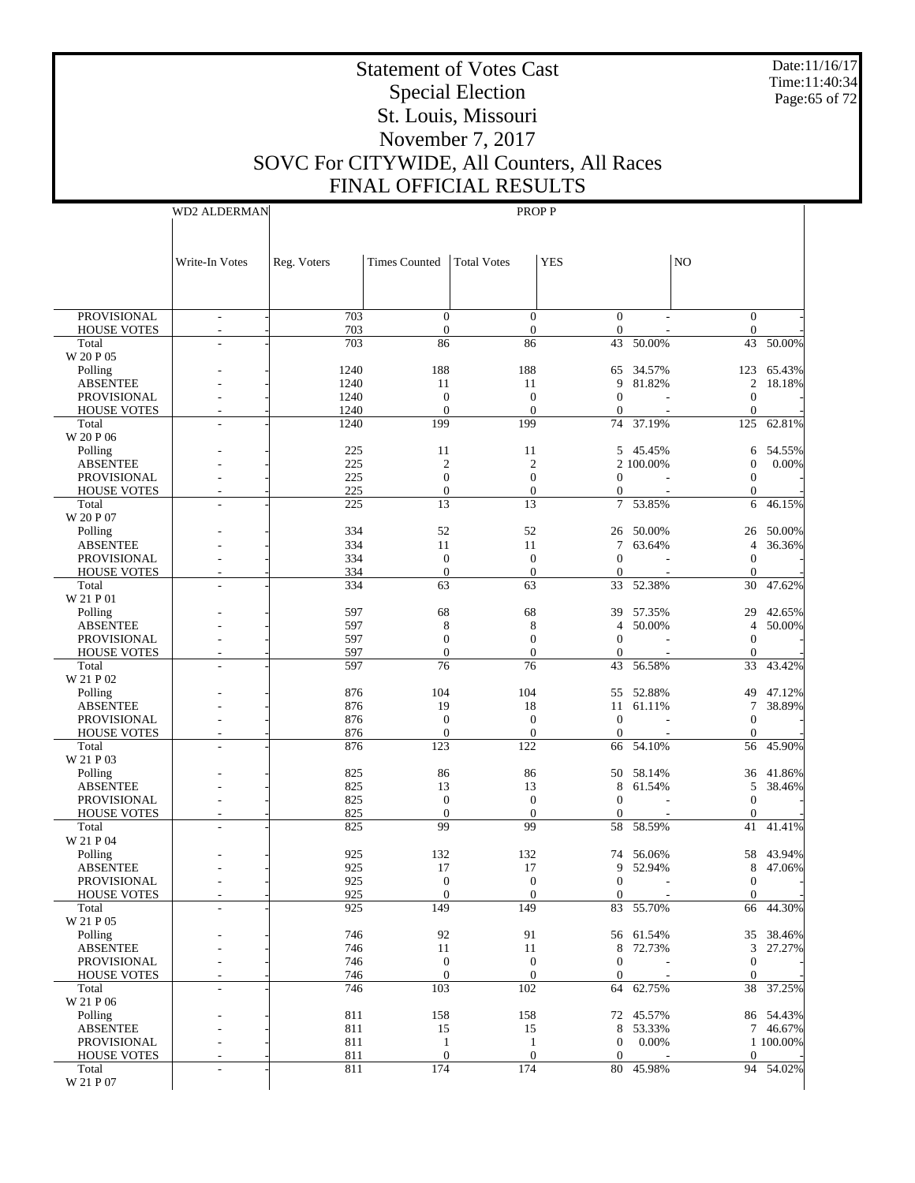# Statement of Votes Cast
## Special Election
## St. Louis, Missouri
## November 7, 2017
## SOVC For CITYWIDE, All Counters, All Races
## FINAL OFFICIAL RESULTS

Date:11/16/17
Time:11:40:34
Page:65 of 72

| | WD2 ALDERMAN | PROP P | | | | | | |
|---|---|---|---|---|---|---|---|---|
| | Write-In Votes | Reg. Voters | Times Counted | Total Votes | YES | | NO | |
| PROVISIONAL | - | 703 | 0 | 0 | 0 | - | 0 | - |
| HOUSE VOTES | - | 703 | 0 | 0 | 0 | - | 0 | - |
| Total | - | 703 | 86 | 86 | 43 | 50.00% | 43 | 50.00% |
| W 20 P 05 | | | | | | | | |
| Polling | - | 1240 | 188 | 188 | 65 | 34.57% | 123 | 65.43% |
| ABSENTEE | - | 1240 | 11 | 11 | 9 | 81.82% | 2 | 18.18% |
| PROVISIONAL | - | 1240 | 0 | 0 | 0 | - | 0 | - |
| HOUSE VOTES | - | 1240 | 0 | 0 | 0 | - | 0 | - |
| Total | - | 1240 | 199 | 199 | 74 | 37.19% | 125 | 62.81% |
| W 20 P 06 | | | | | | | | |
| Polling | - | 225 | 11 | 11 | 5 | 45.45% | 6 | 54.55% |
| ABSENTEE | - | 225 | 2 | 2 | 2 | 100.00% | 0 | 0.00% |
| PROVISIONAL | - | 225 | 0 | 0 | 0 | - | 0 | - |
| HOUSE VOTES | - | 225 | 0 | 0 | 0 | - | 0 | - |
| Total | - | 225 | 13 | 13 | 7 | 53.85% | 6 | 46.15% |
| W 20 P 07 | | | | | | | | |
| Polling | - | 334 | 52 | 52 | 26 | 50.00% | 26 | 50.00% |
| ABSENTEE | - | 334 | 11 | 11 | 7 | 63.64% | 4 | 36.36% |
| PROVISIONAL | - | 334 | 0 | 0 | 0 | - | 0 | - |
| HOUSE VOTES | - | 334 | 0 | 0 | 0 | - | 0 | - |
| Total | - | 334 | 63 | 63 | 33 | 52.38% | 30 | 47.62% |
| W 21 P 01 | | | | | | | | |
| Polling | - | 597 | 68 | 68 | 39 | 57.35% | 29 | 42.65% |
| ABSENTEE | - | 597 | 8 | 8 | 4 | 50.00% | 4 | 50.00% |
| PROVISIONAL | - | 597 | 0 | 0 | 0 | - | 0 | - |
| HOUSE VOTES | - | 597 | 0 | 0 | 0 | - | 0 | - |
| Total | - | 597 | 76 | 76 | 43 | 56.58% | 33 | 43.42% |
| W 21 P 02 | | | | | | | | |
| Polling | - | 876 | 104 | 104 | 55 | 52.88% | 49 | 47.12% |
| ABSENTEE | - | 876 | 19 | 18 | 11 | 61.11% | 7 | 38.89% |
| PROVISIONAL | - | 876 | 0 | 0 | 0 | - | 0 | - |
| HOUSE VOTES | - | 876 | 0 | 0 | 0 | - | 0 | - |
| Total | - | 876 | 123 | 122 | 66 | 54.10% | 56 | 45.90% |
| W 21 P 03 | | | | | | | | |
| Polling | - | 825 | 86 | 86 | 50 | 58.14% | 36 | 41.86% |
| ABSENTEE | - | 825 | 13 | 13 | 8 | 61.54% | 5 | 38.46% |
| PROVISIONAL | - | 825 | 0 | 0 | 0 | - | 0 | - |
| HOUSE VOTES | - | 825 | 0 | 0 | 0 | - | 0 | - |
| Total | - | 825 | 99 | 99 | 58 | 58.59% | 41 | 41.41% |
| W 21 P 04 | | | | | | | | |
| Polling | - | 925 | 132 | 132 | 74 | 56.06% | 58 | 43.94% |
| ABSENTEE | - | 925 | 17 | 17 | 9 | 52.94% | 8 | 47.06% |
| PROVISIONAL | - | 925 | 0 | 0 | 0 | - | 0 | - |
| HOUSE VOTES | - | 925 | 0 | 0 | 0 | - | 0 | - |
| Total | - | 925 | 149 | 149 | 83 | 55.70% | 66 | 44.30% |
| W 21 P 05 | | | | | | | | |
| Polling | - | 746 | 92 | 91 | 56 | 61.54% | 35 | 38.46% |
| ABSENTEE | - | 746 | 11 | 11 | 8 | 72.73% | 3 | 27.27% |
| PROVISIONAL | - | 746 | 0 | 0 | 0 | - | 0 | - |
| HOUSE VOTES | - | 746 | 0 | 0 | 0 | - | 0 | - |
| Total | - | 746 | 103 | 102 | 64 | 62.75% | 38 | 37.25% |
| W 21 P 06 | | | | | | | | |
| Polling | - | 811 | 158 | 158 | 72 | 45.57% | 86 | 54.43% |
| ABSENTEE | - | 811 | 15 | 15 | 8 | 53.33% | 7 | 46.67% |
| PROVISIONAL | - | 811 | 1 | 1 | 0 | 0.00% | 1 | 100.00% |
| HOUSE VOTES | - | 811 | 0 | 0 | 0 | - | 0 | - |
| Total | - | 811 | 174 | 174 | 80 | 45.98% | 94 | 54.02% |
| W 21 P 07 | | | | | | | | |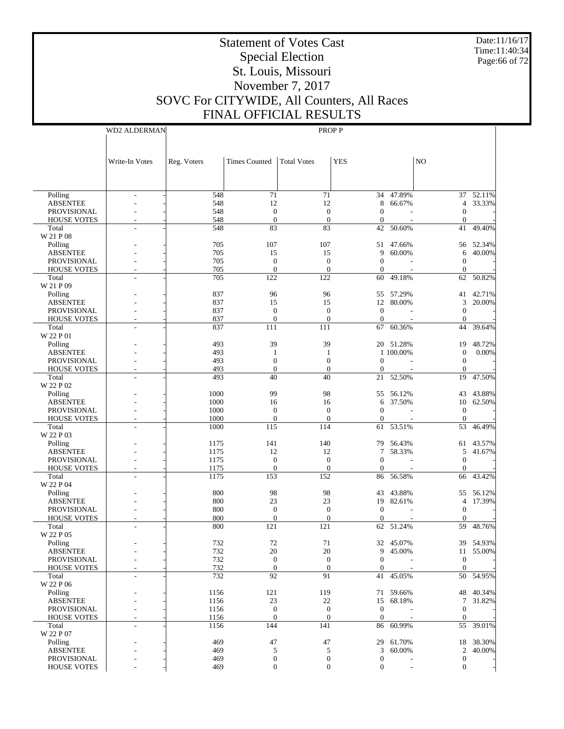# Statement of Votes Cast
## Special Election
## St. Louis, Missouri
## November 7, 2017
## SOVC For CITYWIDE, All Counters, All Races
## FINAL OFFICIAL RESULTS

Date:11/16/17
Time:11:40:34

| | WD2 ALDERMAN | PROP P | | | | | | |
|---|---|---|---|---|---|---|---|---|
| | Write-In Votes | Reg. Voters | Times Counted | Total Votes | YES | | NO | |
| Polling | - | 548 | 71 | 71 | 34 | 47.89% | 37 | 52.11% |
| ABSENTEE | - | 548 | 12 | 12 | 8 | 66.67% | 4 | 33.33% |
| PROVISIONAL | - | 548 | 0 | 0 | 0 | - | 0 | - |
| HOUSE VOTES | - | 548 | 0 | 0 | 0 | - | 0 | - |
| Total | - | 548 | 83 | 83 | 42 | 50.60% | 41 | 49.40% |
| W 21 P 08 | | | | | | | | |
| Polling | - | 705 | 107 | 107 | 51 | 47.66% | 56 | 52.34% |
| ABSENTEE | - | 705 | 15 | 15 | 9 | 60.00% | 6 | 40.00% |
| PROVISIONAL | - | 705 | 0 | 0 | 0 | - | 0 | - |
| HOUSE VOTES | - | 705 | 0 | 0 | 0 | - | 0 | - |
| Total | - | 705 | 122 | 122 | 60 | 49.18% | 62 | 50.82% |
| W 21 P 09 | | | | | | | | |
| Polling | - | 837 | 96 | 96 | 55 | 57.29% | 41 | 42.71% |
| ABSENTEE | - | 837 | 15 | 15 | 12 | 80.00% | 3 | 20.00% |
| PROVISIONAL | - | 837 | 0 | 0 | 0 | - | 0 | - |
| HOUSE VOTES | - | 837 | 0 | 0 | 0 | - | 0 | - |
| Total | - | 837 | 111 | 111 | 67 | 60.36% | 44 | 39.64% |
| W 22 P 01 | | | | | | | | |
| Polling | - | 493 | 39 | 39 | 20 | 51.28% | 19 | 48.72% |
| ABSENTEE | - | 493 | 1 | 1 | 1 | 100.00% | 0 | 0.00% |
| PROVISIONAL | - | 493 | 0 | 0 | 0 | - | 0 | - |
| HOUSE VOTES | - | 493 | 0 | 0 | 0 | - | 0 | - |
| Total | - | 493 | 40 | 40 | 21 | 52.50% | 19 | 47.50% |
| W 22 P 02 | | | | | | | | |
| Polling | - | 1000 | 99 | 98 | 55 | 56.12% | 43 | 43.88% |
| ABSENTEE | - | 1000 | 16 | 16 | 6 | 37.50% | 10 | 62.50% |
| PROVISIONAL | - | 1000 | 0 | 0 | 0 | - | 0 | - |
| HOUSE VOTES | - | 1000 | 0 | 0 | 0 | - | 0 | - |
| Total | - | 1000 | 115 | 114 | 61 | 53.51% | 53 | 46.49% |
| W 22 P 03 | | | | | | | | |
| Polling | - | 1175 | 141 | 140 | 79 | 56.43% | 61 | 43.57% |
| ABSENTEE | - | 1175 | 12 | 12 | 7 | 58.33% | 5 | 41.67% |
| PROVISIONAL | - | 1175 | 0 | 0 | 0 | - | 0 | - |
| HOUSE VOTES | - | 1175 | 0 | 0 | 0 | - | 0 | - |
| Total | - | 1175 | 153 | 152 | 86 | 56.58% | 66 | 43.42% |
| W 22 P 04 | | | | | | | | |
| Polling | - | 800 | 98 | 98 | 43 | 43.88% | 55 | 56.12% |
| ABSENTEE | - | 800 | 23 | 23 | 19 | 82.61% | 4 | 17.39% |
| PROVISIONAL | - | 800 | 0 | 0 | 0 | - | 0 | - |
| HOUSE VOTES | - | 800 | 0 | 0 | 0 | - | 0 | - |
| Total | - | 800 | 121 | 121 | 62 | 51.24% | 59 | 48.76% |
| W 22 P 05 | | | | | | | | |
| Polling | - | 732 | 72 | 71 | 32 | 45.07% | 39 | 54.93% |
| ABSENTEE | - | 732 | 20 | 20 | 9 | 45.00% | 11 | 55.00% |
| PROVISIONAL | - | 732 | 0 | 0 | 0 | - | 0 | - |
| HOUSE VOTES | - | 732 | 0 | 0 | 0 | - | 0 | - |
| Total | - | 732 | 92 | 91 | 41 | 45.05% | 50 | 54.95% |
| W 22 P 06 | | | | | | | | |
| Polling | - | 1156 | 121 | 119 | 71 | 59.66% | 48 | 40.34% |
| ABSENTEE | - | 1156 | 23 | 22 | 15 | 68.18% | 7 | 31.82% |
| PROVISIONAL | - | 1156 | 0 | 0 | 0 | - | 0 | - |
| HOUSE VOTES | - | 1156 | 0 | 0 | 0 | - | 0 | - |
| Total | - | 1156 | 144 | 141 | 86 | 60.99% | 55 | 39.01% |
| W 22 P 07 | | | | | | | | |
| Polling | - | 469 | 47 | 47 | 29 | 61.70% | 18 | 38.30% |
| ABSENTEE | - | 469 | 5 | 5 | 3 | 60.00% | 2 | 40.00% |
| PROVISIONAL | - | 469 | 0 | 0 | 0 | - | 0 | - |
| HOUSE VOTES | - | 469 | 0 | 0 | 0 | - | 0 | - |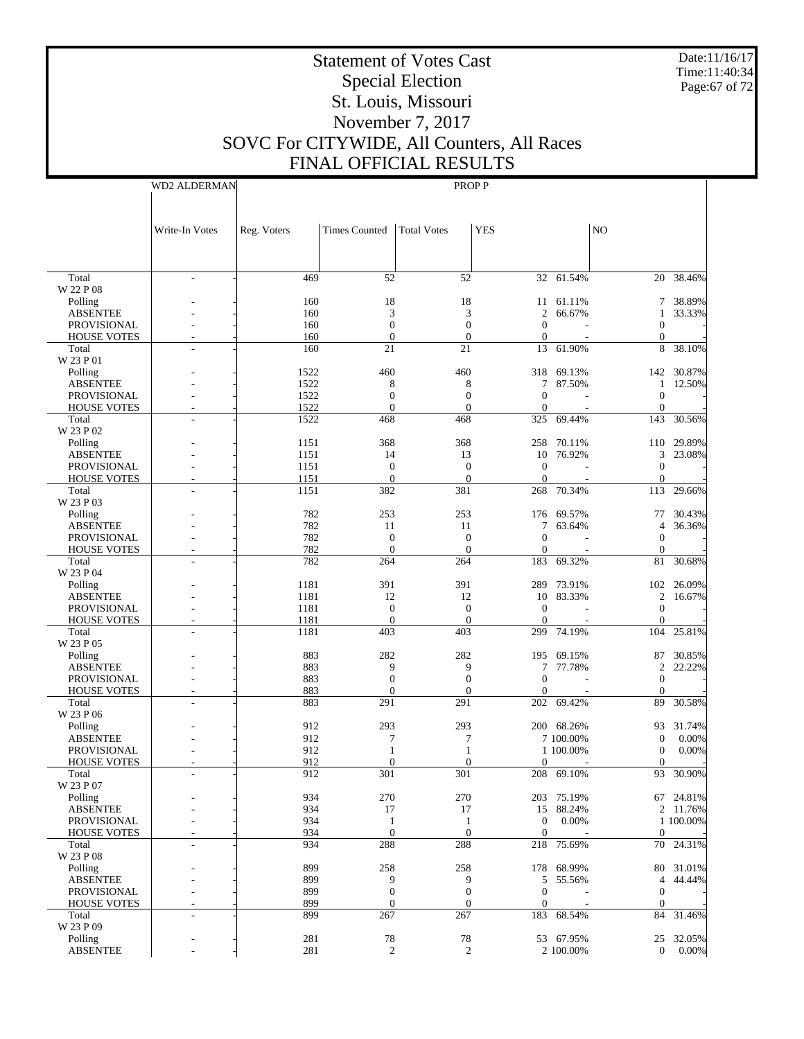# Statement of Votes Cast
## Special Election
## St. Louis, Missouri
## November 7, 2017
## SOVC For CITYWIDE, All Counters, All Races
## FINAL OFFICIAL RESULTS

Date:11/16/17
Time:11:40:34
Page:67 of 72

| | WD2 ALDERMAN | | PROP P | | | | | | |
|---|---|---|---|---|---|---|---|---|---|
| | Write-In Votes | | Reg. Voters | Times Counted | Total Votes | YES | | NO | |
| Total | - | - | 469 | 52 | 52 | 32 | 61.54% | 20 | 38.46% |
| W 22 P 08 | | | | | | | | | |
| Polling | - | - | 160 | 18 | 18 | 11 | 61.11% | 7 | 38.89% |
| ABSENTEE | - | - | 160 | 3 | 3 | 2 | 66.67% | 1 | 33.33% |
| PROVISIONAL | - | - | 160 | 0 | 0 | 0 | - | 0 | - |
| HOUSE VOTES | - | - | 160 | 0 | 0 | 0 | - | 0 | - |
| Total | - | - | 160 | 21 | 21 | 13 | 61.90% | 8 | 38.10% |
| W 23 P 01 | | | | | | | | | |
| Polling | - | - | 1522 | 460 | 460 | 318 | 69.13% | 142 | 30.87% |
| ABSENTEE | - | - | 1522 | 8 | 8 | 7 | 87.50% | 1 | 12.50% |
| PROVISIONAL | - | - | 1522 | 0 | 0 | 0 | - | 0 | - |
| HOUSE VOTES | - | - | 1522 | 0 | 0 | 0 | - | 0 | - |
| Total | - | - | 1522 | 468 | 468 | 325 | 69.44% | 143 | 30.56% |
| W 23 P 02 | | | | | | | | | |
| Polling | - | - | 1151 | 368 | 368 | 258 | 70.11% | 110 | 29.89% |
| ABSENTEE | - | - | 1151 | 14 | 13 | 10 | 76.92% | 3 | 23.08% |
| PROVISIONAL | - | - | 1151 | 0 | 0 | 0 | - | 0 | - |
| HOUSE VOTES | - | - | 1151 | 0 | 0 | 0 | - | 0 | - |
| Total | - | - | 1151 | 382 | 381 | 268 | 70.34% | 113 | 29.66% |
| W 23 P 03 | | | | | | | | | |
| Polling | - | - | 782 | 253 | 253 | 176 | 69.57% | 77 | 30.43% |
| ABSENTEE | - | - | 782 | 11 | 11 | 7 | 63.64% | 4 | 36.36% |
| PROVISIONAL | - | - | 782 | 0 | 0 | 0 | - | 0 | - |
| HOUSE VOTES | - | - | 782 | 0 | 0 | 0 | - | 0 | - |
| Total | - | - | 782 | 264 | 264 | 183 | 69.32% | 81 | 30.68% |
| W 23 P 04 | | | | | | | | | |
| Polling | - | - | 1181 | 391 | 391 | 289 | 73.91% | 102 | 26.09% |
| ABSENTEE | - | - | 1181 | 12 | 12 | 10 | 83.33% | 2 | 16.67% |
| PROVISIONAL | - | - | 1181 | 0 | 0 | 0 | - | 0 | - |
| HOUSE VOTES | - | - | 1181 | 0 | 0 | 0 | - | 0 | - |
| Total | - | - | 1181 | 403 | 403 | 299 | 74.19% | 104 | 25.81% |
| W 23 P 05 | | | | | | | | | |
| Polling | - | - | 883 | 282 | 282 | 195 | 69.15% | 87 | 30.85% |
| ABSENTEE | - | - | 883 | 9 | 9 | 7 | 77.78% | 2 | 22.22% |
| PROVISIONAL | - | - | 883 | 0 | 0 | 0 | - | 0 | - |
| HOUSE VOTES | - | - | 883 | 0 | 0 | 0 | - | 0 | - |
| Total | - | - | 883 | 291 | 291 | 202 | 69.42% | 89 | 30.58% |
| W 23 P 06 | | | | | | | | | |
| Polling | - | - | 912 | 293 | 293 | 200 | 68.26% | 93 | 31.74% |
| ABSENTEE | - | - | 912 | 7 | 7 | 7 | 100.00% | 0 | 0.00% |
| PROVISIONAL | - | - | 912 | 1 | 1 | 1 | 100.00% | 0 | 0.00% |
| HOUSE VOTES | - | - | 912 | 0 | 0 | 0 | - | 0 | - |
| Total | - | - | 912 | 301 | 301 | 208 | 69.10% | 93 | 30.90% |
| W 23 P 07 | | | | | | | | | |
| Polling | - | - | 934 | 270 | 270 | 203 | 75.19% | 67 | 24.81% |
| ABSENTEE | - | - | 934 | 17 | 17 | 15 | 88.24% | 2 | 11.76% |
| PROVISIONAL | - | - | 934 | 1 | 1 | 0 | 0.00% | 1 | 100.00% |
| HOUSE VOTES | - | - | 934 | 0 | 0 | 0 | - | 0 | - |
| Total | - | - | 934 | 288 | 288 | 218 | 75.69% | 70 | 24.31% |
| W 23 P 08 | | | | | | | | | |
| Polling | - | - | 899 | 258 | 258 | 178 | 68.99% | 80 | 31.01% |
| ABSENTEE | - | - | 899 | 9 | 9 | 5 | 55.56% | 4 | 44.44% |
| PROVISIONAL | - | - | 899 | 0 | 0 | 0 | - | 0 | - |
| HOUSE VOTES | - | - | 899 | 0 | 0 | 0 | - | 0 | - |
| Total | - | - | 899 | 267 | 267 | 183 | 68.54% | 84 | 31.46% |
| W 23 P 09 | | | | | | | | | |
| Polling | - | - | 281 | 78 | 78 | 53 | 67.95% | 25 | 32.05% |
| ABSENTEE | - | - | 281 | 2 | 2 | 2 | 100.00% | 0 | 0.00% |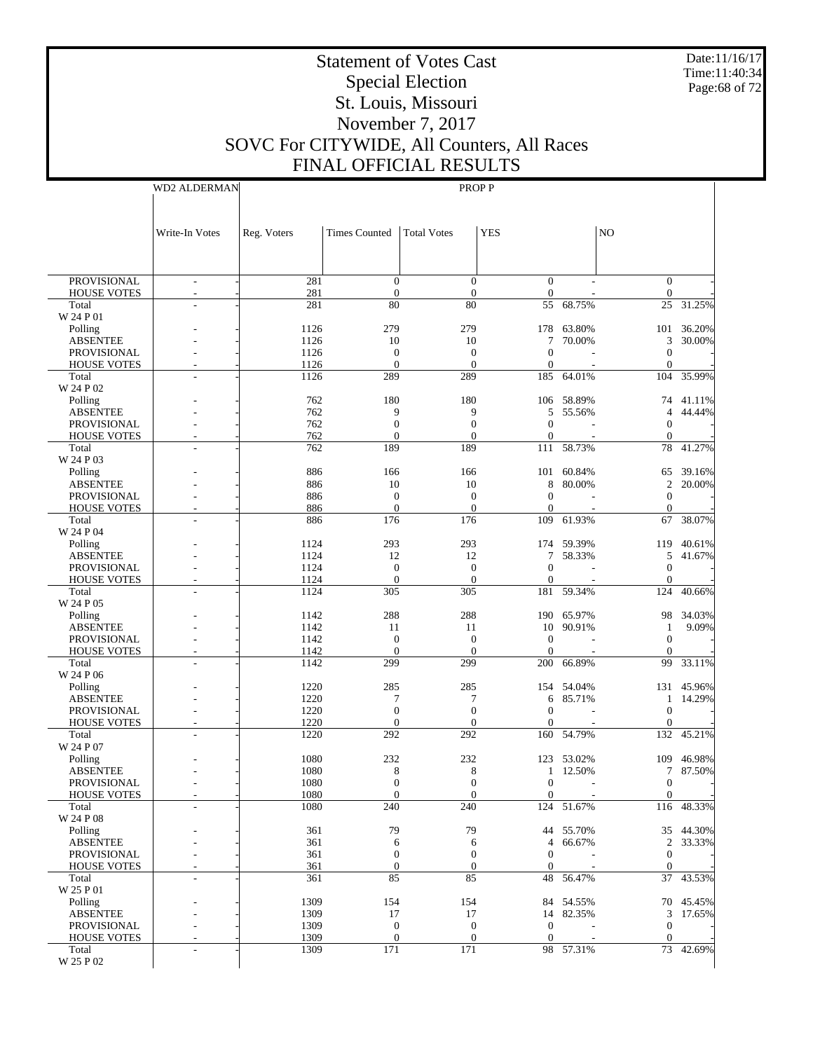# Statement of Votes Cast
## Special Election
## St. Louis, Missouri
## November 7, 2017
## SOVC For CITYWIDE, All Counters, All Races
## FINAL OFFICIAL RESULTS

Date:11/16/17
Time:11:40:34

| | WD2 ALDERMAN | PROP P | | | | | | |
|---|---|---|---|---|---|---|---|---|
| | Write-In Votes | Reg. Voters | Times Counted | Total Votes | YES | | NO | |
| PROVISIONAL | - | 281 | 0 | 0 | 0 | - | 0 | - |
| HOUSE VOTES | - | 281 | 0 | 0 | 0 | - | 0 | - |
| Total | - | 281 | 80 | 80 | 55 | 68.75% | 25 | 31.25% |
| W 24 P 01 | | | | | | | | |
| Polling | - | 1126 | 279 | 279 | 178 | 63.80% | 101 | 36.20% |
| ABSENTEE | - | 1126 | 10 | 10 | 7 | 70.00% | 3 | 30.00% |
| PROVISIONAL | - | 1126 | 0 | 0 | 0 | - | 0 | - |
| HOUSE VOTES | - | 1126 | 0 | 0 | 0 | - | 0 | - |
| Total | - | 1126 | 289 | 289 | 185 | 64.01% | 104 | 35.99% |
| W 24 P 02 | | | | | | | | |
| Polling | - | 762 | 180 | 180 | 106 | 58.89% | 74 | 41.11% |
| ABSENTEE | - | 762 | 9 | 9 | 5 | 55.56% | 4 | 44.44% |
| PROVISIONAL | - | 762 | 0 | 0 | 0 | - | 0 | - |
| HOUSE VOTES | - | 762 | 0 | 0 | 0 | - | 0 | - |
| Total | - | 762 | 189 | 189 | 111 | 58.73% | 78 | 41.27% |
| W 24 P 03 | | | | | | | | |
| Polling | - | 886 | 166 | 166 | 101 | 60.84% | 65 | 39.16% |
| ABSENTEE | - | 886 | 10 | 10 | 8 | 80.00% | 2 | 20.00% |
| PROVISIONAL | - | 886 | 0 | 0 | 0 | - | 0 | - |
| HOUSE VOTES | - | 886 | 0 | 0 | 0 | - | 0 | - |
| Total | - | 886 | 176 | 176 | 109 | 61.93% | 67 | 38.07% |
| W 24 P 04 | | | | | | | | |
| Polling | - | 1124 | 293 | 293 | 174 | 59.39% | 119 | 40.61% |
| ABSENTEE | - | 1124 | 12 | 12 | 7 | 58.33% | 5 | 41.67% |
| PROVISIONAL | - | 1124 | 0 | 0 | 0 | - | 0 | - |
| HOUSE VOTES | - | 1124 | 0 | 0 | 0 | - | 0 | - |
| Total | - | 1124 | 305 | 305 | 181 | 59.34% | 124 | 40.66% |
| W 24 P 05 | | | | | | | | |
| Polling | - | 1142 | 288 | 288 | 190 | 65.97% | 98 | 34.03% |
| ABSENTEE | - | 1142 | 11 | 11 | 10 | 90.91% | 1 | 9.09% |
| PROVISIONAL | - | 1142 | 0 | 0 | 0 | - | 0 | - |
| HOUSE VOTES | - | 1142 | 0 | 0 | 0 | - | 0 | - |
| Total | - | 1142 | 299 | 299 | 200 | 66.89% | 99 | 33.11% |
| W 24 P 06 | | | | | | | | |
| Polling | - | 1220 | 285 | 285 | 154 | 54.04% | 131 | 45.96% |
| ABSENTEE | - | 1220 | 7 | 7 | 6 | 85.71% | 1 | 14.29% |
| PROVISIONAL | - | 1220 | 0 | 0 | 0 | - | 0 | - |
| HOUSE VOTES | - | 1220 | 0 | 0 | 0 | - | 0 | - |
| Total | - | 1220 | 292 | 292 | 160 | 54.79% | 132 | 45.21% |
| W 24 P 07 | | | | | | | | |
| Polling | - | 1080 | 232 | 232 | 123 | 53.02% | 109 | 46.98% |
| ABSENTEE | - | 1080 | 8 | 8 | 1 | 12.50% | 7 | 87.50% |
| PROVISIONAL | - | 1080 | 0 | 0 | 0 | - | 0 | - |
| HOUSE VOTES | - | 1080 | 0 | 0 | 0 | - | 0 | - |
| Total | - | 1080 | 240 | 240 | 124 | 51.67% | 116 | 48.33% |
| W 24 P 08 | | | | | | | | |
| Polling | - | 361 | 79 | 79 | 44 | 55.70% | 35 | 44.30% |
| ABSENTEE | - | 361 | 6 | 6 | 4 | 66.67% | 2 | 33.33% |
| PROVISIONAL | - | 361 | 0 | 0 | 0 | - | 0 | - |
| HOUSE VOTES | - | 361 | 0 | 0 | 0 | - | 0 | - |
| Total | - | 361 | 85 | 85 | 48 | 56.47% | 37 | 43.53% |
| W 25 P 01 | | | | | | | | |
| Polling | - | 1309 | 154 | 154 | 84 | 54.55% | 70 | 45.45% |
| ABSENTEE | - | 1309 | 17 | 17 | 14 | 82.35% | 3 | 17.65% |
| PROVISIONAL | - | 1309 | 0 | 0 | 0 | - | 0 | - |
| HOUSE VOTES | - | 1309 | 0 | 0 | 0 | - | 0 | - |
| Total | - | 1309 | 171 | 171 | 98 | 57.31% | 73 | 42.69% |
| W 25 P 02 | | | | | | | | |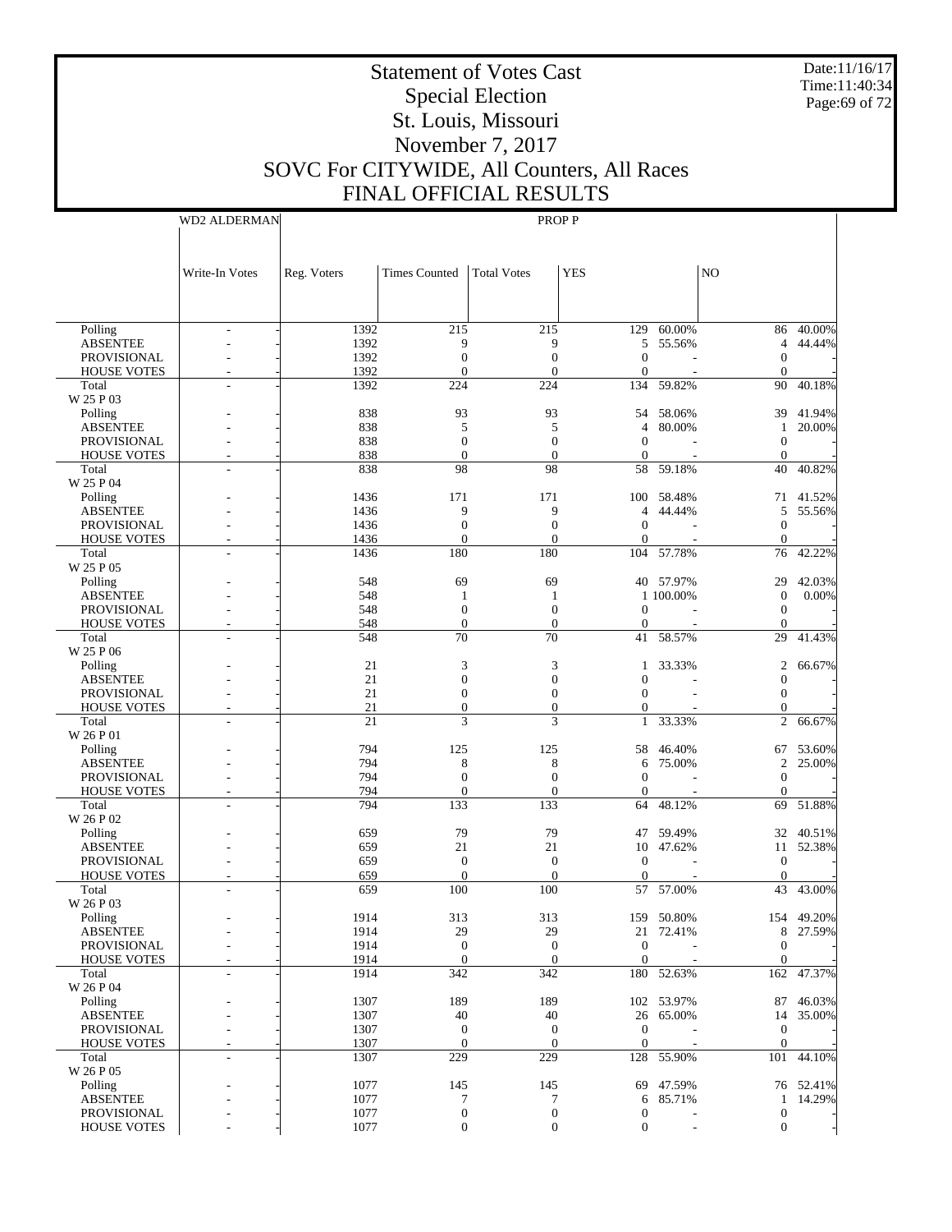# Statement of Votes Cast
## Special Election
## St. Louis, Missouri
## November 7, 2017
## SOVC For CITYWIDE, All Counters, All Races
## FINAL OFFICIAL RESULTS

Date:11/16/17
Time:11:40:34

| | WD2 ALDERMAN | PROP P | | | | | | |
|---|---|---|---|---|---|---|---|---|
| | Write-In Votes | Reg. Voters | Times Counted | Total Votes | YES | | NO | |
| Polling | - | 1392 | 215 | 215 | 129 | 60.00% | 86 | 40.00% |
| ABSENTEE | - | 1392 | 9 | 9 | 5 | 55.56% | 4 | 44.44% |
| PROVISIONAL | - | 1392 | 0 | 0 | 0 | - | 0 | - |
| HOUSE VOTES | - | 1392 | 0 | 0 | 0 | - | 0 | - |
| Total | - | 1392 | 224 | 224 | 134 | 59.82% | 90 | 40.18% |
| W 25 P 03 | | | | | | | | |
| Polling | - | 838 | 93 | 93 | 54 | 58.06% | 39 | 41.94% |
| ABSENTEE | - | 838 | 5 | 5 | 4 | 80.00% | 1 | 20.00% |
| PROVISIONAL | - | 838 | 0 | 0 | 0 | - | 0 | - |
| HOUSE VOTES | - | 838 | 0 | 0 | 0 | - | 0 | - |
| Total | - | 838 | 98 | 98 | 58 | 59.18% | 40 | 40.82% |
| W 25 P 04 | | | | | | | | |
| Polling | - | 1436 | 171 | 171 | 100 | 58.48% | 71 | 41.52% |
| ABSENTEE | - | 1436 | 9 | 9 | 4 | 44.44% | 5 | 55.56% |
| PROVISIONAL | - | 1436 | 0 | 0 | 0 | - | 0 | - |
| HOUSE VOTES | - | 1436 | 0 | 0 | 0 | - | 0 | - |
| Total | - | 1436 | 180 | 180 | 104 | 57.78% | 76 | 42.22% |
| W 25 P 05 | | | | | | | | |
| Polling | - | 548 | 69 | 69 | 40 | 57.97% | 29 | 42.03% |
| ABSENTEE | - | 548 | 1 | 1 | 1 | 100.00% | 0 | 0.00% |
| PROVISIONAL | - | 548 | 0 | 0 | 0 | - | 0 | - |
| HOUSE VOTES | - | 548 | 0 | 0 | 0 | - | 0 | - |
| Total | - | 548 | 70 | 70 | 41 | 58.57% | 29 | 41.43% |
| W 25 P 06 | | | | | | | | |
| Polling | - | 21 | 3 | 3 | 1 | 33.33% | 2 | 66.67% |
| ABSENTEE | - | 21 | 0 | 0 | 0 | - | 0 | - |
| PROVISIONAL | - | 21 | 0 | 0 | 0 | - | 0 | - |
| HOUSE VOTES | - | 21 | 0 | 0 | 0 | - | 0 | - |
| Total | - | 21 | 3 | 3 | 1 | 33.33% | 2 | 66.67% |
| W 26 P 01 | | | | | | | | |
| Polling | - | 794 | 125 | 125 | 58 | 46.40% | 67 | 53.60% |
| ABSENTEE | - | 794 | 8 | 8 | 6 | 75.00% | 2 | 25.00% |
| PROVISIONAL | - | 794 | 0 | 0 | 0 | - | 0 | - |
| HOUSE VOTES | - | 794 | 0 | 0 | 0 | - | 0 | - |
| Total | - | 794 | 133 | 133 | 64 | 48.12% | 69 | 51.88% |
| W 26 P 02 | | | | | | | | |
| Polling | - | 659 | 79 | 79 | 47 | 59.49% | 32 | 40.51% |
| ABSENTEE | - | 659 | 21 | 21 | 10 | 47.62% | 11 | 52.38% |
| PROVISIONAL | - | 659 | 0 | 0 | 0 | - | 0 | - |
| HOUSE VOTES | - | 659 | 0 | 0 | 0 | - | 0 | - |
| Total | - | 659 | 100 | 100 | 57 | 57.00% | 43 | 43.00% |
| W 26 P 03 | | | | | | | | |
| Polling | - | 1914 | 313 | 313 | 159 | 50.80% | 154 | 49.20% |
| ABSENTEE | - | 1914 | 29 | 29 | 21 | 72.41% | 8 | 27.59% |
| PROVISIONAL | - | 1914 | 0 | 0 | 0 | - | 0 | - |
| HOUSE VOTES | - | 1914 | 0 | 0 | 0 | - | 0 | - |
| Total | - | 1914 | 342 | 342 | 180 | 52.63% | 162 | 47.37% |
| W 26 P 04 | | | | | | | | |
| Polling | - | 1307 | 189 | 189 | 102 | 53.97% | 87 | 46.03% |
| ABSENTEE | - | 1307 | 40 | 40 | 26 | 65.00% | 14 | 35.00% |
| PROVISIONAL | - | 1307 | 0 | 0 | 0 | - | 0 | - |
| HOUSE VOTES | - | 1307 | 0 | 0 | 0 | - | 0 | - |
| Total | - | 1307 | 229 | 229 | 128 | 55.90% | 101 | 44.10% |
| W 26 P 05 | | | | | | | | |
| Polling | - | 1077 | 145 | 145 | 69 | 47.59% | 76 | 52.41% |
| ABSENTEE | - | 1077 | 7 | 7 | 6 | 85.71% | 1 | 14.29% |
| PROVISIONAL | - | 1077 | 0 | 0 | 0 | - | 0 | - |
| HOUSE VOTES | - | 1077 | 0 | 0 | 0 | - | 0 | - |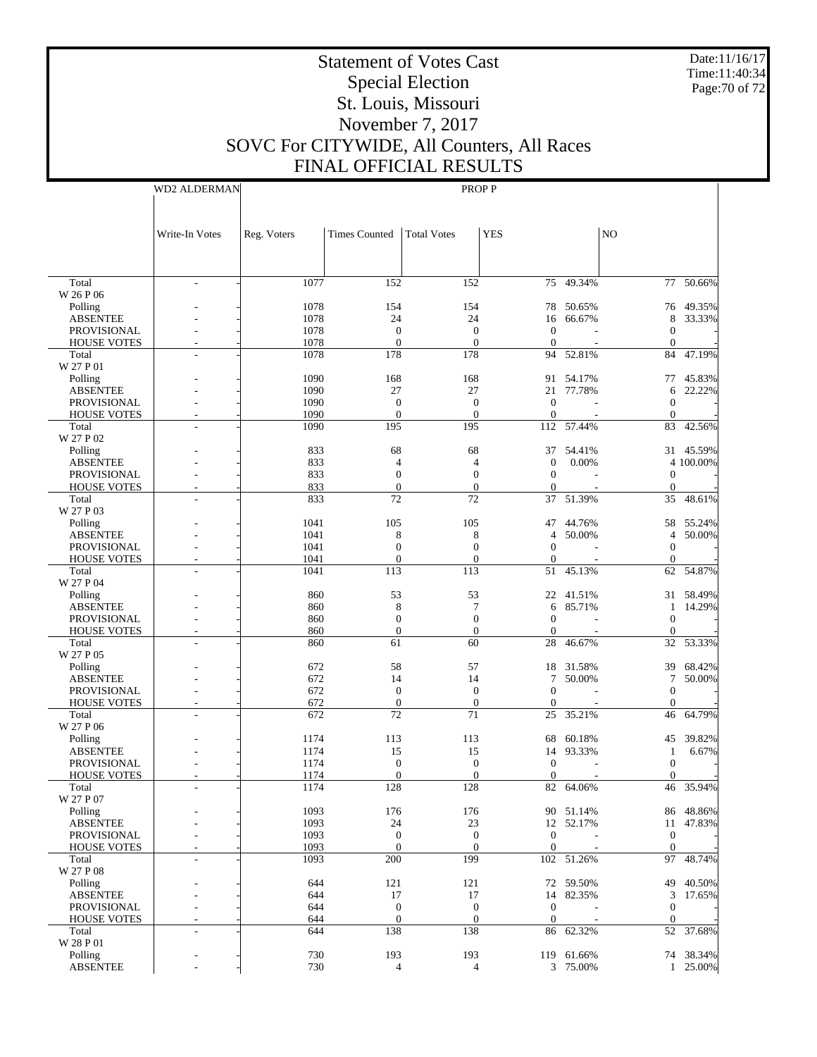# Statement of Votes Cast
## Special Election
## St. Louis, Missouri
## November 7, 2017
## SOVC For CITYWIDE, All Counters, All Races
## FINAL OFFICIAL RESULTS

Date:11/16/17
Time:11:40:34

| | WD2 ALDERMAN | PROP P | | | | | | |
|---|---|---|---|---|---|---|---|---|
| | Write-In Votes | Reg. Voters | Times Counted | Total Votes | YES | | NO | |
| Total | - | 1077 | 152 | 152 | 75 | 49.34% | 77 | 50.66% |
| W 26 P 06 | | | | | | | | |
| Polling | - | 1078 | 154 | 154 | 78 | 50.65% | 76 | 49.35% |
| ABSENTEE | - | 1078 | 24 | 24 | 16 | 66.67% | 8 | 33.33% |
| PROVISIONAL | - | 1078 | 0 | 0 | 0 | - | 0 | - |
| HOUSE VOTES | - | 1078 | 0 | 0 | 0 | - | 0 | - |
| Total | - | 1078 | 178 | 178 | 94 | 52.81% | 84 | 47.19% |
| W 27 P 01 | | | | | | | | |
| Polling | - | 1090 | 168 | 168 | 91 | 54.17% | 77 | 45.83% |
| ABSENTEE | - | 1090 | 27 | 27 | 21 | 77.78% | 6 | 22.22% |
| PROVISIONAL | - | 1090 | 0 | 0 | 0 | - | 0 | - |
| HOUSE VOTES | - | 1090 | 0 | 0 | 0 | - | 0 | - |
| Total | - | 1090 | 195 | 195 | 112 | 57.44% | 83 | 42.56% |
| W 27 P 02 | | | | | | | | |
| Polling | - | 833 | 68 | 68 | 37 | 54.41% | 31 | 45.59% |
| ABSENTEE | - | 833 | 4 | 4 | 0 | 0.00% | 4 | 100.00% |
| PROVISIONAL | - | 833 | 0 | 0 | 0 | - | 0 | - |
| HOUSE VOTES | - | 833 | 0 | 0 | 0 | - | 0 | - |
| Total | - | 833 | 72 | 72 | 37 | 51.39% | 35 | 48.61% |
| W 27 P 03 | | | | | | | | |
| Polling | - | 1041 | 105 | 105 | 47 | 44.76% | 58 | 55.24% |
| ABSENTEE | - | 1041 | 8 | 8 | 4 | 50.00% | 4 | 50.00% |
| PROVISIONAL | - | 1041 | 0 | 0 | 0 | - | 0 | - |
| HOUSE VOTES | - | 1041 | 0 | 0 | 0 | - | 0 | - |
| Total | - | 1041 | 113 | 113 | 51 | 45.13% | 62 | 54.87% |
| W 27 P 04 | | | | | | | | |
| Polling | - | 860 | 53 | 53 | 22 | 41.51% | 31 | 58.49% |
| ABSENTEE | - | 860 | 8 | 7 | 6 | 85.71% | 1 | 14.29% |
| PROVISIONAL | - | 860 | 0 | 0 | 0 | - | 0 | - |
| HOUSE VOTES | - | 860 | 0 | 0 | 0 | - | 0 | - |
| Total | - | 860 | 61 | 60 | 28 | 46.67% | 32 | 53.33% |
| W 27 P 05 | | | | | | | | |
| Polling | - | 672 | 58 | 57 | 18 | 31.58% | 39 | 68.42% |
| ABSENTEE | - | 672 | 14 | 14 | 7 | 50.00% | 7 | 50.00% |
| PROVISIONAL | - | 672 | 0 | 0 | 0 | - | 0 | - |
| HOUSE VOTES | - | 672 | 0 | 0 | 0 | - | 0 | - |
| Total | - | 672 | 72 | 71 | 25 | 35.21% | 46 | 64.79% |
| W 27 P 06 | | | | | | | | |
| Polling | - | 1174 | 113 | 113 | 68 | 60.18% | 45 | 39.82% |
| ABSENTEE | - | 1174 | 15 | 15 | 14 | 93.33% | 1 | 6.67% |
| PROVISIONAL | - | 1174 | 0 | 0 | 0 | - | 0 | - |
| HOUSE VOTES | - | 1174 | 0 | 0 | 0 | - | 0 | - |
| Total | - | 1174 | 128 | 128 | 82 | 64.06% | 46 | 35.94% |
| W 27 P 07 | | | | | | | | |
| Polling | - | 1093 | 176 | 176 | 90 | 51.14% | 86 | 48.86% |
| ABSENTEE | - | 1093 | 24 | 23 | 12 | 52.17% | 11 | 47.83% |
| PROVISIONAL | - | 1093 | 0 | 0 | 0 | - | 0 | - |
| HOUSE VOTES | - | 1093 | 0 | 0 | 0 | - | 0 | - |
| Total | - | 1093 | 200 | 199 | 102 | 51.26% | 97 | 48.74% |
| W 27 P 08 | | | | | | | | |
| Polling | - | 644 | 121 | 121 | 72 | 59.50% | 49 | 40.50% |
| ABSENTEE | - | 644 | 17 | 17 | 14 | 82.35% | 3 | 17.65% |
| PROVISIONAL | - | 644 | 0 | 0 | 0 | - | 0 | - |
| HOUSE VOTES | - | 644 | 0 | 0 | 0 | - | 0 | - |
| Total | - | 644 | 138 | 138 | 86 | 62.32% | 52 | 37.68% |
| W 28 P 01 | | | | | | | | |
| Polling | - | 730 | 193 | 193 | 119 | 61.66% | 74 | 38.34% |
| ABSENTEE | - | 730 | 4 | 4 | 3 | 75.00% | 1 | 25.00% |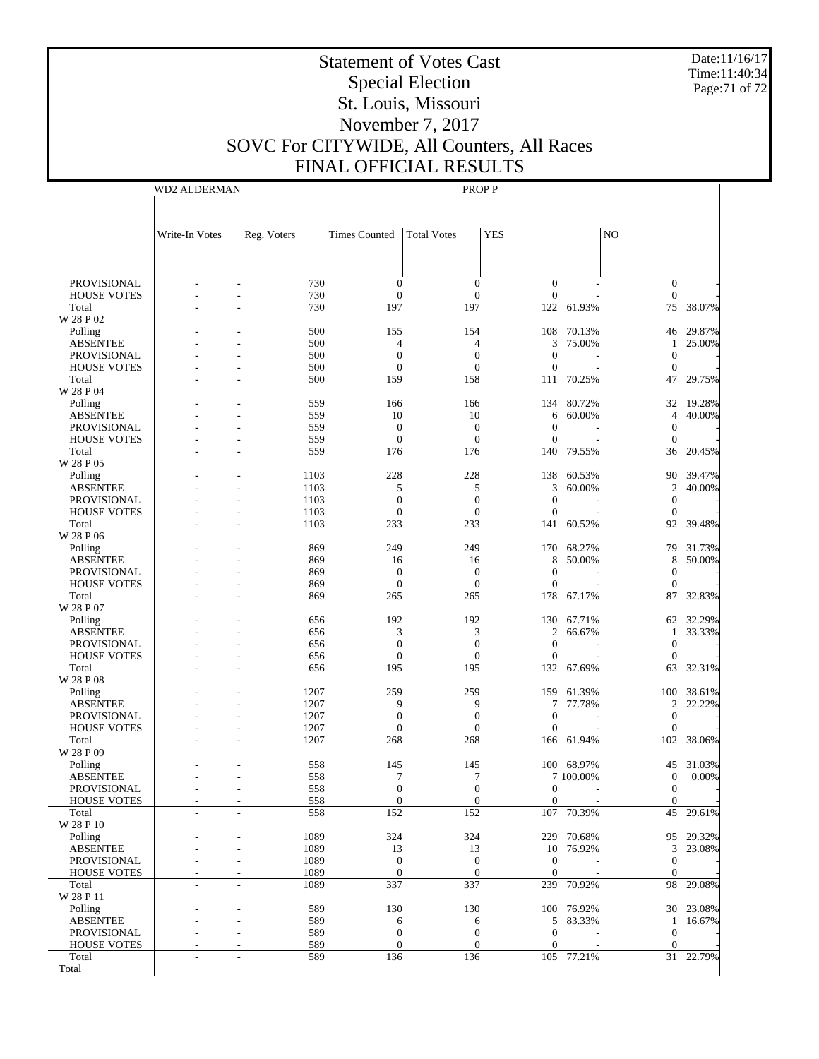# Statement of Votes Cast
## Special Election
## St. Louis, Missouri
## November 7, 2017
## SOVC For CITYWIDE, All Counters, All Races
## FINAL OFFICIAL RESULTS

Date:11/16/17
Time:11:40:34

| | WD2 ALDERMAN | | PROP P | | | | | | |
|---|---|---|---|---|---|---|---|---|---|
| | Write-In Votes | | Reg. Voters | Times Counted | Total Votes | YES | | NO | |
| PROVISIONAL | - | - | 730 | 0 | 0 | 0 | - | 0 | - |
| HOUSE VOTES | - | - | 730 | 0 | 0 | 0 | - | 0 | - |
| Total | - | - | 730 | 197 | 197 | 122 | 61.93% | 75 | 38.07% |
| W 28 P 02 | | | | | | | | | |
| Polling | - | - | 500 | 155 | 154 | 108 | 70.13% | 46 | 29.87% |
| ABSENTEE | - | - | 500 | 4 | 4 | 3 | 75.00% | 1 | 25.00% |
| PROVISIONAL | - | - | 500 | 0 | 0 | 0 | - | 0 | - |
| HOUSE VOTES | - | - | 500 | 0 | 0 | 0 | - | 0 | - |
| Total | - | - | 500 | 159 | 158 | 111 | 70.25% | 47 | 29.75% |
| W 28 P 04 | | | | | | | | | |
| Polling | - | - | 559 | 166 | 166 | 134 | 80.72% | 32 | 19.28% |
| ABSENTEE | - | - | 559 | 10 | 10 | 6 | 60.00% | 4 | 40.00% |
| PROVISIONAL | - | - | 559 | 0 | 0 | 0 | - | 0 | - |
| HOUSE VOTES | - | - | 559 | 0 | 0 | 0 | - | 0 | - |
| Total | - | - | 559 | 176 | 176 | 140 | 79.55% | 36 | 20.45% |
| W 28 P 05 | | | | | | | | | |
| Polling | - | - | 1103 | 228 | 228 | 138 | 60.53% | 90 | 39.47% |
| ABSENTEE | - | - | 1103 | 5 | 5 | 3 | 60.00% | 2 | 40.00% |
| PROVISIONAL | - | - | 1103 | 0 | 0 | 0 | - | 0 | - |
| HOUSE VOTES | - | - | 1103 | 0 | 0 | 0 | - | 0 | - |
| Total | - | - | 1103 | 233 | 233 | 141 | 60.52% | 92 | 39.48% |
| W 28 P 06 | | | | | | | | | |
| Polling | - | - | 869 | 249 | 249 | 170 | 68.27% | 79 | 31.73% |
| ABSENTEE | - | - | 869 | 16 | 16 | 8 | 50.00% | 8 | 50.00% |
| PROVISIONAL | - | - | 869 | 0 | 0 | 0 | - | 0 | - |
| HOUSE VOTES | - | - | 869 | 0 | 0 | 0 | - | 0 | - |
| Total | - | - | 869 | 265 | 265 | 178 | 67.17% | 87 | 32.83% |
| W 28 P 07 | | | | | | | | | |
| Polling | - | - | 656 | 192 | 192 | 130 | 67.71% | 62 | 32.29% |
| ABSENTEE | - | - | 656 | 3 | 3 | 2 | 66.67% | 1 | 33.33% |
| PROVISIONAL | - | - | 656 | 0 | 0 | 0 | - | 0 | - |
| HOUSE VOTES | - | - | 656 | 0 | 0 | 0 | - | 0 | - |
| Total | - | - | 656 | 195 | 195 | 132 | 67.69% | 63 | 32.31% |
| W 28 P 08 | | | | | | | | | |
| Polling | - | - | 1207 | 259 | 259 | 159 | 61.39% | 100 | 38.61% |
| ABSENTEE | - | - | 1207 | 9 | 9 | 7 | 77.78% | 2 | 22.22% |
| PROVISIONAL | - | - | 1207 | 0 | 0 | 0 | - | 0 | - |
| HOUSE VOTES | - | - | 1207 | 0 | 0 | 0 | - | 0 | - |
| Total | - | - | 1207 | 268 | 268 | 166 | 61.94% | 102 | 38.06% |
| W 28 P 09 | | | | | | | | | |
| Polling | - | - | 558 | 145 | 145 | 100 | 68.97% | 45 | 31.03% |
| ABSENTEE | - | - | 558 | 7 | 7 | 7 | 100.00% | 0 | 0.00% |
| PROVISIONAL | - | - | 558 | 0 | 0 | 0 | - | 0 | - |
| HOUSE VOTES | - | - | 558 | 0 | 0 | 0 | - | 0 | - |
| Total | - | - | 558 | 152 | 152 | 107 | 70.39% | 45 | 29.61% |
| W 28 P 10 | | | | | | | | | |
| Polling | - | - | 1089 | 324 | 324 | 229 | 70.68% | 95 | 29.32% |
| ABSENTEE | - | - | 1089 | 13 | 13 | 10 | 76.92% | 3 | 23.08% |
| PROVISIONAL | - | - | 1089 | 0 | 0 | 0 | - | 0 | - |
| HOUSE VOTES | - | - | 1089 | 0 | 0 | 0 | - | 0 | - |
| Total | - | - | 1089 | 337 | 337 | 239 | 70.92% | 98 | 29.08% |
| W 28 P 11 | | | | | | | | | |
| Polling | - | - | 589 | 130 | 130 | 100 | 76.92% | 30 | 23.08% |
| ABSENTEE | - | - | 589 | 6 | 6 | 5 | 83.33% | 1 | 16.67% |
| PROVISIONAL | - | - | 589 | 0 | 0 | 0 | - | 0 | - |
| HOUSE VOTES | - | - | 589 | 0 | 0 | 0 | - | 0 | - |
| Total | - | - | 589 | 136 | 136 | 105 | 77.21% | 31 | 22.79% |
| Total | | | | | | | | | |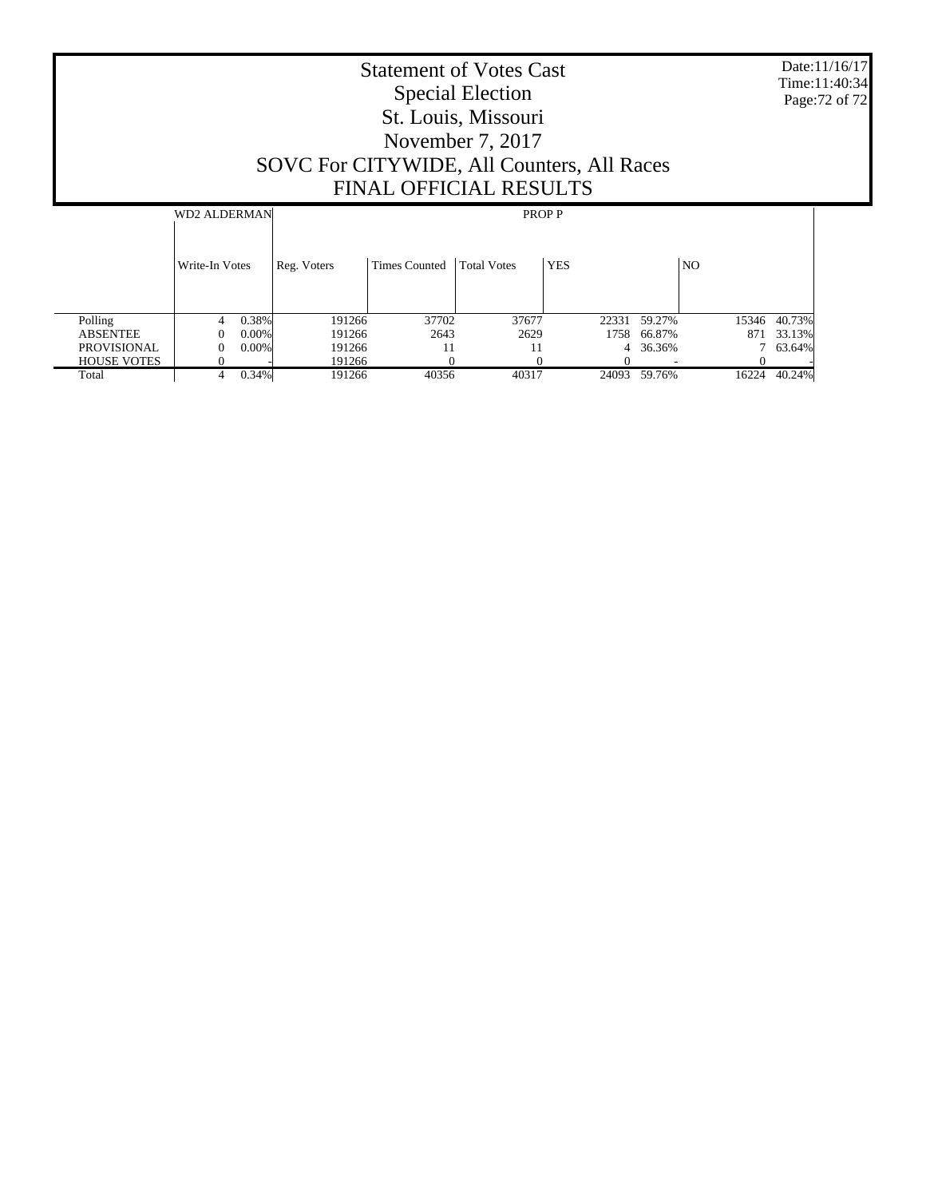# Statement of Votes Cast
## Special Election
## St. Louis, Missouri
## November 7, 2017
## SOVC For CITYWIDE, All Counters, All Races
## FINAL OFFICIAL RESULTS

Date:11/16/17
Time:11:40:34

| | WD2 ALDERMAN | | PROP P | | | | | | |
|---|---|---|---|---|---|---|---|---|---|
| | Write-In Votes | | Reg. Voters | Times Counted | Total Votes | YES | | NO | |
| Polling | 4 | 0.38% | 191266 | 37702 | 37677 | 22331 | 59.27% | 15346 | 40.73% |
| ABSENTEE | 0 | 0.00% | 191266 | 2643 | 2629 | 1758 | 66.87% | 871 | 33.13% |
| PROVISIONAL | 0 | 0.00% | 191266 | 11 | 11 | 4 | 36.36% | 7 | 63.64% |
| HOUSE VOTES | 0 | - | 191266 | 0 | 0 | 0 | - | 0 | - |
| Total | 4 | 0.34% | 191266 | 40356 | 40317 | 24093 | 59.76% | 16224 | 40.24% |